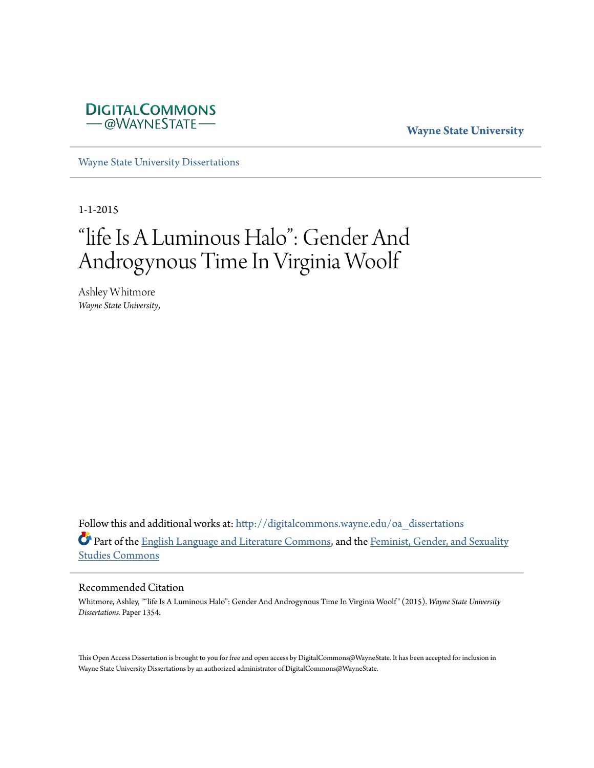DIGITALCOMMONS
— @WAYNESTATE —

**Wayne State University**

Wayne State University Dissertations

1-1-2015

# "life Is A Luminous Halo": Gender And Androgynous Time In Virginia Woolf

Ashley Whitmore
*Wayne State University,*

Follow this and additional works at: http://digitalcommons.wayne.edu/oa_dissertations

Part of the English Language and Literature Commons, and the Feminist, Gender, and Sexuality Studies Commons

## Recommended Citation

Whitmore, Ashley, ""life Is A Luminous Halo": Gender And Androgynous Time In Virginia Woolf" (2015). *Wayne State University Dissertations.* Paper 1354.

This Open Access Dissertation is brought to you for free and open access by DigitalCommons@WayneState. It has been accepted for inclusion in Wayne State University Dissertations by an authorized administrator of DigitalCommons@WayneState.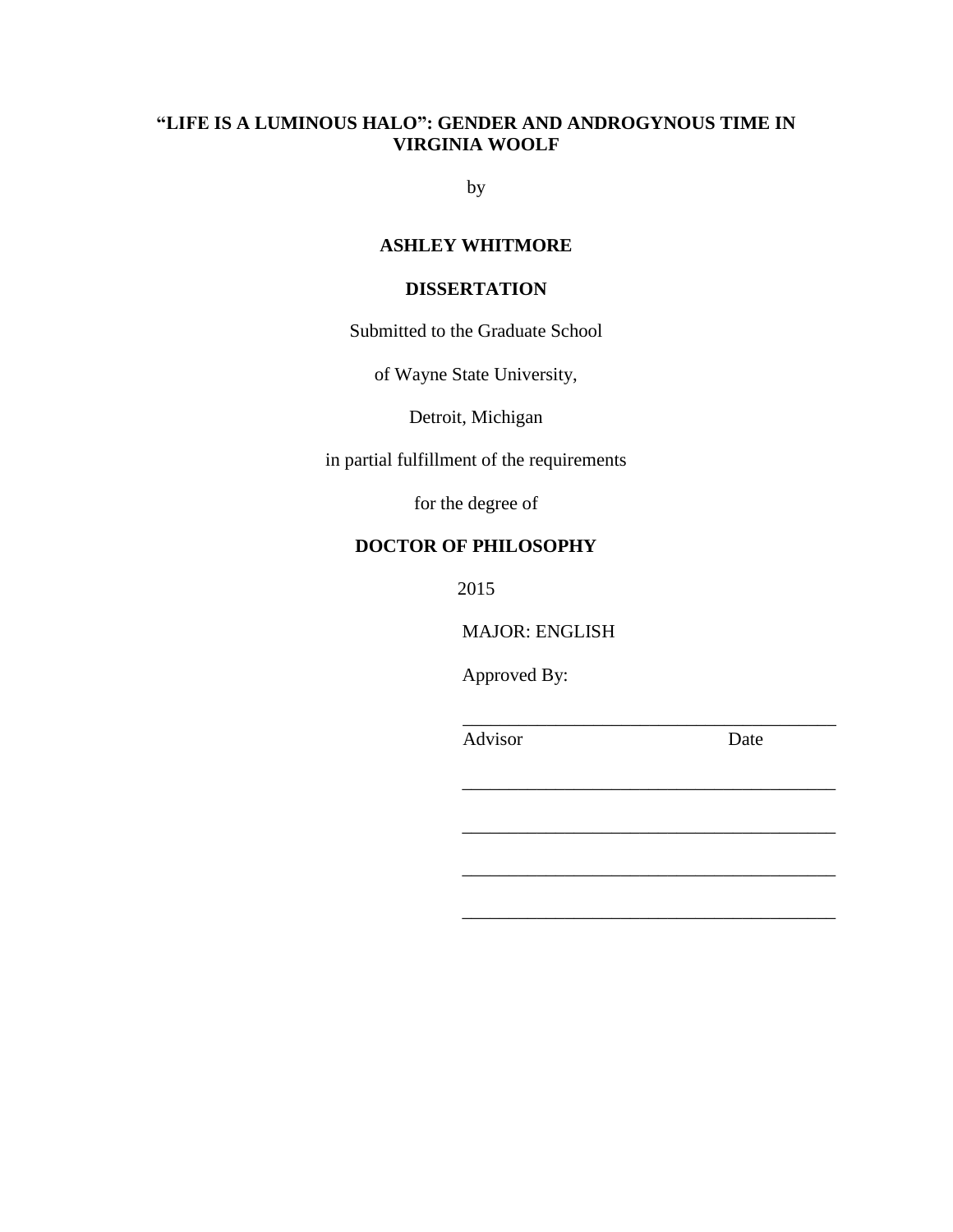**"LIFE IS A LUMINOUS HALO": GENDER AND ANDROGYNOUS TIME IN VIRGINIA WOOLF**

by

**ASHLEY WHITMORE**

**DISSERTATION**

Submitted to the Graduate School

of Wayne State University,

Detroit, Michigan

in partial fulfillment of the requirements

for the degree of

**DOCTOR OF PHILOSOPHY**

2015

MAJOR: ENGLISH

Approved By:

\_\_\_\_\_\_\_\_\_\_\_\_\_\_\_\_\_\_\_\_\_\_\_\_\_\_\_\_\_\_\_\_\_\_\_\_\_\_\_\_

Advisor Date

\_\_\_\_\_\_\_\_\_\_\_\_\_\_\_\_\_\_\_\_\_\_\_\_\_\_\_\_\_\_\_\_\_\_\_\_\_\_\_\_

\_\_\_\_\_\_\_\_\_\_\_\_\_\_\_\_\_\_\_\_\_\_\_\_\_\_\_\_\_\_\_\_\_\_\_\_\_\_\_\_

\_\_\_\_\_\_\_\_\_\_\_\_\_\_\_\_\_\_\_\_\_\_\_\_\_\_\_\_\_\_\_\_\_\_\_\_\_\_\_\_

\_\_\_\_\_\_\_\_\_\_\_\_\_\_\_\_\_\_\_\_\_\_\_\_\_\_\_\_\_\_\_\_\_\_\_\_\_\_\_\_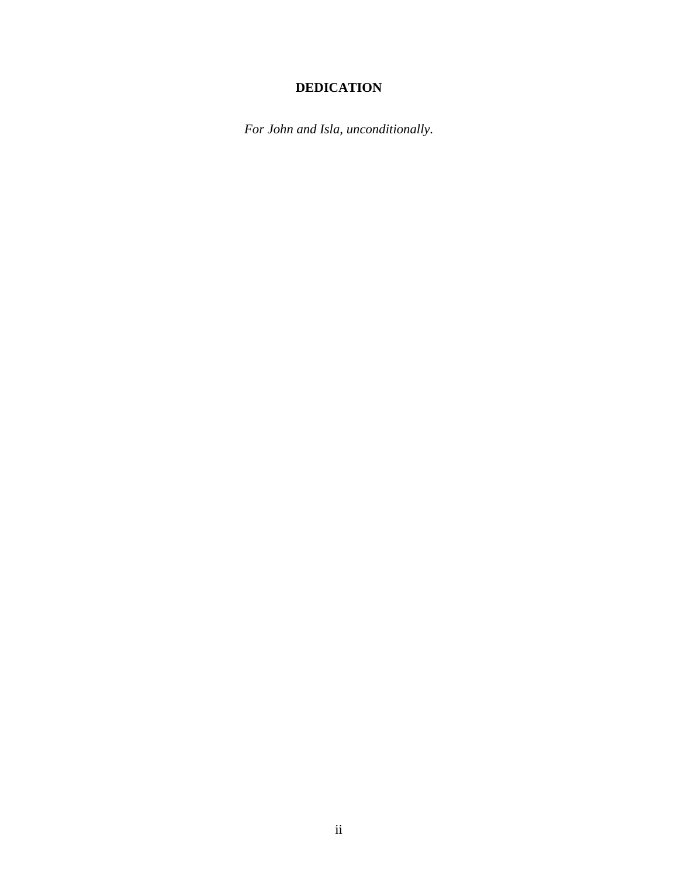## DEDICATION

*For John and Isla, unconditionally.*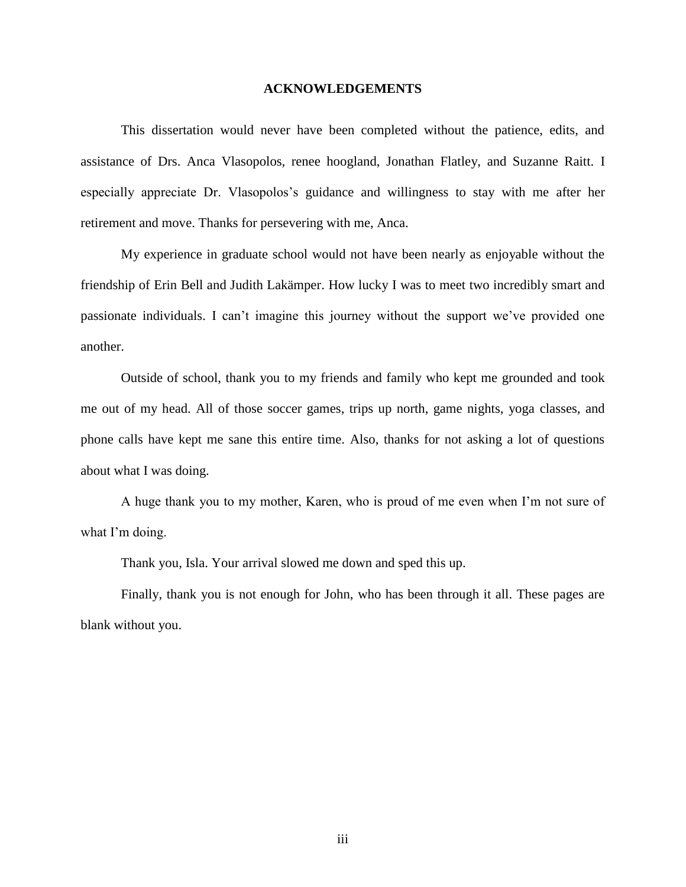# ACKNOWLEDGEMENTS

This dissertation would never have been completed without the patience, edits, and assistance of Drs. Anca Vlasopolos, renee hoogland, Jonathan Flatley, and Suzanne Raitt. I especially appreciate Dr. Vlasopolos's guidance and willingness to stay with me after her retirement and move. Thanks for persevering with me, Anca.

My experience in graduate school would not have been nearly as enjoyable without the friendship of Erin Bell and Judith Lakämper. How lucky I was to meet two incredibly smart and passionate individuals. I can't imagine this journey without the support we've provided one another.

Outside of school, thank you to my friends and family who kept me grounded and took me out of my head. All of those soccer games, trips up north, game nights, yoga classes, and phone calls have kept me sane this entire time. Also, thanks for not asking a lot of questions about what I was doing.

A huge thank you to my mother, Karen, who is proud of me even when I'm not sure of what I'm doing.

Thank you, Isla. Your arrival slowed me down and sped this up.

Finally, thank you is not enough for John, who has been through it all. These pages are blank without you.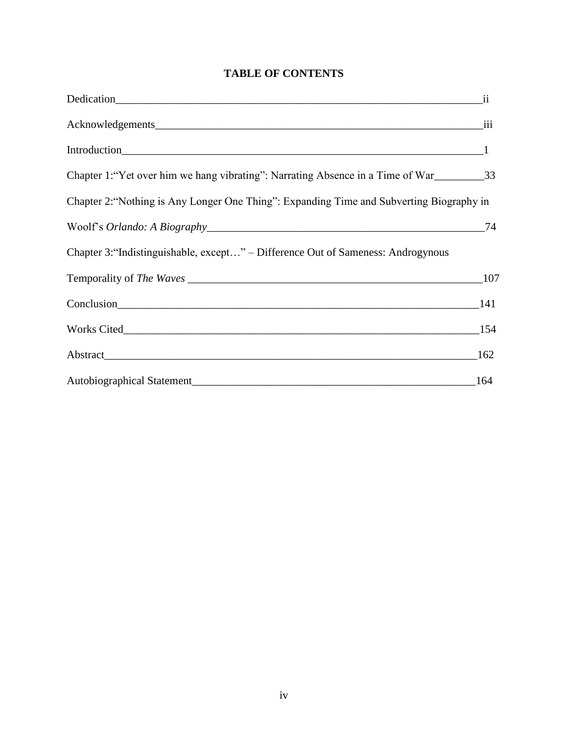# TABLE OF CONTENTS

Dedication ii

Acknowledgements iii

Introduction 1

Chapter 1:"Yet over him we hang vibrating": Narrating Absence in a Time of War 33

Chapter 2:"Nothing is Any Longer One Thing": Expanding Time and Subverting Biography in Woolf's *Orlando: A Biography* 74

Chapter 3:"Indistinguishable, except…" – Difference Out of Sameness: Androgynous Temporality of *The Waves* 107

Conclusion 141

Works Cited 154

Abstract 162

Autobiographical Statement 164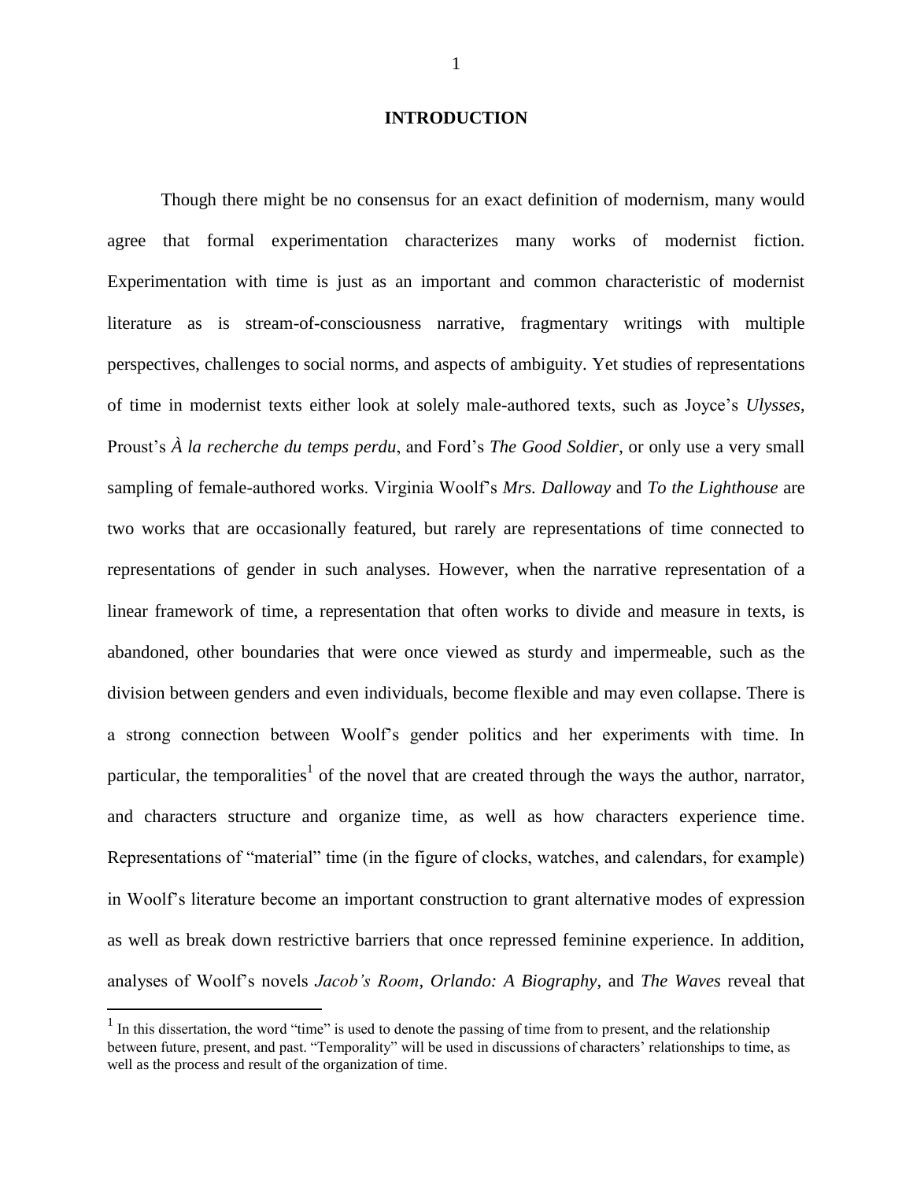# INTRODUCTION

Though there might be no consensus for an exact definition of modernism, many would agree that formal experimentation characterizes many works of modernist fiction. Experimentation with time is just as an important and common characteristic of modernist literature as is stream-of-consciousness narrative, fragmentary writings with multiple perspectives, challenges to social norms, and aspects of ambiguity. Yet studies of representations of time in modernist texts either look at solely male-authored texts, such as Joyce's *Ulysses*, Proust's *À la recherche du temps perdu*, and Ford's *The Good Soldier*, or only use a very small sampling of female-authored works. Virginia Woolf's *Mrs. Dalloway* and *To the Lighthouse* are two works that are occasionally featured, but rarely are representations of time connected to representations of gender in such analyses. However, when the narrative representation of a linear framework of time, a representation that often works to divide and measure in texts, is abandoned, other boundaries that were once viewed as sturdy and impermeable, such as the division between genders and even individuals, become flexible and may even collapse. There is a strong connection between Woolf's gender politics and her experiments with time. In particular, the temporalities[1] of the novel that are created through the ways the author, narrator, and characters structure and organize time, as well as how characters experience time. Representations of "material" time (in the figure of clocks, watches, and calendars, for example) in Woolf's literature become an important construction to grant alternative modes of expression as well as break down restrictive barriers that once repressed feminine experience. In addition, analyses of Woolf's novels *Jacob's Room*, *Orlando: A Biography*, and *The Waves* reveal that

[1] In this dissertation, the word "time" is used to denote the passing of time from to present, and the relationship between future, present, and past. "Temporality" will be used in discussions of characters' relationships to time, as well as the process and result of the organization of time.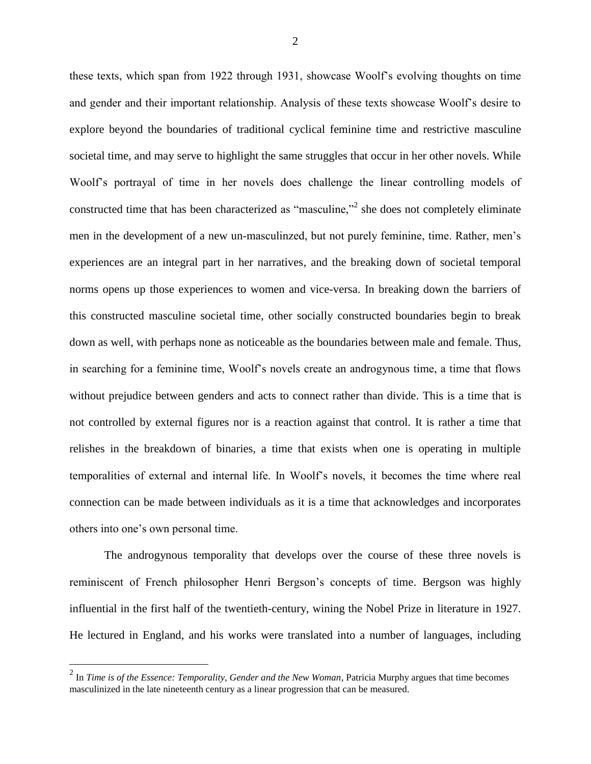these texts, which span from 1922 through 1931, showcase Woolf's evolving thoughts on time and gender and their important relationship. Analysis of these texts showcase Woolf's desire to explore beyond the boundaries of traditional cyclical feminine time and restrictive masculine societal time, and may serve to highlight the same struggles that occur in her other novels. While Woolf's portrayal of time in her novels does challenge the linear controlling models of constructed time that has been characterized as "masculine,"[2] she does not completely eliminate men in the development of a new un-masculinzed, but not purely feminine, time. Rather, men's experiences are an integral part in her narratives, and the breaking down of societal temporal norms opens up those experiences to women and vice-versa. In breaking down the barriers of this constructed masculine societal time, other socially constructed boundaries begin to break down as well, with perhaps none as noticeable as the boundaries between male and female. Thus, in searching for a feminine time, Woolf's novels create an androgynous time, a time that flows without prejudice between genders and acts to connect rather than divide. This is a time that is not controlled by external figures nor is a reaction against that control. It is rather a time that relishes in the breakdown of binaries, a time that exists when one is operating in multiple temporalities of external and internal life. In Woolf's novels, it becomes the time where real connection can be made between individuals as it is a time that acknowledges and incorporates others into one's own personal time.

The androgynous temporality that develops over the course of these three novels is reminiscent of French philosopher Henri Bergson's concepts of time. Bergson was highly influential in the first half of the twentieth-century, wining the Nobel Prize in literature in 1927. He lectured in England, and his works were translated into a number of languages, including

[2] In *Time is of the Essence: Temporality, Gender and the New Woman*, Patricia Murphy argues that time becomes masculinized in the late nineteenth century as a linear progression that can be measured.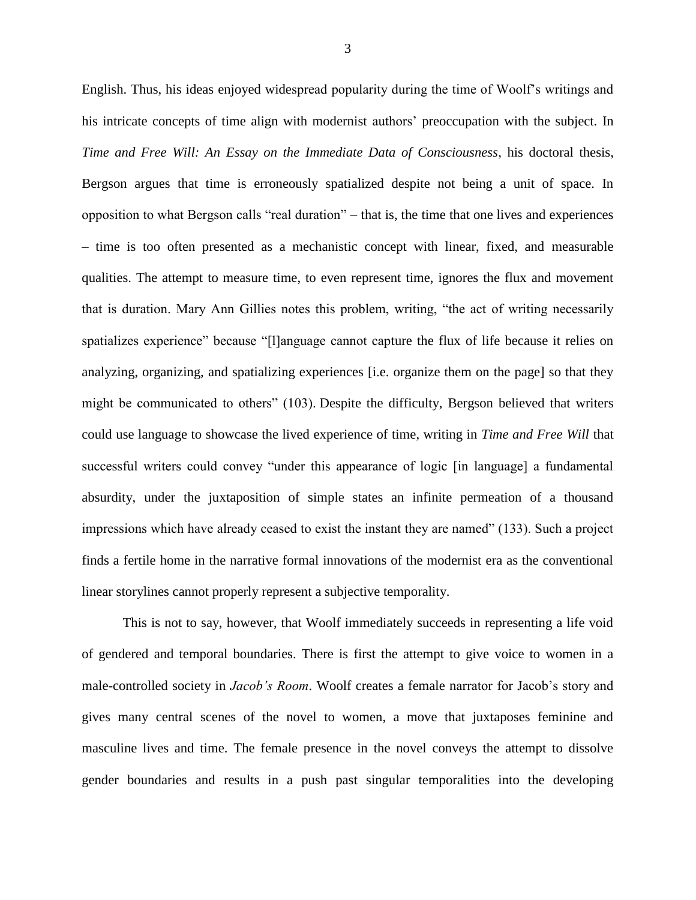English. Thus, his ideas enjoyed widespread popularity during the time of Woolf's writings and his intricate concepts of time align with modernist authors' preoccupation with the subject. In *Time and Free Will: An Essay on the Immediate Data of Consciousness*, his doctoral thesis, Bergson argues that time is erroneously spatialized despite not being a unit of space. In opposition to what Bergson calls "real duration" – that is, the time that one lives and experiences – time is too often presented as a mechanistic concept with linear, fixed, and measurable qualities. The attempt to measure time, to even represent time, ignores the flux and movement that is duration. Mary Ann Gillies notes this problem, writing, "the act of writing necessarily spatializes experience" because "[l]anguage cannot capture the flux of life because it relies on analyzing, organizing, and spatializing experiences [i.e. organize them on the page] so that they might be communicated to others" (103). Despite the difficulty, Bergson believed that writers could use language to showcase the lived experience of time, writing in *Time and Free Will* that successful writers could convey "under this appearance of logic [in language] a fundamental absurdity, under the juxtaposition of simple states an infinite permeation of a thousand impressions which have already ceased to exist the instant they are named" (133). Such a project finds a fertile home in the narrative formal innovations of the modernist era as the conventional linear storylines cannot properly represent a subjective temporality.

This is not to say, however, that Woolf immediately succeeds in representing a life void of gendered and temporal boundaries. There is first the attempt to give voice to women in a male-controlled society in *Jacob's Room*. Woolf creates a female narrator for Jacob's story and gives many central scenes of the novel to women, a move that juxtaposes feminine and masculine lives and time. The female presence in the novel conveys the attempt to dissolve gender boundaries and results in a push past singular temporalities into the developing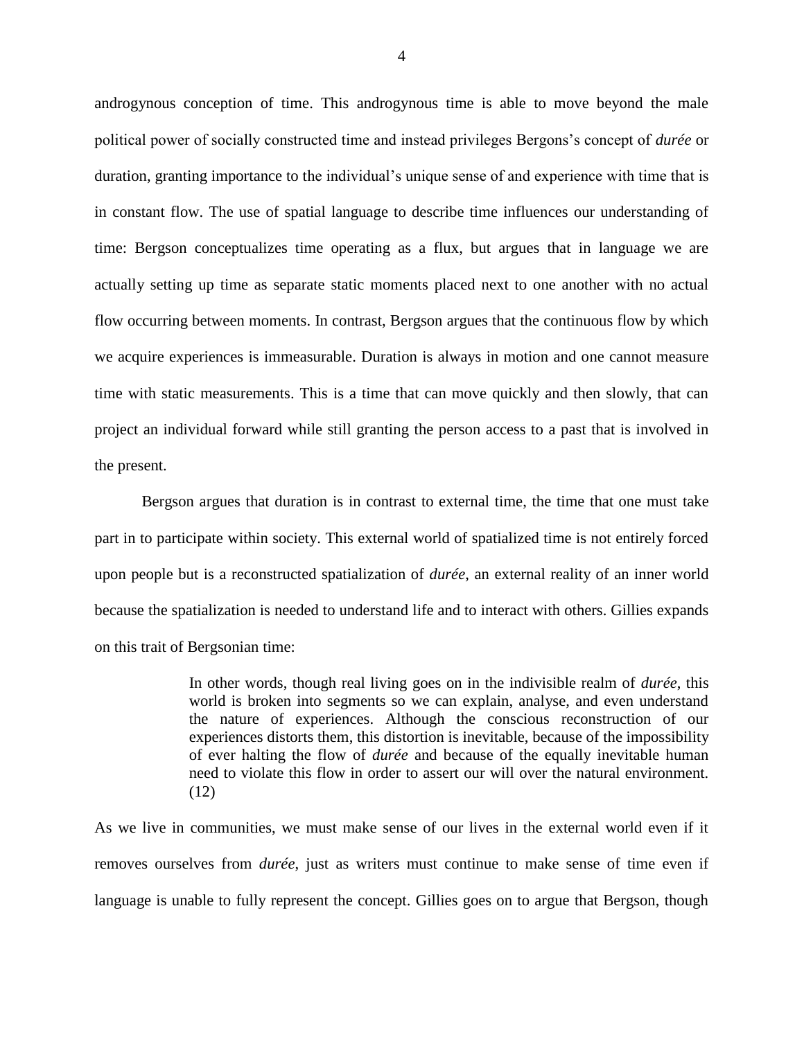androgynous conception of time. This androgynous time is able to move beyond the male political power of socially constructed time and instead privileges Bergons's concept of *durée* or duration, granting importance to the individual's unique sense of and experience with time that is in constant flow. The use of spatial language to describe time influences our understanding of time: Bergson conceptualizes time operating as a flux, but argues that in language we are actually setting up time as separate static moments placed next to one another with no actual flow occurring between moments. In contrast, Bergson argues that the continuous flow by which we acquire experiences is immeasurable. Duration is always in motion and one cannot measure time with static measurements. This is a time that can move quickly and then slowly, that can project an individual forward while still granting the person access to a past that is involved in the present.

Bergson argues that duration is in contrast to external time, the time that one must take part in to participate within society. This external world of spatialized time is not entirely forced upon people but is a reconstructed spatialization of *durée*, an external reality of an inner world because the spatialization is needed to understand life and to interact with others. Gillies expands on this trait of Bergsonian time:

> In other words, though real living goes on in the indivisible realm of *durée*, this world is broken into segments so we can explain, analyse, and even understand the nature of experiences. Although the conscious reconstruction of our experiences distorts them, this distortion is inevitable, because of the impossibility of ever halting the flow of *durée* and because of the equally inevitable human need to violate this flow in order to assert our will over the natural environment. (12)

As we live in communities, we must make sense of our lives in the external world even if it removes ourselves from *durée*, just as writers must continue to make sense of time even if language is unable to fully represent the concept. Gillies goes on to argue that Bergson, though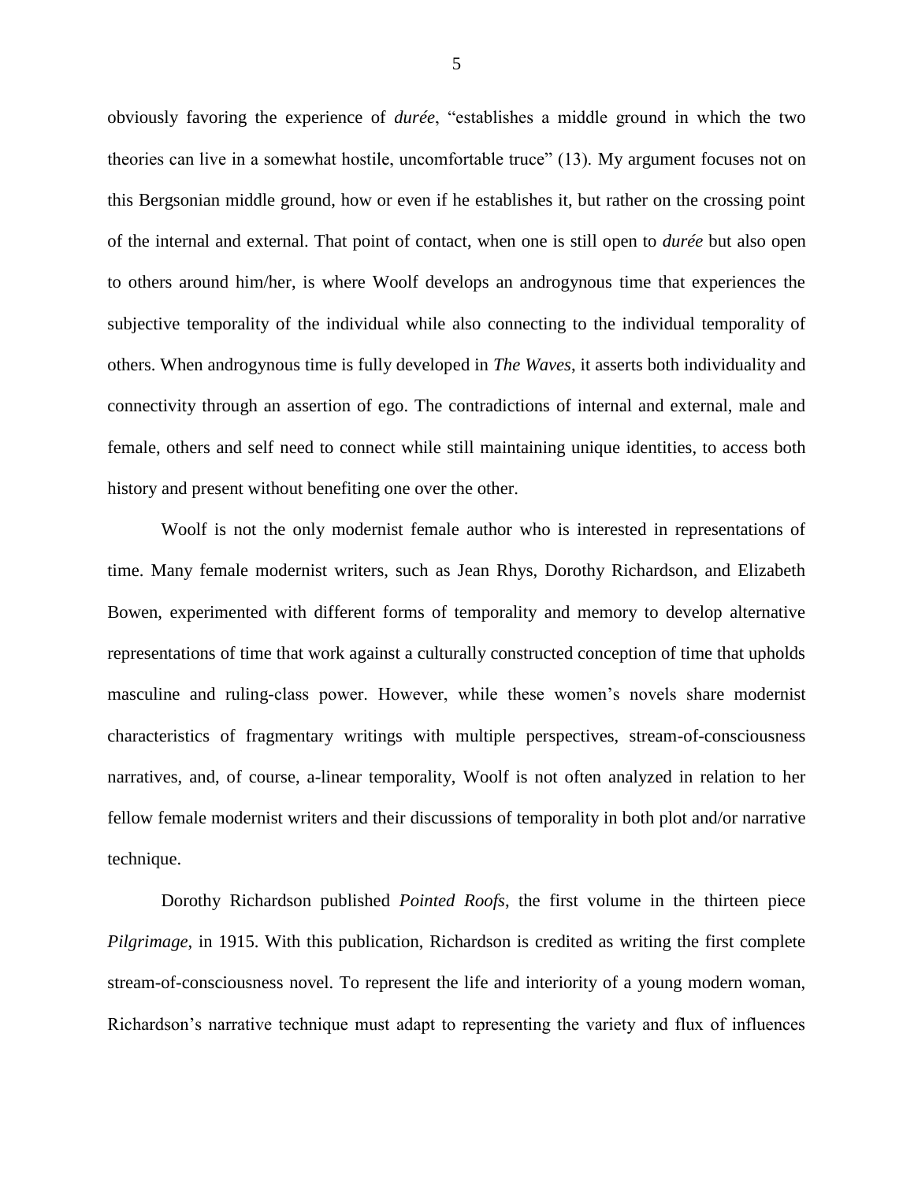obviously favoring the experience of *durée*, "establishes a middle ground in which the two theories can live in a somewhat hostile, uncomfortable truce" (13). My argument focuses not on this Bergsonian middle ground, how or even if he establishes it, but rather on the crossing point of the internal and external. That point of contact, when one is still open to *durée* but also open to others around him/her, is where Woolf develops an androgynous time that experiences the subjective temporality of the individual while also connecting to the individual temporality of others. When androgynous time is fully developed in *The Waves*, it asserts both individuality and connectivity through an assertion of ego. The contradictions of internal and external, male and female, others and self need to connect while still maintaining unique identities, to access both history and present without benefiting one over the other.

Woolf is not the only modernist female author who is interested in representations of time. Many female modernist writers, such as Jean Rhys, Dorothy Richardson, and Elizabeth Bowen, experimented with different forms of temporality and memory to develop alternative representations of time that work against a culturally constructed conception of time that upholds masculine and ruling-class power. However, while these women's novels share modernist characteristics of fragmentary writings with multiple perspectives, stream-of-consciousness narratives, and, of course, a-linear temporality, Woolf is not often analyzed in relation to her fellow female modernist writers and their discussions of temporality in both plot and/or narrative technique.

Dorothy Richardson published *Pointed Roofs*, the first volume in the thirteen piece *Pilgrimage*, in 1915. With this publication, Richardson is credited as writing the first complete stream-of-consciousness novel. To represent the life and interiority of a young modern woman, Richardson's narrative technique must adapt to representing the variety and flux of influences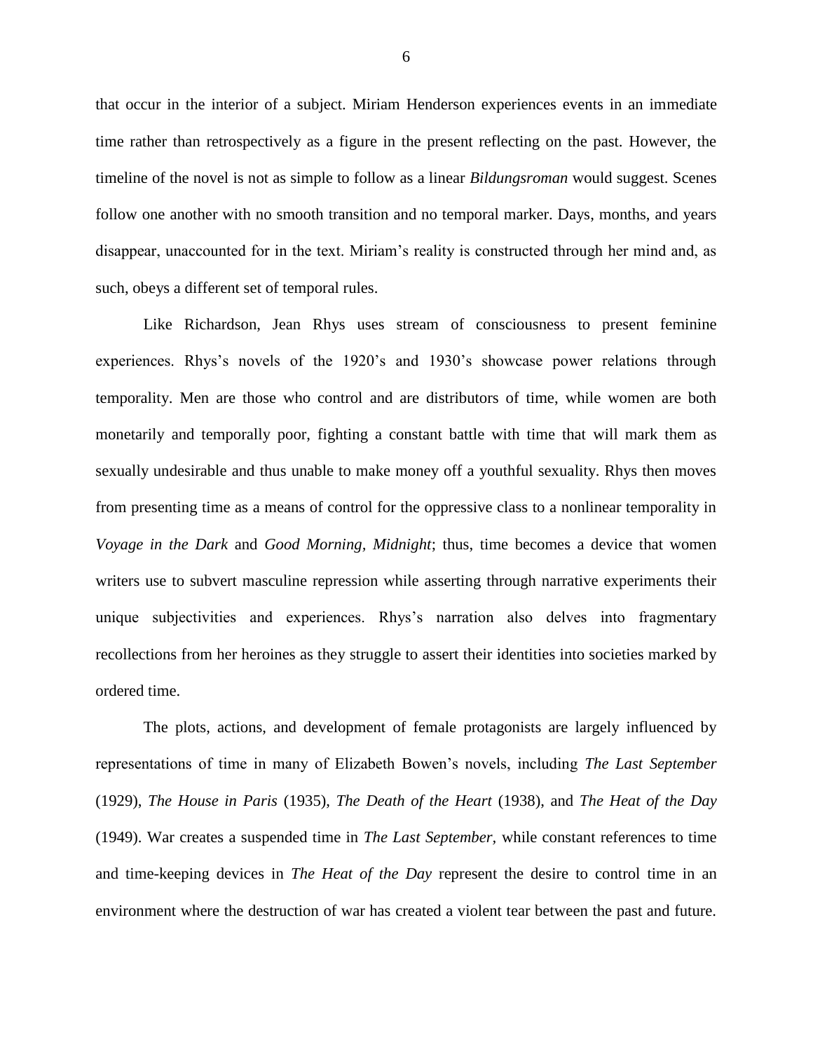that occur in the interior of a subject. Miriam Henderson experiences events in an immediate time rather than retrospectively as a figure in the present reflecting on the past. However, the timeline of the novel is not as simple to follow as a linear *Bildungsroman* would suggest. Scenes follow one another with no smooth transition and no temporal marker. Days, months, and years disappear, unaccounted for in the text. Miriam's reality is constructed through her mind and, as such, obeys a different set of temporal rules.

Like Richardson, Jean Rhys uses stream of consciousness to present feminine experiences. Rhys's novels of the 1920's and 1930's showcase power relations through temporality. Men are those who control and are distributors of time, while women are both monetarily and temporally poor, fighting a constant battle with time that will mark them as sexually undesirable and thus unable to make money off a youthful sexuality. Rhys then moves from presenting time as a means of control for the oppressive class to a nonlinear temporality in *Voyage in the Dark* and *Good Morning, Midnight*; thus, time becomes a device that women writers use to subvert masculine repression while asserting through narrative experiments their unique subjectivities and experiences. Rhys's narration also delves into fragmentary recollections from her heroines as they struggle to assert their identities into societies marked by ordered time.

The plots, actions, and development of female protagonists are largely influenced by representations of time in many of Elizabeth Bowen's novels, including *The Last September* (1929), *The House in Paris* (1935), *The Death of the Heart* (1938), and *The Heat of the Day* (1949). War creates a suspended time in *The Last September,* while constant references to time and time-keeping devices in *The Heat of the Day* represent the desire to control time in an environment where the destruction of war has created a violent tear between the past and future.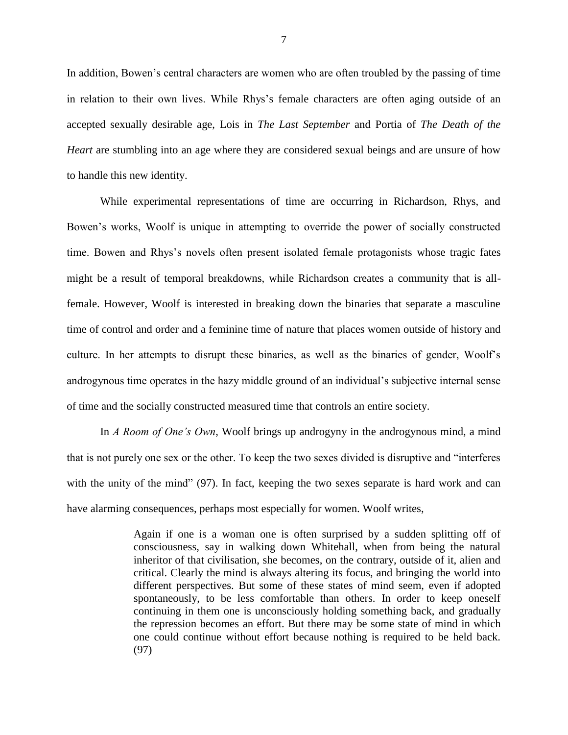In addition, Bowen's central characters are women who are often troubled by the passing of time in relation to their own lives. While Rhys's female characters are often aging outside of an accepted sexually desirable age, Lois in *The Last September* and Portia of *The Death of the Heart* are stumbling into an age where they are considered sexual beings and are unsure of how to handle this new identity.

While experimental representations of time are occurring in Richardson, Rhys, and Bowen's works, Woolf is unique in attempting to override the power of socially constructed time. Bowen and Rhys's novels often present isolated female protagonists whose tragic fates might be a result of temporal breakdowns, while Richardson creates a community that is all-female. However, Woolf is interested in breaking down the binaries that separate a masculine time of control and order and a feminine time of nature that places women outside of history and culture. In her attempts to disrupt these binaries, as well as the binaries of gender, Woolf's androgynous time operates in the hazy middle ground of an individual's subjective internal sense of time and the socially constructed measured time that controls an entire society.

In *A Room of One's Own*, Woolf brings up androgyny in the androgynous mind, a mind that is not purely one sex or the other. To keep the two sexes divided is disruptive and "interferes with the unity of the mind" (97). In fact, keeping the two sexes separate is hard work and can have alarming consequences, perhaps most especially for women. Woolf writes,

> Again if one is a woman one is often surprised by a sudden splitting off of consciousness, say in walking down Whitehall, when from being the natural inheritor of that civilisation, she becomes, on the contrary, outside of it, alien and critical. Clearly the mind is always altering its focus, and bringing the world into different perspectives. But some of these states of mind seem, even if adopted spontaneously, to be less comfortable than others. In order to keep oneself continuing in them one is unconsciously holding something back, and gradually the repression becomes an effort. But there may be some state of mind in which one could continue without effort because nothing is required to be held back. (97)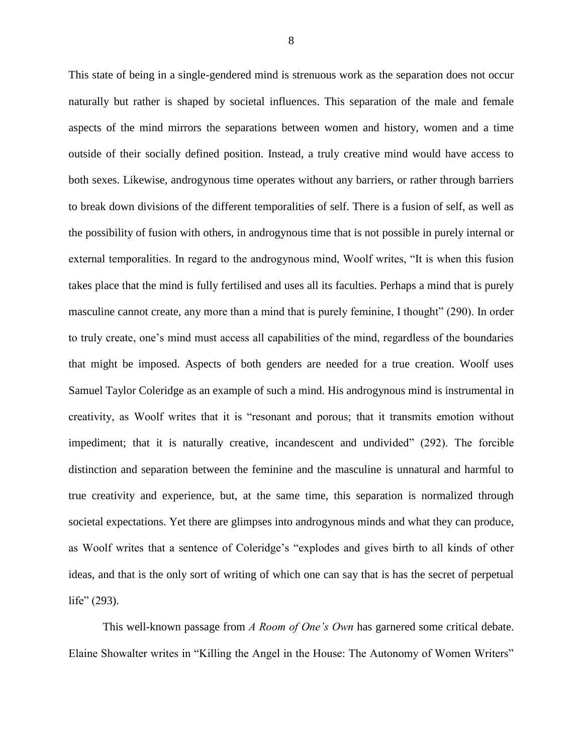This state of being in a single-gendered mind is strenuous work as the separation does not occur naturally but rather is shaped by societal influences. This separation of the male and female aspects of the mind mirrors the separations between women and history, women and a time outside of their socially defined position. Instead, a truly creative mind would have access to both sexes. Likewise, androgynous time operates without any barriers, or rather through barriers to break down divisions of the different temporalities of self. There is a fusion of self, as well as the possibility of fusion with others, in androgynous time that is not possible in purely internal or external temporalities. In regard to the androgynous mind, Woolf writes, "It is when this fusion takes place that the mind is fully fertilised and uses all its faculties. Perhaps a mind that is purely masculine cannot create, any more than a mind that is purely feminine, I thought" (290). In order to truly create, one's mind must access all capabilities of the mind, regardless of the boundaries that might be imposed. Aspects of both genders are needed for a true creation. Woolf uses Samuel Taylor Coleridge as an example of such a mind. His androgynous mind is instrumental in creativity, as Woolf writes that it is "resonant and porous; that it transmits emotion without impediment; that it is naturally creative, incandescent and undivided" (292). The forcible distinction and separation between the feminine and the masculine is unnatural and harmful to true creativity and experience, but, at the same time, this separation is normalized through societal expectations. Yet there are glimpses into androgynous minds and what they can produce, as Woolf writes that a sentence of Coleridge's "explodes and gives birth to all kinds of other ideas, and that is the only sort of writing of which one can say that is has the secret of perpetual life" (293).

This well-known passage from *A Room of One's Own* has garnered some critical debate. Elaine Showalter writes in "Killing the Angel in the House: The Autonomy of Women Writers"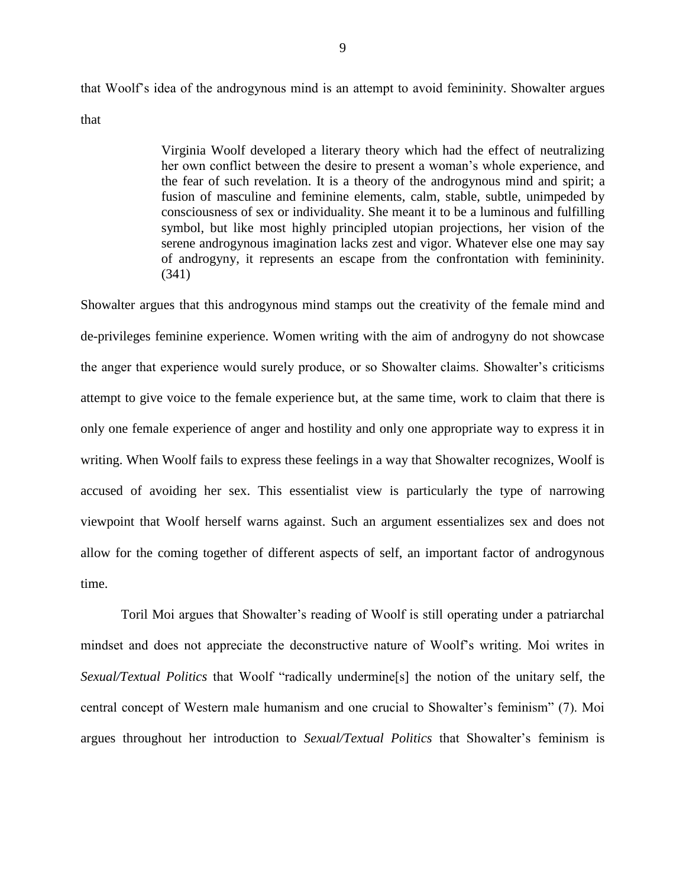that Woolf's idea of the androgynous mind is an attempt to avoid femininity. Showalter argues that

> Virginia Woolf developed a literary theory which had the effect of neutralizing her own conflict between the desire to present a woman's whole experience, and the fear of such revelation. It is a theory of the androgynous mind and spirit; a fusion of masculine and feminine elements, calm, stable, subtle, unimpeded by consciousness of sex or individuality. She meant it to be a luminous and fulfilling symbol, but like most highly principled utopian projections, her vision of the serene androgynous imagination lacks zest and vigor. Whatever else one may say of androgyny, it represents an escape from the confrontation with femininity. (341)

Showalter argues that this androgynous mind stamps out the creativity of the female mind and de-privileges feminine experience. Women writing with the aim of androgyny do not showcase the anger that experience would surely produce, or so Showalter claims. Showalter's criticisms attempt to give voice to the female experience but, at the same time, work to claim that there is only one female experience of anger and hostility and only one appropriate way to express it in writing. When Woolf fails to express these feelings in a way that Showalter recognizes, Woolf is accused of avoiding her sex. This essentialist view is particularly the type of narrowing viewpoint that Woolf herself warns against. Such an argument essentializes sex and does not allow for the coming together of different aspects of self, an important factor of androgynous time.

Toril Moi argues that Showalter's reading of Woolf is still operating under a patriarchal mindset and does not appreciate the deconstructive nature of Woolf's writing. Moi writes in *Sexual/Textual Politics* that Woolf "radically undermine[s] the notion of the unitary self, the central concept of Western male humanism and one crucial to Showalter's feminism" (7). Moi argues throughout her introduction to *Sexual/Textual Politics* that Showalter's feminism is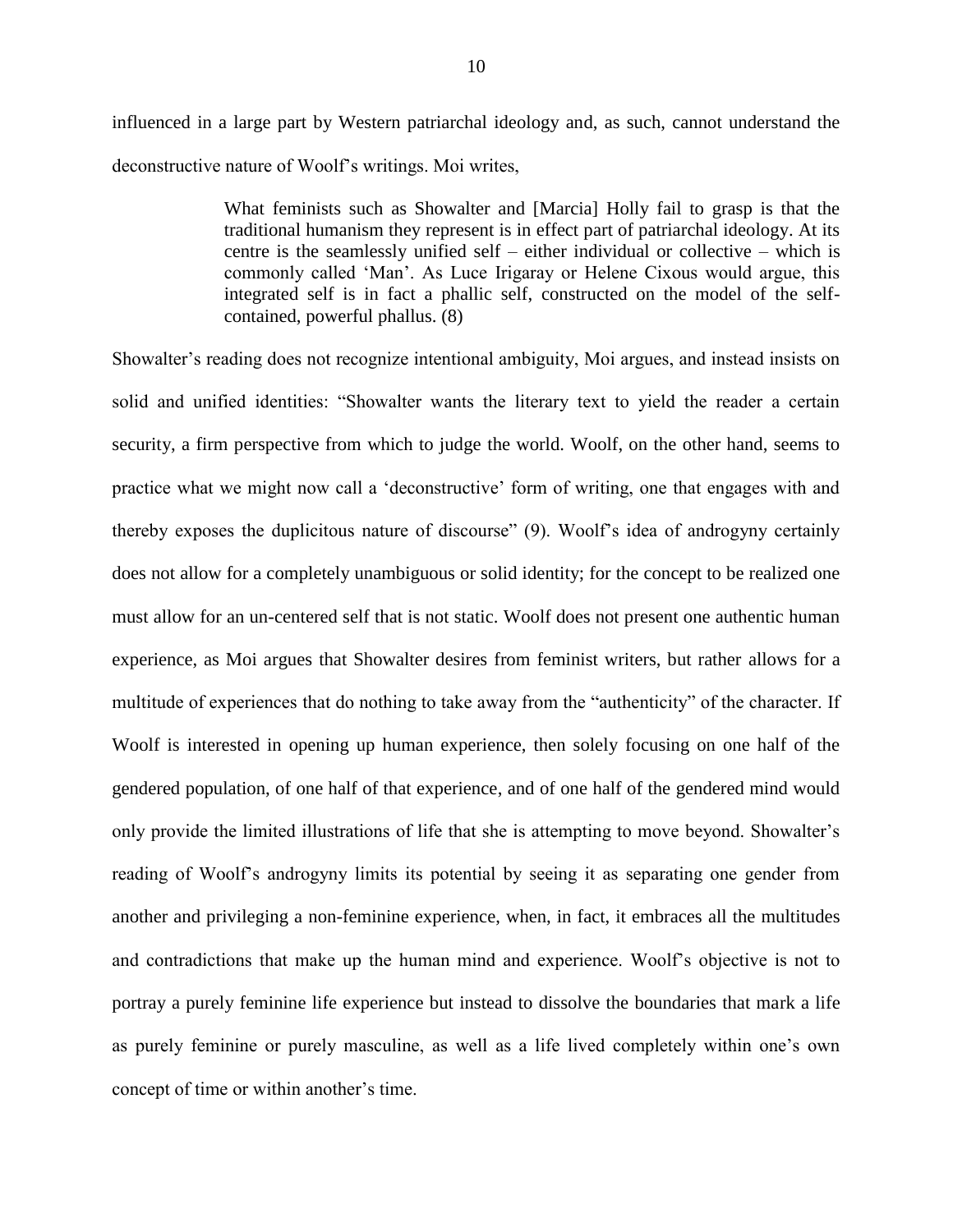influenced in a large part by Western patriarchal ideology and, as such, cannot understand the deconstructive nature of Woolf's writings. Moi writes,

> What feminists such as Showalter and [Marcia] Holly fail to grasp is that the traditional humanism they represent is in effect part of patriarchal ideology. At its centre is the seamlessly unified self – either individual or collective – which is commonly called 'Man'. As Luce Irigaray or Helene Cixous would argue, this integrated self is in fact a phallic self, constructed on the model of the self-contained, powerful phallus. (8)

Showalter's reading does not recognize intentional ambiguity, Moi argues, and instead insists on solid and unified identities: "Showalter wants the literary text to yield the reader a certain security, a firm perspective from which to judge the world. Woolf, on the other hand, seems to practice what we might now call a 'deconstructive' form of writing, one that engages with and thereby exposes the duplicitous nature of discourse" (9). Woolf's idea of androgyny certainly does not allow for a completely unambiguous or solid identity; for the concept to be realized one must allow for an un-centered self that is not static. Woolf does not present one authentic human experience, as Moi argues that Showalter desires from feminist writers, but rather allows for a multitude of experiences that do nothing to take away from the "authenticity" of the character. If Woolf is interested in opening up human experience, then solely focusing on one half of the gendered population, of one half of that experience, and of one half of the gendered mind would only provide the limited illustrations of life that she is attempting to move beyond. Showalter's reading of Woolf's androgyny limits its potential by seeing it as separating one gender from another and privileging a non-feminine experience, when, in fact, it embraces all the multitudes and contradictions that make up the human mind and experience. Woolf's objective is not to portray a purely feminine life experience but instead to dissolve the boundaries that mark a life as purely feminine or purely masculine, as well as a life lived completely within one's own concept of time or within another's time.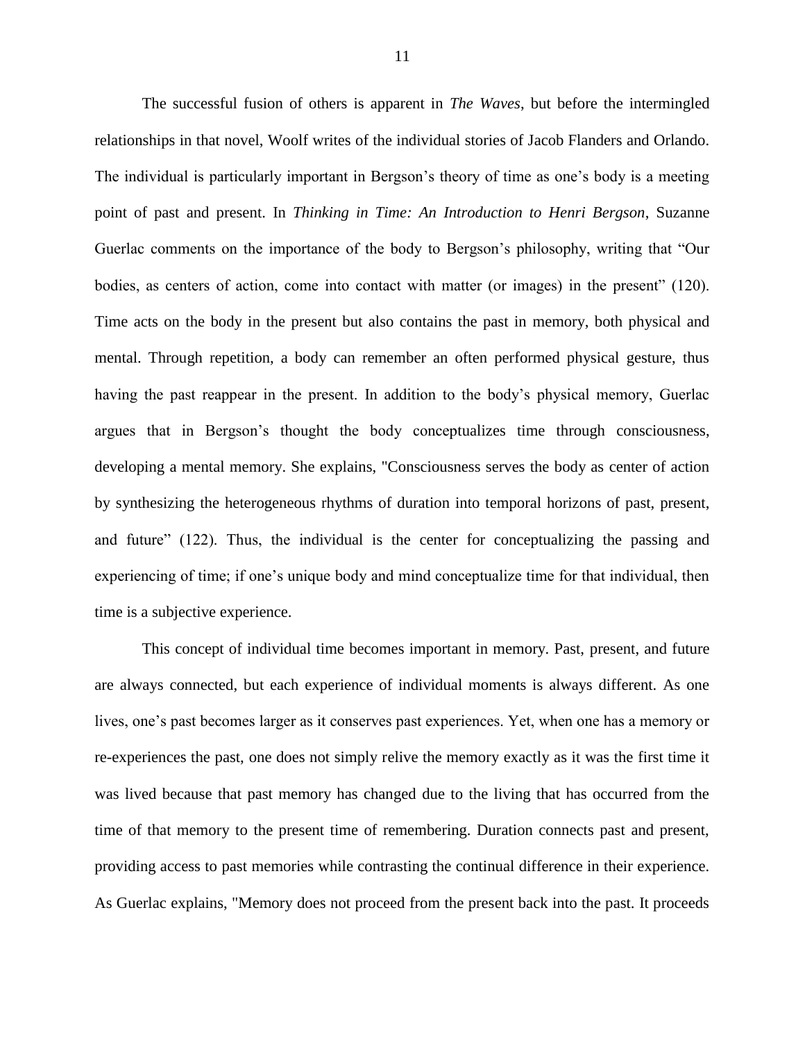The successful fusion of others is apparent in *The Waves*, but before the intermingled relationships in that novel, Woolf writes of the individual stories of Jacob Flanders and Orlando. The individual is particularly important in Bergson's theory of time as one's body is a meeting point of past and present. In *Thinking in Time: An Introduction to Henri Bergson*, Suzanne Guerlac comments on the importance of the body to Bergson's philosophy, writing that "Our bodies, as centers of action, come into contact with matter (or images) in the present" (120). Time acts on the body in the present but also contains the past in memory, both physical and mental. Through repetition, a body can remember an often performed physical gesture, thus having the past reappear in the present. In addition to the body's physical memory, Guerlac argues that in Bergson's thought the body conceptualizes time through consciousness, developing a mental memory. She explains, "Consciousness serves the body as center of action by synthesizing the heterogeneous rhythms of duration into temporal horizons of past, present, and future" (122). Thus, the individual is the center for conceptualizing the passing and experiencing of time; if one's unique body and mind conceptualize time for that individual, then time is a subjective experience.

This concept of individual time becomes important in memory. Past, present, and future are always connected, but each experience of individual moments is always different. As one lives, one's past becomes larger as it conserves past experiences. Yet, when one has a memory or re-experiences the past, one does not simply relive the memory exactly as it was the first time it was lived because that past memory has changed due to the living that has occurred from the time of that memory to the present time of remembering. Duration connects past and present, providing access to past memories while contrasting the continual difference in their experience. As Guerlac explains, "Memory does not proceed from the present back into the past. It proceeds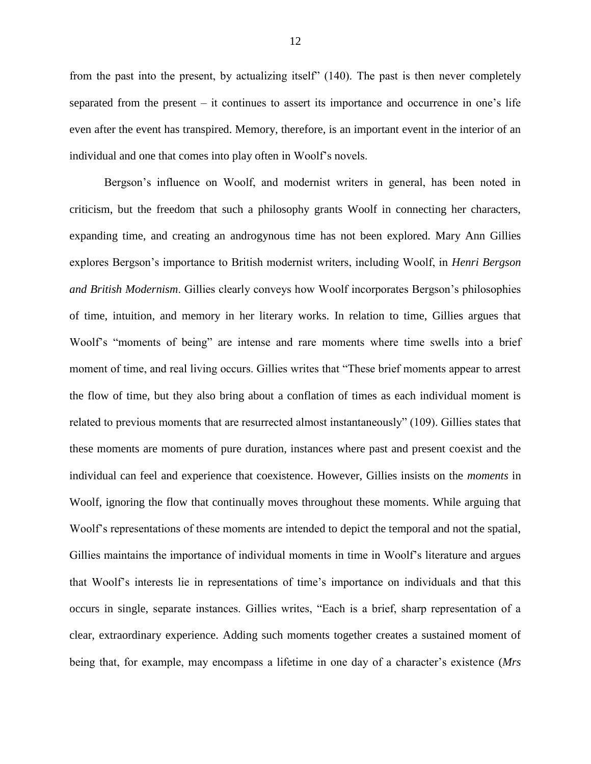from the past into the present, by actualizing itself" (140). The past is then never completely separated from the present – it continues to assert its importance and occurrence in one's life even after the event has transpired. Memory, therefore, is an important event in the interior of an individual and one that comes into play often in Woolf's novels.

Bergson's influence on Woolf, and modernist writers in general, has been noted in criticism, but the freedom that such a philosophy grants Woolf in connecting her characters, expanding time, and creating an androgynous time has not been explored. Mary Ann Gillies explores Bergson's importance to British modernist writers, including Woolf, in *Henri Bergson and British Modernism*. Gillies clearly conveys how Woolf incorporates Bergson's philosophies of time, intuition, and memory in her literary works. In relation to time, Gillies argues that Woolf's "moments of being" are intense and rare moments where time swells into a brief moment of time, and real living occurs. Gillies writes that "These brief moments appear to arrest the flow of time, but they also bring about a conflation of times as each individual moment is related to previous moments that are resurrected almost instantaneously" (109). Gillies states that these moments are moments of pure duration, instances where past and present coexist and the individual can feel and experience that coexistence. However, Gillies insists on the *moments* in Woolf, ignoring the flow that continually moves throughout these moments. While arguing that Woolf's representations of these moments are intended to depict the temporal and not the spatial, Gillies maintains the importance of individual moments in time in Woolf's literature and argues that Woolf's interests lie in representations of time's importance on individuals and that this occurs in single, separate instances. Gillies writes, "Each is a brief, sharp representation of a clear, extraordinary experience. Adding such moments together creates a sustained moment of being that, for example, may encompass a lifetime in one day of a character's existence (*Mrs*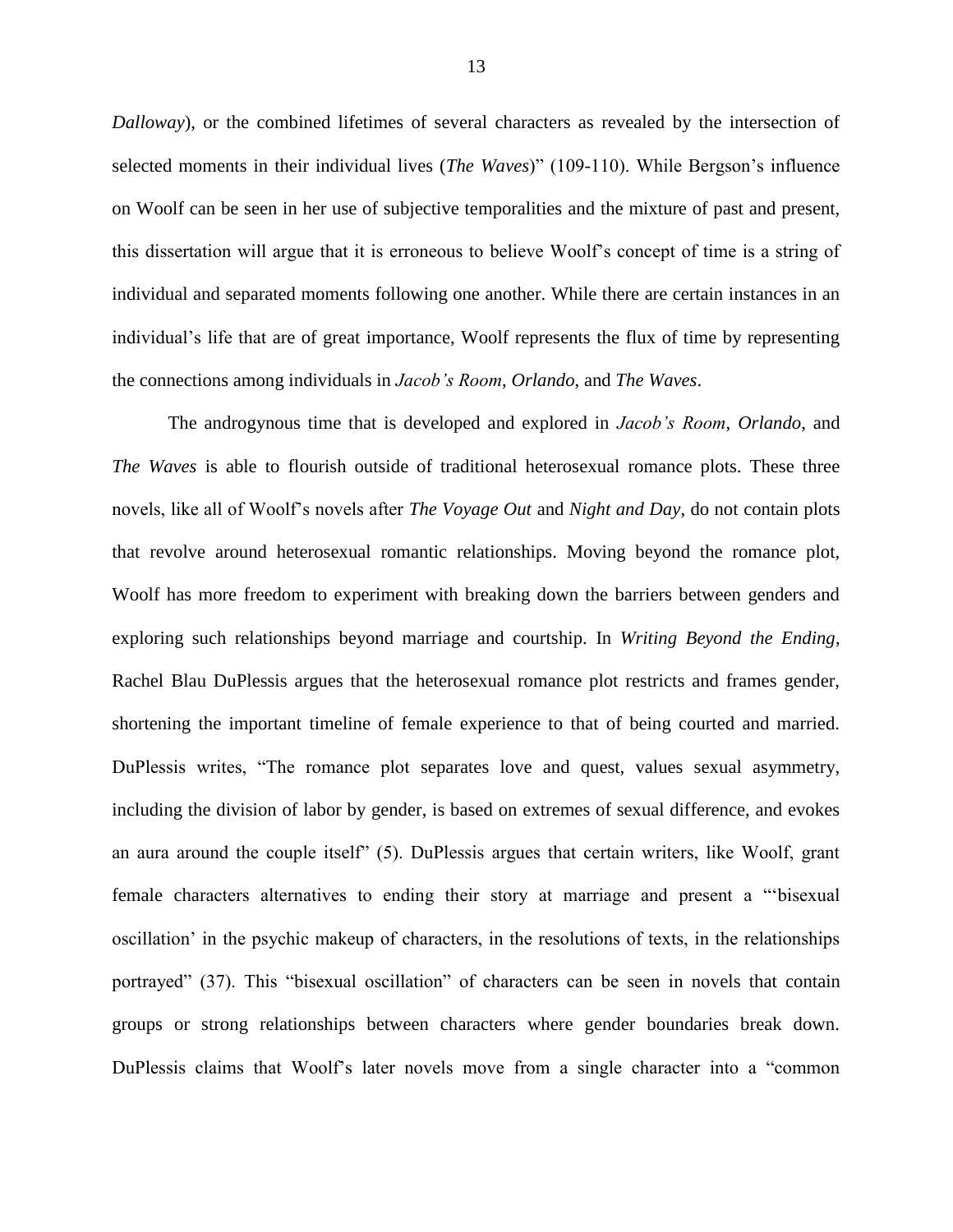*Dalloway*), or the combined lifetimes of several characters as revealed by the intersection of selected moments in their individual lives (*The Waves*)" (109-110). While Bergson's influence on Woolf can be seen in her use of subjective temporalities and the mixture of past and present, this dissertation will argue that it is erroneous to believe Woolf's concept of time is a string of individual and separated moments following one another. While there are certain instances in an individual's life that are of great importance, Woolf represents the flux of time by representing the connections among individuals in *Jacob's Room*, *Orlando*, and *The Waves*.

The androgynous time that is developed and explored in *Jacob's Room*, *Orlando*, and *The Waves* is able to flourish outside of traditional heterosexual romance plots. These three novels, like all of Woolf's novels after *The Voyage Out* and *Night and Day*, do not contain plots that revolve around heterosexual romantic relationships. Moving beyond the romance plot, Woolf has more freedom to experiment with breaking down the barriers between genders and exploring such relationships beyond marriage and courtship. In *Writing Beyond the Ending*, Rachel Blau DuPlessis argues that the heterosexual romance plot restricts and frames gender, shortening the important timeline of female experience to that of being courted and married. DuPlessis writes, "The romance plot separates love and quest, values sexual asymmetry, including the division of labor by gender, is based on extremes of sexual difference, and evokes an aura around the couple itself" (5). DuPlessis argues that certain writers, like Woolf, grant female characters alternatives to ending their story at marriage and present a "'bisexual oscillation' in the psychic makeup of characters, in the resolutions of texts, in the relationships portrayed" (37). This "bisexual oscillation" of characters can be seen in novels that contain groups or strong relationships between characters where gender boundaries break down. DuPlessis claims that Woolf's later novels move from a single character into a "common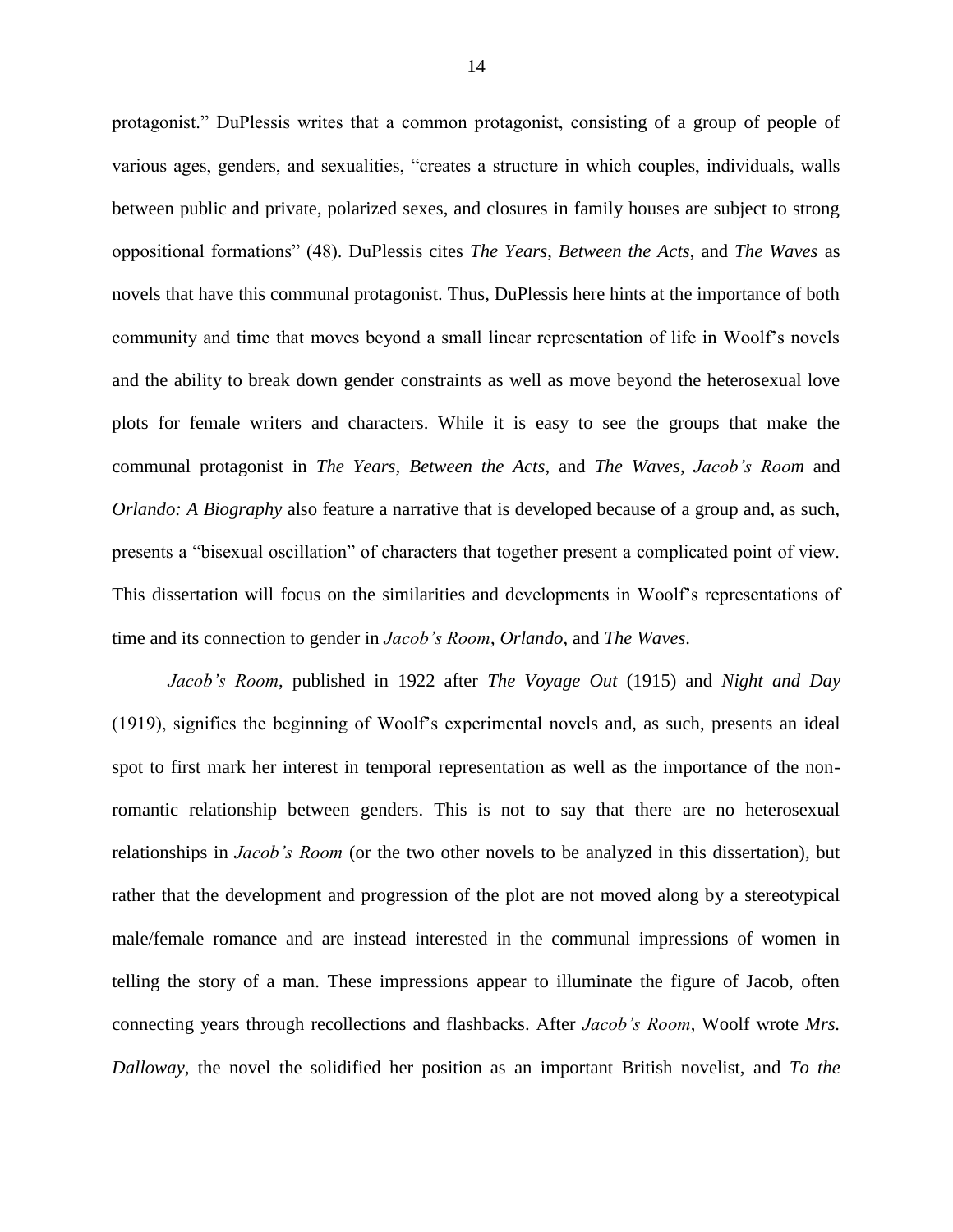protagonist." DuPlessis writes that a common protagonist, consisting of a group of people of various ages, genders, and sexualities, "creates a structure in which couples, individuals, walls between public and private, polarized sexes, and closures in family houses are subject to strong oppositional formations" (48). DuPlessis cites *The Years*, *Between the Acts*, and *The Waves* as novels that have this communal protagonist. Thus, DuPlessis here hints at the importance of both community and time that moves beyond a small linear representation of life in Woolf's novels and the ability to break down gender constraints as well as move beyond the heterosexual love plots for female writers and characters. While it is easy to see the groups that make the communal protagonist in *The Years*, *Between the Acts*, and *The Waves*, *Jacob's Room* and *Orlando: A Biography* also feature a narrative that is developed because of a group and, as such, presents a "bisexual oscillation" of characters that together present a complicated point of view. This dissertation will focus on the similarities and developments in Woolf's representations of time and its connection to gender in *Jacob's Room*, *Orlando*, and *The Waves*.

*Jacob's Room*, published in 1922 after *The Voyage Out* (1915) and *Night and Day* (1919), signifies the beginning of Woolf's experimental novels and, as such, presents an ideal spot to first mark her interest in temporal representation as well as the importance of the non-romantic relationship between genders. This is not to say that there are no heterosexual relationships in *Jacob's Room* (or the two other novels to be analyzed in this dissertation), but rather that the development and progression of the plot are not moved along by a stereotypical male/female romance and are instead interested in the communal impressions of women in telling the story of a man. These impressions appear to illuminate the figure of Jacob, often connecting years through recollections and flashbacks. After *Jacob's Room*, Woolf wrote *Mrs. Dalloway*, the novel the solidified her position as an important British novelist, and *To the*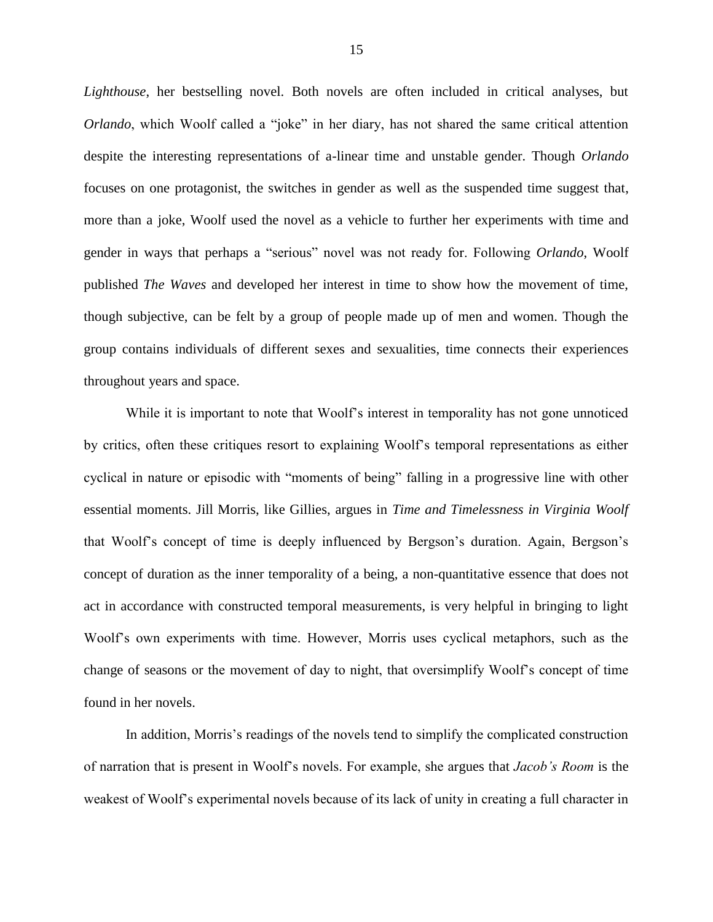*Lighthouse*, her bestselling novel. Both novels are often included in critical analyses, but *Orlando*, which Woolf called a "joke" in her diary, has not shared the same critical attention despite the interesting representations of a-linear time and unstable gender. Though *Orlando* focuses on one protagonist, the switches in gender as well as the suspended time suggest that, more than a joke, Woolf used the novel as a vehicle to further her experiments with time and gender in ways that perhaps a "serious" novel was not ready for. Following *Orlando*, Woolf published *The Waves* and developed her interest in time to show how the movement of time, though subjective, can be felt by a group of people made up of men and women. Though the group contains individuals of different sexes and sexualities, time connects their experiences throughout years and space.

While it is important to note that Woolf's interest in temporality has not gone unnoticed by critics, often these critiques resort to explaining Woolf's temporal representations as either cyclical in nature or episodic with "moments of being" falling in a progressive line with other essential moments. Jill Morris, like Gillies, argues in *Time and Timelessness in Virginia Woolf* that Woolf's concept of time is deeply influenced by Bergson's duration. Again, Bergson's concept of duration as the inner temporality of a being, a non-quantitative essence that does not act in accordance with constructed temporal measurements, is very helpful in bringing to light Woolf's own experiments with time. However, Morris uses cyclical metaphors, such as the change of seasons or the movement of day to night, that oversimplify Woolf's concept of time found in her novels.

In addition, Morris's readings of the novels tend to simplify the complicated construction of narration that is present in Woolf's novels. For example, she argues that *Jacob's Room* is the weakest of Woolf's experimental novels because of its lack of unity in creating a full character in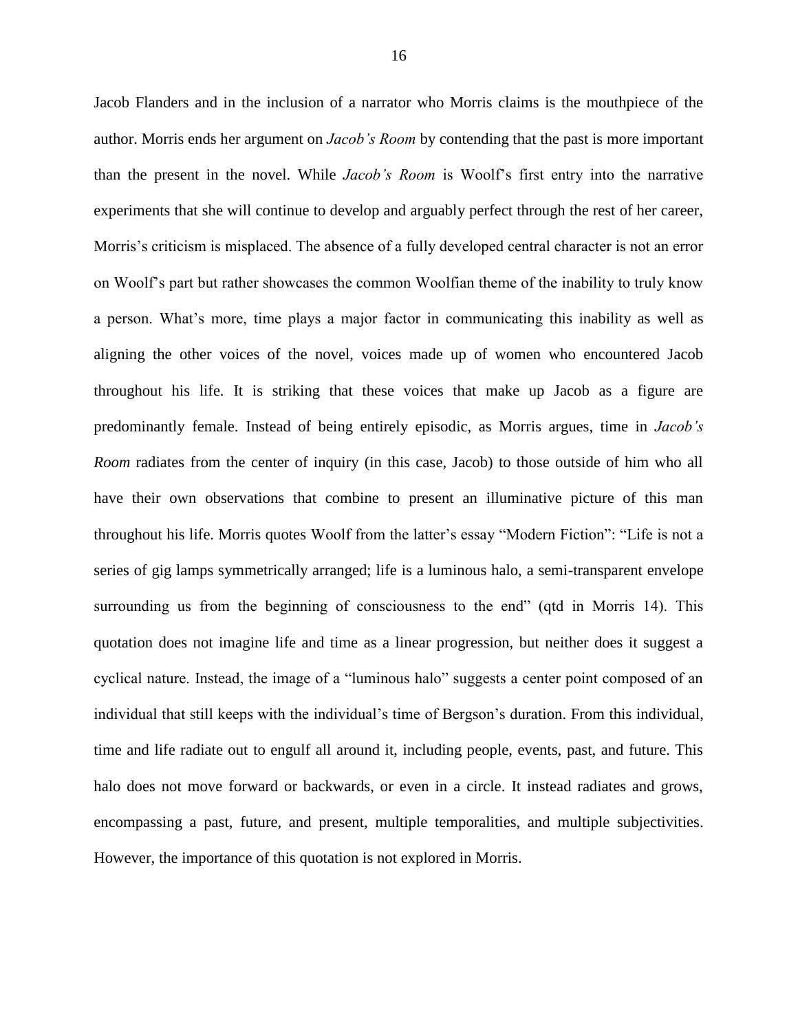Jacob Flanders and in the inclusion of a narrator who Morris claims is the mouthpiece of the author. Morris ends her argument on *Jacob's Room* by contending that the past is more important than the present in the novel. While *Jacob's Room* is Woolf's first entry into the narrative experiments that she will continue to develop and arguably perfect through the rest of her career, Morris's criticism is misplaced. The absence of a fully developed central character is not an error on Woolf's part but rather showcases the common Woolfian theme of the inability to truly know a person. What's more, time plays a major factor in communicating this inability as well as aligning the other voices of the novel, voices made up of women who encountered Jacob throughout his life. It is striking that these voices that make up Jacob as a figure are predominantly female. Instead of being entirely episodic, as Morris argues, time in *Jacob's Room* radiates from the center of inquiry (in this case, Jacob) to those outside of him who all have their own observations that combine to present an illuminative picture of this man throughout his life. Morris quotes Woolf from the latter's essay "Modern Fiction": "Life is not a series of gig lamps symmetrically arranged; life is a luminous halo, a semi-transparent envelope surrounding us from the beginning of consciousness to the end" (qtd in Morris 14). This quotation does not imagine life and time as a linear progression, but neither does it suggest a cyclical nature. Instead, the image of a "luminous halo" suggests a center point composed of an individual that still keeps with the individual's time of Bergson's duration. From this individual, time and life radiate out to engulf all around it, including people, events, past, and future. This halo does not move forward or backwards, or even in a circle. It instead radiates and grows, encompassing a past, future, and present, multiple temporalities, and multiple subjectivities. However, the importance of this quotation is not explored in Morris.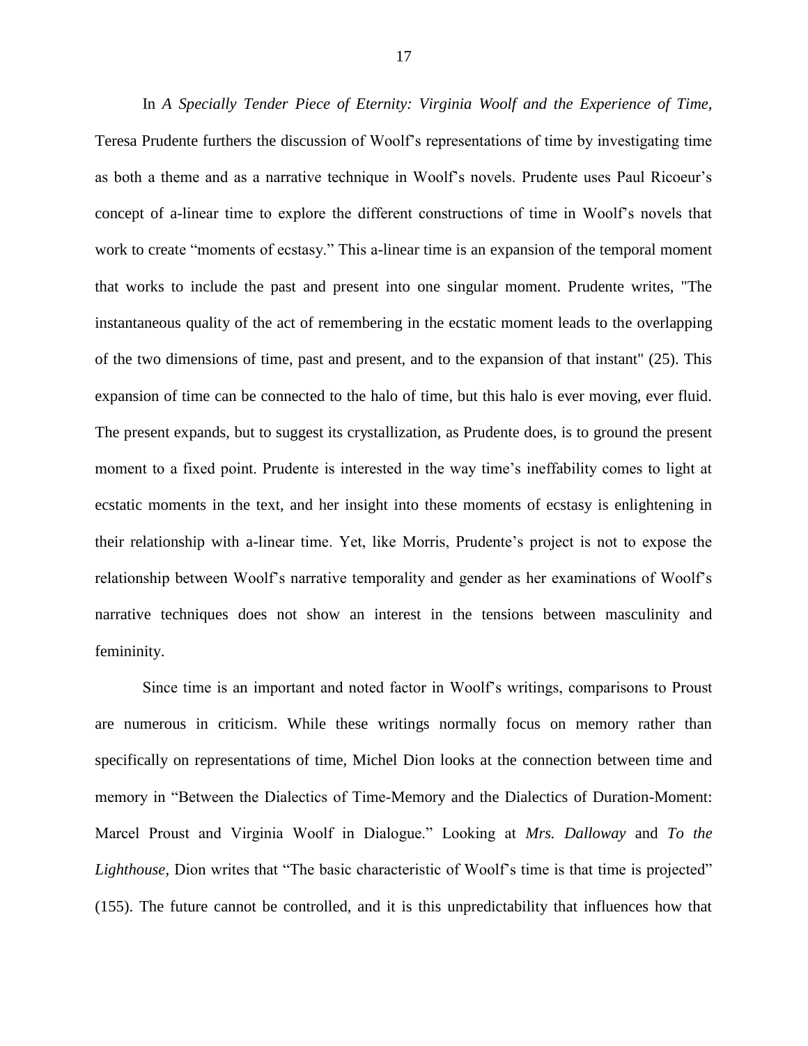In *A Specially Tender Piece of Eternity: Virginia Woolf and the Experience of Time*, Teresa Prudente furthers the discussion of Woolf's representations of time by investigating time as both a theme and as a narrative technique in Woolf's novels. Prudente uses Paul Ricoeur's concept of a-linear time to explore the different constructions of time in Woolf's novels that work to create "moments of ecstasy." This a-linear time is an expansion of the temporal moment that works to include the past and present into one singular moment. Prudente writes, "The instantaneous quality of the act of remembering in the ecstatic moment leads to the overlapping of the two dimensions of time, past and present, and to the expansion of that instant" (25). This expansion of time can be connected to the halo of time, but this halo is ever moving, ever fluid. The present expands, but to suggest its crystallization, as Prudente does, is to ground the present moment to a fixed point. Prudente is interested in the way time's ineffability comes to light at ecstatic moments in the text, and her insight into these moments of ecstasy is enlightening in their relationship with a-linear time. Yet, like Morris, Prudente's project is not to expose the relationship between Woolf's narrative temporality and gender as her examinations of Woolf's narrative techniques does not show an interest in the tensions between masculinity and femininity.

Since time is an important and noted factor in Woolf's writings, comparisons to Proust are numerous in criticism. While these writings normally focus on memory rather than specifically on representations of time, Michel Dion looks at the connection between time and memory in "Between the Dialectics of Time-Memory and the Dialectics of Duration-Moment: Marcel Proust and Virginia Woolf in Dialogue." Looking at *Mrs. Dalloway* and *To the Lighthouse*, Dion writes that "The basic characteristic of Woolf's time is that time is projected" (155). The future cannot be controlled, and it is this unpredictability that influences how that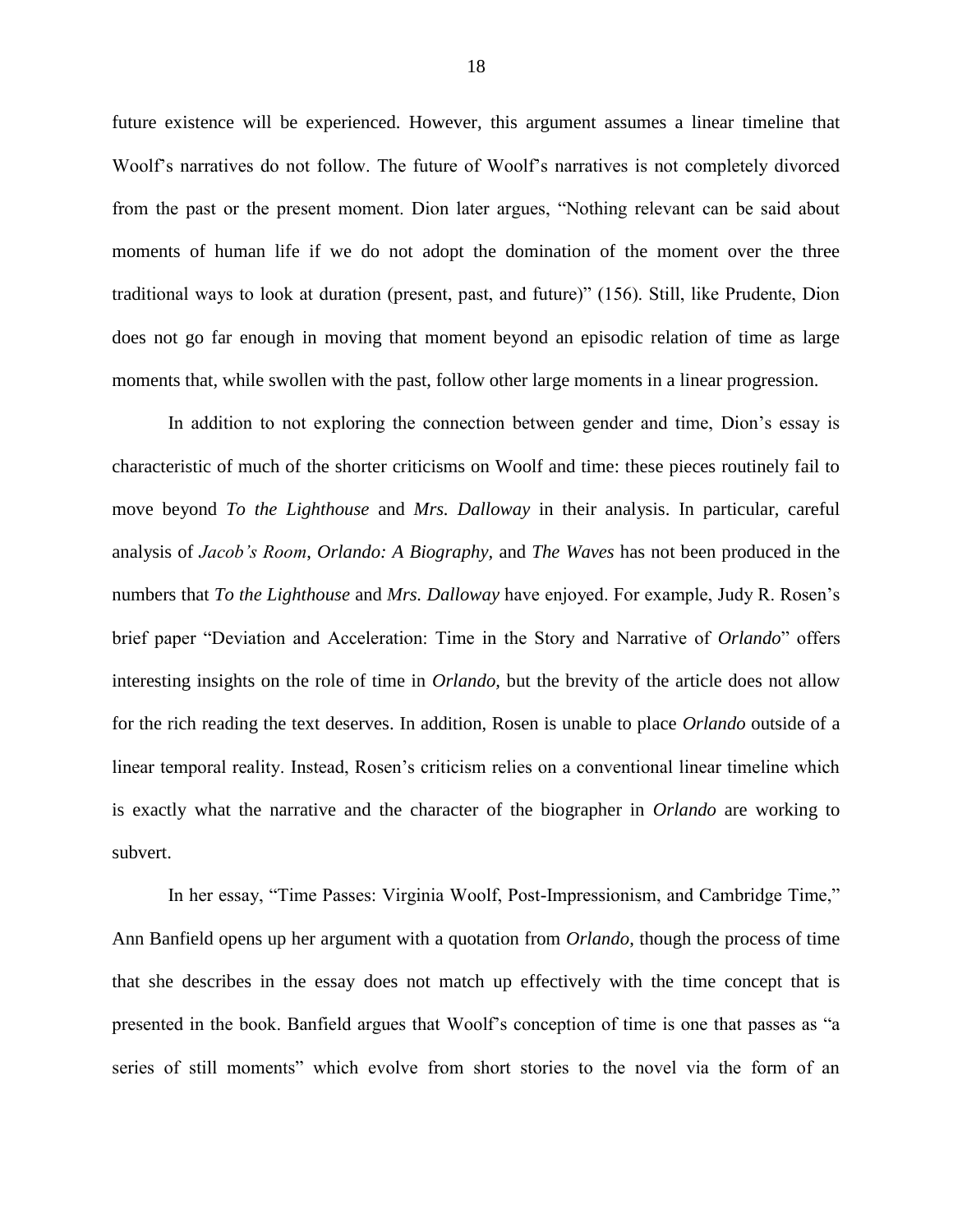future existence will be experienced. However, this argument assumes a linear timeline that Woolf's narratives do not follow. The future of Woolf's narratives is not completely divorced from the past or the present moment. Dion later argues, "Nothing relevant can be said about moments of human life if we do not adopt the domination of the moment over the three traditional ways to look at duration (present, past, and future)" (156). Still, like Prudente, Dion does not go far enough in moving that moment beyond an episodic relation of time as large moments that, while swollen with the past, follow other large moments in a linear progression.

In addition to not exploring the connection between gender and time, Dion's essay is characteristic of much of the shorter criticisms on Woolf and time: these pieces routinely fail to move beyond *To the Lighthouse* and *Mrs. Dalloway* in their analysis. In particular, careful analysis of *Jacob's Room*, *Orlando: A Biography,* and *The Waves* has not been produced in the numbers that *To the Lighthouse* and *Mrs. Dalloway* have enjoyed. For example, Judy R. Rosen's brief paper "Deviation and Acceleration: Time in the Story and Narrative of *Orlando*" offers interesting insights on the role of time in *Orlando,* but the brevity of the article does not allow for the rich reading the text deserves. In addition, Rosen is unable to place *Orlando* outside of a linear temporal reality. Instead, Rosen's criticism relies on a conventional linear timeline which is exactly what the narrative and the character of the biographer in *Orlando* are working to subvert.

In her essay, "Time Passes: Virginia Woolf, Post-Impressionism, and Cambridge Time," Ann Banfield opens up her argument with a quotation from *Orlando*, though the process of time that she describes in the essay does not match up effectively with the time concept that is presented in the book. Banfield argues that Woolf's conception of time is one that passes as "a series of still moments" which evolve from short stories to the novel via the form of an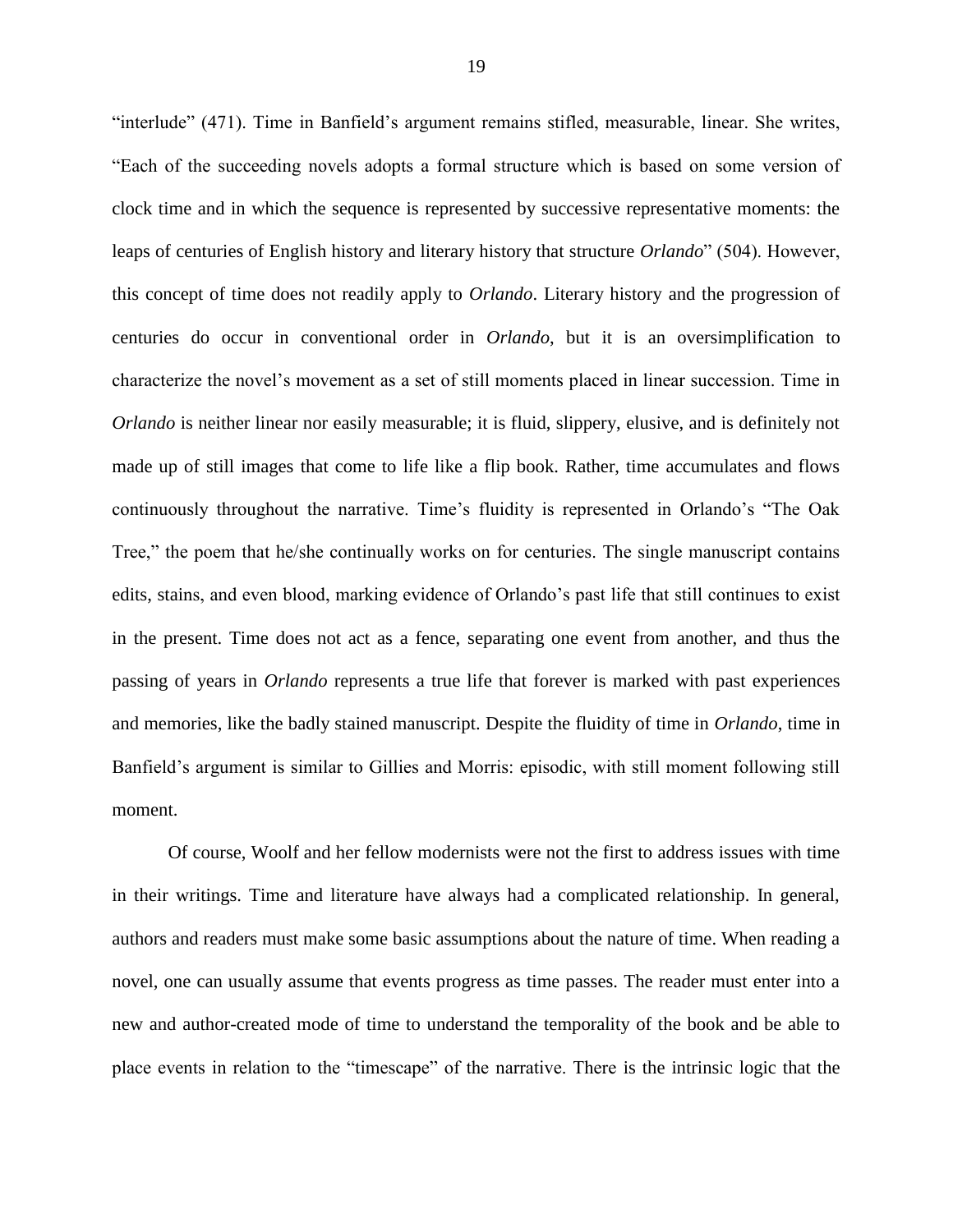"interlude" (471). Time in Banfield's argument remains stifled, measurable, linear. She writes, "Each of the succeeding novels adopts a formal structure which is based on some version of clock time and in which the sequence is represented by successive representative moments: the leaps of centuries of English history and literary history that structure *Orlando*" (504). However, this concept of time does not readily apply to *Orlando*. Literary history and the progression of centuries do occur in conventional order in *Orlando*, but it is an oversimplification to characterize the novel's movement as a set of still moments placed in linear succession. Time in *Orlando* is neither linear nor easily measurable; it is fluid, slippery, elusive, and is definitely not made up of still images that come to life like a flip book. Rather, time accumulates and flows continuously throughout the narrative. Time's fluidity is represented in Orlando's "The Oak Tree," the poem that he/she continually works on for centuries. The single manuscript contains edits, stains, and even blood, marking evidence of Orlando's past life that still continues to exist in the present. Time does not act as a fence, separating one event from another, and thus the passing of years in *Orlando* represents a true life that forever is marked with past experiences and memories, like the badly stained manuscript. Despite the fluidity of time in *Orlando*, time in Banfield's argument is similar to Gillies and Morris: episodic, with still moment following still moment.

Of course, Woolf and her fellow modernists were not the first to address issues with time in their writings. Time and literature have always had a complicated relationship. In general, authors and readers must make some basic assumptions about the nature of time. When reading a novel, one can usually assume that events progress as time passes. The reader must enter into a new and author-created mode of time to understand the temporality of the book and be able to place events in relation to the "timescape" of the narrative. There is the intrinsic logic that the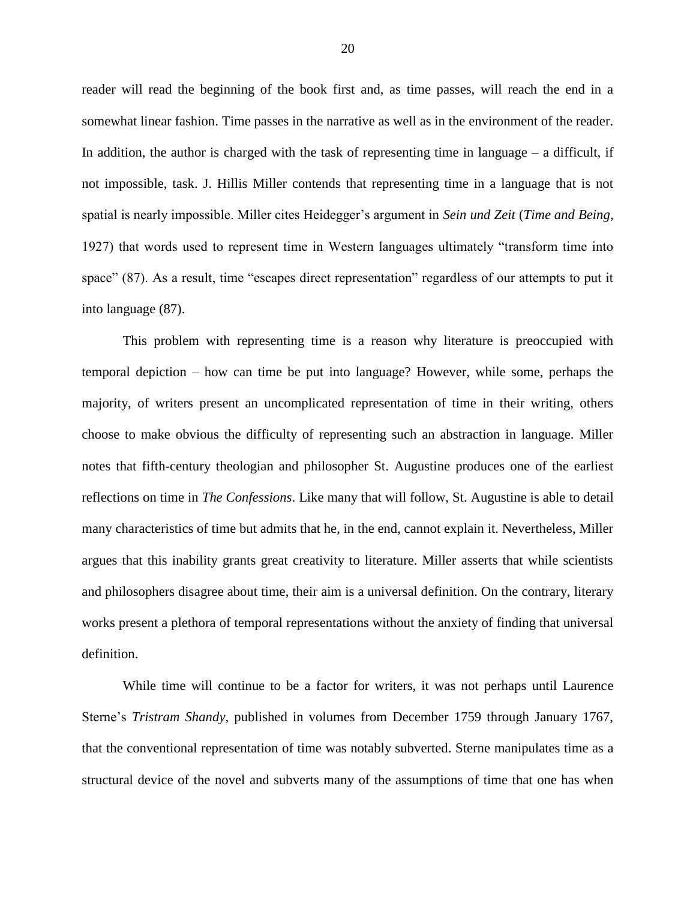reader will read the beginning of the book first and, as time passes, will reach the end in a somewhat linear fashion. Time passes in the narrative as well as in the environment of the reader. In addition, the author is charged with the task of representing time in language – a difficult, if not impossible, task. J. Hillis Miller contends that representing time in a language that is not spatial is nearly impossible. Miller cites Heidegger's argument in *Sein und Zeit* (*Time and Being*, 1927) that words used to represent time in Western languages ultimately "transform time into space" (87). As a result, time "escapes direct representation" regardless of our attempts to put it into language (87).

This problem with representing time is a reason why literature is preoccupied with temporal depiction – how can time be put into language? However, while some, perhaps the majority, of writers present an uncomplicated representation of time in their writing, others choose to make obvious the difficulty of representing such an abstraction in language. Miller notes that fifth-century theologian and philosopher St. Augustine produces one of the earliest reflections on time in *The Confessions*. Like many that will follow, St. Augustine is able to detail many characteristics of time but admits that he, in the end, cannot explain it. Nevertheless, Miller argues that this inability grants great creativity to literature. Miller asserts that while scientists and philosophers disagree about time, their aim is a universal definition. On the contrary, literary works present a plethora of temporal representations without the anxiety of finding that universal definition.

While time will continue to be a factor for writers, it was not perhaps until Laurence Sterne's *Tristram Shandy*, published in volumes from December 1759 through January 1767, that the conventional representation of time was notably subverted. Sterne manipulates time as a structural device of the novel and subverts many of the assumptions of time that one has when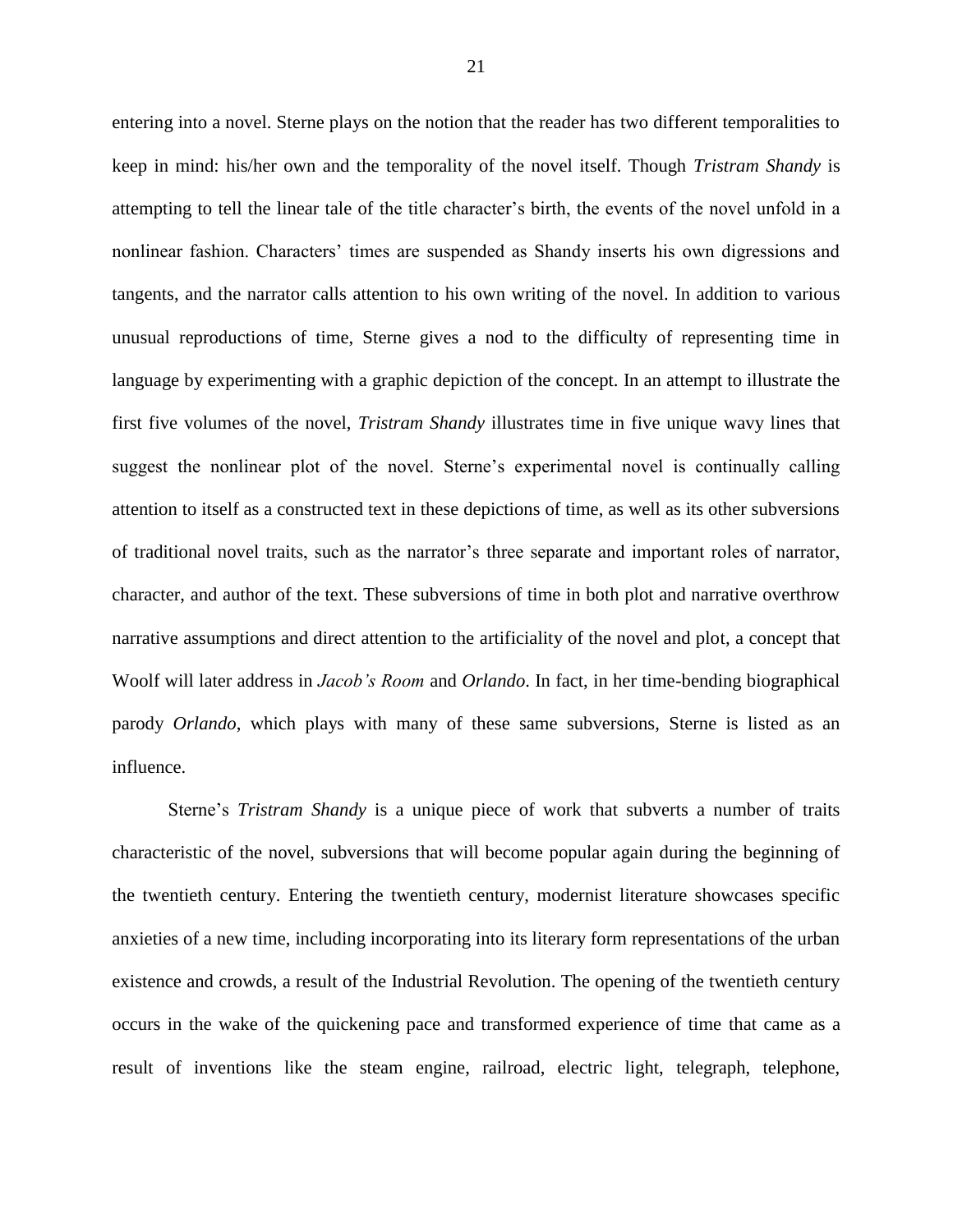entering into a novel. Sterne plays on the notion that the reader has two different temporalities to keep in mind: his/her own and the temporality of the novel itself. Though *Tristram Shandy* is attempting to tell the linear tale of the title character's birth, the events of the novel unfold in a nonlinear fashion. Characters' times are suspended as Shandy inserts his own digressions and tangents, and the narrator calls attention to his own writing of the novel. In addition to various unusual reproductions of time, Sterne gives a nod to the difficulty of representing time in language by experimenting with a graphic depiction of the concept. In an attempt to illustrate the first five volumes of the novel, *Tristram Shandy* illustrates time in five unique wavy lines that suggest the nonlinear plot of the novel. Sterne's experimental novel is continually calling attention to itself as a constructed text in these depictions of time, as well as its other subversions of traditional novel traits, such as the narrator's three separate and important roles of narrator, character, and author of the text. These subversions of time in both plot and narrative overthrow narrative assumptions and direct attention to the artificiality of the novel and plot, a concept that Woolf will later address in *Jacob's Room* and *Orlando*. In fact, in her time-bending biographical parody *Orlando*, which plays with many of these same subversions, Sterne is listed as an influence.

Sterne's *Tristram Shandy* is a unique piece of work that subverts a number of traits characteristic of the novel, subversions that will become popular again during the beginning of the twentieth century. Entering the twentieth century, modernist literature showcases specific anxieties of a new time, including incorporating into its literary form representations of the urban existence and crowds, a result of the Industrial Revolution. The opening of the twentieth century occurs in the wake of the quickening pace and transformed experience of time that came as a result of inventions like the steam engine, railroad, electric light, telegraph, telephone,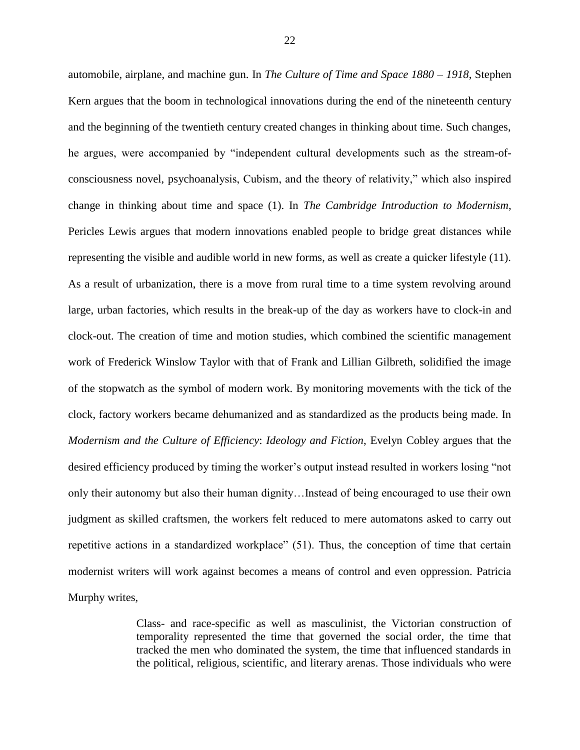automobile, airplane, and machine gun. In *The Culture of Time and Space 1880 – 1918*, Stephen Kern argues that the boom in technological innovations during the end of the nineteenth century and the beginning of the twentieth century created changes in thinking about time. Such changes, he argues, were accompanied by "independent cultural developments such as the stream-of-consciousness novel, psychoanalysis, Cubism, and the theory of relativity," which also inspired change in thinking about time and space (1). In *The Cambridge Introduction to Modernism*, Pericles Lewis argues that modern innovations enabled people to bridge great distances while representing the visible and audible world in new forms, as well as create a quicker lifestyle (11). As a result of urbanization, there is a move from rural time to a time system revolving around large, urban factories, which results in the break-up of the day as workers have to clock-in and clock-out. The creation of time and motion studies, which combined the scientific management work of Frederick Winslow Taylor with that of Frank and Lillian Gilbreth, solidified the image of the stopwatch as the symbol of modern work. By monitoring movements with the tick of the clock, factory workers became dehumanized and as standardized as the products being made. In *Modernism and the Culture of Efficiency*: *Ideology and Fiction,* Evelyn Cobley argues that the desired efficiency produced by timing the worker's output instead resulted in workers losing "not only their autonomy but also their human dignity…Instead of being encouraged to use their own judgment as skilled craftsmen, the workers felt reduced to mere automatons asked to carry out repetitive actions in a standardized workplace" (51). Thus, the conception of time that certain modernist writers will work against becomes a means of control and even oppression. Patricia Murphy writes,

> Class- and race-specific as well as masculinist, the Victorian construction of temporality represented the time that governed the social order, the time that tracked the men who dominated the system, the time that influenced standards in the political, religious, scientific, and literary arenas. Those individuals who were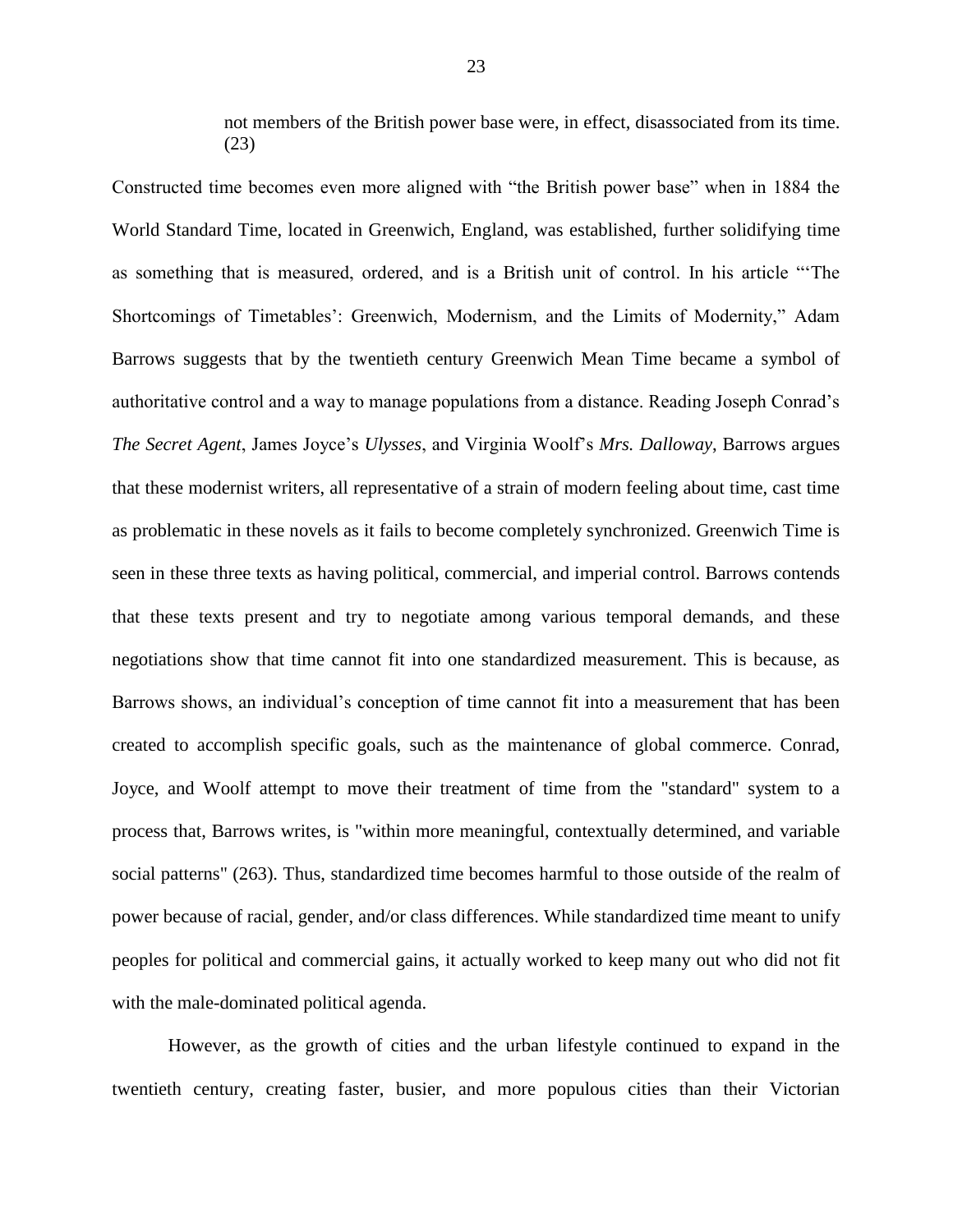> not members of the British power base were, in effect, disassociated from its time. (23)

Constructed time becomes even more aligned with "the British power base" when in 1884 the World Standard Time, located in Greenwich, England, was established, further solidifying time as something that is measured, ordered, and is a British unit of control. In his article "'The Shortcomings of Timetables': Greenwich, Modernism, and the Limits of Modernity," Adam Barrows suggests that by the twentieth century Greenwich Mean Time became a symbol of authoritative control and a way to manage populations from a distance. Reading Joseph Conrad's *The Secret Agent*, James Joyce's *Ulysses*, and Virginia Woolf's *Mrs. Dalloway*, Barrows argues that these modernist writers, all representative of a strain of modern feeling about time, cast time as problematic in these novels as it fails to become completely synchronized. Greenwich Time is seen in these three texts as having political, commercial, and imperial control. Barrows contends that these texts present and try to negotiate among various temporal demands, and these negotiations show that time cannot fit into one standardized measurement. This is because, as Barrows shows, an individual's conception of time cannot fit into a measurement that has been created to accomplish specific goals, such as the maintenance of global commerce. Conrad, Joyce, and Woolf attempt to move their treatment of time from the "standard" system to a process that, Barrows writes, is "within more meaningful, contextually determined, and variable social patterns" (263). Thus, standardized time becomes harmful to those outside of the realm of power because of racial, gender, and/or class differences. While standardized time meant to unify peoples for political and commercial gains, it actually worked to keep many out who did not fit with the male-dominated political agenda.

However, as the growth of cities and the urban lifestyle continued to expand in the twentieth century, creating faster, busier, and more populous cities than their Victorian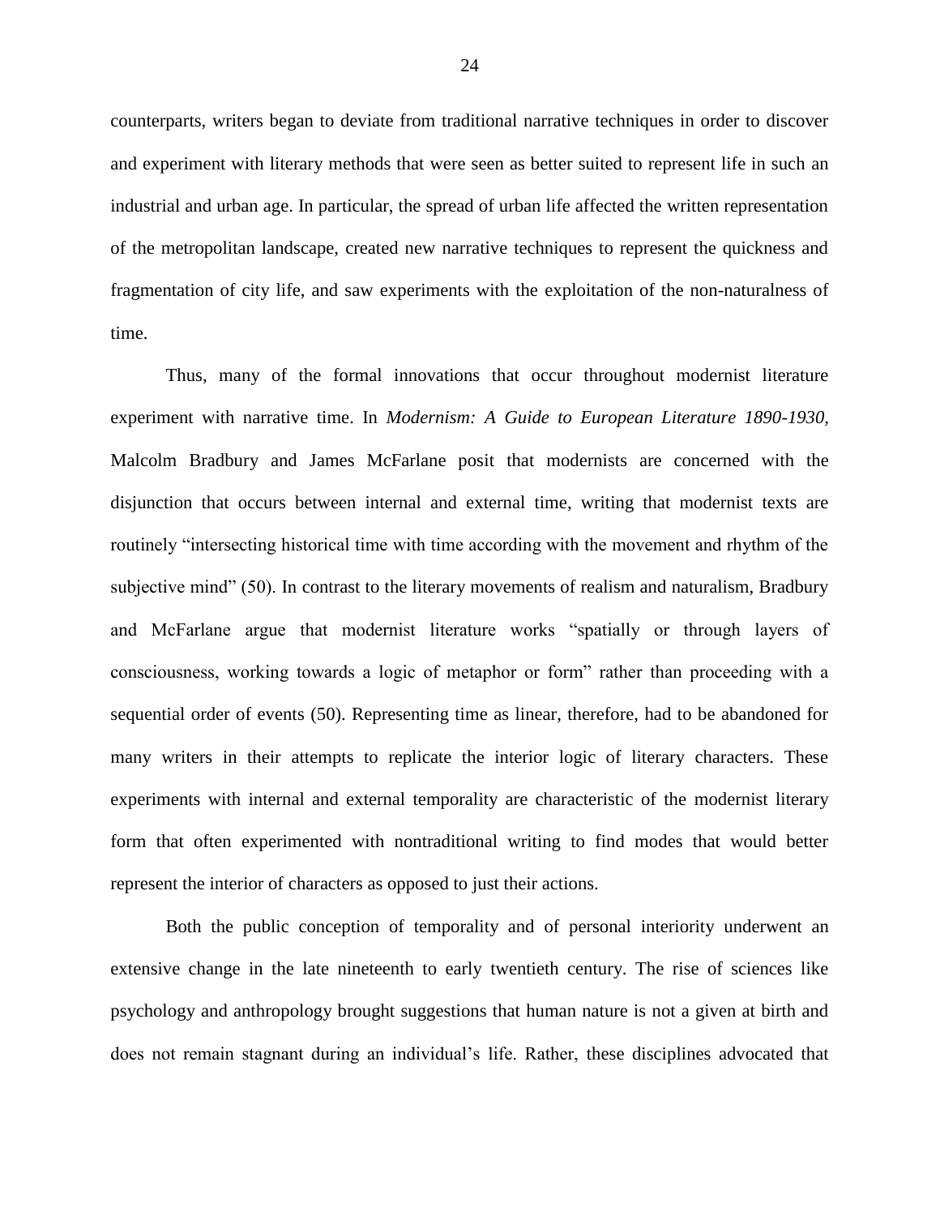counterparts, writers began to deviate from traditional narrative techniques in order to discover and experiment with literary methods that were seen as better suited to represent life in such an industrial and urban age. In particular, the spread of urban life affected the written representation of the metropolitan landscape, created new narrative techniques to represent the quickness and fragmentation of city life, and saw experiments with the exploitation of the non-naturalness of time.

Thus, many of the formal innovations that occur throughout modernist literature experiment with narrative time. In *Modernism: A Guide to European Literature 1890-1930,* Malcolm Bradbury and James McFarlane posit that modernists are concerned with the disjunction that occurs between internal and external time, writing that modernist texts are routinely "intersecting historical time with time according with the movement and rhythm of the subjective mind" (50). In contrast to the literary movements of realism and naturalism, Bradbury and McFarlane argue that modernist literature works "spatially or through layers of consciousness, working towards a logic of metaphor or form" rather than proceeding with a sequential order of events (50). Representing time as linear, therefore, had to be abandoned for many writers in their attempts to replicate the interior logic of literary characters. These experiments with internal and external temporality are characteristic of the modernist literary form that often experimented with nontraditional writing to find modes that would better represent the interior of characters as opposed to just their actions.

Both the public conception of temporality and of personal interiority underwent an extensive change in the late nineteenth to early twentieth century. The rise of sciences like psychology and anthropology brought suggestions that human nature is not a given at birth and does not remain stagnant during an individual's life. Rather, these disciplines advocated that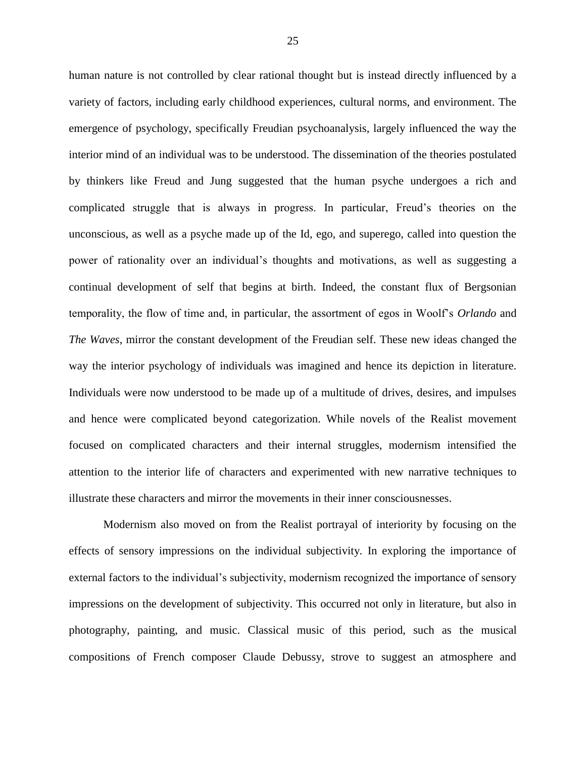human nature is not controlled by clear rational thought but is instead directly influenced by a variety of factors, including early childhood experiences, cultural norms, and environment. The emergence of psychology, specifically Freudian psychoanalysis, largely influenced the way the interior mind of an individual was to be understood. The dissemination of the theories postulated by thinkers like Freud and Jung suggested that the human psyche undergoes a rich and complicated struggle that is always in progress. In particular, Freud's theories on the unconscious, as well as a psyche made up of the Id, ego, and superego, called into question the power of rationality over an individual's thoughts and motivations, as well as suggesting a continual development of self that begins at birth. Indeed, the constant flux of Bergsonian temporality, the flow of time and, in particular, the assortment of egos in Woolf's *Orlando* and *The Waves*, mirror the constant development of the Freudian self. These new ideas changed the way the interior psychology of individuals was imagined and hence its depiction in literature. Individuals were now understood to be made up of a multitude of drives, desires, and impulses and hence were complicated beyond categorization. While novels of the Realist movement focused on complicated characters and their internal struggles, modernism intensified the attention to the interior life of characters and experimented with new narrative techniques to illustrate these characters and mirror the movements in their inner consciousnesses.

Modernism also moved on from the Realist portrayal of interiority by focusing on the effects of sensory impressions on the individual subjectivity. In exploring the importance of external factors to the individual's subjectivity, modernism recognized the importance of sensory impressions on the development of subjectivity. This occurred not only in literature, but also in photography, painting, and music. Classical music of this period, such as the musical compositions of French composer Claude Debussy, strove to suggest an atmosphere and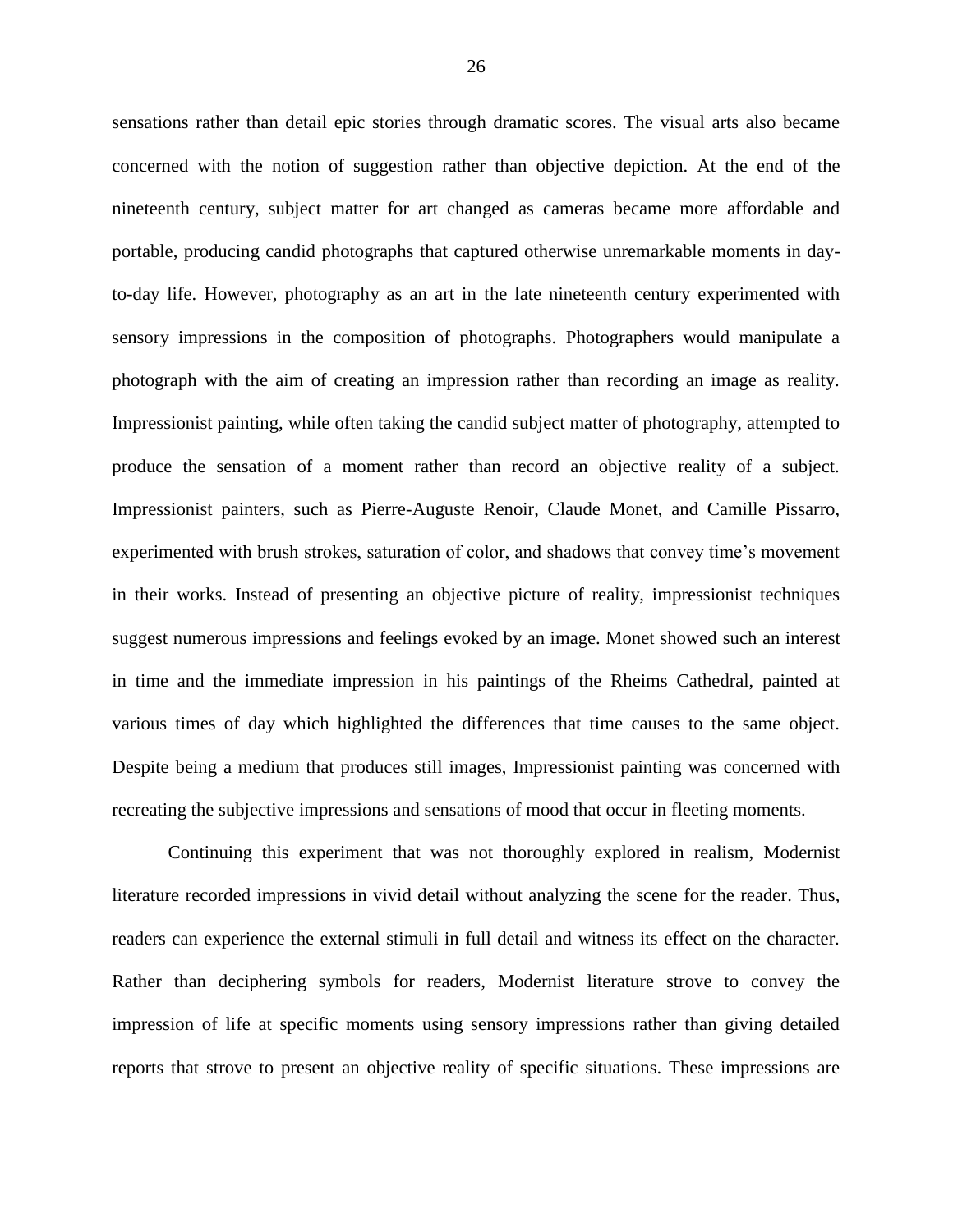sensations rather than detail epic stories through dramatic scores. The visual arts also became concerned with the notion of suggestion rather than objective depiction. At the end of the nineteenth century, subject matter for art changed as cameras became more affordable and portable, producing candid photographs that captured otherwise unremarkable moments in day-to-day life. However, photography as an art in the late nineteenth century experimented with sensory impressions in the composition of photographs. Photographers would manipulate a photograph with the aim of creating an impression rather than recording an image as reality. Impressionist painting, while often taking the candid subject matter of photography, attempted to produce the sensation of a moment rather than record an objective reality of a subject. Impressionist painters, such as Pierre-Auguste Renoir, Claude Monet, and Camille Pissarro, experimented with brush strokes, saturation of color, and shadows that convey time's movement in their works. Instead of presenting an objective picture of reality, impressionist techniques suggest numerous impressions and feelings evoked by an image. Monet showed such an interest in time and the immediate impression in his paintings of the Rheims Cathedral, painted at various times of day which highlighted the differences that time causes to the same object. Despite being a medium that produces still images, Impressionist painting was concerned with recreating the subjective impressions and sensations of mood that occur in fleeting moments.

Continuing this experiment that was not thoroughly explored in realism, Modernist literature recorded impressions in vivid detail without analyzing the scene for the reader. Thus, readers can experience the external stimuli in full detail and witness its effect on the character. Rather than deciphering symbols for readers, Modernist literature strove to convey the impression of life at specific moments using sensory impressions rather than giving detailed reports that strove to present an objective reality of specific situations. These impressions are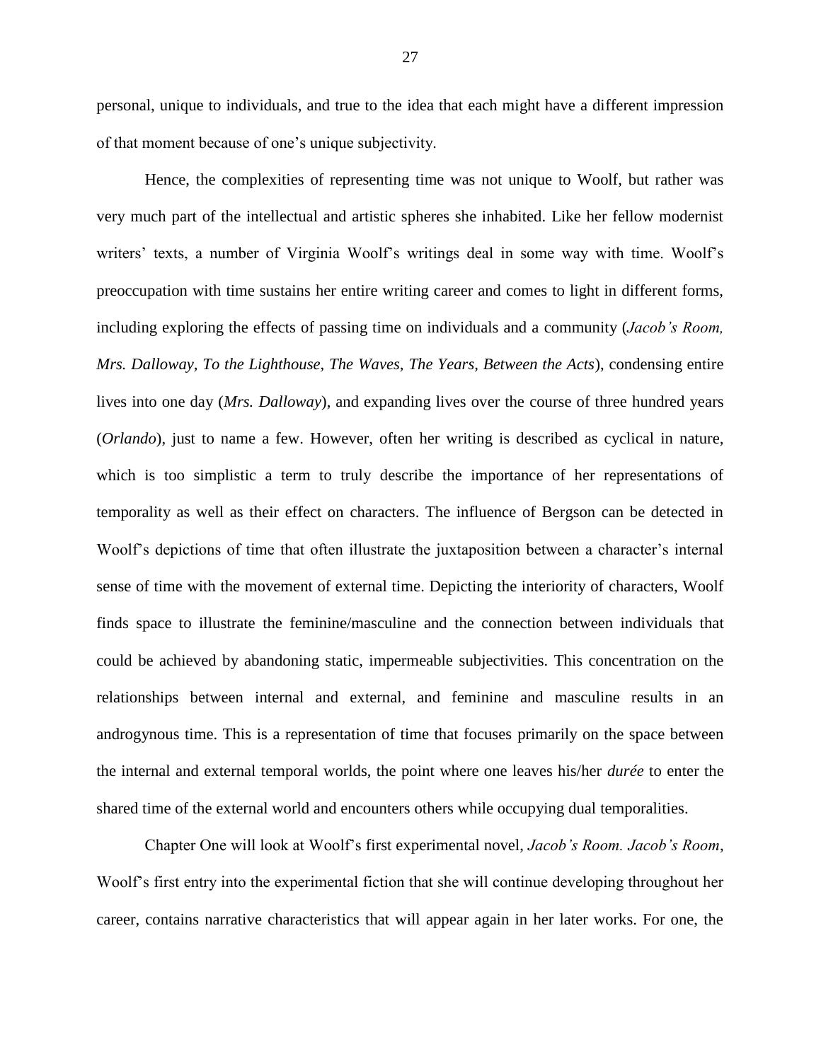personal, unique to individuals, and true to the idea that each might have a different impression of that moment because of one's unique subjectivity.

Hence, the complexities of representing time was not unique to Woolf, but rather was very much part of the intellectual and artistic spheres she inhabited. Like her fellow modernist writers' texts, a number of Virginia Woolf's writings deal in some way with time. Woolf's preoccupation with time sustains her entire writing career and comes to light in different forms, including exploring the effects of passing time on individuals and a community (*Jacob's Room, Mrs. Dalloway, To the Lighthouse, The Waves, The Years, Between the Acts*), condensing entire lives into one day (*Mrs. Dalloway*), and expanding lives over the course of three hundred years (*Orlando*), just to name a few. However, often her writing is described as cyclical in nature, which is too simplistic a term to truly describe the importance of her representations of temporality as well as their effect on characters. The influence of Bergson can be detected in Woolf's depictions of time that often illustrate the juxtaposition between a character's internal sense of time with the movement of external time. Depicting the interiority of characters, Woolf finds space to illustrate the feminine/masculine and the connection between individuals that could be achieved by abandoning static, impermeable subjectivities. This concentration on the relationships between internal and external, and feminine and masculine results in an androgynous time. This is a representation of time that focuses primarily on the space between the internal and external temporal worlds, the point where one leaves his/her *durée* to enter the shared time of the external world and encounters others while occupying dual temporalities.

Chapter One will look at Woolf's first experimental novel, *Jacob's Room. Jacob's Room*, Woolf's first entry into the experimental fiction that she will continue developing throughout her career, contains narrative characteristics that will appear again in her later works. For one, the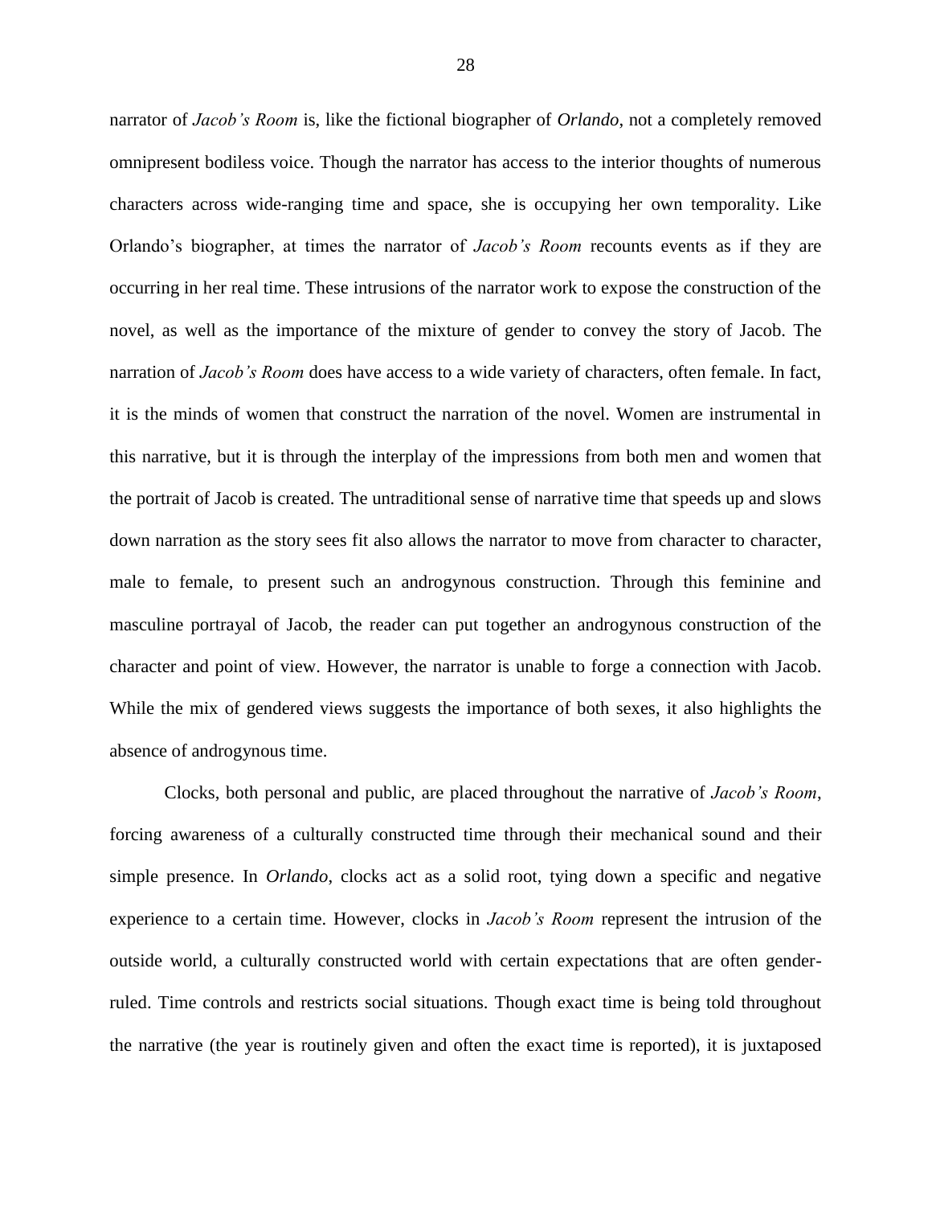narrator of *Jacob's Room* is, like the fictional biographer of *Orlando*, not a completely removed omnipresent bodiless voice. Though the narrator has access to the interior thoughts of numerous characters across wide-ranging time and space, she is occupying her own temporality. Like Orlando's biographer, at times the narrator of *Jacob's Room* recounts events as if they are occurring in her real time. These intrusions of the narrator work to expose the construction of the novel, as well as the importance of the mixture of gender to convey the story of Jacob. The narration of *Jacob's Room* does have access to a wide variety of characters, often female. In fact, it is the minds of women that construct the narration of the novel. Women are instrumental in this narrative, but it is through the interplay of the impressions from both men and women that the portrait of Jacob is created. The untraditional sense of narrative time that speeds up and slows down narration as the story sees fit also allows the narrator to move from character to character, male to female, to present such an androgynous construction. Through this feminine and masculine portrayal of Jacob, the reader can put together an androgynous construction of the character and point of view. However, the narrator is unable to forge a connection with Jacob. While the mix of gendered views suggests the importance of both sexes, it also highlights the absence of androgynous time.

Clocks, both personal and public, are placed throughout the narrative of *Jacob's Room*, forcing awareness of a culturally constructed time through their mechanical sound and their simple presence. In *Orlando*, clocks act as a solid root, tying down a specific and negative experience to a certain time. However, clocks in *Jacob's Room* represent the intrusion of the outside world, a culturally constructed world with certain expectations that are often gender-ruled. Time controls and restricts social situations. Though exact time is being told throughout the narrative (the year is routinely given and often the exact time is reported), it is juxtaposed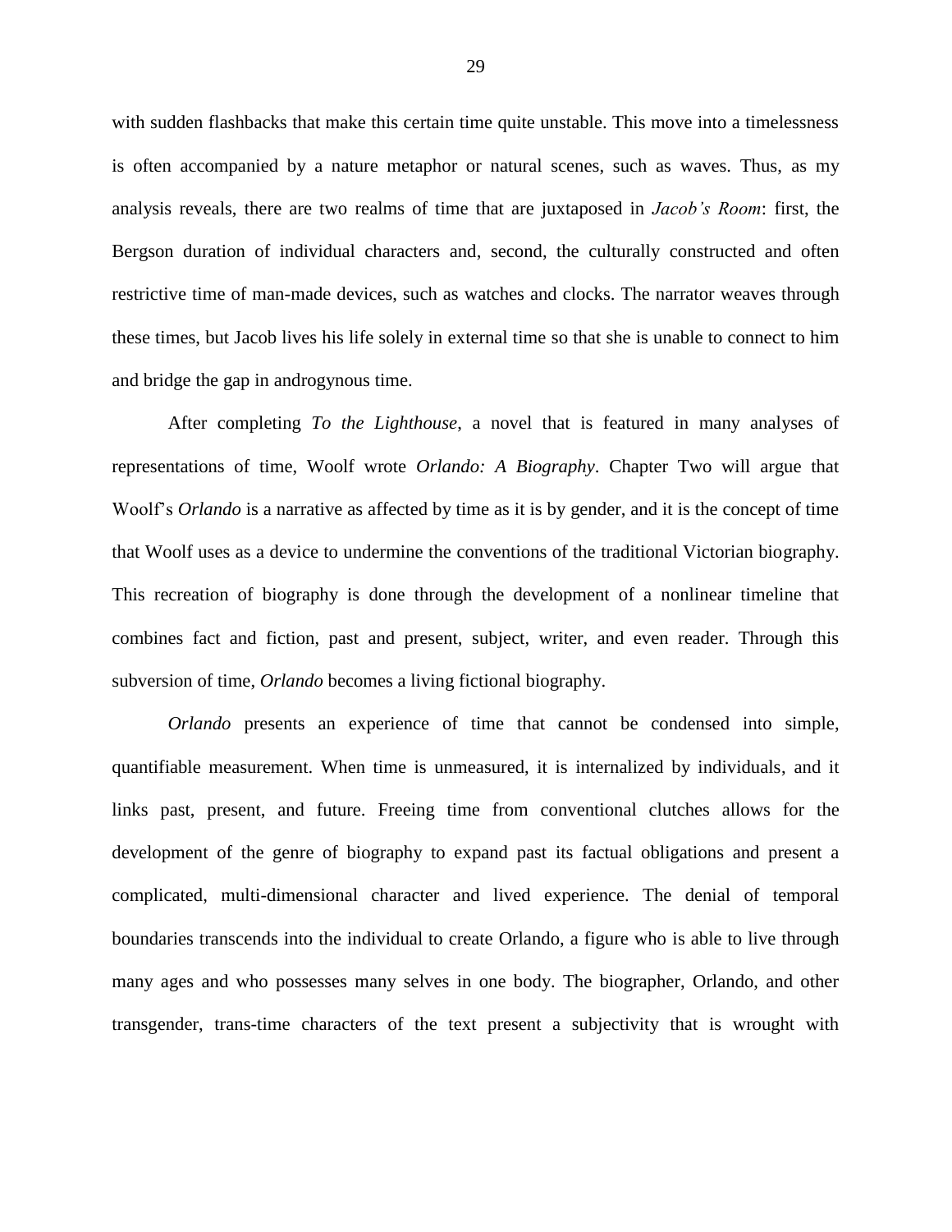with sudden flashbacks that make this certain time quite unstable. This move into a timelessness is often accompanied by a nature metaphor or natural scenes, such as waves. Thus, as my analysis reveals, there are two realms of time that are juxtaposed in *Jacob's Room*: first, the Bergson duration of individual characters and, second, the culturally constructed and often restrictive time of man-made devices, such as watches and clocks. The narrator weaves through these times, but Jacob lives his life solely in external time so that she is unable to connect to him and bridge the gap in androgynous time.

After completing *To the Lighthouse*, a novel that is featured in many analyses of representations of time, Woolf wrote *Orlando: A Biography*. Chapter Two will argue that Woolf's *Orlando* is a narrative as affected by time as it is by gender, and it is the concept of time that Woolf uses as a device to undermine the conventions of the traditional Victorian biography. This recreation of biography is done through the development of a nonlinear timeline that combines fact and fiction, past and present, subject, writer, and even reader. Through this subversion of time, *Orlando* becomes a living fictional biography.

*Orlando* presents an experience of time that cannot be condensed into simple, quantifiable measurement. When time is unmeasured, it is internalized by individuals, and it links past, present, and future. Freeing time from conventional clutches allows for the development of the genre of biography to expand past its factual obligations and present a complicated, multi-dimensional character and lived experience. The denial of temporal boundaries transcends into the individual to create Orlando, a figure who is able to live through many ages and who possesses many selves in one body. The biographer, Orlando, and other transgender, trans-time characters of the text present a subjectivity that is wrought with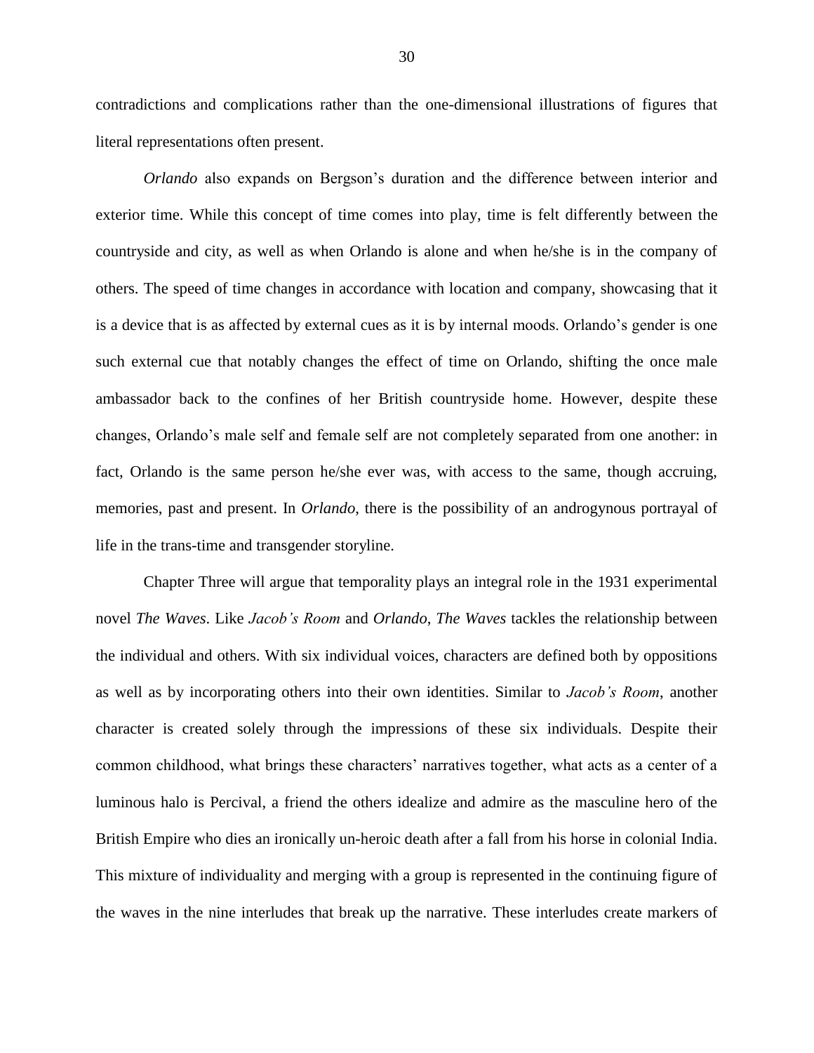contradictions and complications rather than the one-dimensional illustrations of figures that literal representations often present.

*Orlando* also expands on Bergson's duration and the difference between interior and exterior time. While this concept of time comes into play, time is felt differently between the countryside and city, as well as when Orlando is alone and when he/she is in the company of others. The speed of time changes in accordance with location and company, showcasing that it is a device that is as affected by external cues as it is by internal moods. Orlando's gender is one such external cue that notably changes the effect of time on Orlando, shifting the once male ambassador back to the confines of her British countryside home. However, despite these changes, Orlando's male self and female self are not completely separated from one another: in fact, Orlando is the same person he/she ever was, with access to the same, though accruing, memories, past and present. In *Orlando*, there is the possibility of an androgynous portrayal of life in the trans-time and transgender storyline.

Chapter Three will argue that temporality plays an integral role in the 1931 experimental novel *The Waves*. Like *Jacob's Room* and *Orlando*, *The Waves* tackles the relationship between the individual and others. With six individual voices, characters are defined both by oppositions as well as by incorporating others into their own identities. Similar to *Jacob's Room*, another character is created solely through the impressions of these six individuals. Despite their common childhood, what brings these characters' narratives together, what acts as a center of a luminous halo is Percival, a friend the others idealize and admire as the masculine hero of the British Empire who dies an ironically un-heroic death after a fall from his horse in colonial India. This mixture of individuality and merging with a group is represented in the continuing figure of the waves in the nine interludes that break up the narrative. These interludes create markers of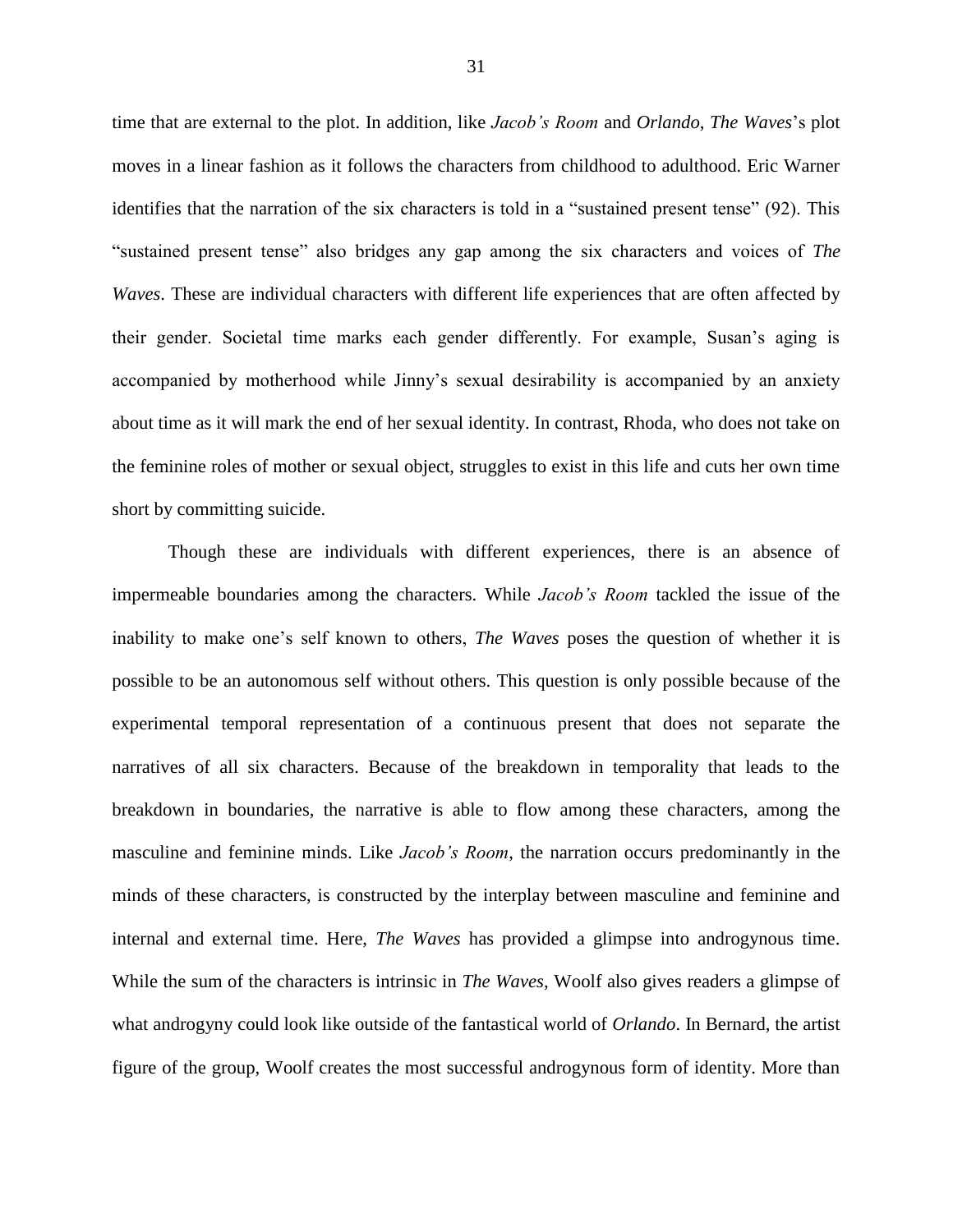time that are external to the plot. In addition, like *Jacob's Room* and *Orlando*, *The Waves*'s plot moves in a linear fashion as it follows the characters from childhood to adulthood. Eric Warner identifies that the narration of the six characters is told in a "sustained present tense" (92). This "sustained present tense" also bridges any gap among the six characters and voices of *The Waves*. These are individual characters with different life experiences that are often affected by their gender. Societal time marks each gender differently. For example, Susan's aging is accompanied by motherhood while Jinny's sexual desirability is accompanied by an anxiety about time as it will mark the end of her sexual identity. In contrast, Rhoda, who does not take on the feminine roles of mother or sexual object, struggles to exist in this life and cuts her own time short by committing suicide.

Though these are individuals with different experiences, there is an absence of impermeable boundaries among the characters. While *Jacob's Room* tackled the issue of the inability to make one's self known to others, *The Waves* poses the question of whether it is possible to be an autonomous self without others. This question is only possible because of the experimental temporal representation of a continuous present that does not separate the narratives of all six characters. Because of the breakdown in temporality that leads to the breakdown in boundaries, the narrative is able to flow among these characters, among the masculine and feminine minds. Like *Jacob's Room*, the narration occurs predominantly in the minds of these characters, is constructed by the interplay between masculine and feminine and internal and external time. Here, *The Waves* has provided a glimpse into androgynous time. While the sum of the characters is intrinsic in *The Waves*, Woolf also gives readers a glimpse of what androgyny could look like outside of the fantastical world of *Orlando*. In Bernard, the artist figure of the group, Woolf creates the most successful androgynous form of identity. More than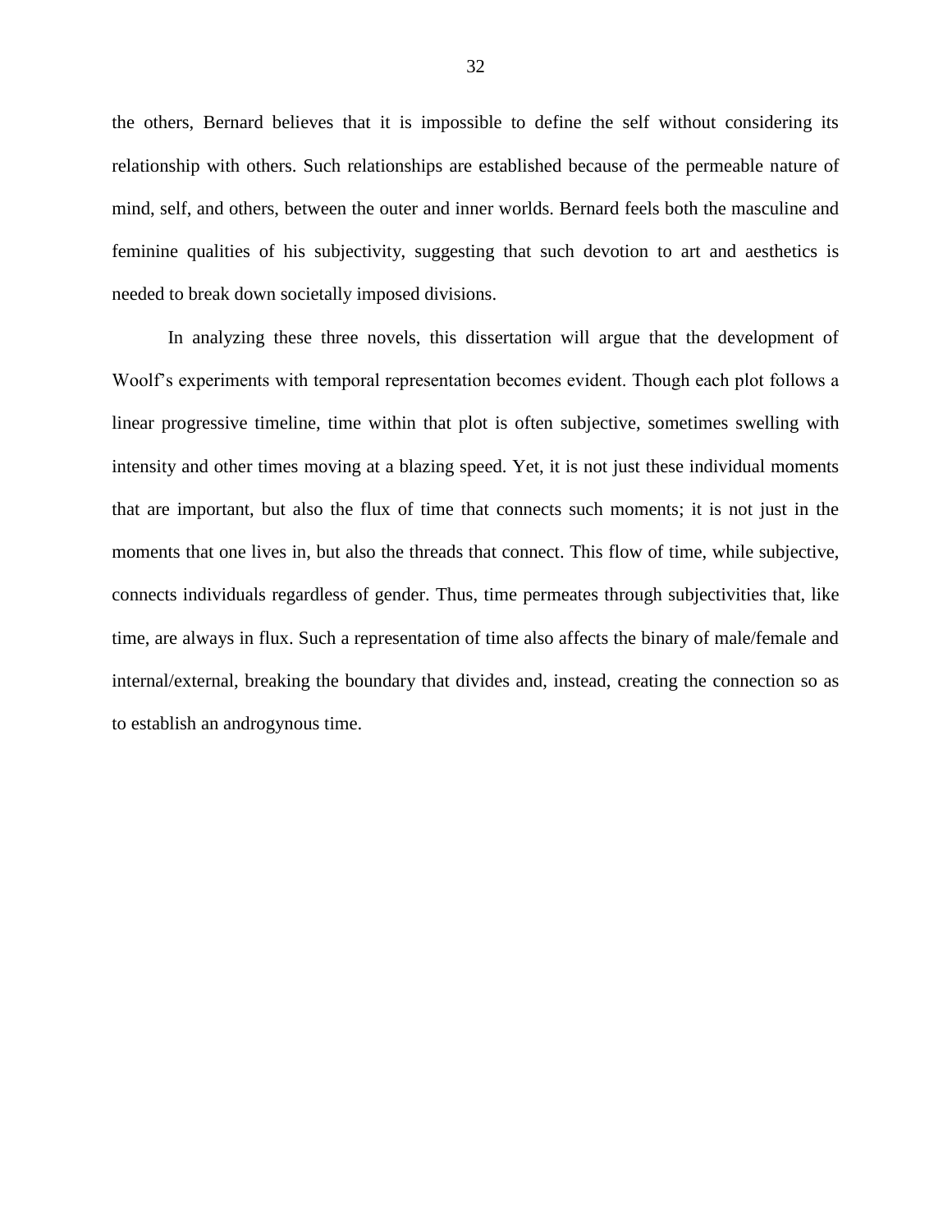the others, Bernard believes that it is impossible to define the self without considering its relationship with others. Such relationships are established because of the permeable nature of mind, self, and others, between the outer and inner worlds. Bernard feels both the masculine and feminine qualities of his subjectivity, suggesting that such devotion to art and aesthetics is needed to break down societally imposed divisions.

In analyzing these three novels, this dissertation will argue that the development of Woolf's experiments with temporal representation becomes evident. Though each plot follows a linear progressive timeline, time within that plot is often subjective, sometimes swelling with intensity and other times moving at a blazing speed. Yet, it is not just these individual moments that are important, but also the flux of time that connects such moments; it is not just in the moments that one lives in, but also the threads that connect. This flow of time, while subjective, connects individuals regardless of gender. Thus, time permeates through subjectivities that, like time, are always in flux. Such a representation of time also affects the binary of male/female and internal/external, breaking the boundary that divides and, instead, creating the connection so as to establish an androgynous time.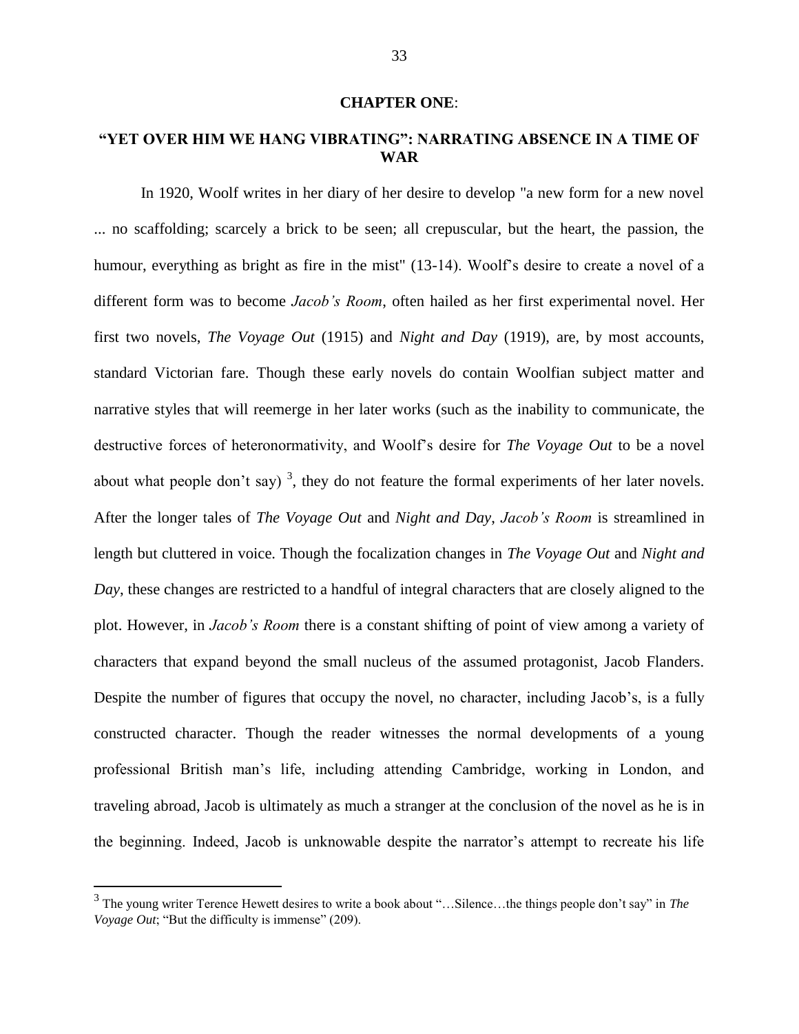## CHAPTER ONE:

## "YET OVER HIM WE HANG VIBRATING": NARRATING ABSENCE IN A TIME OF WAR

In 1920, Woolf writes in her diary of her desire to develop "a new form for a new novel ... no scaffolding; scarcely a brick to be seen; all crepuscular, but the heart, the passion, the humour, everything as bright as fire in the mist" (13-14). Woolf's desire to create a novel of a different form was to become *Jacob's Room*, often hailed as her first experimental novel. Her first two novels, *The Voyage Out* (1915) and *Night and Day* (1919), are, by most accounts, standard Victorian fare. Though these early novels do contain Woolfian subject matter and narrative styles that will reemerge in her later works (such as the inability to communicate, the destructive forces of heteronormativity, and Woolf's desire for *The Voyage Out* to be a novel about what people don't say) [3], they do not feature the formal experiments of her later novels. After the longer tales of *The Voyage Out* and *Night and Day*, *Jacob's Room* is streamlined in length but cluttered in voice. Though the focalization changes in *The Voyage Out* and *Night and Day*, these changes are restricted to a handful of integral characters that are closely aligned to the plot. However, in *Jacob's Room* there is a constant shifting of point of view among a variety of characters that expand beyond the small nucleus of the assumed protagonist, Jacob Flanders. Despite the number of figures that occupy the novel, no character, including Jacob's, is a fully constructed character. Though the reader witnesses the normal developments of a young professional British man's life, including attending Cambridge, working in London, and traveling abroad, Jacob is ultimately as much a stranger at the conclusion of the novel as he is in the beginning. Indeed, Jacob is unknowable despite the narrator's attempt to recreate his life

[3] The young writer Terence Hewett desires to write a book about "…Silence…the things people don't say" in *The Voyage Out*; "But the difficulty is immense" (209).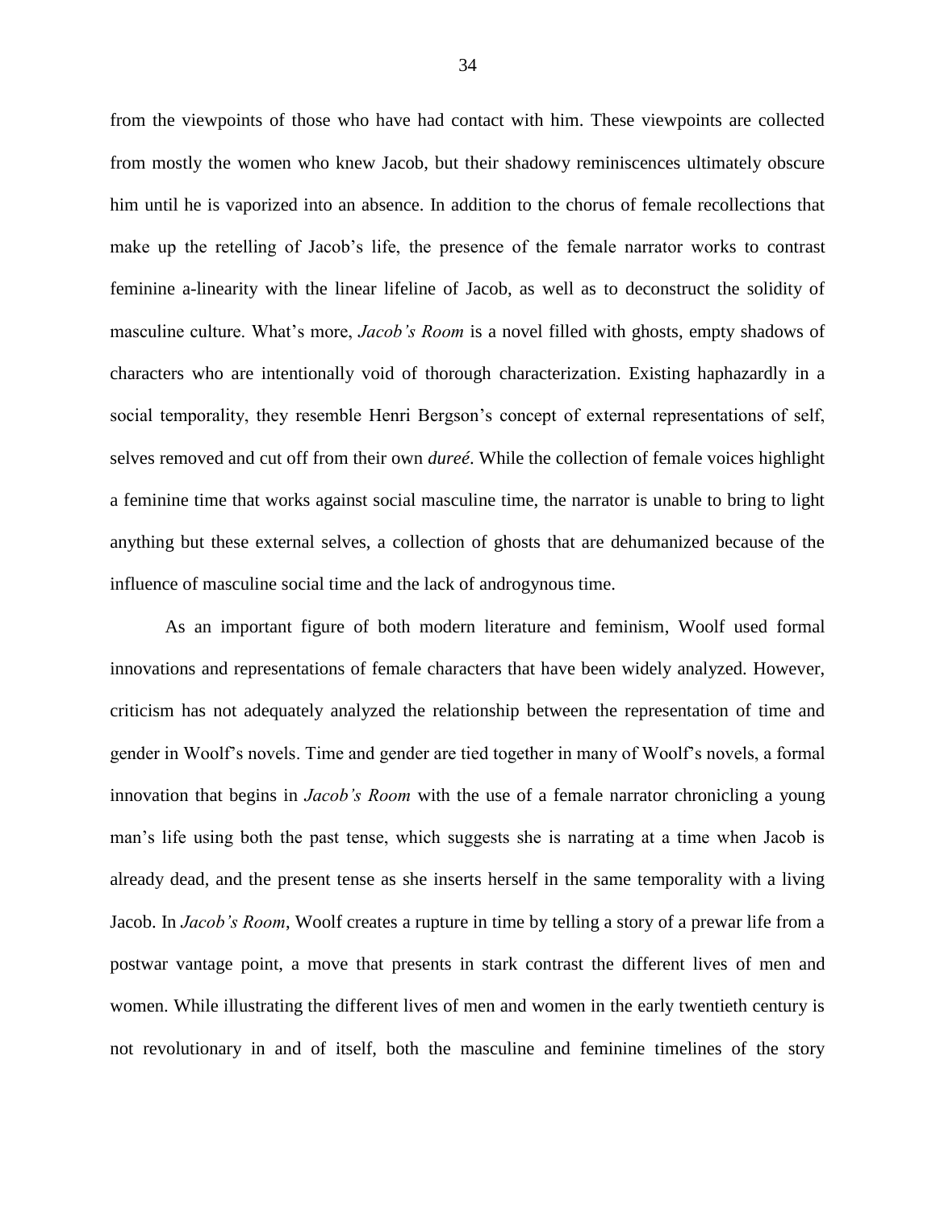from the viewpoints of those who have had contact with him. These viewpoints are collected from mostly the women who knew Jacob, but their shadowy reminiscences ultimately obscure him until he is vaporized into an absence. In addition to the chorus of female recollections that make up the retelling of Jacob's life, the presence of the female narrator works to contrast feminine a-linearity with the linear lifeline of Jacob, as well as to deconstruct the solidity of masculine culture. What's more, *Jacob's Room* is a novel filled with ghosts, empty shadows of characters who are intentionally void of thorough characterization. Existing haphazardly in a social temporality, they resemble Henri Bergson's concept of external representations of self, selves removed and cut off from their own *dureé*. While the collection of female voices highlight a feminine time that works against social masculine time, the narrator is unable to bring to light anything but these external selves, a collection of ghosts that are dehumanized because of the influence of masculine social time and the lack of androgynous time.

As an important figure of both modern literature and feminism, Woolf used formal innovations and representations of female characters that have been widely analyzed. However, criticism has not adequately analyzed the relationship between the representation of time and gender in Woolf's novels. Time and gender are tied together in many of Woolf's novels, a formal innovation that begins in *Jacob's Room* with the use of a female narrator chronicling a young man's life using both the past tense, which suggests she is narrating at a time when Jacob is already dead, and the present tense as she inserts herself in the same temporality with a living Jacob. In *Jacob's Room*, Woolf creates a rupture in time by telling a story of a prewar life from a postwar vantage point, a move that presents in stark contrast the different lives of men and women. While illustrating the different lives of men and women in the early twentieth century is not revolutionary in and of itself, both the masculine and feminine timelines of the story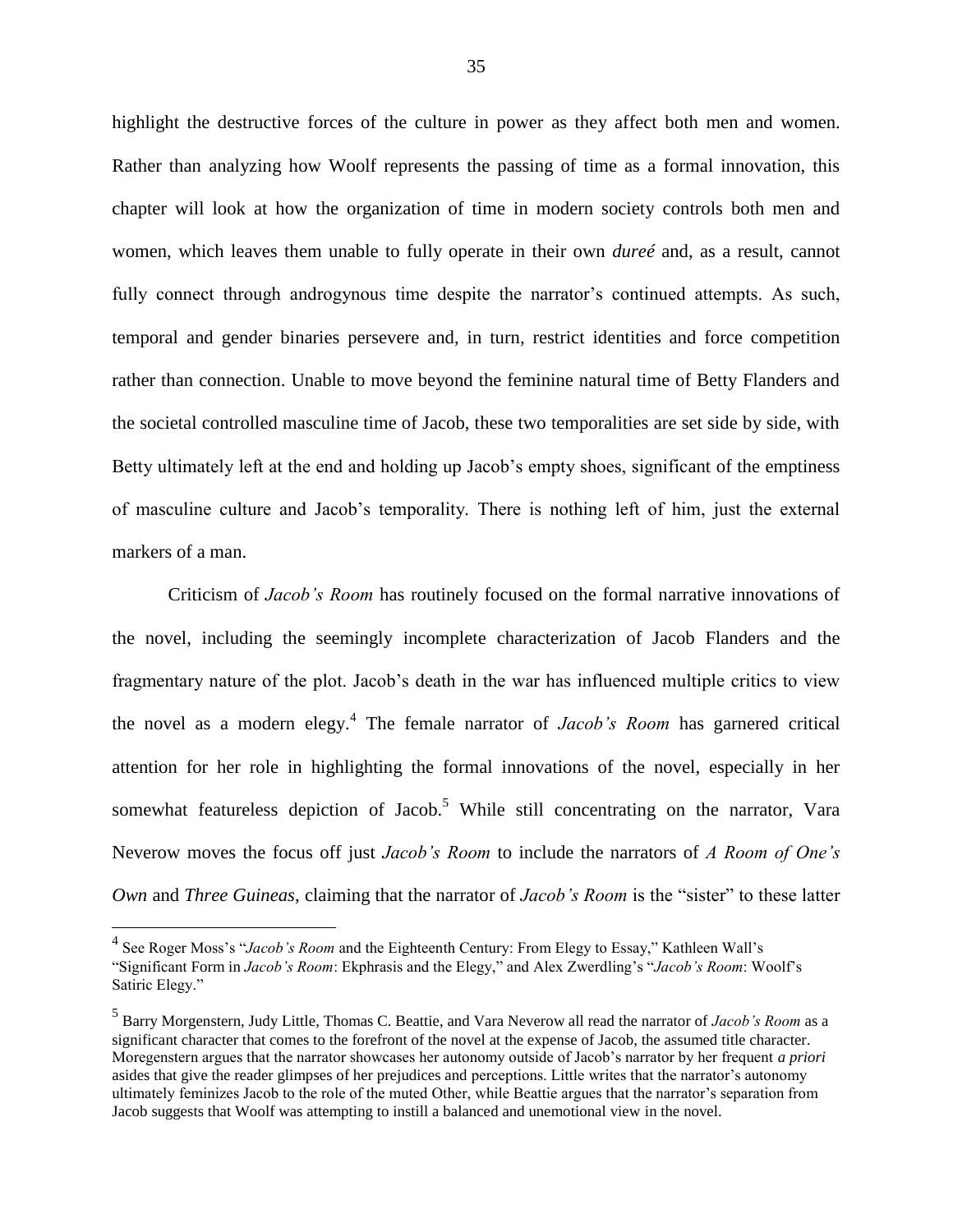highlight the destructive forces of the culture in power as they affect both men and women. Rather than analyzing how Woolf represents the passing of time as a formal innovation, this chapter will look at how the organization of time in modern society controls both men and women, which leaves them unable to fully operate in their own *dureé* and, as a result, cannot fully connect through androgynous time despite the narrator's continued attempts. As such, temporal and gender binaries persevere and, in turn, restrict identities and force competition rather than connection. Unable to move beyond the feminine natural time of Betty Flanders and the societal controlled masculine time of Jacob, these two temporalities are set side by side, with Betty ultimately left at the end and holding up Jacob's empty shoes, significant of the emptiness of masculine culture and Jacob's temporality. There is nothing left of him, just the external markers of a man.

Criticism of *Jacob's Room* has routinely focused on the formal narrative innovations of the novel, including the seemingly incomplete characterization of Jacob Flanders and the fragmentary nature of the plot. Jacob's death in the war has influenced multiple critics to view the novel as a modern elegy.[4] The female narrator of *Jacob's Room* has garnered critical attention for her role in highlighting the formal innovations of the novel, especially in her somewhat featureless depiction of Jacob.[5] While still concentrating on the narrator, Vara Neverow moves the focus off just *Jacob's Room* to include the narrators of *A Room of One's Own* and *Three Guineas*, claiming that the narrator of *Jacob's Room* is the "sister" to these latter

---

[4] See Roger Moss's "*Jacob's Room* and the Eighteenth Century: From Elegy to Essay," Kathleen Wall's "Significant Form in *Jacob's Room*: Ekphrasis and the Elegy," and Alex Zwerdling's "*Jacob's Room*: Woolf's Satiric Elegy."

[5] Barry Morgenstern, Judy Little, Thomas C. Beattie, and Vara Neverow all read the narrator of *Jacob's Room* as a significant character that comes to the forefront of the novel at the expense of Jacob, the assumed title character. Moregenstern argues that the narrator showcases her autonomy outside of Jacob's narrator by her frequent *a priori* asides that give the reader glimpses of her prejudices and perceptions. Little writes that the narrator's autonomy ultimately feminizes Jacob to the role of the muted Other, while Beattie argues that the narrator's separation from Jacob suggests that Woolf was attempting to instill a balanced and unemotional view in the novel.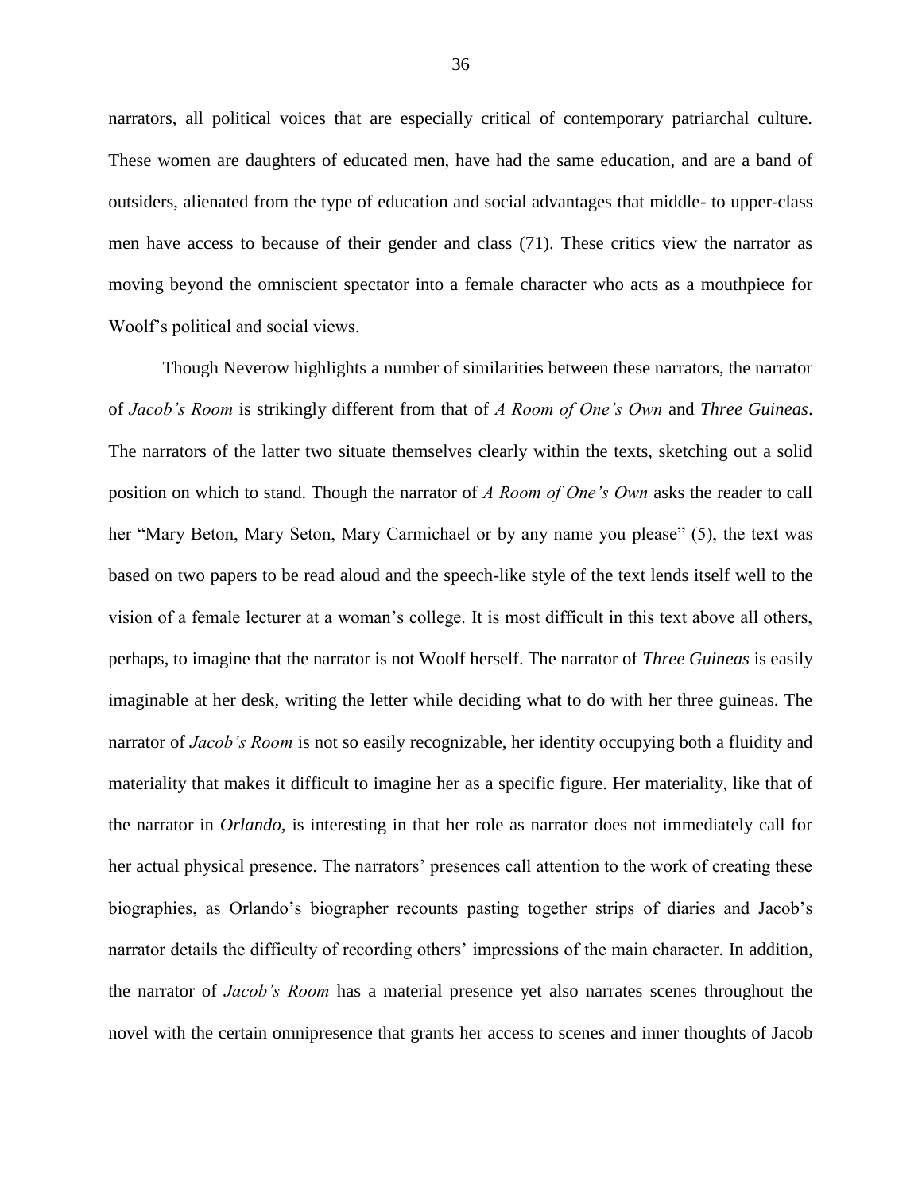narrators, all political voices that are especially critical of contemporary patriarchal culture. These women are daughters of educated men, have had the same education, and are a band of outsiders, alienated from the type of education and social advantages that middle- to upper-class men have access to because of their gender and class (71). These critics view the narrator as moving beyond the omniscient spectator into a female character who acts as a mouthpiece for Woolf's political and social views.

Though Neverow highlights a number of similarities between these narrators, the narrator of *Jacob's Room* is strikingly different from that of *A Room of One's Own* and *Three Guineas*. The narrators of the latter two situate themselves clearly within the texts, sketching out a solid position on which to stand. Though the narrator of *A Room of One's Own* asks the reader to call her "Mary Beton, Mary Seton, Mary Carmichael or by any name you please" (5), the text was based on two papers to be read aloud and the speech-like style of the text lends itself well to the vision of a female lecturer at a woman's college. It is most difficult in this text above all others, perhaps, to imagine that the narrator is not Woolf herself. The narrator of *Three Guineas* is easily imaginable at her desk, writing the letter while deciding what to do with her three guineas. The narrator of *Jacob's Room* is not so easily recognizable, her identity occupying both a fluidity and materiality that makes it difficult to imagine her as a specific figure. Her materiality, like that of the narrator in *Orlando*, is interesting in that her role as narrator does not immediately call for her actual physical presence. The narrators' presences call attention to the work of creating these biographies, as Orlando's biographer recounts pasting together strips of diaries and Jacob's narrator details the difficulty of recording others' impressions of the main character. In addition, the narrator of *Jacob's Room* has a material presence yet also narrates scenes throughout the novel with the certain omnipresence that grants her access to scenes and inner thoughts of Jacob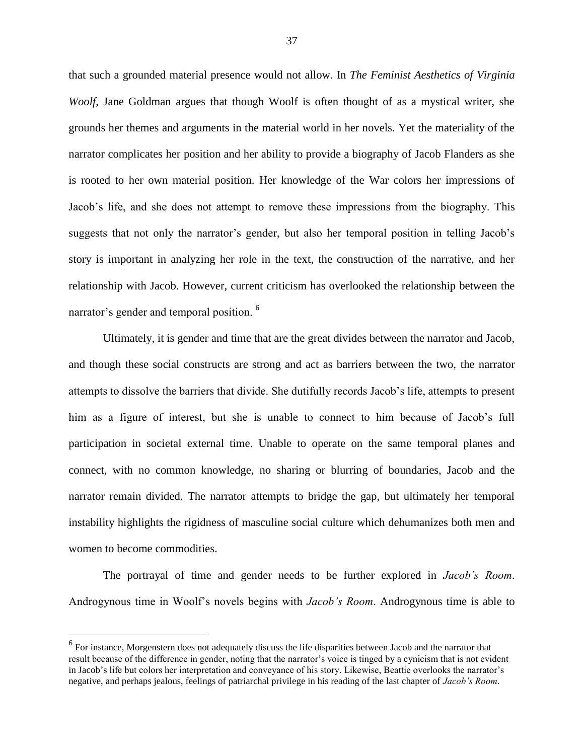that such a grounded material presence would not allow. In *The Feminist Aesthetics of Virginia Woolf*, Jane Goldman argues that though Woolf is often thought of as a mystical writer, she grounds her themes and arguments in the material world in her novels. Yet the materiality of the narrator complicates her position and her ability to provide a biography of Jacob Flanders as she is rooted to her own material position. Her knowledge of the War colors her impressions of Jacob's life, and she does not attempt to remove these impressions from the biography. This suggests that not only the narrator's gender, but also her temporal position in telling Jacob's story is important in analyzing her role in the text, the construction of the narrative, and her relationship with Jacob. However, current criticism has overlooked the relationship between the narrator's gender and temporal position. [6]

Ultimately, it is gender and time that are the great divides between the narrator and Jacob, and though these social constructs are strong and act as barriers between the two, the narrator attempts to dissolve the barriers that divide. She dutifully records Jacob's life, attempts to present him as a figure of interest, but she is unable to connect to him because of Jacob's full participation in societal external time. Unable to operate on the same temporal planes and connect, with no common knowledge, no sharing or blurring of boundaries, Jacob and the narrator remain divided. The narrator attempts to bridge the gap, but ultimately her temporal instability highlights the rigidness of masculine social culture which dehumanizes both men and women to become commodities.

The portrayal of time and gender needs to be further explored in *Jacob's Room*. Androgynous time in Woolf's novels begins with *Jacob's Room*. Androgynous time is able to

[6] For instance, Morgenstern does not adequately discuss the life disparities between Jacob and the narrator that result because of the difference in gender, noting that the narrator's voice is tinged by a cynicism that is not evident in Jacob's life but colors her interpretation and conveyance of his story. Likewise, Beattie overlooks the narrator's negative, and perhaps jealous, feelings of patriarchal privilege in his reading of the last chapter of *Jacob's Room*.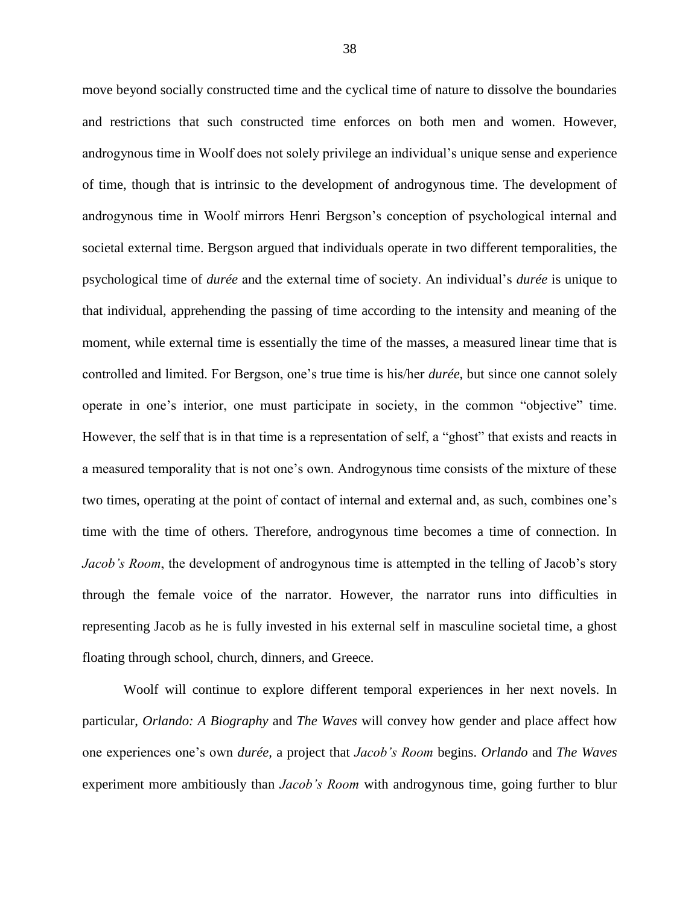move beyond socially constructed time and the cyclical time of nature to dissolve the boundaries and restrictions that such constructed time enforces on both men and women. However, androgynous time in Woolf does not solely privilege an individual's unique sense and experience of time, though that is intrinsic to the development of androgynous time. The development of androgynous time in Woolf mirrors Henri Bergson's conception of psychological internal and societal external time. Bergson argued that individuals operate in two different temporalities, the psychological time of *durée* and the external time of society. An individual's *durée* is unique to that individual, apprehending the passing of time according to the intensity and meaning of the moment, while external time is essentially the time of the masses, a measured linear time that is controlled and limited. For Bergson, one's true time is his/her *durée*, but since one cannot solely operate in one's interior, one must participate in society, in the common "objective" time. However, the self that is in that time is a representation of self, a "ghost" that exists and reacts in a measured temporality that is not one's own. Androgynous time consists of the mixture of these two times, operating at the point of contact of internal and external and, as such, combines one's time with the time of others. Therefore, androgynous time becomes a time of connection. In *Jacob's Room*, the development of androgynous time is attempted in the telling of Jacob's story through the female voice of the narrator. However, the narrator runs into difficulties in representing Jacob as he is fully invested in his external self in masculine societal time, a ghost floating through school, church, dinners, and Greece.

Woolf will continue to explore different temporal experiences in her next novels. In particular, *Orlando: A Biography* and *The Waves* will convey how gender and place affect how one experiences one's own *durée*, a project that *Jacob's Room* begins. *Orlando* and *The Waves* experiment more ambitiously than *Jacob's Room* with androgynous time, going further to blur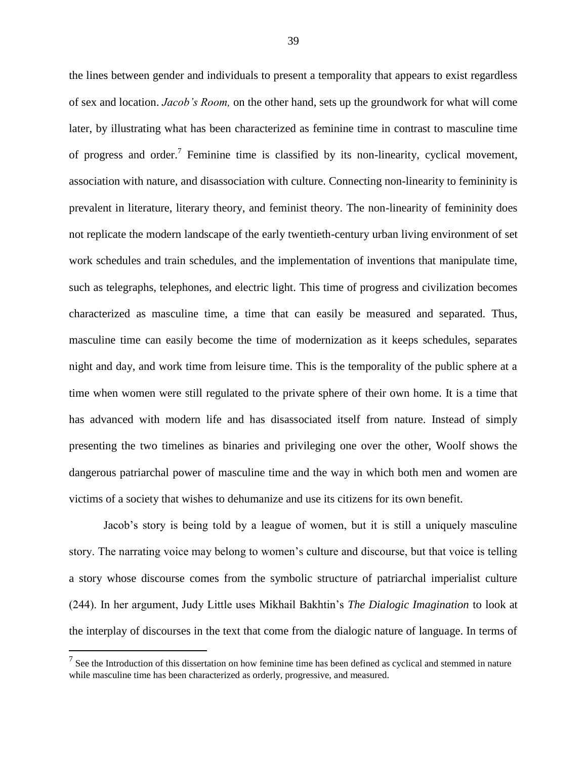the lines between gender and individuals to present a temporality that appears to exist regardless of sex and location. *Jacob's Room,* on the other hand, sets up the groundwork for what will come later, by illustrating what has been characterized as feminine time in contrast to masculine time of progress and order.[7] Feminine time is classified by its non-linearity, cyclical movement, association with nature, and disassociation with culture. Connecting non-linearity to femininity is prevalent in literature, literary theory, and feminist theory. The non-linearity of femininity does not replicate the modern landscape of the early twentieth-century urban living environment of set work schedules and train schedules, and the implementation of inventions that manipulate time, such as telegraphs, telephones, and electric light. This time of progress and civilization becomes characterized as masculine time, a time that can easily be measured and separated. Thus, masculine time can easily become the time of modernization as it keeps schedules, separates night and day, and work time from leisure time. This is the temporality of the public sphere at a time when women were still regulated to the private sphere of their own home. It is a time that has advanced with modern life and has disassociated itself from nature. Instead of simply presenting the two timelines as binaries and privileging one over the other, Woolf shows the dangerous patriarchal power of masculine time and the way in which both men and women are victims of a society that wishes to dehumanize and use its citizens for its own benefit.

Jacob's story is being told by a league of women, but it is still a uniquely masculine story. The narrating voice may belong to women's culture and discourse, but that voice is telling a story whose discourse comes from the symbolic structure of patriarchal imperialist culture (244). In her argument, Judy Little uses Mikhail Bakhtin's *The Dialogic Imagination* to look at the interplay of discourses in the text that come from the dialogic nature of language. In terms of

[7] See the Introduction of this dissertation on how feminine time has been defined as cyclical and stemmed in nature while masculine time has been characterized as orderly, progressive, and measured.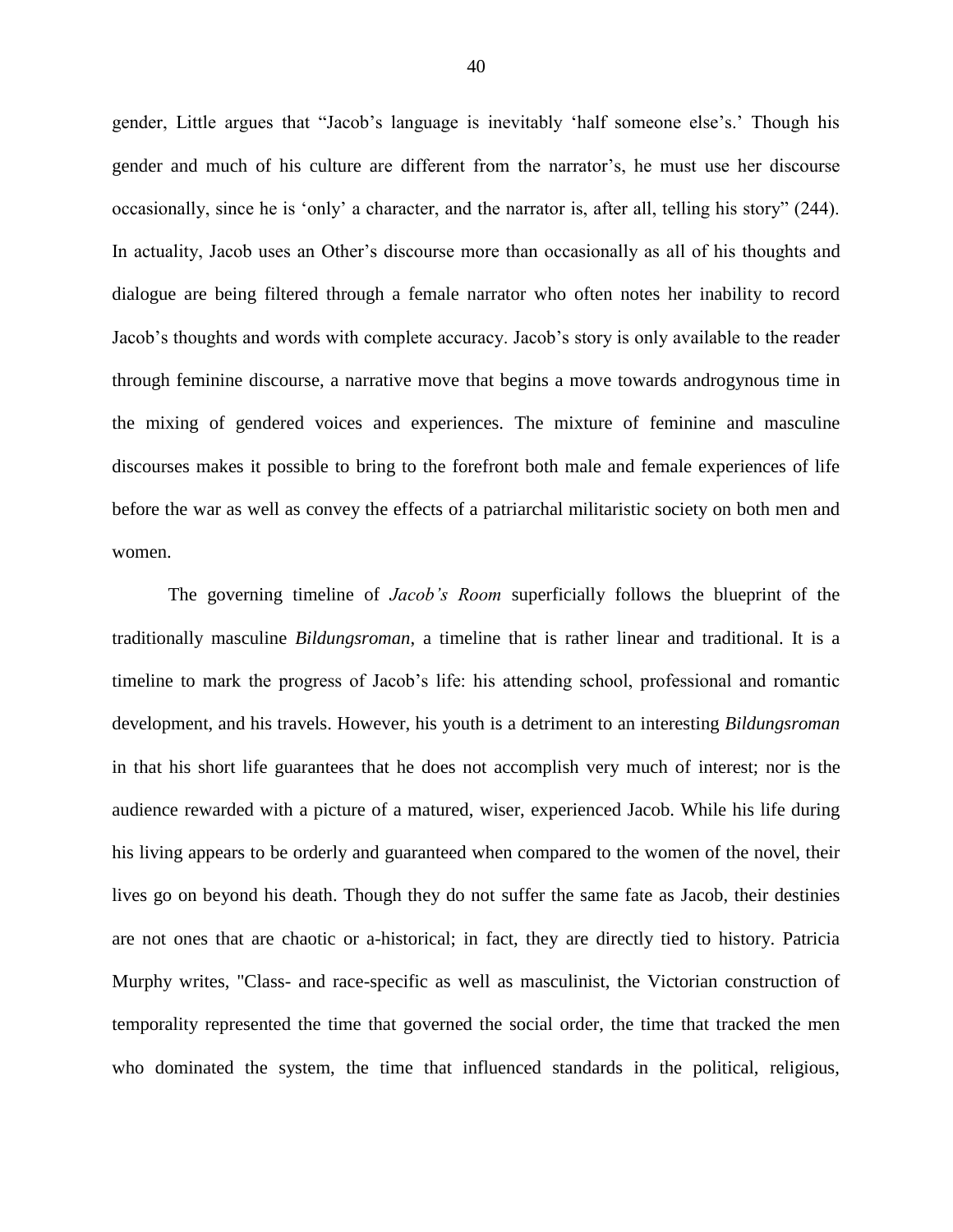gender, Little argues that "Jacob's language is inevitably 'half someone else's.' Though his gender and much of his culture are different from the narrator's, he must use her discourse occasionally, since he is 'only' a character, and the narrator is, after all, telling his story" (244). In actuality, Jacob uses an Other's discourse more than occasionally as all of his thoughts and dialogue are being filtered through a female narrator who often notes her inability to record Jacob's thoughts and words with complete accuracy. Jacob's story is only available to the reader through feminine discourse, a narrative move that begins a move towards androgynous time in the mixing of gendered voices and experiences. The mixture of feminine and masculine discourses makes it possible to bring to the forefront both male and female experiences of life before the war as well as convey the effects of a patriarchal militaristic society on both men and women.

The governing timeline of *Jacob's Room* superficially follows the blueprint of the traditionally masculine *Bildungsroman*, a timeline that is rather linear and traditional. It is a timeline to mark the progress of Jacob's life: his attending school, professional and romantic development, and his travels. However, his youth is a detriment to an interesting *Bildungsroman* in that his short life guarantees that he does not accomplish very much of interest; nor is the audience rewarded with a picture of a matured, wiser, experienced Jacob. While his life during his living appears to be orderly and guaranteed when compared to the women of the novel, their lives go on beyond his death. Though they do not suffer the same fate as Jacob, their destinies are not ones that are chaotic or a-historical; in fact, they are directly tied to history. Patricia Murphy writes, "Class- and race-specific as well as masculinist, the Victorian construction of temporality represented the time that governed the social order, the time that tracked the men who dominated the system, the time that influenced standards in the political, religious,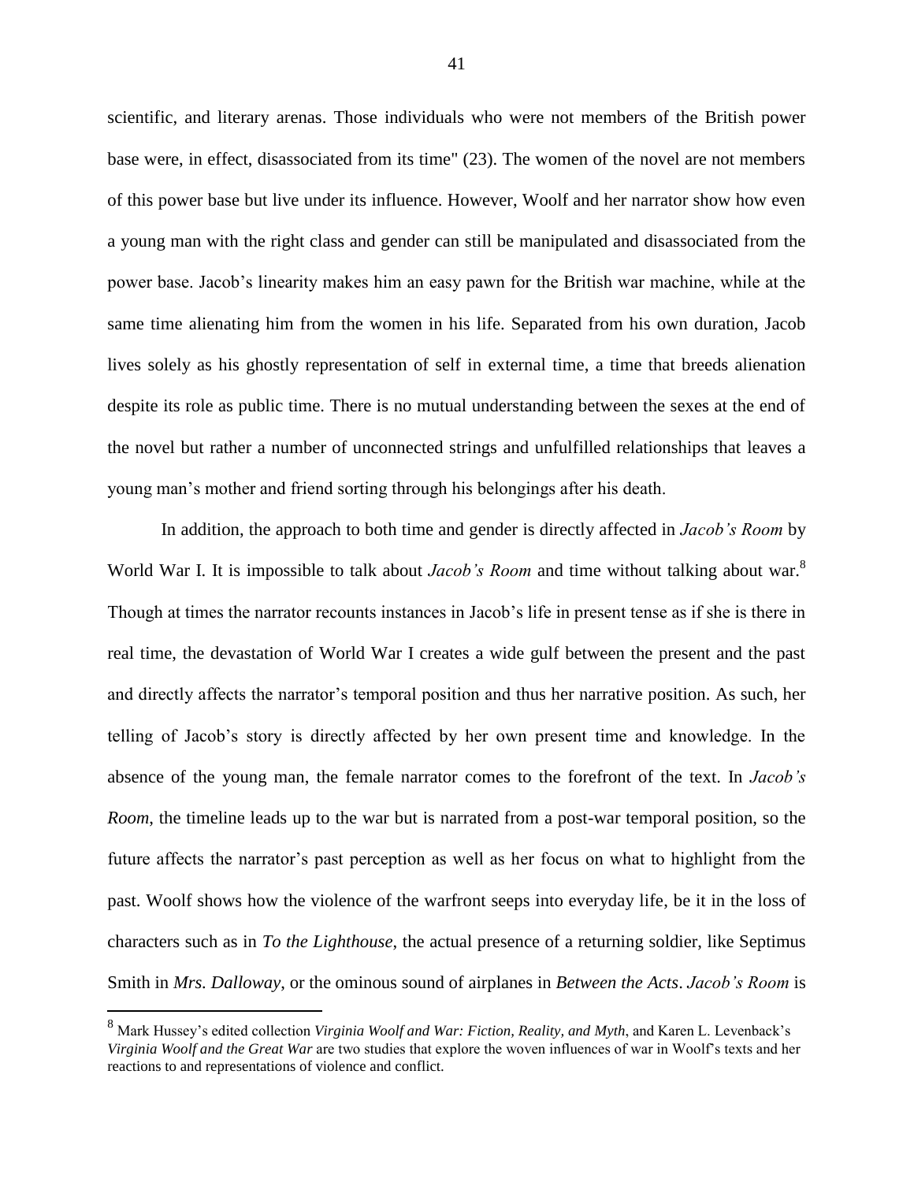scientific, and literary arenas. Those individuals who were not members of the British power base were, in effect, disassociated from its time" (23). The women of the novel are not members of this power base but live under its influence. However, Woolf and her narrator show how even a young man with the right class and gender can still be manipulated and disassociated from the power base. Jacob's linearity makes him an easy pawn for the British war machine, while at the same time alienating him from the women in his life. Separated from his own duration, Jacob lives solely as his ghostly representation of self in external time, a time that breeds alienation despite its role as public time. There is no mutual understanding between the sexes at the end of the novel but rather a number of unconnected strings and unfulfilled relationships that leaves a young man's mother and friend sorting through his belongings after his death.

In addition, the approach to both time and gender is directly affected in *Jacob's Room* by World War I. It is impossible to talk about *Jacob's Room* and time without talking about war.[8] Though at times the narrator recounts instances in Jacob's life in present tense as if she is there in real time, the devastation of World War I creates a wide gulf between the present and the past and directly affects the narrator's temporal position and thus her narrative position. As such, her telling of Jacob's story is directly affected by her own present time and knowledge. In the absence of the young man, the female narrator comes to the forefront of the text. In *Jacob's Room*, the timeline leads up to the war but is narrated from a post-war temporal position, so the future affects the narrator's past perception as well as her focus on what to highlight from the past. Woolf shows how the violence of the warfront seeps into everyday life, be it in the loss of characters such as in *To the Lighthouse*, the actual presence of a returning soldier, like Septimus Smith in *Mrs. Dalloway*, or the ominous sound of airplanes in *Between the Acts*. *Jacob's Room* is

[8] Mark Hussey's edited collection *Virginia Woolf and War: Fiction, Reality, and Myth*, and Karen L. Levenback's *Virginia Woolf and the Great War* are two studies that explore the woven influences of war in Woolf's texts and her reactions to and representations of violence and conflict.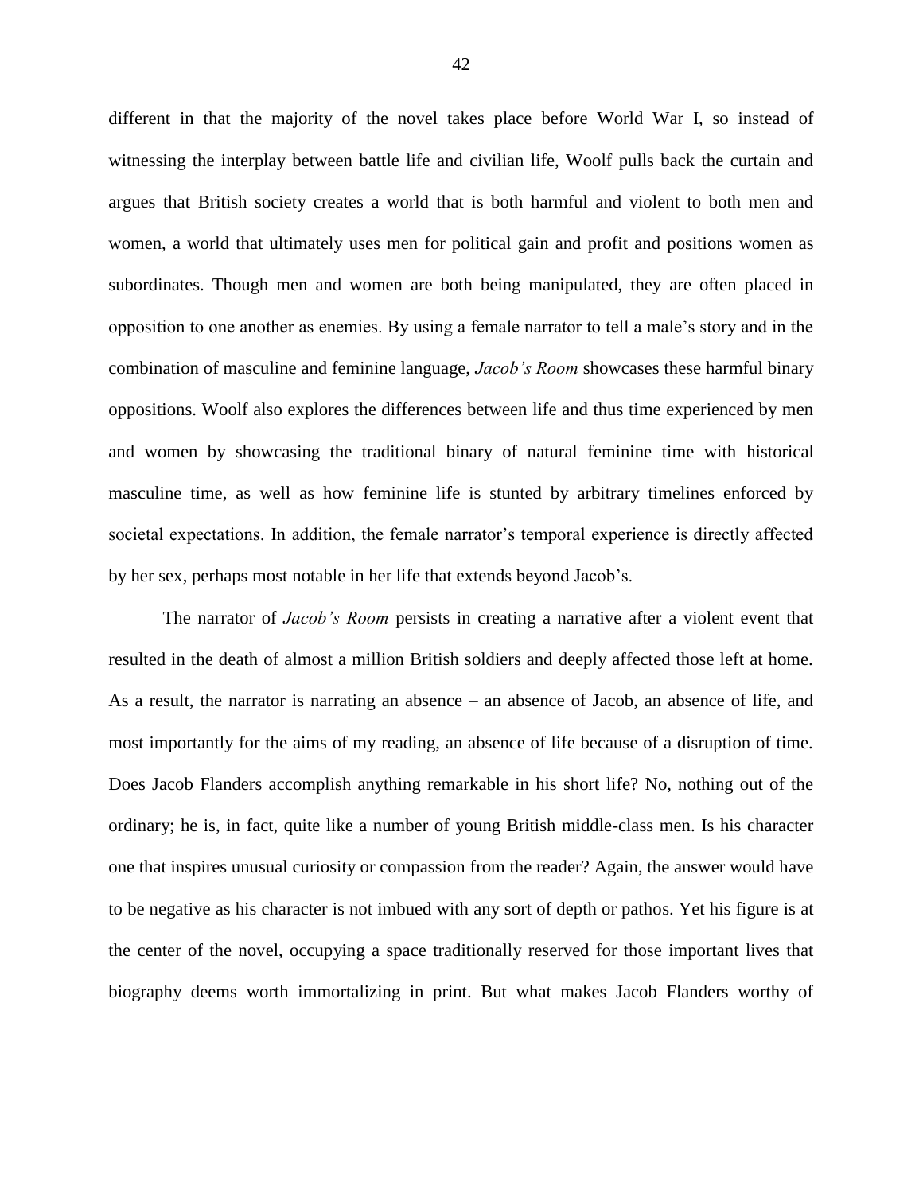different in that the majority of the novel takes place before World War I, so instead of witnessing the interplay between battle life and civilian life, Woolf pulls back the curtain and argues that British society creates a world that is both harmful and violent to both men and women, a world that ultimately uses men for political gain and profit and positions women as subordinates. Though men and women are both being manipulated, they are often placed in opposition to one another as enemies. By using a female narrator to tell a male's story and in the combination of masculine and feminine language, *Jacob's Room* showcases these harmful binary oppositions. Woolf also explores the differences between life and thus time experienced by men and women by showcasing the traditional binary of natural feminine time with historical masculine time, as well as how feminine life is stunted by arbitrary timelines enforced by societal expectations. In addition, the female narrator's temporal experience is directly affected by her sex, perhaps most notable in her life that extends beyond Jacob's.

The narrator of *Jacob's Room* persists in creating a narrative after a violent event that resulted in the death of almost a million British soldiers and deeply affected those left at home. As a result, the narrator is narrating an absence – an absence of Jacob, an absence of life, and most importantly for the aims of my reading, an absence of life because of a disruption of time. Does Jacob Flanders accomplish anything remarkable in his short life? No, nothing out of the ordinary; he is, in fact, quite like a number of young British middle-class men. Is his character one that inspires unusual curiosity or compassion from the reader? Again, the answer would have to be negative as his character is not imbued with any sort of depth or pathos. Yet his figure is at the center of the novel, occupying a space traditionally reserved for those important lives that biography deems worth immortalizing in print. But what makes Jacob Flanders worthy of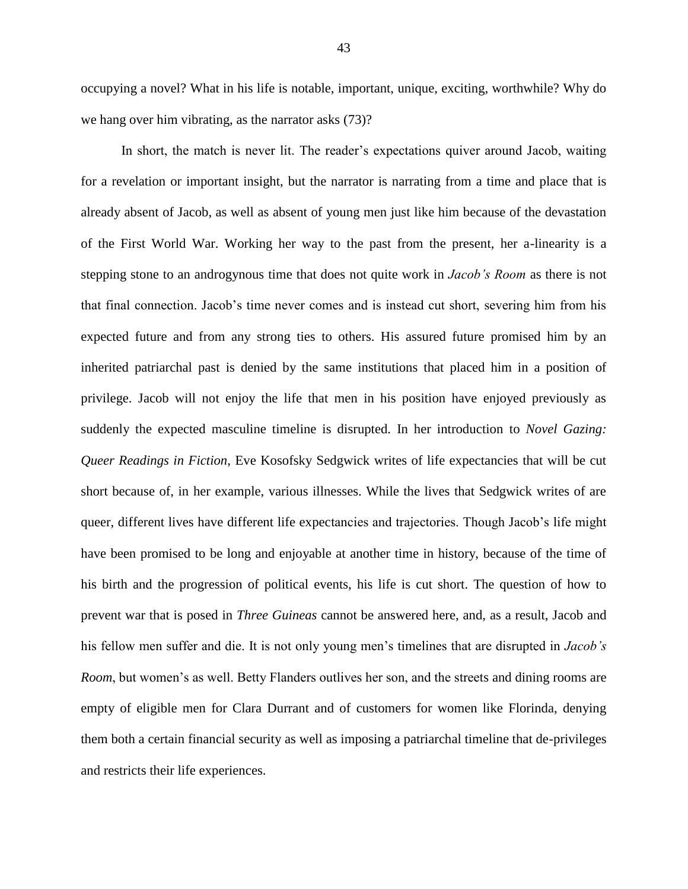occupying a novel? What in his life is notable, important, unique, exciting, worthwhile? Why do we hang over him vibrating, as the narrator asks (73)?

In short, the match is never lit. The reader's expectations quiver around Jacob, waiting for a revelation or important insight, but the narrator is narrating from a time and place that is already absent of Jacob, as well as absent of young men just like him because of the devastation of the First World War. Working her way to the past from the present, her a-linearity is a stepping stone to an androgynous time that does not quite work in *Jacob's Room* as there is not that final connection. Jacob's time never comes and is instead cut short, severing him from his expected future and from any strong ties to others. His assured future promised him by an inherited patriarchal past is denied by the same institutions that placed him in a position of privilege. Jacob will not enjoy the life that men in his position have enjoyed previously as suddenly the expected masculine timeline is disrupted. In her introduction to *Novel Gazing: Queer Readings in Fiction,* Eve Kosofsky Sedgwick writes of life expectancies that will be cut short because of, in her example, various illnesses. While the lives that Sedgwick writes of are queer, different lives have different life expectancies and trajectories. Though Jacob's life might have been promised to be long and enjoyable at another time in history, because of the time of his birth and the progression of political events, his life is cut short. The question of how to prevent war that is posed in *Three Guineas* cannot be answered here, and, as a result, Jacob and his fellow men suffer and die. It is not only young men's timelines that are disrupted in *Jacob's Room*, but women's as well. Betty Flanders outlives her son, and the streets and dining rooms are empty of eligible men for Clara Durrant and of customers for women like Florinda, denying them both a certain financial security as well as imposing a patriarchal timeline that de-privileges and restricts their life experiences.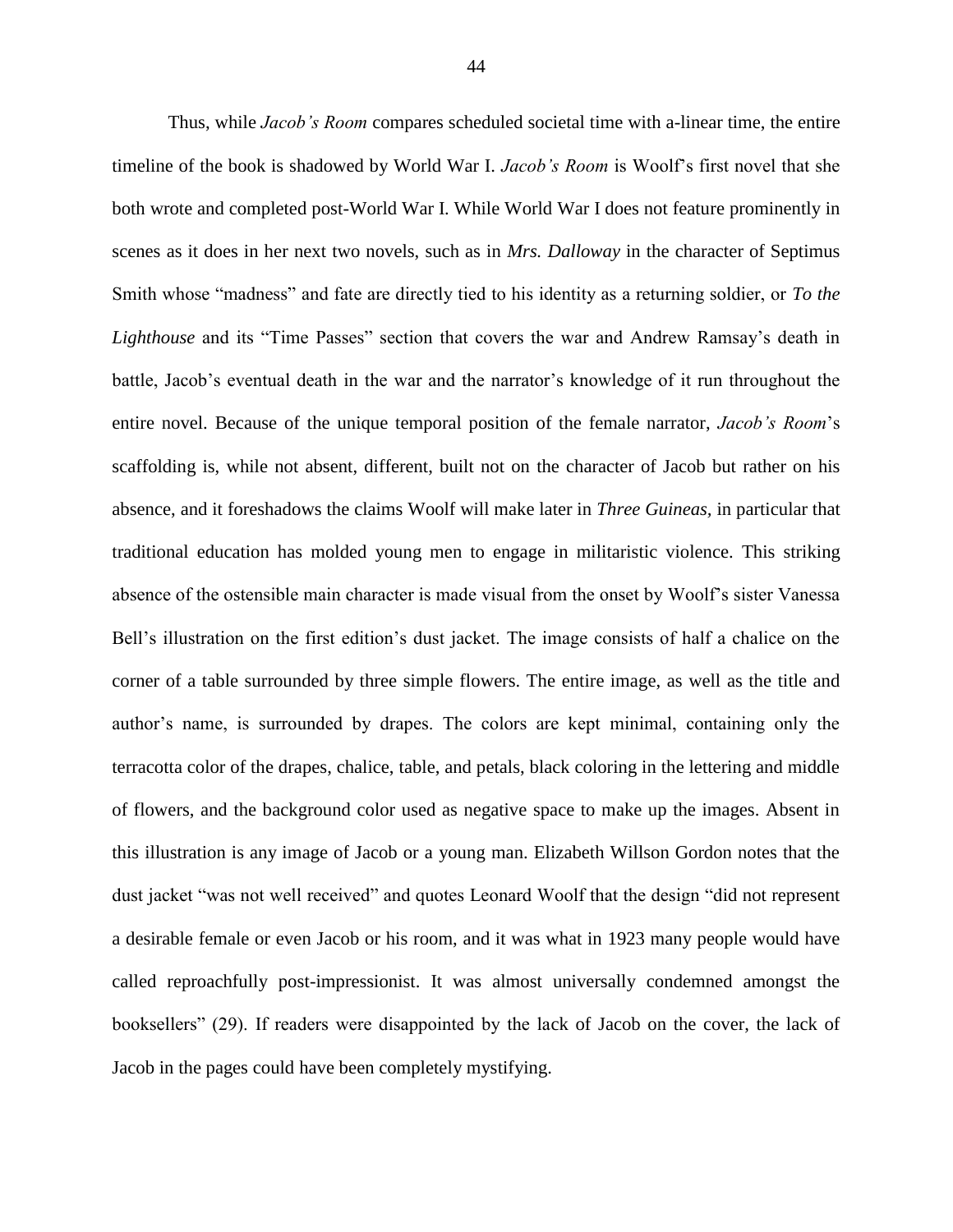Thus, while *Jacob's Room* compares scheduled societal time with a-linear time, the entire timeline of the book is shadowed by World War I. *Jacob's Room* is Woolf's first novel that she both wrote and completed post-World War I. While World War I does not feature prominently in scenes as it does in her next two novels, such as in *Mrs. Dalloway* in the character of Septimus Smith whose "madness" and fate are directly tied to his identity as a returning soldier, or *To the Lighthouse* and its "Time Passes" section that covers the war and Andrew Ramsay's death in battle, Jacob's eventual death in the war and the narrator's knowledge of it run throughout the entire novel. Because of the unique temporal position of the female narrator, *Jacob's Room*'s scaffolding is, while not absent, different, built not on the character of Jacob but rather on his absence, and it foreshadows the claims Woolf will make later in *Three Guineas*, in particular that traditional education has molded young men to engage in militaristic violence. This striking absence of the ostensible main character is made visual from the onset by Woolf's sister Vanessa Bell's illustration on the first edition's dust jacket. The image consists of half a chalice on the corner of a table surrounded by three simple flowers. The entire image, as well as the title and author's name, is surrounded by drapes. The colors are kept minimal, containing only the terracotta color of the drapes, chalice, table, and petals, black coloring in the lettering and middle of flowers, and the background color used as negative space to make up the images. Absent in this illustration is any image of Jacob or a young man. Elizabeth Willson Gordon notes that the dust jacket "was not well received" and quotes Leonard Woolf that the design "did not represent a desirable female or even Jacob or his room, and it was what in 1923 many people would have called reproachfully post-impressionist. It was almost universally condemned amongst the booksellers" (29). If readers were disappointed by the lack of Jacob on the cover, the lack of Jacob in the pages could have been completely mystifying.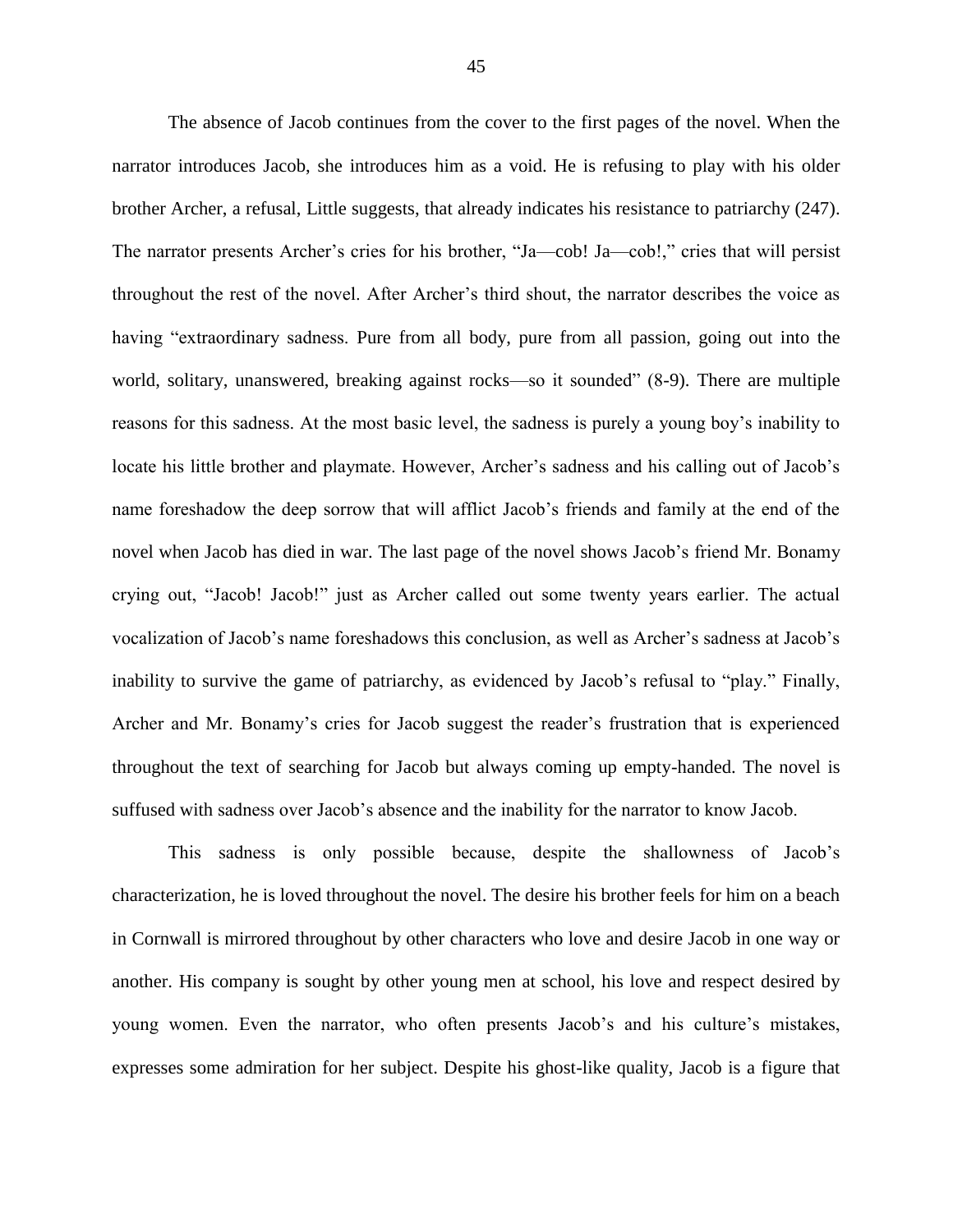The absence of Jacob continues from the cover to the first pages of the novel. When the narrator introduces Jacob, she introduces him as a void. He is refusing to play with his older brother Archer, a refusal, Little suggests, that already indicates his resistance to patriarchy (247). The narrator presents Archer's cries for his brother, "Ja—cob! Ja—cob!," cries that will persist throughout the rest of the novel. After Archer's third shout, the narrator describes the voice as having "extraordinary sadness. Pure from all body, pure from all passion, going out into the world, solitary, unanswered, breaking against rocks—so it sounded" (8-9). There are multiple reasons for this sadness. At the most basic level, the sadness is purely a young boy's inability to locate his little brother and playmate. However, Archer's sadness and his calling out of Jacob's name foreshadow the deep sorrow that will afflict Jacob's friends and family at the end of the novel when Jacob has died in war. The last page of the novel shows Jacob's friend Mr. Bonamy crying out, "Jacob! Jacob!" just as Archer called out some twenty years earlier. The actual vocalization of Jacob's name foreshadows this conclusion, as well as Archer's sadness at Jacob's inability to survive the game of patriarchy, as evidenced by Jacob's refusal to "play." Finally, Archer and Mr. Bonamy's cries for Jacob suggest the reader's frustration that is experienced throughout the text of searching for Jacob but always coming up empty-handed. The novel is suffused with sadness over Jacob's absence and the inability for the narrator to know Jacob.

This sadness is only possible because, despite the shallowness of Jacob's characterization, he is loved throughout the novel. The desire his brother feels for him on a beach in Cornwall is mirrored throughout by other characters who love and desire Jacob in one way or another. His company is sought by other young men at school, his love and respect desired by young women. Even the narrator, who often presents Jacob's and his culture's mistakes, expresses some admiration for her subject. Despite his ghost-like quality, Jacob is a figure that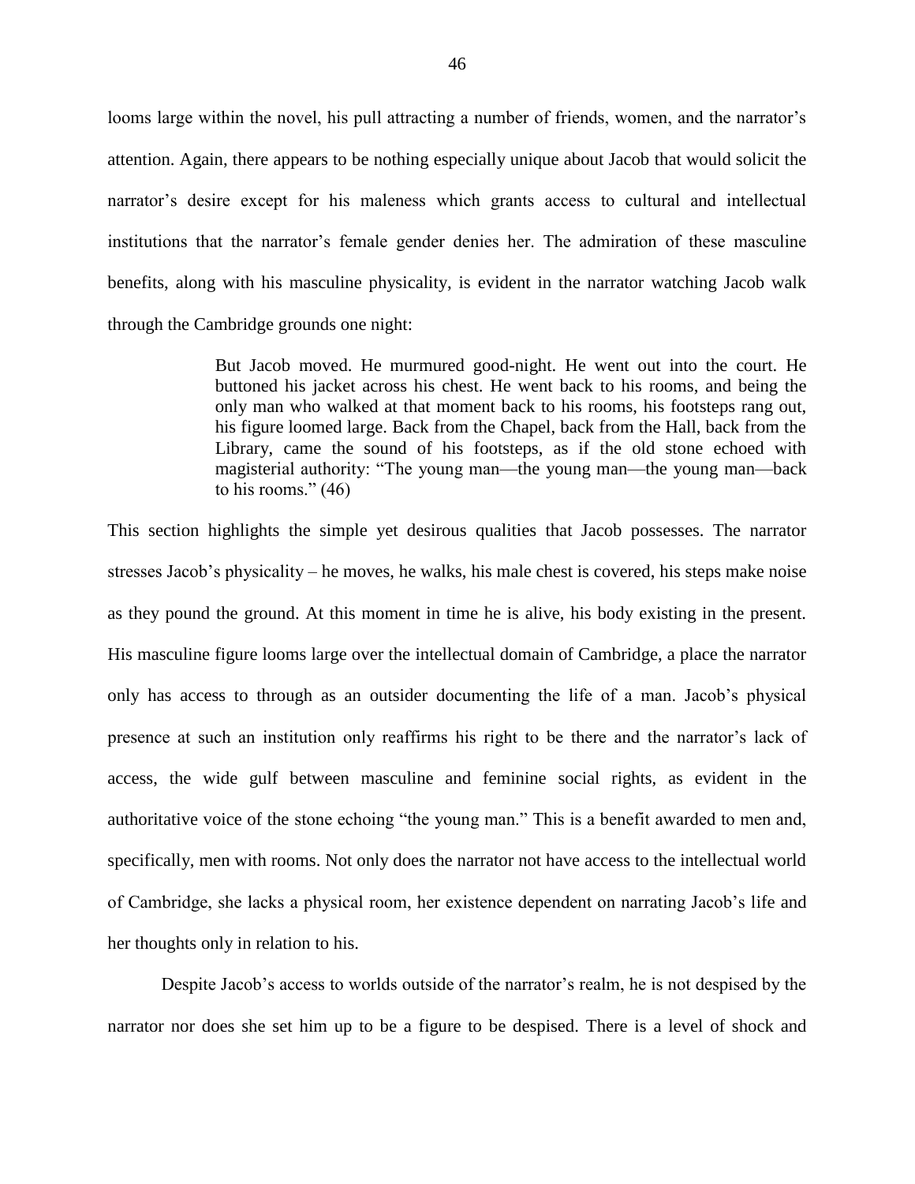looms large within the novel, his pull attracting a number of friends, women, and the narrator's attention. Again, there appears to be nothing especially unique about Jacob that would solicit the narrator's desire except for his maleness which grants access to cultural and intellectual institutions that the narrator's female gender denies her. The admiration of these masculine benefits, along with his masculine physicality, is evident in the narrator watching Jacob walk through the Cambridge grounds one night:

> But Jacob moved. He murmured good-night. He went out into the court. He buttoned his jacket across his chest. He went back to his rooms, and being the only man who walked at that moment back to his rooms, his footsteps rang out, his figure loomed large. Back from the Chapel, back from the Hall, back from the Library, came the sound of his footsteps, as if the old stone echoed with magisterial authority: "The young man—the young man—the young man—back to his rooms." (46)

This section highlights the simple yet desirous qualities that Jacob possesses. The narrator stresses Jacob's physicality – he moves, he walks, his male chest is covered, his steps make noise as they pound the ground. At this moment in time he is alive, his body existing in the present. His masculine figure looms large over the intellectual domain of Cambridge, a place the narrator only has access to through as an outsider documenting the life of a man. Jacob's physical presence at such an institution only reaffirms his right to be there and the narrator's lack of access, the wide gulf between masculine and feminine social rights, as evident in the authoritative voice of the stone echoing "the young man." This is a benefit awarded to men and, specifically, men with rooms. Not only does the narrator not have access to the intellectual world of Cambridge, she lacks a physical room, her existence dependent on narrating Jacob's life and her thoughts only in relation to his.

Despite Jacob's access to worlds outside of the narrator's realm, he is not despised by the narrator nor does she set him up to be a figure to be despised. There is a level of shock and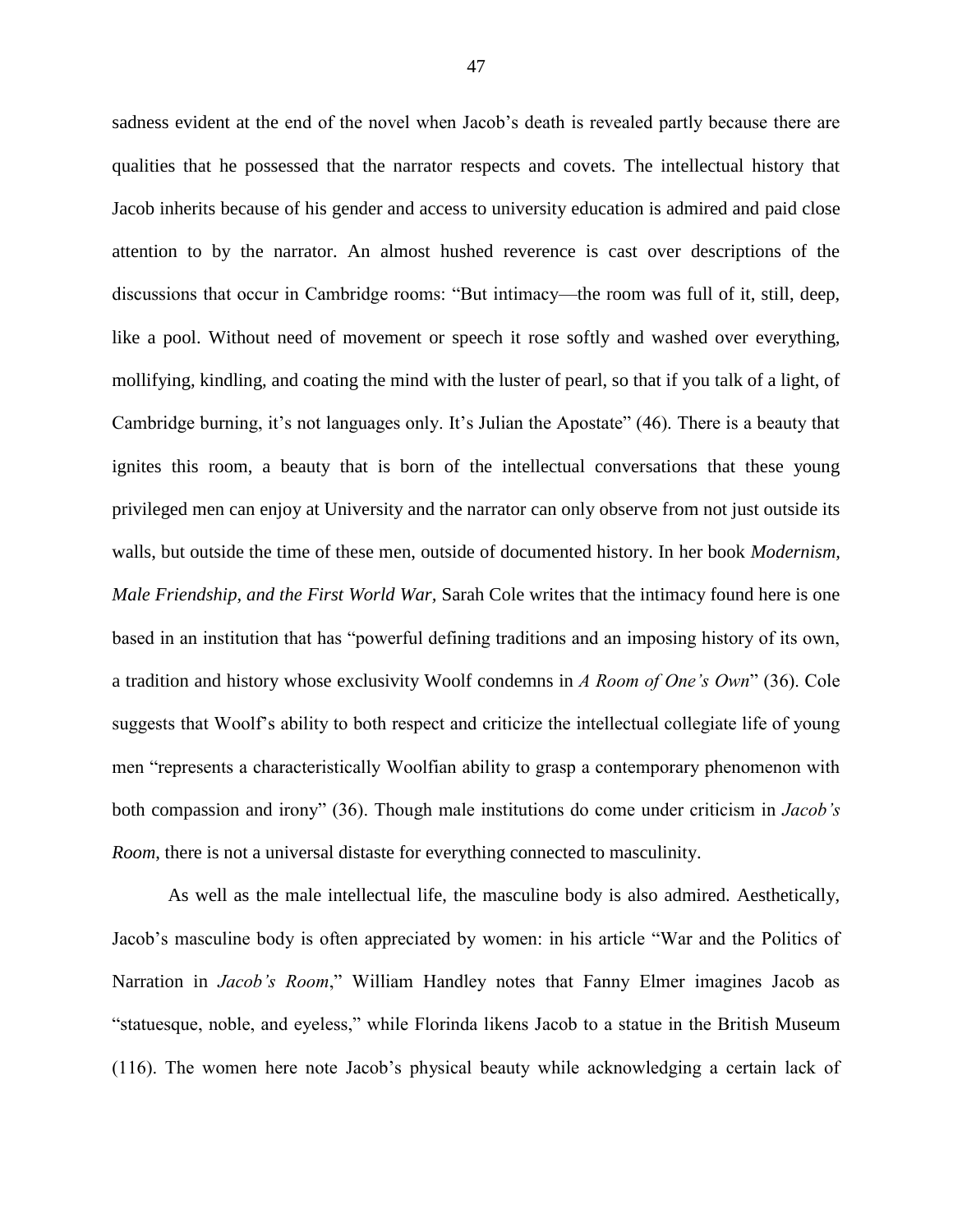sadness evident at the end of the novel when Jacob's death is revealed partly because there are qualities that he possessed that the narrator respects and covets. The intellectual history that Jacob inherits because of his gender and access to university education is admired and paid close attention to by the narrator. An almost hushed reverence is cast over descriptions of the discussions that occur in Cambridge rooms: "But intimacy—the room was full of it, still, deep, like a pool. Without need of movement or speech it rose softly and washed over everything, mollifying, kindling, and coating the mind with the luster of pearl, so that if you talk of a light, of Cambridge burning, it's not languages only. It's Julian the Apostate" (46). There is a beauty that ignites this room, a beauty that is born of the intellectual conversations that these young privileged men can enjoy at University and the narrator can only observe from not just outside its walls, but outside the time of these men, outside of documented history. In her book *Modernism, Male Friendship, and the First World War*, Sarah Cole writes that the intimacy found here is one based in an institution that has "powerful defining traditions and an imposing history of its own, a tradition and history whose exclusivity Woolf condemns in *A Room of One's Own*" (36). Cole suggests that Woolf's ability to both respect and criticize the intellectual collegiate life of young men "represents a characteristically Woolfian ability to grasp a contemporary phenomenon with both compassion and irony" (36). Though male institutions do come under criticism in *Jacob's Room*, there is not a universal distaste for everything connected to masculinity.

As well as the male intellectual life, the masculine body is also admired. Aesthetically, Jacob's masculine body is often appreciated by women: in his article "War and the Politics of Narration in *Jacob's Room*," William Handley notes that Fanny Elmer imagines Jacob as "statuesque, noble, and eyeless," while Florinda likens Jacob to a statue in the British Museum (116). The women here note Jacob's physical beauty while acknowledging a certain lack of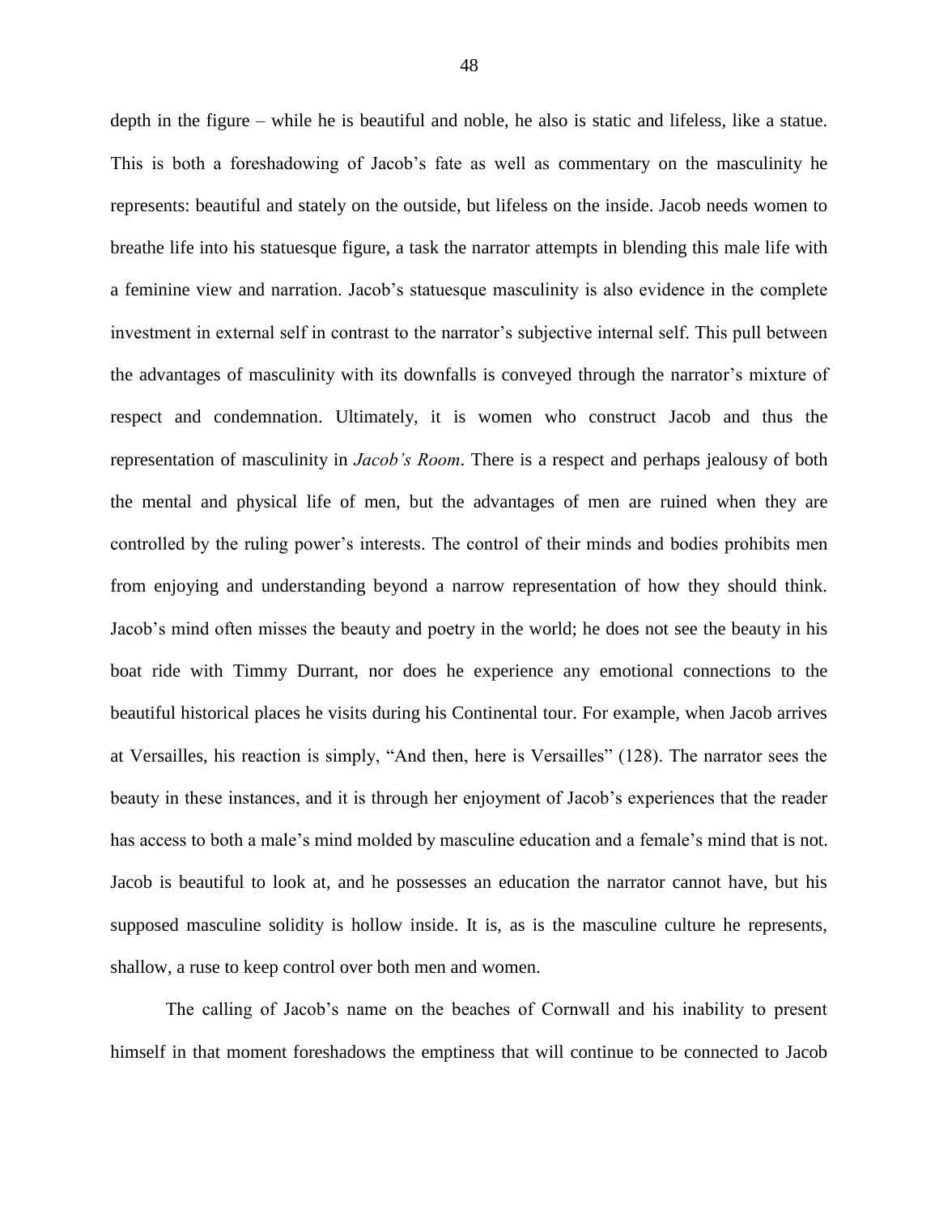depth in the figure – while he is beautiful and noble, he also is static and lifeless, like a statue. This is both a foreshadowing of Jacob's fate as well as commentary on the masculinity he represents: beautiful and stately on the outside, but lifeless on the inside. Jacob needs women to breathe life into his statuesque figure, a task the narrator attempts in blending this male life with a feminine view and narration. Jacob's statuesque masculinity is also evidence in the complete investment in external self in contrast to the narrator's subjective internal self. This pull between the advantages of masculinity with its downfalls is conveyed through the narrator's mixture of respect and condemnation. Ultimately, it is women who construct Jacob and thus the representation of masculinity in *Jacob's Room*. There is a respect and perhaps jealousy of both the mental and physical life of men, but the advantages of men are ruined when they are controlled by the ruling power's interests. The control of their minds and bodies prohibits men from enjoying and understanding beyond a narrow representation of how they should think. Jacob's mind often misses the beauty and poetry in the world; he does not see the beauty in his boat ride with Timmy Durrant, nor does he experience any emotional connections to the beautiful historical places he visits during his Continental tour. For example, when Jacob arrives at Versailles, his reaction is simply, "And then, here is Versailles" (128). The narrator sees the beauty in these instances, and it is through her enjoyment of Jacob's experiences that the reader has access to both a male's mind molded by masculine education and a female's mind that is not. Jacob is beautiful to look at, and he possesses an education the narrator cannot have, but his supposed masculine solidity is hollow inside. It is, as is the masculine culture he represents, shallow, a ruse to keep control over both men and women.

The calling of Jacob's name on the beaches of Cornwall and his inability to present himself in that moment foreshadows the emptiness that will continue to be connected to Jacob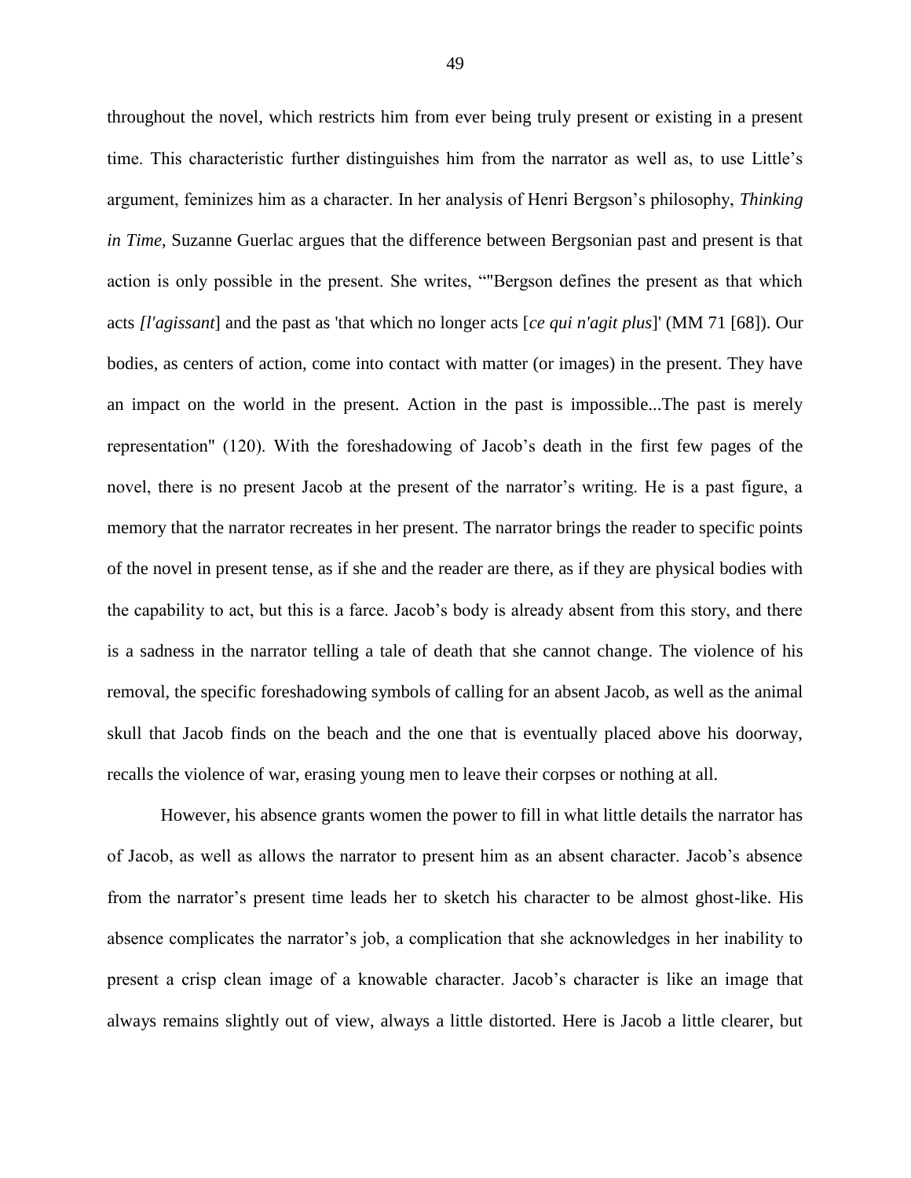throughout the novel, which restricts him from ever being truly present or existing in a present time. This characteristic further distinguishes him from the narrator as well as, to use Little's argument, feminizes him as a character. In her analysis of Henri Bergson's philosophy, *Thinking in Time*, Suzanne Guerlac argues that the difference between Bergsonian past and present is that action is only possible in the present. She writes, ""Bergson defines the present as that which acts *[l'agissant*] and the past as 'that which no longer acts [*ce qui n'agit plus*]' (MM 71 [68]). Our bodies, as centers of action, come into contact with matter (or images) in the present. They have an impact on the world in the present. Action in the past is impossible...The past is merely representation" (120). With the foreshadowing of Jacob's death in the first few pages of the novel, there is no present Jacob at the present of the narrator's writing. He is a past figure, a memory that the narrator recreates in her present. The narrator brings the reader to specific points of the novel in present tense, as if she and the reader are there, as if they are physical bodies with the capability to act, but this is a farce. Jacob's body is already absent from this story, and there is a sadness in the narrator telling a tale of death that she cannot change. The violence of his removal, the specific foreshadowing symbols of calling for an absent Jacob, as well as the animal skull that Jacob finds on the beach and the one that is eventually placed above his doorway, recalls the violence of war, erasing young men to leave their corpses or nothing at all.

However, his absence grants women the power to fill in what little details the narrator has of Jacob, as well as allows the narrator to present him as an absent character. Jacob's absence from the narrator's present time leads her to sketch his character to be almost ghost-like. His absence complicates the narrator's job, a complication that she acknowledges in her inability to present a crisp clean image of a knowable character. Jacob's character is like an image that always remains slightly out of view, always a little distorted. Here is Jacob a little clearer, but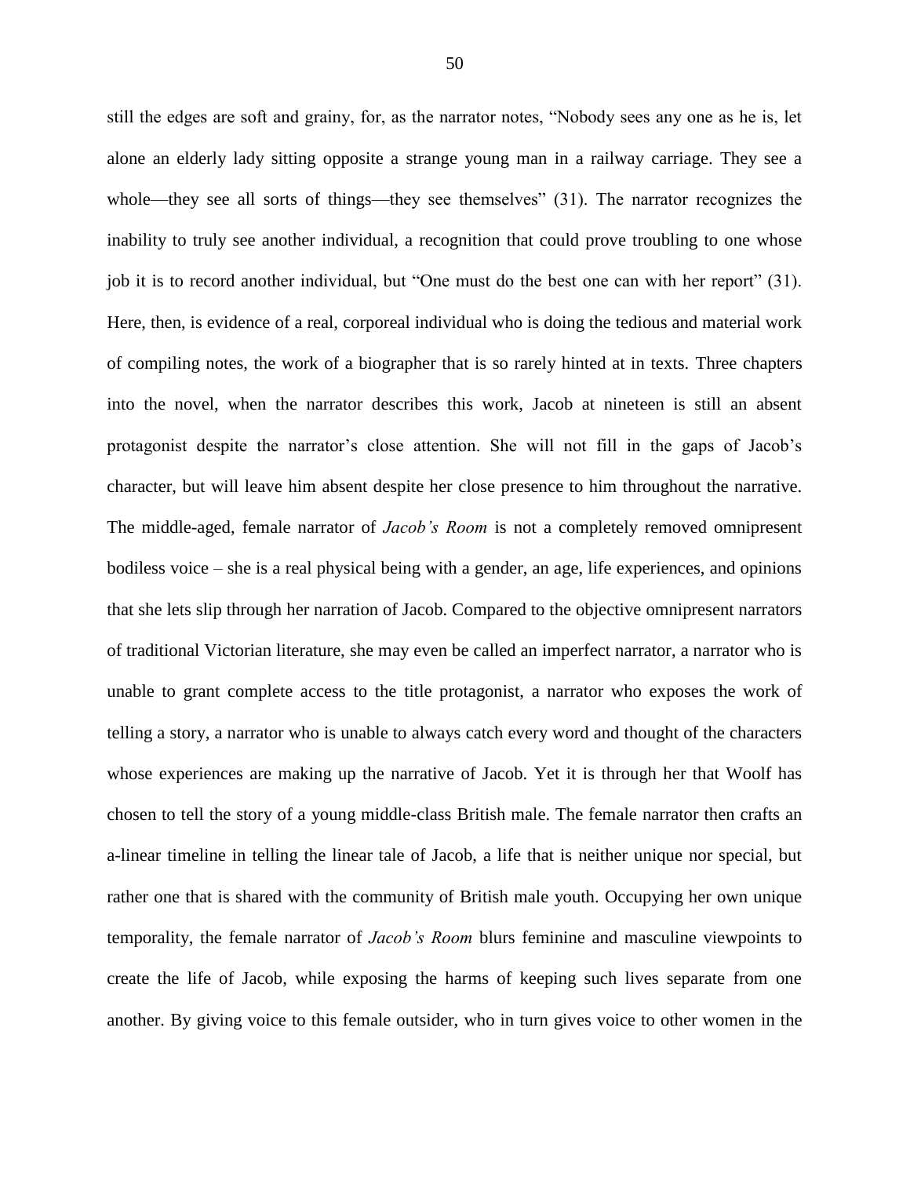still the edges are soft and grainy, for, as the narrator notes, "Nobody sees any one as he is, let alone an elderly lady sitting opposite a strange young man in a railway carriage. They see a whole—they see all sorts of things—they see themselves" (31). The narrator recognizes the inability to truly see another individual, a recognition that could prove troubling to one whose job it is to record another individual, but "One must do the best one can with her report" (31). Here, then, is evidence of a real, corporeal individual who is doing the tedious and material work of compiling notes, the work of a biographer that is so rarely hinted at in texts. Three chapters into the novel, when the narrator describes this work, Jacob at nineteen is still an absent protagonist despite the narrator's close attention. She will not fill in the gaps of Jacob's character, but will leave him absent despite her close presence to him throughout the narrative. The middle-aged, female narrator of *Jacob's Room* is not a completely removed omnipresent bodiless voice – she is a real physical being with a gender, an age, life experiences, and opinions that she lets slip through her narration of Jacob. Compared to the objective omnipresent narrators of traditional Victorian literature, she may even be called an imperfect narrator, a narrator who is unable to grant complete access to the title protagonist, a narrator who exposes the work of telling a story, a narrator who is unable to always catch every word and thought of the characters whose experiences are making up the narrative of Jacob. Yet it is through her that Woolf has chosen to tell the story of a young middle-class British male. The female narrator then crafts an a-linear timeline in telling the linear tale of Jacob, a life that is neither unique nor special, but rather one that is shared with the community of British male youth. Occupying her own unique temporality, the female narrator of *Jacob's Room* blurs feminine and masculine viewpoints to create the life of Jacob, while exposing the harms of keeping such lives separate from one another. By giving voice to this female outsider, who in turn gives voice to other women in the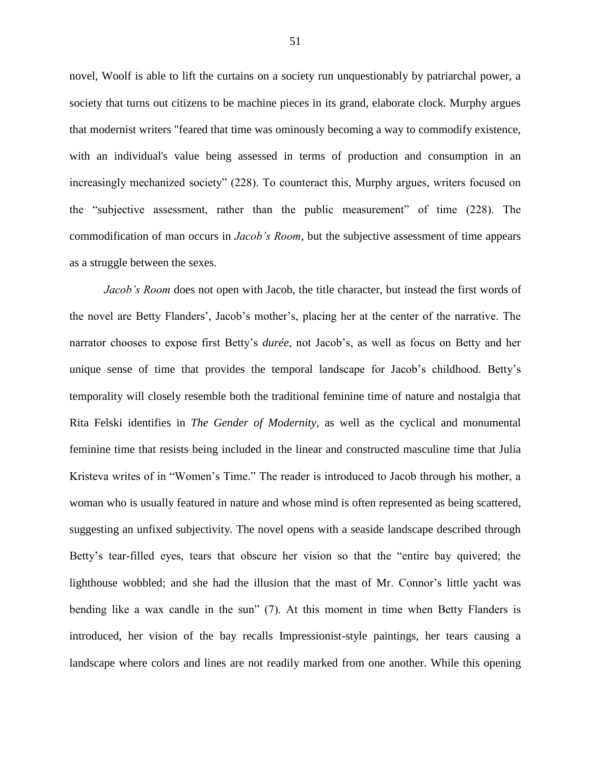novel, Woolf is able to lift the curtains on a society run unquestionably by patriarchal power, a society that turns out citizens to be machine pieces in its grand, elaborate clock. Murphy argues that modernist writers "feared that time was ominously becoming a way to commodify existence, with an individual's value being assessed in terms of production and consumption in an increasingly mechanized society" (228). To counteract this, Murphy argues, writers focused on the "subjective assessment, rather than the public measurement" of time (228). The commodification of man occurs in *Jacob's Room*, but the subjective assessment of time appears as a struggle between the sexes.

*Jacob's Room* does not open with Jacob, the title character, but instead the first words of the novel are Betty Flanders', Jacob's mother's, placing her at the center of the narrative. The narrator chooses to expose first Betty's *durée*, not Jacob's, as well as focus on Betty and her unique sense of time that provides the temporal landscape for Jacob's childhood. Betty's temporality will closely resemble both the traditional feminine time of nature and nostalgia that Rita Felski identifies in *The Gender of Modernity*, as well as the cyclical and monumental feminine time that resists being included in the linear and constructed masculine time that Julia Kristeva writes of in "Women's Time." The reader is introduced to Jacob through his mother, a woman who is usually featured in nature and whose mind is often represented as being scattered, suggesting an unfixed subjectivity. The novel opens with a seaside landscape described through Betty's tear-filled eyes, tears that obscure her vision so that the "entire bay quivered; the lighthouse wobbled; and she had the illusion that the mast of Mr. Connor's little yacht was bending like a wax candle in the sun" (7). At this moment in time when Betty Flanders is introduced, her vision of the bay recalls Impressionist-style paintings, her tears causing a landscape where colors and lines are not readily marked from one another. While this opening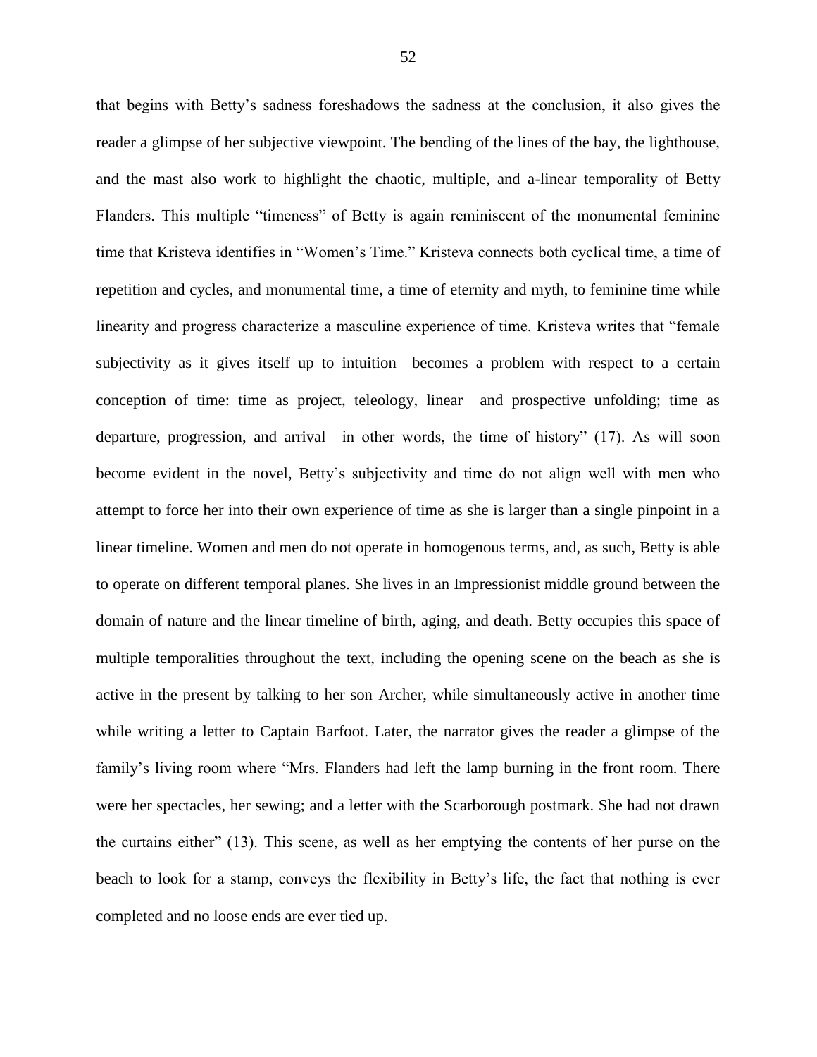that begins with Betty's sadness foreshadows the sadness at the conclusion, it also gives the reader a glimpse of her subjective viewpoint. The bending of the lines of the bay, the lighthouse, and the mast also work to highlight the chaotic, multiple, and a-linear temporality of Betty Flanders. This multiple "timeness" of Betty is again reminiscent of the monumental feminine time that Kristeva identifies in "Women's Time." Kristeva connects both cyclical time, a time of repetition and cycles, and monumental time, a time of eternity and myth, to feminine time while linearity and progress characterize a masculine experience of time. Kristeva writes that "female subjectivity as it gives itself up to intuition becomes a problem with respect to a certain conception of time: time as project, teleology, linear and prospective unfolding; time as departure, progression, and arrival—in other words, the time of history" (17). As will soon become evident in the novel, Betty's subjectivity and time do not align well with men who attempt to force her into their own experience of time as she is larger than a single pinpoint in a linear timeline. Women and men do not operate in homogenous terms, and, as such, Betty is able to operate on different temporal planes. She lives in an Impressionist middle ground between the domain of nature and the linear timeline of birth, aging, and death. Betty occupies this space of multiple temporalities throughout the text, including the opening scene on the beach as she is active in the present by talking to her son Archer, while simultaneously active in another time while writing a letter to Captain Barfoot. Later, the narrator gives the reader a glimpse of the family's living room where "Mrs. Flanders had left the lamp burning in the front room. There were her spectacles, her sewing; and a letter with the Scarborough postmark. She had not drawn the curtains either" (13). This scene, as well as her emptying the contents of her purse on the beach to look for a stamp, conveys the flexibility in Betty's life, the fact that nothing is ever completed and no loose ends are ever tied up.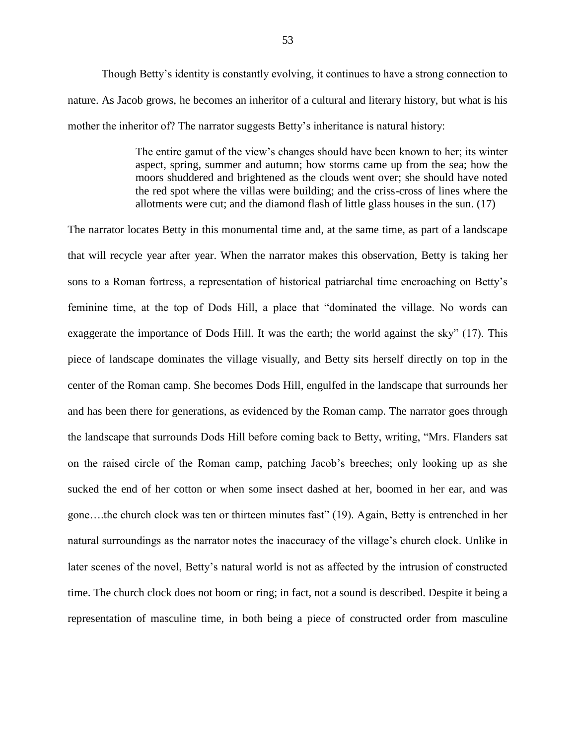Though Betty's identity is constantly evolving, it continues to have a strong connection to nature. As Jacob grows, he becomes an inheritor of a cultural and literary history, but what is his mother the inheritor of? The narrator suggests Betty's inheritance is natural history:

> The entire gamut of the view's changes should have been known to her; its winter aspect, spring, summer and autumn; how storms came up from the sea; how the moors shuddered and brightened as the clouds went over; she should have noted the red spot where the villas were building; and the criss-cross of lines where the allotments were cut; and the diamond flash of little glass houses in the sun. (17)

The narrator locates Betty in this monumental time and, at the same time, as part of a landscape that will recycle year after year. When the narrator makes this observation, Betty is taking her sons to a Roman fortress, a representation of historical patriarchal time encroaching on Betty's feminine time, at the top of Dods Hill, a place that "dominated the village. No words can exaggerate the importance of Dods Hill. It was the earth; the world against the sky" (17). This piece of landscape dominates the village visually, and Betty sits herself directly on top in the center of the Roman camp. She becomes Dods Hill, engulfed in the landscape that surrounds her and has been there for generations, as evidenced by the Roman camp. The narrator goes through the landscape that surrounds Dods Hill before coming back to Betty, writing, "Mrs. Flanders sat on the raised circle of the Roman camp, patching Jacob's breeches; only looking up as she sucked the end of her cotton or when some insect dashed at her, boomed in her ear, and was gone….the church clock was ten or thirteen minutes fast" (19). Again, Betty is entrenched in her natural surroundings as the narrator notes the inaccuracy of the village's church clock. Unlike in later scenes of the novel, Betty's natural world is not as affected by the intrusion of constructed time. The church clock does not boom or ring; in fact, not a sound is described. Despite it being a representation of masculine time, in both being a piece of constructed order from masculine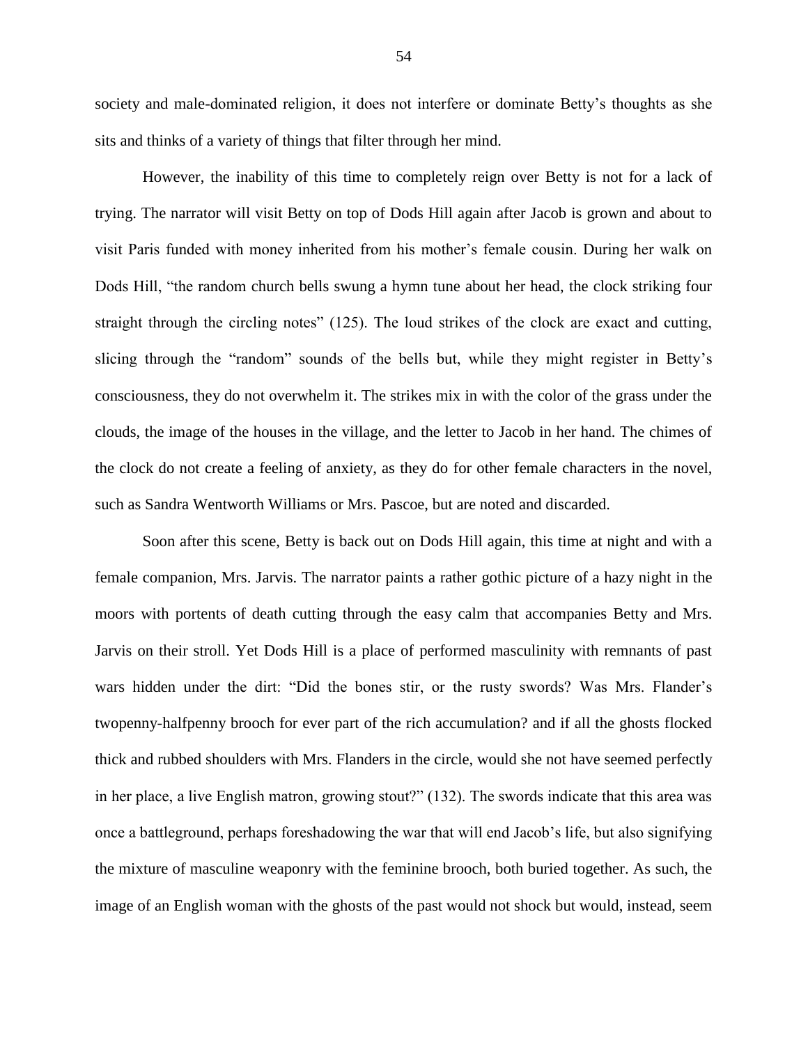society and male-dominated religion, it does not interfere or dominate Betty's thoughts as she sits and thinks of a variety of things that filter through her mind.

However, the inability of this time to completely reign over Betty is not for a lack of trying. The narrator will visit Betty on top of Dods Hill again after Jacob is grown and about to visit Paris funded with money inherited from his mother's female cousin. During her walk on Dods Hill, "the random church bells swung a hymn tune about her head, the clock striking four straight through the circling notes" (125). The loud strikes of the clock are exact and cutting, slicing through the "random" sounds of the bells but, while they might register in Betty's consciousness, they do not overwhelm it. The strikes mix in with the color of the grass under the clouds, the image of the houses in the village, and the letter to Jacob in her hand. The chimes of the clock do not create a feeling of anxiety, as they do for other female characters in the novel, such as Sandra Wentworth Williams or Mrs. Pascoe, but are noted and discarded.

Soon after this scene, Betty is back out on Dods Hill again, this time at night and with a female companion, Mrs. Jarvis. The narrator paints a rather gothic picture of a hazy night in the moors with portents of death cutting through the easy calm that accompanies Betty and Mrs. Jarvis on their stroll. Yet Dods Hill is a place of performed masculinity with remnants of past wars hidden under the dirt: "Did the bones stir, or the rusty swords? Was Mrs. Flander's twopenny-halfpenny brooch for ever part of the rich accumulation? and if all the ghosts flocked thick and rubbed shoulders with Mrs. Flanders in the circle, would she not have seemed perfectly in her place, a live English matron, growing stout?" (132). The swords indicate that this area was once a battleground, perhaps foreshadowing the war that will end Jacob's life, but also signifying the mixture of masculine weaponry with the feminine brooch, both buried together. As such, the image of an English woman with the ghosts of the past would not shock but would, instead, seem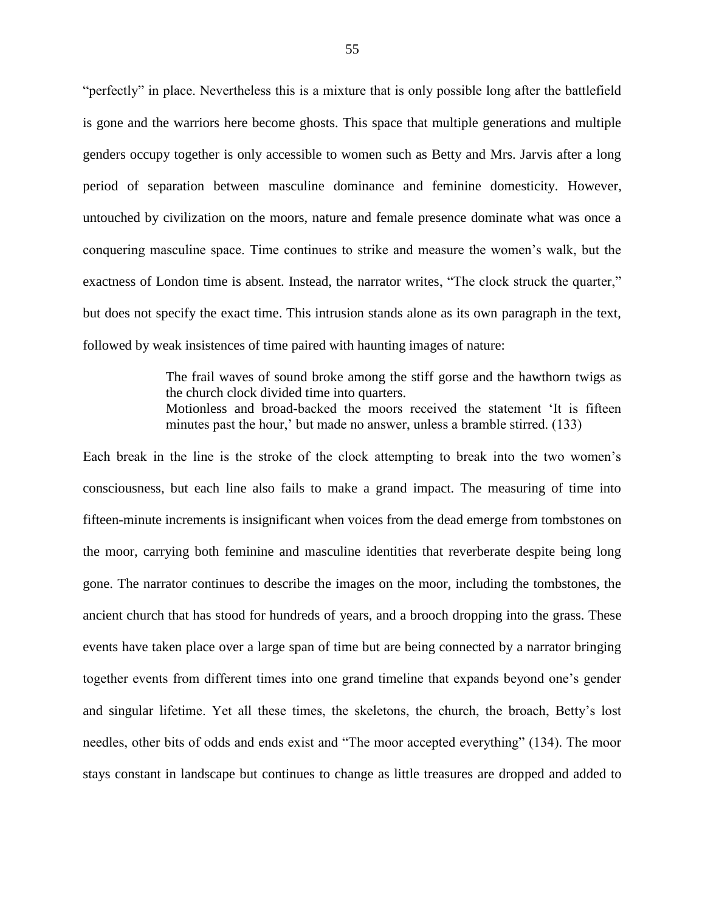"perfectly" in place. Nevertheless this is a mixture that is only possible long after the battlefield is gone and the warriors here become ghosts. This space that multiple generations and multiple genders occupy together is only accessible to women such as Betty and Mrs. Jarvis after a long period of separation between masculine dominance and feminine domesticity. However, untouched by civilization on the moors, nature and female presence dominate what was once a conquering masculine space. Time continues to strike and measure the women's walk, but the exactness of London time is absent. Instead, the narrator writes, "The clock struck the quarter," but does not specify the exact time. This intrusion stands alone as its own paragraph in the text, followed by weak insistences of time paired with haunting images of nature:

> The frail waves of sound broke among the stiff gorse and the hawthorn twigs as the church clock divided time into quarters.
> Motionless and broad-backed the moors received the statement 'It is fifteen minutes past the hour,' but made no answer, unless a bramble stirred. (133)

Each break in the line is the stroke of the clock attempting to break into the two women's consciousness, but each line also fails to make a grand impact. The measuring of time into fifteen-minute increments is insignificant when voices from the dead emerge from tombstones on the moor, carrying both feminine and masculine identities that reverberate despite being long gone. The narrator continues to describe the images on the moor, including the tombstones, the ancient church that has stood for hundreds of years, and a brooch dropping into the grass. These events have taken place over a large span of time but are being connected by a narrator bringing together events from different times into one grand timeline that expands beyond one's gender and singular lifetime. Yet all these times, the skeletons, the church, the broach, Betty's lost needles, other bits of odds and ends exist and "The moor accepted everything" (134). The moor stays constant in landscape but continues to change as little treasures are dropped and added to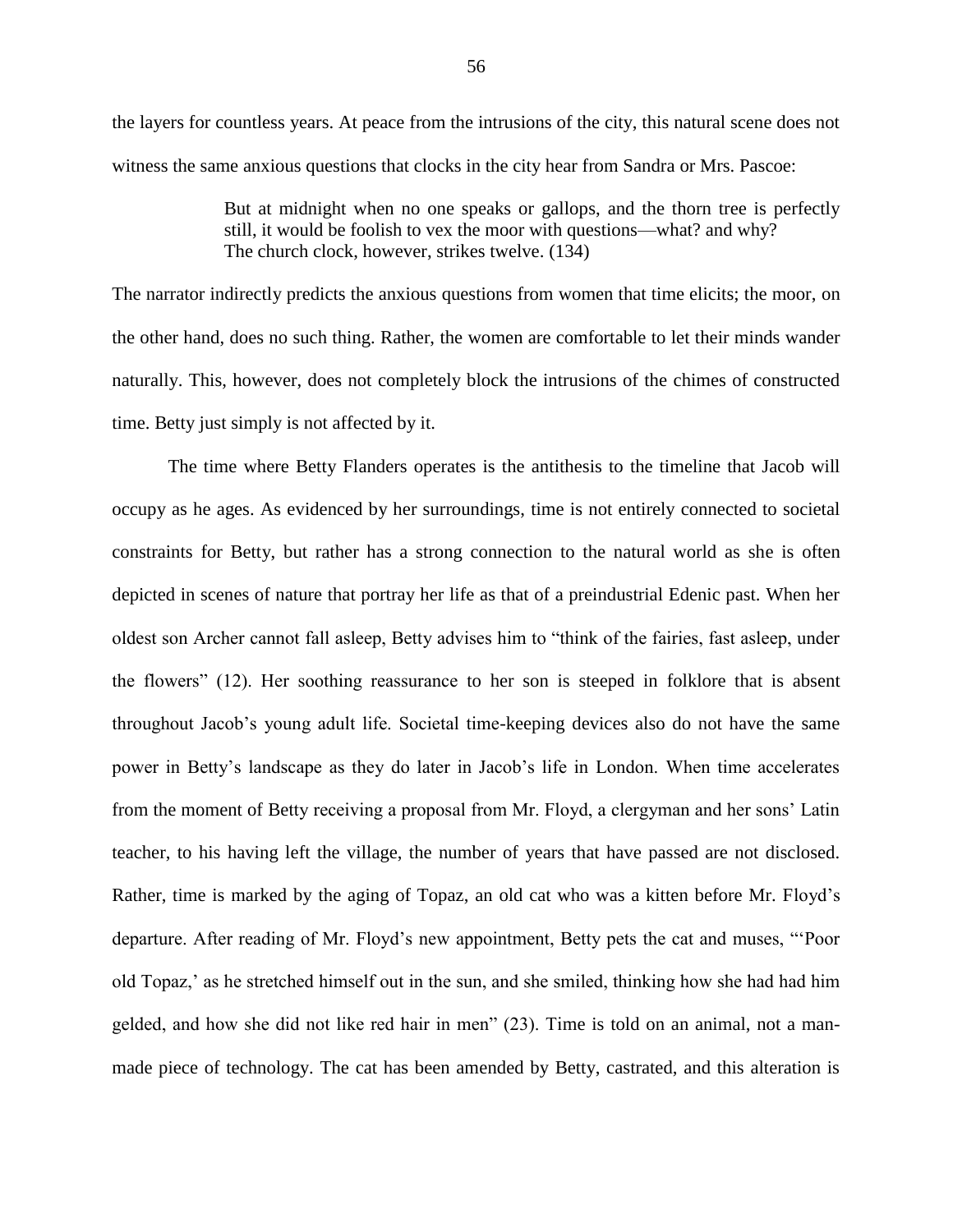the layers for countless years. At peace from the intrusions of the city, this natural scene does not witness the same anxious questions that clocks in the city hear from Sandra or Mrs. Pascoe:

> But at midnight when no one speaks or gallops, and the thorn tree is perfectly still, it would be foolish to vex the moor with questions—what? and why?
> The church clock, however, strikes twelve. (134)

The narrator indirectly predicts the anxious questions from women that time elicits; the moor, on the other hand, does no such thing. Rather, the women are comfortable to let their minds wander naturally. This, however, does not completely block the intrusions of the chimes of constructed time. Betty just simply is not affected by it.

The time where Betty Flanders operates is the antithesis to the timeline that Jacob will occupy as he ages. As evidenced by her surroundings, time is not entirely connected to societal constraints for Betty, but rather has a strong connection to the natural world as she is often depicted in scenes of nature that portray her life as that of a preindustrial Edenic past. When her oldest son Archer cannot fall asleep, Betty advises him to "think of the fairies, fast asleep, under the flowers" (12). Her soothing reassurance to her son is steeped in folklore that is absent throughout Jacob's young adult life. Societal time-keeping devices also do not have the same power in Betty's landscape as they do later in Jacob's life in London. When time accelerates from the moment of Betty receiving a proposal from Mr. Floyd, a clergyman and her sons' Latin teacher, to his having left the village, the number of years that have passed are not disclosed. Rather, time is marked by the aging of Topaz, an old cat who was a kitten before Mr. Floyd's departure. After reading of Mr. Floyd's new appointment, Betty pets the cat and muses, "'Poor old Topaz,' as he stretched himself out in the sun, and she smiled, thinking how she had had him gelded, and how she did not like red hair in men" (23). Time is told on an animal, not a man-made piece of technology. The cat has been amended by Betty, castrated, and this alteration is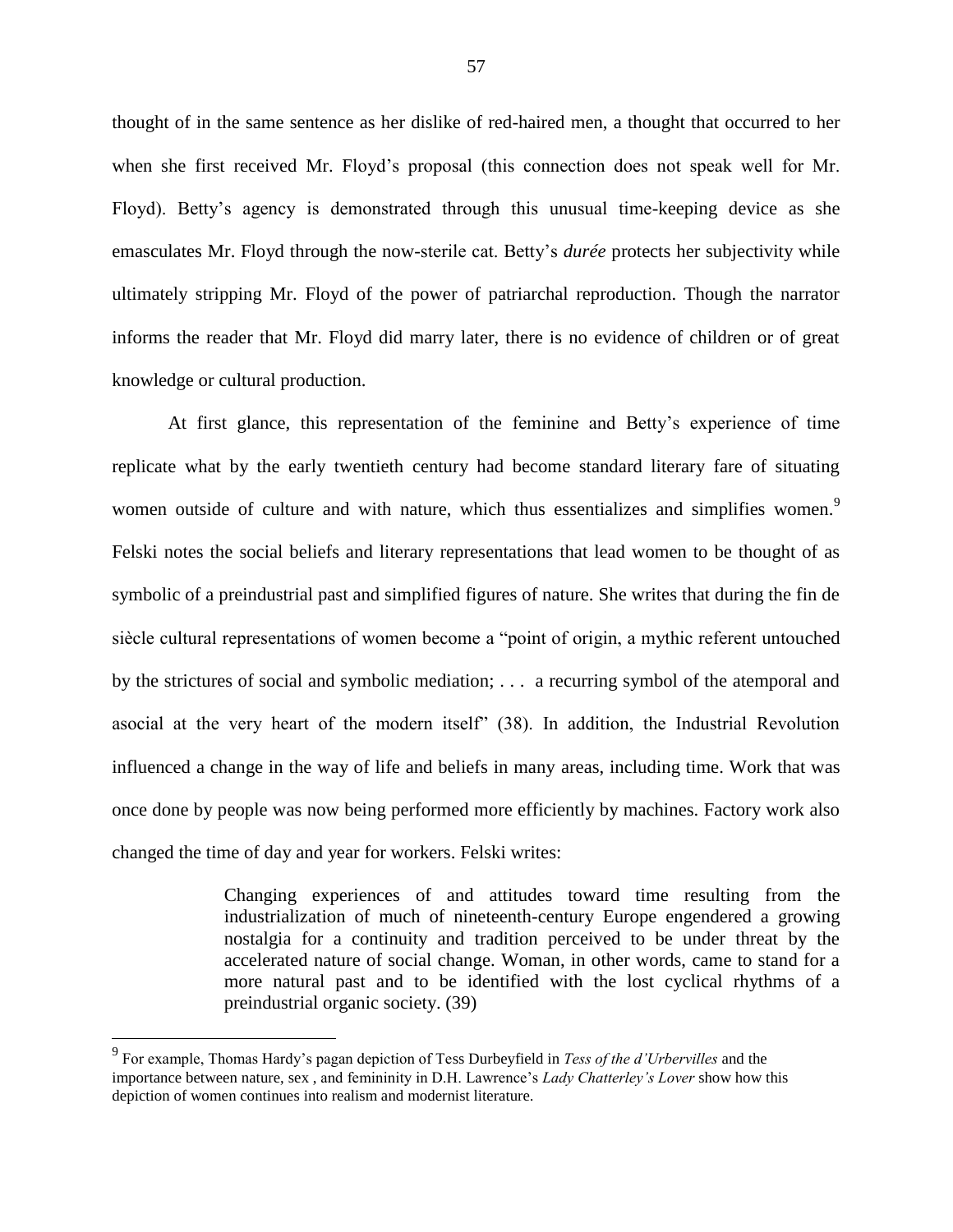thought of in the same sentence as her dislike of red-haired men, a thought that occurred to her when she first received Mr. Floyd's proposal (this connection does not speak well for Mr. Floyd). Betty's agency is demonstrated through this unusual time-keeping device as she emasculates Mr. Floyd through the now-sterile cat. Betty's *durée* protects her subjectivity while ultimately stripping Mr. Floyd of the power of patriarchal reproduction. Though the narrator informs the reader that Mr. Floyd did marry later, there is no evidence of children or of great knowledge or cultural production.

At first glance, this representation of the feminine and Betty's experience of time replicate what by the early twentieth century had become standard literary fare of situating women outside of culture and with nature, which thus essentializes and simplifies women.[9] Felski notes the social beliefs and literary representations that lead women to be thought of as symbolic of a preindustrial past and simplified figures of nature. She writes that during the fin de siècle cultural representations of women become a "point of origin, a mythic referent untouched by the strictures of social and symbolic mediation; . . . a recurring symbol of the atemporal and asocial at the very heart of the modern itself" (38). In addition, the Industrial Revolution influenced a change in the way of life and beliefs in many areas, including time. Work that was once done by people was now being performed more efficiently by machines. Factory work also changed the time of day and year for workers. Felski writes:

> Changing experiences of and attitudes toward time resulting from the industrialization of much of nineteenth-century Europe engendered a growing nostalgia for a continuity and tradition perceived to be under threat by the accelerated nature of social change. Woman, in other words, came to stand for a more natural past and to be identified with the lost cyclical rhythms of a preindustrial organic society. (39)

---

[9] For example, Thomas Hardy's pagan depiction of Tess Durbeyfield in *Tess of the d'Urbervilles* and the importance between nature, sex , and femininity in D.H. Lawrence's *Lady Chatterley's Lover* show how this depiction of women continues into realism and modernist literature.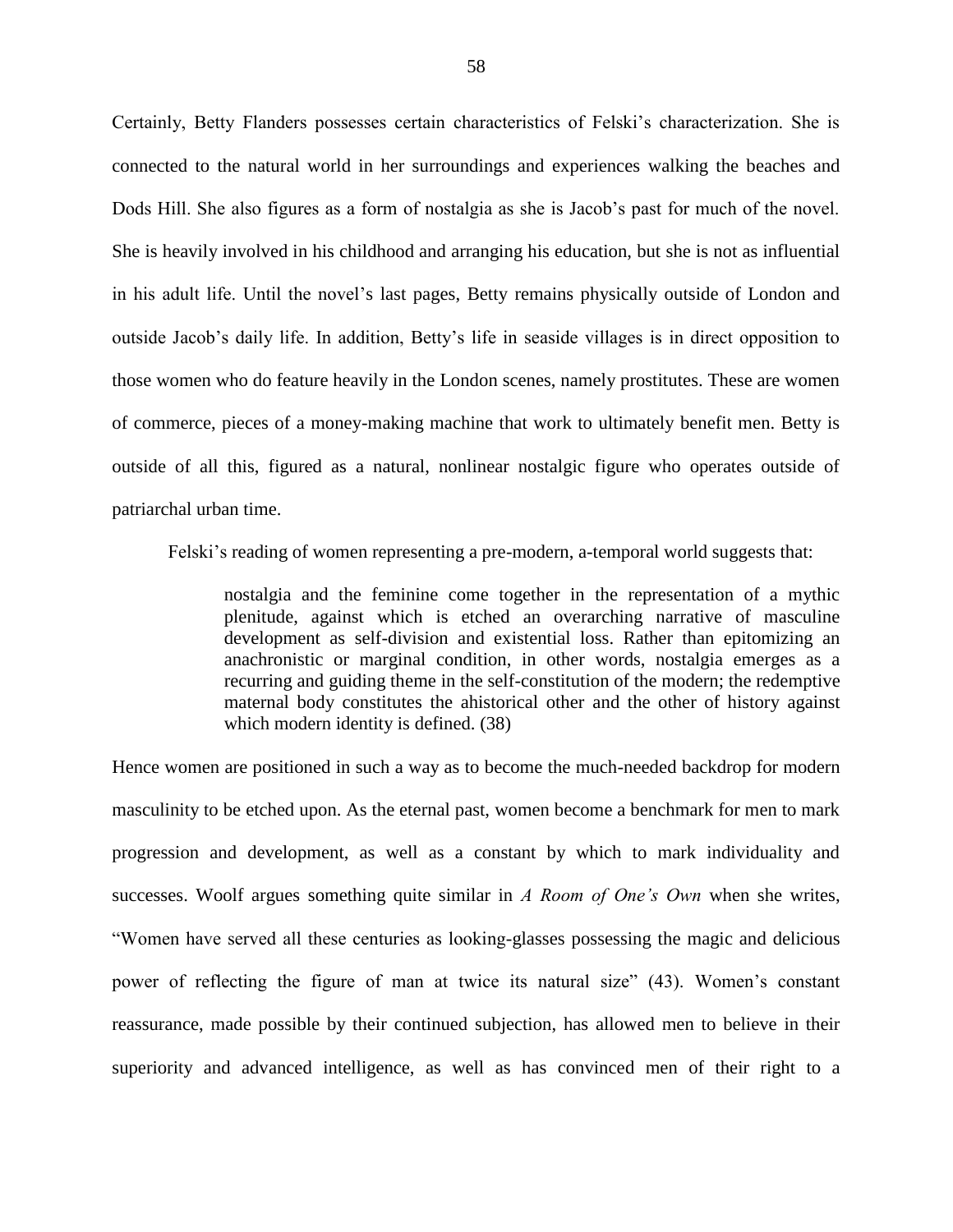Certainly, Betty Flanders possesses certain characteristics of Felski's characterization. She is connected to the natural world in her surroundings and experiences walking the beaches and Dods Hill. She also figures as a form of nostalgia as she is Jacob's past for much of the novel. She is heavily involved in his childhood and arranging his education, but she is not as influential in his adult life. Until the novel's last pages, Betty remains physically outside of London and outside Jacob's daily life. In addition, Betty's life in seaside villages is in direct opposition to those women who do feature heavily in the London scenes, namely prostitutes. These are women of commerce, pieces of a money-making machine that work to ultimately benefit men. Betty is outside of all this, figured as a natural, nonlinear nostalgic figure who operates outside of patriarchal urban time.

Felski's reading of women representing a pre-modern, a-temporal world suggests that:

> nostalgia and the feminine come together in the representation of a mythic plenitude, against which is etched an overarching narrative of masculine development as self-division and existential loss. Rather than epitomizing an anachronistic or marginal condition, in other words, nostalgia emerges as a recurring and guiding theme in the self-constitution of the modern; the redemptive maternal body constitutes the ahistorical other and the other of history against which modern identity is defined. (38)

Hence women are positioned in such a way as to become the much-needed backdrop for modern masculinity to be etched upon. As the eternal past, women become a benchmark for men to mark progression and development, as well as a constant by which to mark individuality and successes. Woolf argues something quite similar in *A Room of One's Own* when she writes, "Women have served all these centuries as looking-glasses possessing the magic and delicious power of reflecting the figure of man at twice its natural size" (43). Women's constant reassurance, made possible by their continued subjection, has allowed men to believe in their superiority and advanced intelligence, as well as has convinced men of their right to a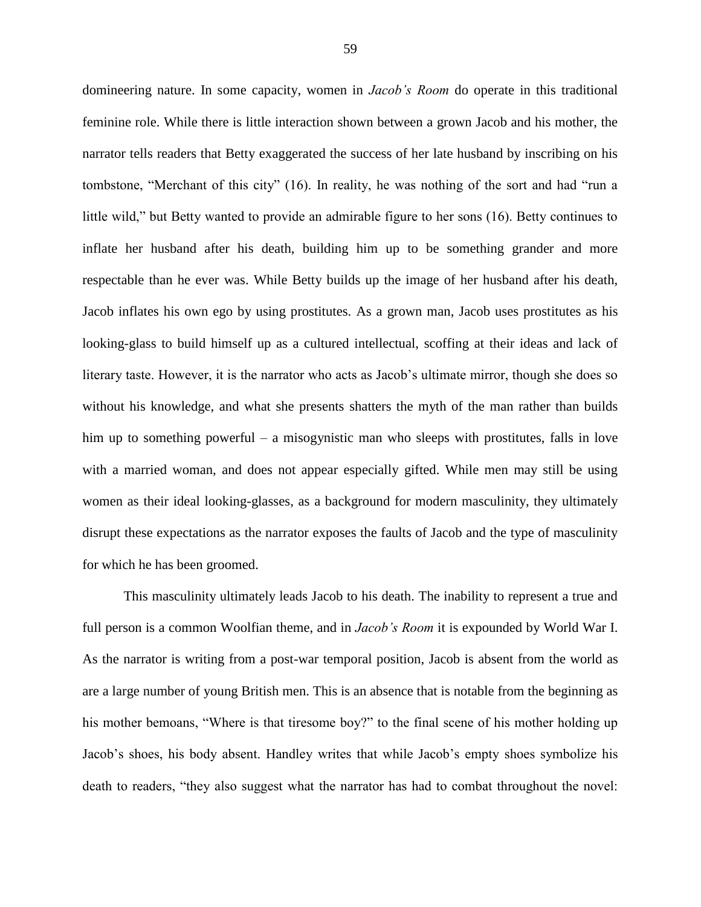domineering nature. In some capacity, women in *Jacob's Room* do operate in this traditional feminine role. While there is little interaction shown between a grown Jacob and his mother, the narrator tells readers that Betty exaggerated the success of her late husband by inscribing on his tombstone, "Merchant of this city" (16). In reality, he was nothing of the sort and had "run a little wild," but Betty wanted to provide an admirable figure to her sons (16). Betty continues to inflate her husband after his death, building him up to be something grander and more respectable than he ever was. While Betty builds up the image of her husband after his death, Jacob inflates his own ego by using prostitutes. As a grown man, Jacob uses prostitutes as his looking-glass to build himself up as a cultured intellectual, scoffing at their ideas and lack of literary taste. However, it is the narrator who acts as Jacob's ultimate mirror, though she does so without his knowledge, and what she presents shatters the myth of the man rather than builds him up to something powerful – a misogynistic man who sleeps with prostitutes, falls in love with a married woman, and does not appear especially gifted. While men may still be using women as their ideal looking-glasses, as a background for modern masculinity, they ultimately disrupt these expectations as the narrator exposes the faults of Jacob and the type of masculinity for which he has been groomed.

This masculinity ultimately leads Jacob to his death. The inability to represent a true and full person is a common Woolfian theme, and in *Jacob's Room* it is expounded by World War I. As the narrator is writing from a post-war temporal position, Jacob is absent from the world as are a large number of young British men. This is an absence that is notable from the beginning as his mother bemoans, "Where is that tiresome boy?" to the final scene of his mother holding up Jacob's shoes, his body absent. Handley writes that while Jacob's empty shoes symbolize his death to readers, "they also suggest what the narrator has had to combat throughout the novel: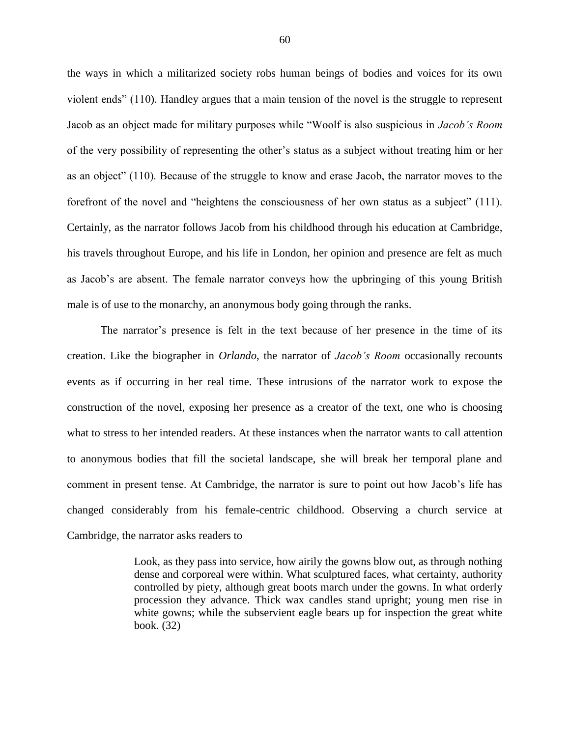the ways in which a militarized society robs human beings of bodies and voices for its own violent ends" (110). Handley argues that a main tension of the novel is the struggle to represent Jacob as an object made for military purposes while "Woolf is also suspicious in *Jacob's Room* of the very possibility of representing the other's status as a subject without treating him or her as an object" (110). Because of the struggle to know and erase Jacob, the narrator moves to the forefront of the novel and "heightens the consciousness of her own status as a subject" (111). Certainly, as the narrator follows Jacob from his childhood through his education at Cambridge, his travels throughout Europe, and his life in London, her opinion and presence are felt as much as Jacob's are absent. The female narrator conveys how the upbringing of this young British male is of use to the monarchy, an anonymous body going through the ranks.

The narrator's presence is felt in the text because of her presence in the time of its creation. Like the biographer in *Orlando*, the narrator of *Jacob's Room* occasionally recounts events as if occurring in her real time. These intrusions of the narrator work to expose the construction of the novel, exposing her presence as a creator of the text, one who is choosing what to stress to her intended readers. At these instances when the narrator wants to call attention to anonymous bodies that fill the societal landscape, she will break her temporal plane and comment in present tense. At Cambridge, the narrator is sure to point out how Jacob's life has changed considerably from his female-centric childhood. Observing a church service at Cambridge, the narrator asks readers to

> Look, as they pass into service, how airily the gowns blow out, as through nothing dense and corporeal were within. What sculptured faces, what certainty, authority controlled by piety, although great boots march under the gowns. In what orderly procession they advance. Thick wax candles stand upright; young men rise in white gowns; while the subservient eagle bears up for inspection the great white book. (32)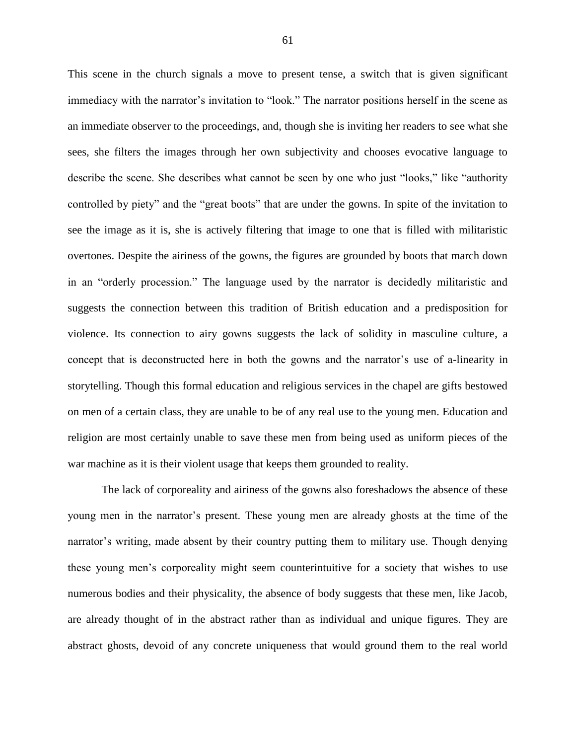This scene in the church signals a move to present tense, a switch that is given significant immediacy with the narrator's invitation to "look." The narrator positions herself in the scene as an immediate observer to the proceedings, and, though she is inviting her readers to see what she sees, she filters the images through her own subjectivity and chooses evocative language to describe the scene. She describes what cannot be seen by one who just "looks," like "authority controlled by piety" and the "great boots" that are under the gowns. In spite of the invitation to see the image as it is, she is actively filtering that image to one that is filled with militaristic overtones. Despite the airiness of the gowns, the figures are grounded by boots that march down in an "orderly procession." The language used by the narrator is decidedly militaristic and suggests the connection between this tradition of British education and a predisposition for violence. Its connection to airy gowns suggests the lack of solidity in masculine culture, a concept that is deconstructed here in both the gowns and the narrator's use of a-linearity in storytelling. Though this formal education and religious services in the chapel are gifts bestowed on men of a certain class, they are unable to be of any real use to the young men. Education and religion are most certainly unable to save these men from being used as uniform pieces of the war machine as it is their violent usage that keeps them grounded to reality.

The lack of corporeality and airiness of the gowns also foreshadows the absence of these young men in the narrator's present. These young men are already ghosts at the time of the narrator's writing, made absent by their country putting them to military use. Though denying these young men's corporeality might seem counterintuitive for a society that wishes to use numerous bodies and their physicality, the absence of body suggests that these men, like Jacob, are already thought of in the abstract rather than as individual and unique figures. They are abstract ghosts, devoid of any concrete uniqueness that would ground them to the real world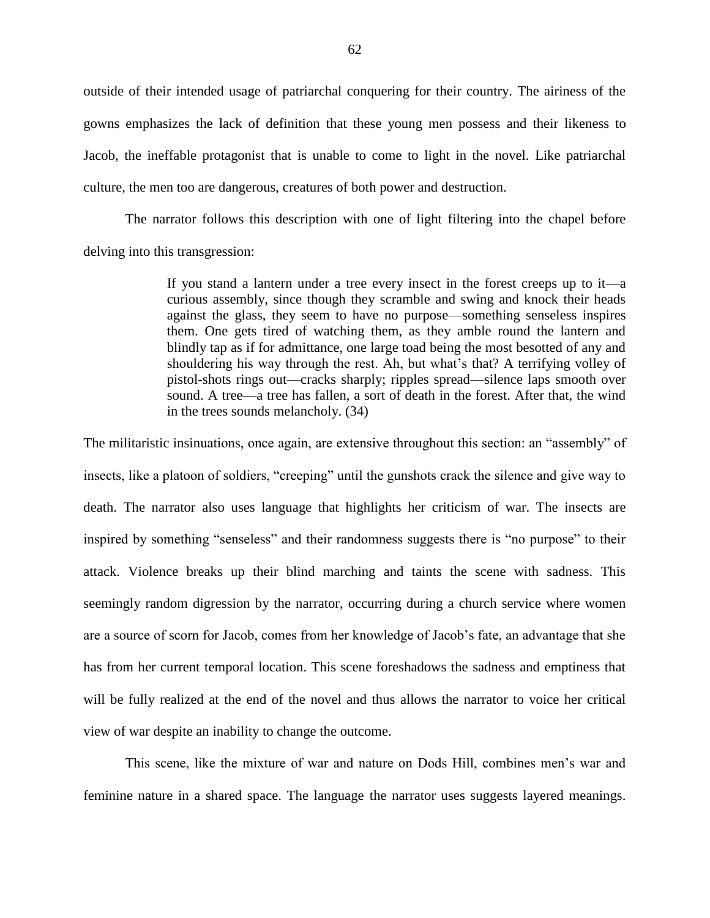outside of their intended usage of patriarchal conquering for their country. The airiness of the gowns emphasizes the lack of definition that these young men possess and their likeness to Jacob, the ineffable protagonist that is unable to come to light in the novel. Like patriarchal culture, the men too are dangerous, creatures of both power and destruction.

The narrator follows this description with one of light filtering into the chapel before delving into this transgression:

> If you stand a lantern under a tree every insect in the forest creeps up to it—a curious assembly, since though they scramble and swing and knock their heads against the glass, they seem to have no purpose—something senseless inspires them. One gets tired of watching them, as they amble round the lantern and blindly tap as if for admittance, one large toad being the most besotted of any and shouldering his way through the rest. Ah, but what's that? A terrifying volley of pistol-shots rings out—cracks sharply; ripples spread—silence laps smooth over sound. A tree—a tree has fallen, a sort of death in the forest. After that, the wind in the trees sounds melancholy. (34)

The militaristic insinuations, once again, are extensive throughout this section: an "assembly" of insects, like a platoon of soldiers, "creeping" until the gunshots crack the silence and give way to death. The narrator also uses language that highlights her criticism of war. The insects are inspired by something "senseless" and their randomness suggests there is "no purpose" to their attack. Violence breaks up their blind marching and taints the scene with sadness. This seemingly random digression by the narrator, occurring during a church service where women are a source of scorn for Jacob, comes from her knowledge of Jacob's fate, an advantage that she has from her current temporal location. This scene foreshadows the sadness and emptiness that will be fully realized at the end of the novel and thus allows the narrator to voice her critical view of war despite an inability to change the outcome.

This scene, like the mixture of war and nature on Dods Hill, combines men's war and feminine nature in a shared space. The language the narrator uses suggests layered meanings.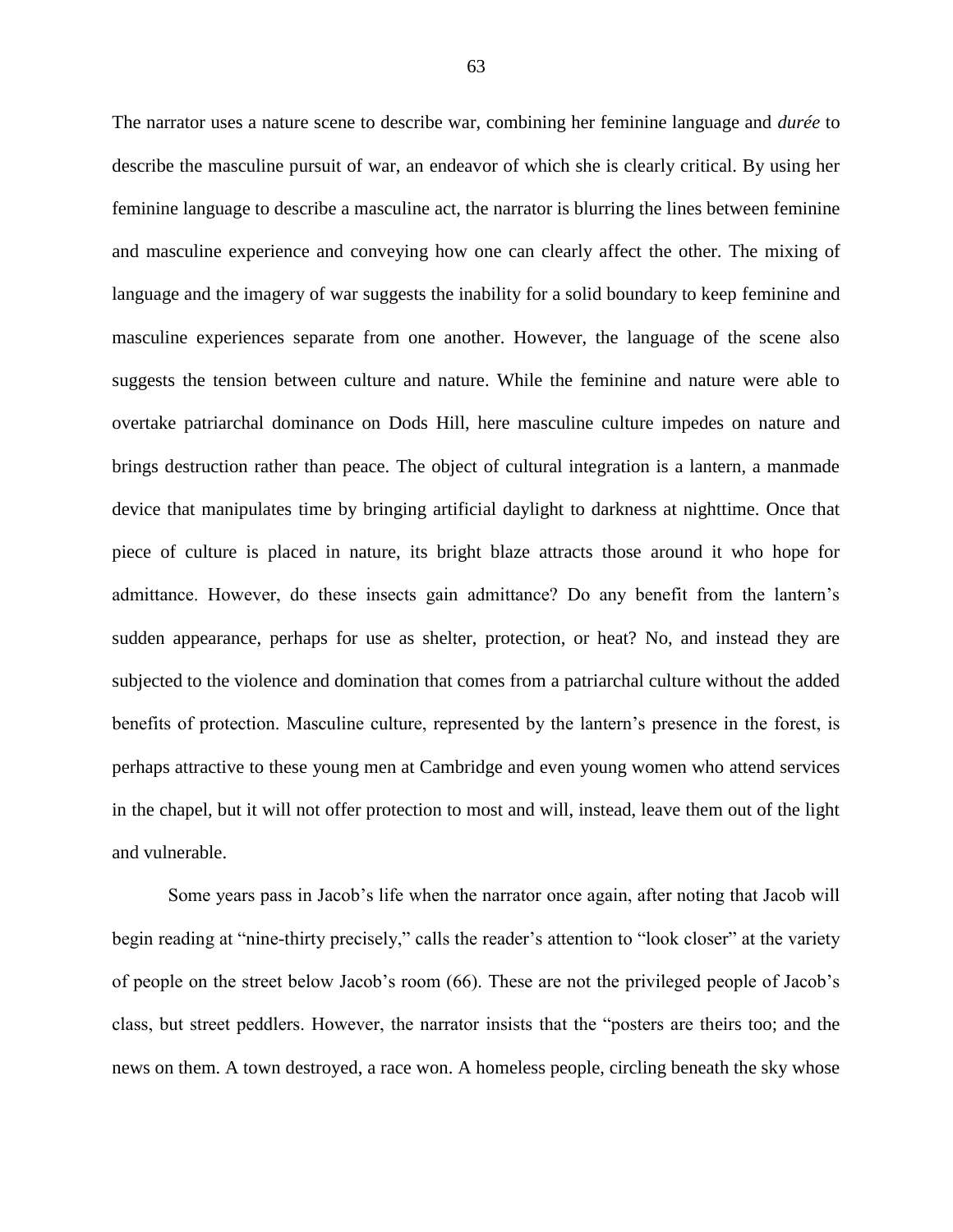The narrator uses a nature scene to describe war, combining her feminine language and *durée* to describe the masculine pursuit of war, an endeavor of which she is clearly critical. By using her feminine language to describe a masculine act, the narrator is blurring the lines between feminine and masculine experience and conveying how one can clearly affect the other. The mixing of language and the imagery of war suggests the inability for a solid boundary to keep feminine and masculine experiences separate from one another. However, the language of the scene also suggests the tension between culture and nature. While the feminine and nature were able to overtake patriarchal dominance on Dods Hill, here masculine culture impedes on nature and brings destruction rather than peace. The object of cultural integration is a lantern, a manmade device that manipulates time by bringing artificial daylight to darkness at nighttime. Once that piece of culture is placed in nature, its bright blaze attracts those around it who hope for admittance. However, do these insects gain admittance? Do any benefit from the lantern's sudden appearance, perhaps for use as shelter, protection, or heat? No, and instead they are subjected to the violence and domination that comes from a patriarchal culture without the added benefits of protection. Masculine culture, represented by the lantern's presence in the forest, is perhaps attractive to these young men at Cambridge and even young women who attend services in the chapel, but it will not offer protection to most and will, instead, leave them out of the light and vulnerable.

Some years pass in Jacob's life when the narrator once again, after noting that Jacob will begin reading at "nine-thirty precisely," calls the reader's attention to "look closer" at the variety of people on the street below Jacob's room (66). These are not the privileged people of Jacob's class, but street peddlers. However, the narrator insists that the "posters are theirs too; and the news on them. A town destroyed, a race won. A homeless people, circling beneath the sky whose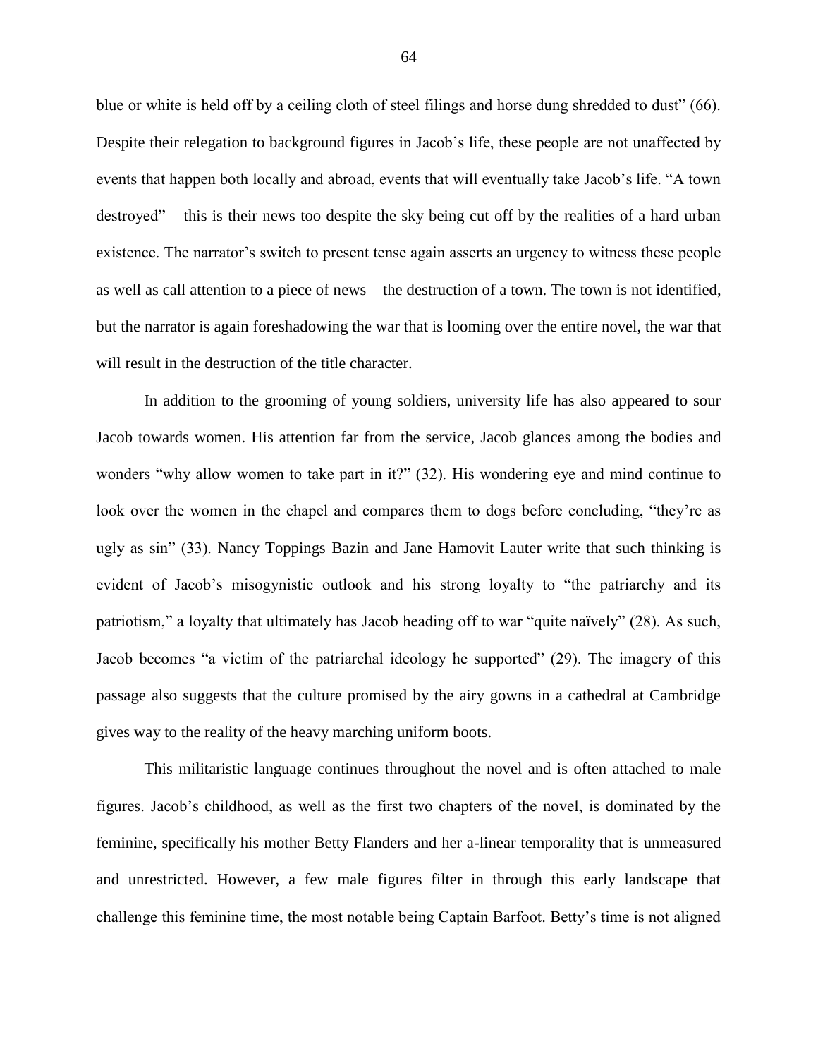blue or white is held off by a ceiling cloth of steel filings and horse dung shredded to dust" (66). Despite their relegation to background figures in Jacob's life, these people are not unaffected by events that happen both locally and abroad, events that will eventually take Jacob's life. "A town destroyed" – this is their news too despite the sky being cut off by the realities of a hard urban existence. The narrator's switch to present tense again asserts an urgency to witness these people as well as call attention to a piece of news – the destruction of a town. The town is not identified, but the narrator is again foreshadowing the war that is looming over the entire novel, the war that will result in the destruction of the title character.

In addition to the grooming of young soldiers, university life has also appeared to sour Jacob towards women. His attention far from the service, Jacob glances among the bodies and wonders "why allow women to take part in it?" (32). His wondering eye and mind continue to look over the women in the chapel and compares them to dogs before concluding, "they're as ugly as sin" (33). Nancy Toppings Bazin and Jane Hamovit Lauter write that such thinking is evident of Jacob's misogynistic outlook and his strong loyalty to "the patriarchy and its patriotism," a loyalty that ultimately has Jacob heading off to war "quite naïvely" (28). As such, Jacob becomes "a victim of the patriarchal ideology he supported" (29). The imagery of this passage also suggests that the culture promised by the airy gowns in a cathedral at Cambridge gives way to the reality of the heavy marching uniform boots.

This militaristic language continues throughout the novel and is often attached to male figures. Jacob's childhood, as well as the first two chapters of the novel, is dominated by the feminine, specifically his mother Betty Flanders and her a-linear temporality that is unmeasured and unrestricted. However, a few male figures filter in through this early landscape that challenge this feminine time, the most notable being Captain Barfoot. Betty's time is not aligned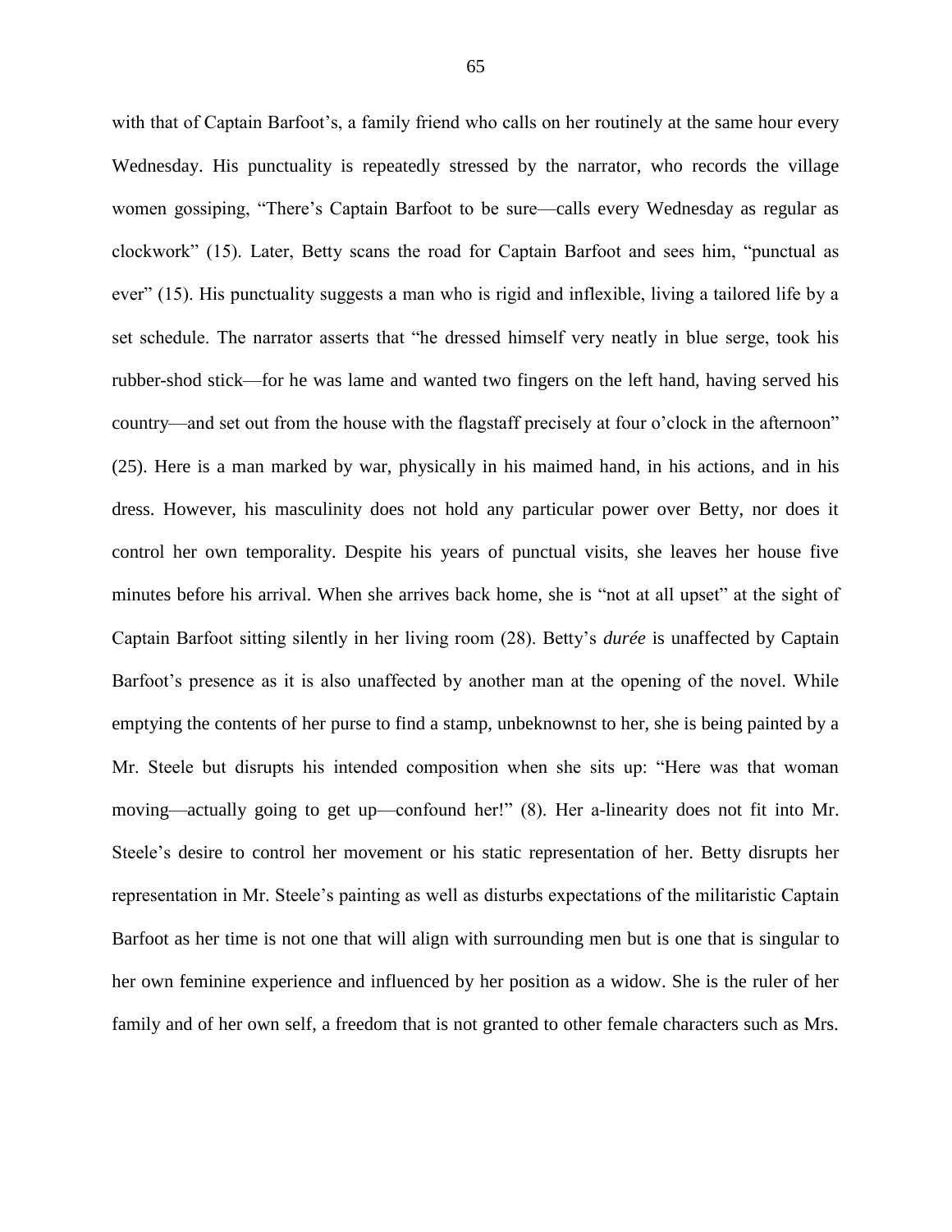with that of Captain Barfoot's, a family friend who calls on her routinely at the same hour every Wednesday. His punctuality is repeatedly stressed by the narrator, who records the village women gossiping, "There's Captain Barfoot to be sure—calls every Wednesday as regular as clockwork" (15). Later, Betty scans the road for Captain Barfoot and sees him, "punctual as ever" (15). His punctuality suggests a man who is rigid and inflexible, living a tailored life by a set schedule. The narrator asserts that "he dressed himself very neatly in blue serge, took his rubber-shod stick—for he was lame and wanted two fingers on the left hand, having served his country—and set out from the house with the flagstaff precisely at four o'clock in the afternoon" (25). Here is a man marked by war, physically in his maimed hand, in his actions, and in his dress. However, his masculinity does not hold any particular power over Betty, nor does it control her own temporality. Despite his years of punctual visits, she leaves her house five minutes before his arrival. When she arrives back home, she is "not at all upset" at the sight of Captain Barfoot sitting silently in her living room (28). Betty's *durée* is unaffected by Captain Barfoot's presence as it is also unaffected by another man at the opening of the novel. While emptying the contents of her purse to find a stamp, unbeknownst to her, she is being painted by a Mr. Steele but disrupts his intended composition when she sits up: "Here was that woman moving—actually going to get up—confound her!" (8). Her a-linearity does not fit into Mr. Steele's desire to control her movement or his static representation of her. Betty disrupts her representation in Mr. Steele's painting as well as disturbs expectations of the militaristic Captain Barfoot as her time is not one that will align with surrounding men but is one that is singular to her own feminine experience and influenced by her position as a widow. She is the ruler of her family and of her own self, a freedom that is not granted to other female characters such as Mrs.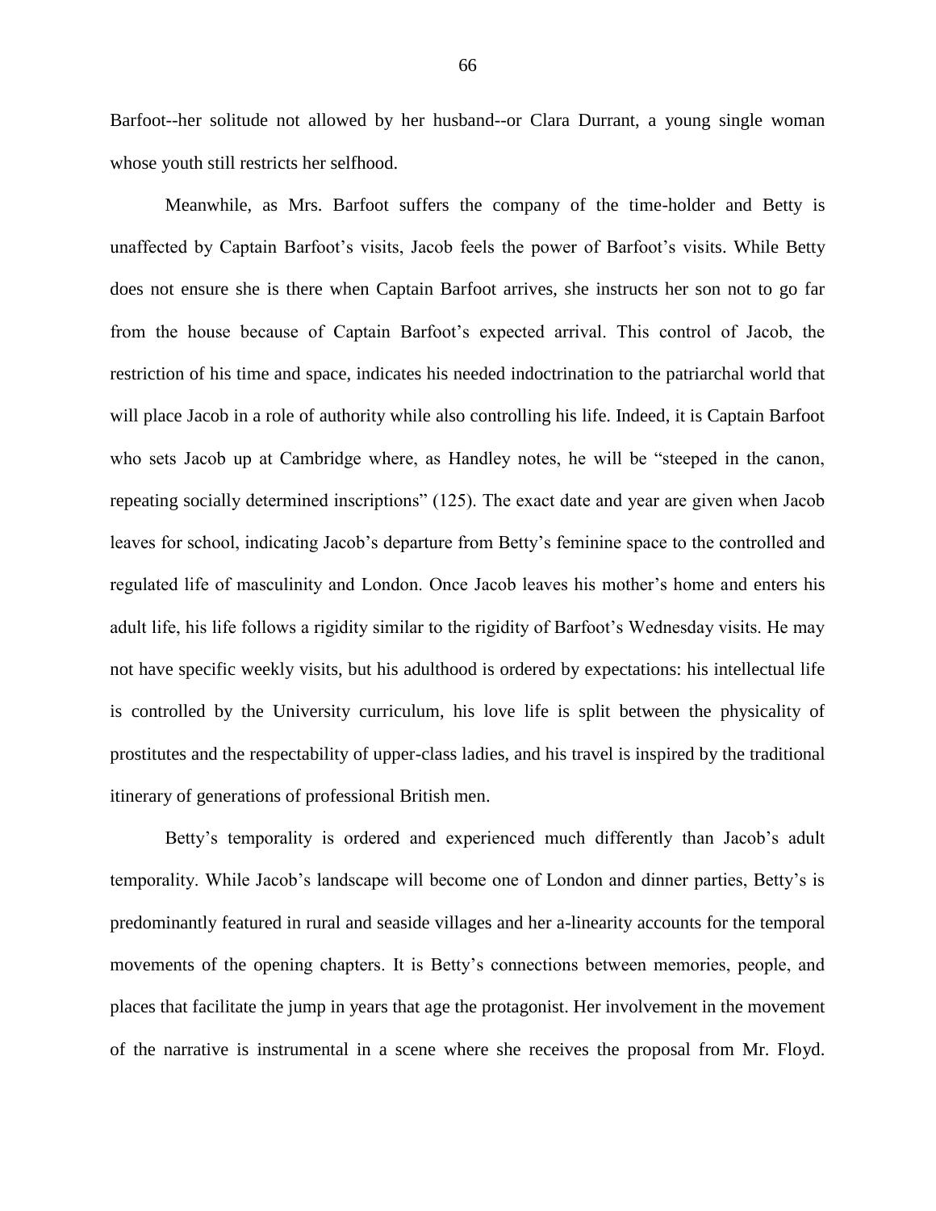Barfoot--her solitude not allowed by her husband--or Clara Durrant, a young single woman whose youth still restricts her selfhood.

Meanwhile, as Mrs. Barfoot suffers the company of the time-holder and Betty is unaffected by Captain Barfoot's visits, Jacob feels the power of Barfoot's visits. While Betty does not ensure she is there when Captain Barfoot arrives, she instructs her son not to go far from the house because of Captain Barfoot's expected arrival. This control of Jacob, the restriction of his time and space, indicates his needed indoctrination to the patriarchal world that will place Jacob in a role of authority while also controlling his life. Indeed, it is Captain Barfoot who sets Jacob up at Cambridge where, as Handley notes, he will be "steeped in the canon, repeating socially determined inscriptions" (125). The exact date and year are given when Jacob leaves for school, indicating Jacob's departure from Betty's feminine space to the controlled and regulated life of masculinity and London. Once Jacob leaves his mother's home and enters his adult life, his life follows a rigidity similar to the rigidity of Barfoot's Wednesday visits. He may not have specific weekly visits, but his adulthood is ordered by expectations: his intellectual life is controlled by the University curriculum, his love life is split between the physicality of prostitutes and the respectability of upper-class ladies, and his travel is inspired by the traditional itinerary of generations of professional British men.

Betty's temporality is ordered and experienced much differently than Jacob's adult temporality. While Jacob's landscape will become one of London and dinner parties, Betty's is predominantly featured in rural and seaside villages and her a-linearity accounts for the temporal movements of the opening chapters. It is Betty's connections between memories, people, and places that facilitate the jump in years that age the protagonist. Her involvement in the movement of the narrative is instrumental in a scene where she receives the proposal from Mr. Floyd.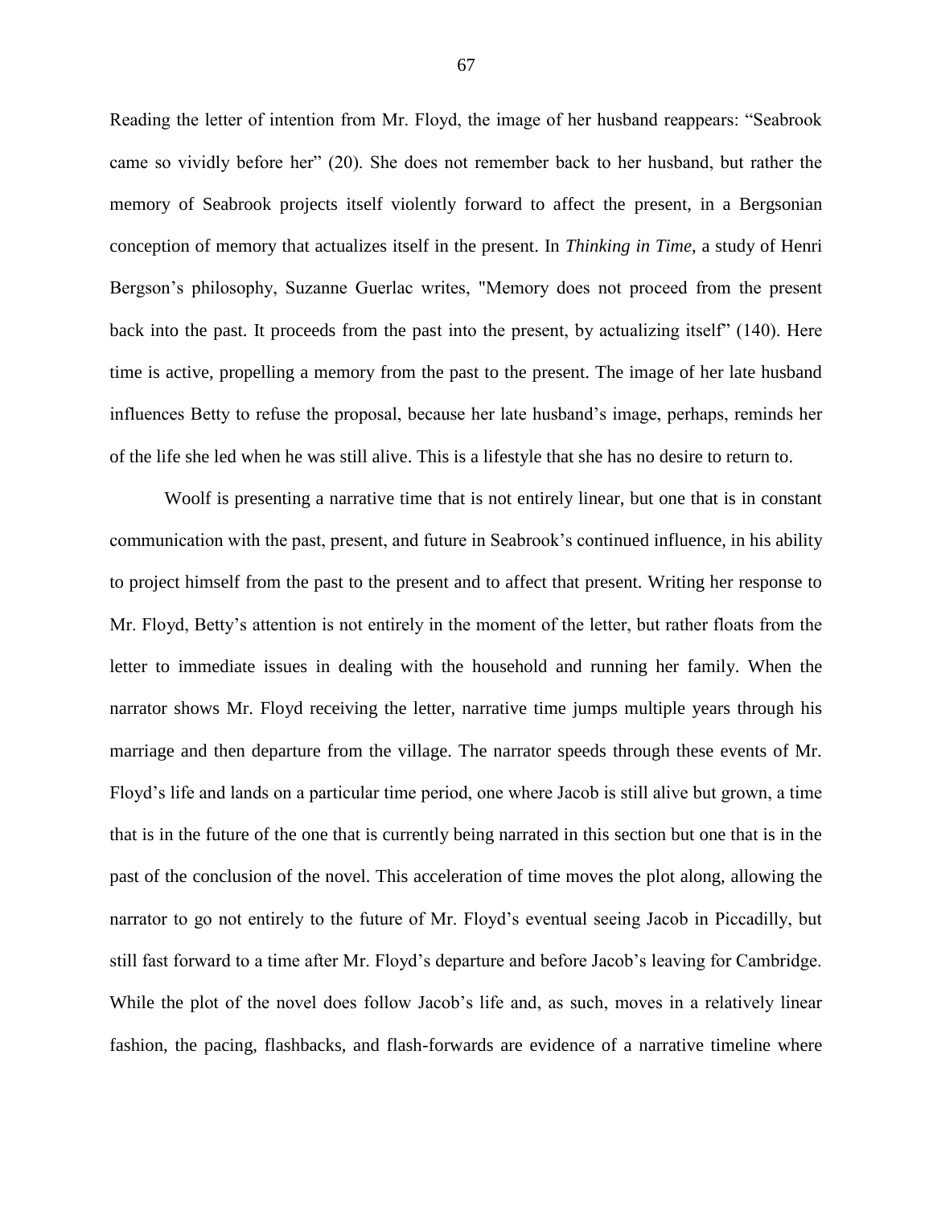Reading the letter of intention from Mr. Floyd, the image of her husband reappears: "Seabrook came so vividly before her" (20). She does not remember back to her husband, but rather the memory of Seabrook projects itself violently forward to affect the present, in a Bergsonian conception of memory that actualizes itself in the present. In *Thinking in Time*, a study of Henri Bergson's philosophy, Suzanne Guerlac writes, "Memory does not proceed from the present back into the past. It proceeds from the past into the present, by actualizing itself" (140). Here time is active, propelling a memory from the past to the present. The image of her late husband influences Betty to refuse the proposal, because her late husband's image, perhaps, reminds her of the life she led when he was still alive. This is a lifestyle that she has no desire to return to.

Woolf is presenting a narrative time that is not entirely linear, but one that is in constant communication with the past, present, and future in Seabrook's continued influence, in his ability to project himself from the past to the present and to affect that present. Writing her response to Mr. Floyd, Betty's attention is not entirely in the moment of the letter, but rather floats from the letter to immediate issues in dealing with the household and running her family. When the narrator shows Mr. Floyd receiving the letter, narrative time jumps multiple years through his marriage and then departure from the village. The narrator speeds through these events of Mr. Floyd's life and lands on a particular time period, one where Jacob is still alive but grown, a time that is in the future of the one that is currently being narrated in this section but one that is in the past of the conclusion of the novel. This acceleration of time moves the plot along, allowing the narrator to go not entirely to the future of Mr. Floyd's eventual seeing Jacob in Piccadilly, but still fast forward to a time after Mr. Floyd's departure and before Jacob's leaving for Cambridge. While the plot of the novel does follow Jacob's life and, as such, moves in a relatively linear fashion, the pacing, flashbacks, and flash-forwards are evidence of a narrative timeline where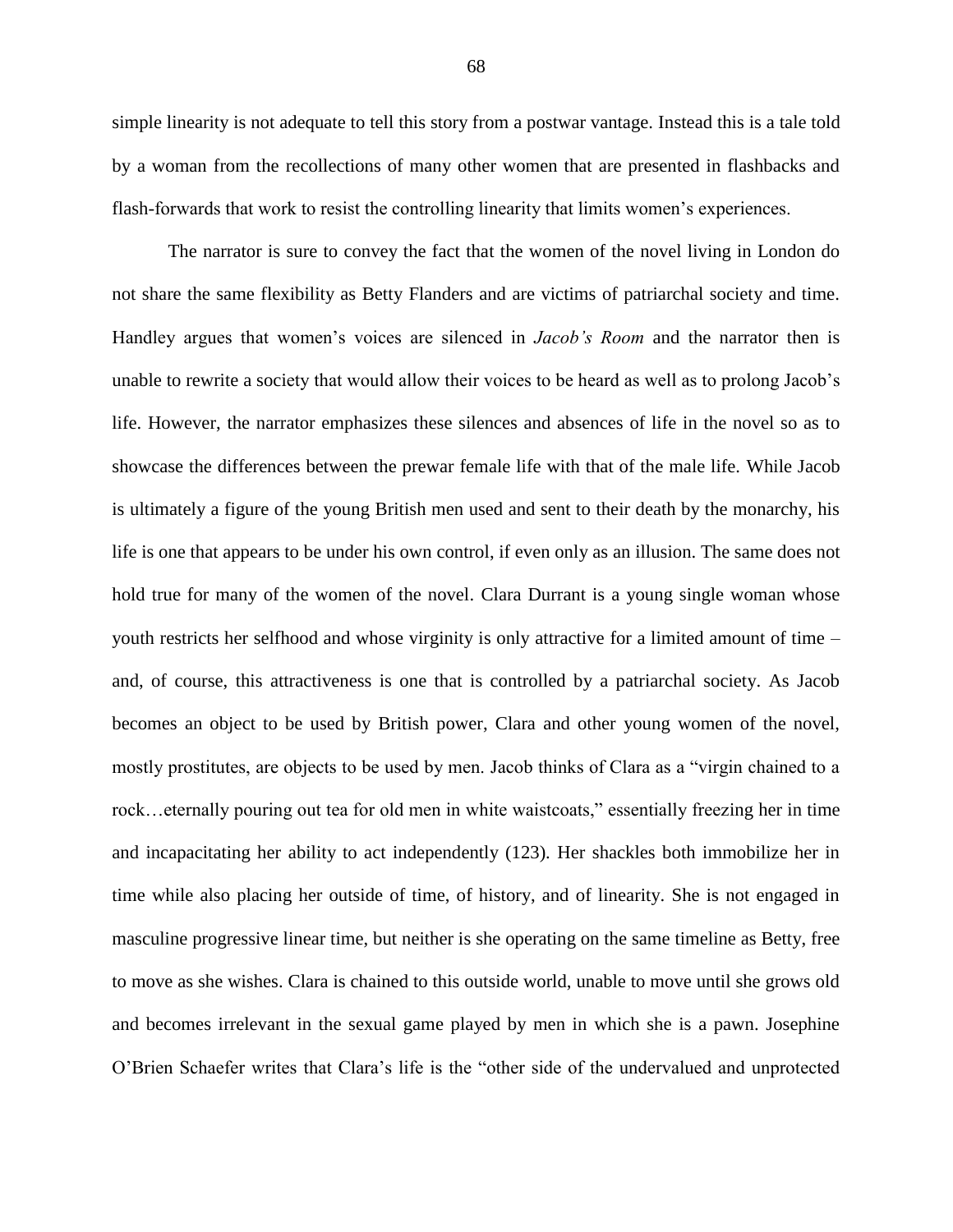simple linearity is not adequate to tell this story from a postwar vantage. Instead this is a tale told by a woman from the recollections of many other women that are presented in flashbacks and flash-forwards that work to resist the controlling linearity that limits women's experiences.

The narrator is sure to convey the fact that the women of the novel living in London do not share the same flexibility as Betty Flanders and are victims of patriarchal society and time. Handley argues that women's voices are silenced in *Jacob's Room* and the narrator then is unable to rewrite a society that would allow their voices to be heard as well as to prolong Jacob's life. However, the narrator emphasizes these silences and absences of life in the novel so as to showcase the differences between the prewar female life with that of the male life. While Jacob is ultimately a figure of the young British men used and sent to their death by the monarchy, his life is one that appears to be under his own control, if even only as an illusion. The same does not hold true for many of the women of the novel. Clara Durrant is a young single woman whose youth restricts her selfhood and whose virginity is only attractive for a limited amount of time – and, of course, this attractiveness is one that is controlled by a patriarchal society. As Jacob becomes an object to be used by British power, Clara and other young women of the novel, mostly prostitutes, are objects to be used by men. Jacob thinks of Clara as a "virgin chained to a rock…eternally pouring out tea for old men in white waistcoats," essentially freezing her in time and incapacitating her ability to act independently (123). Her shackles both immobilize her in time while also placing her outside of time, of history, and of linearity. She is not engaged in masculine progressive linear time, but neither is she operating on the same timeline as Betty, free to move as she wishes. Clara is chained to this outside world, unable to move until she grows old and becomes irrelevant in the sexual game played by men in which she is a pawn. Josephine O'Brien Schaefer writes that Clara's life is the "other side of the undervalued and unprotected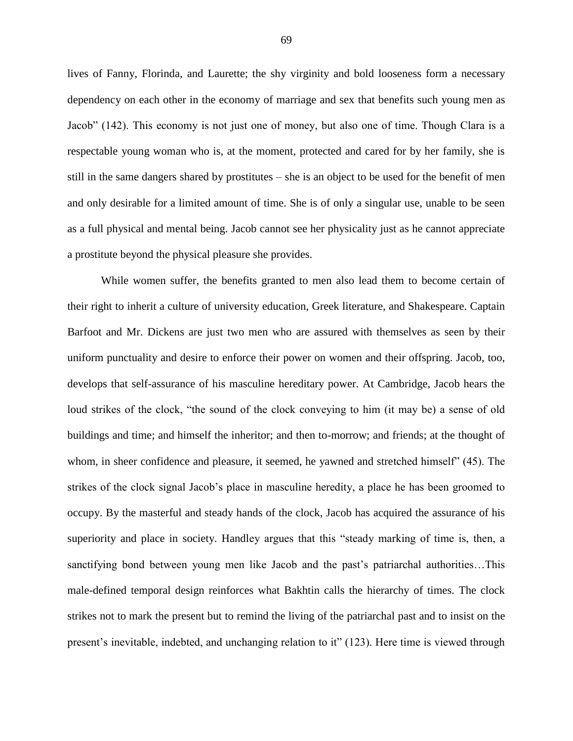lives of Fanny, Florinda, and Laurette; the shy virginity and bold looseness form a necessary dependency on each other in the economy of marriage and sex that benefits such young men as Jacob" (142). This economy is not just one of money, but also one of time. Though Clara is a respectable young woman who is, at the moment, protected and cared for by her family, she is still in the same dangers shared by prostitutes – she is an object to be used for the benefit of men and only desirable for a limited amount of time. She is of only a singular use, unable to be seen as a full physical and mental being. Jacob cannot see her physicality just as he cannot appreciate a prostitute beyond the physical pleasure she provides.

While women suffer, the benefits granted to men also lead them to become certain of their right to inherit a culture of university education, Greek literature, and Shakespeare. Captain Barfoot and Mr. Dickens are just two men who are assured with themselves as seen by their uniform punctuality and desire to enforce their power on women and their offspring. Jacob, too, develops that self-assurance of his masculine hereditary power. At Cambridge, Jacob hears the loud strikes of the clock, "the sound of the clock conveying to him (it may be) a sense of old buildings and time; and himself the inheritor; and then to-morrow; and friends; at the thought of whom, in sheer confidence and pleasure, it seemed, he yawned and stretched himself" (45). The strikes of the clock signal Jacob's place in masculine heredity, a place he has been groomed to occupy. By the masterful and steady hands of the clock, Jacob has acquired the assurance of his superiority and place in society. Handley argues that this "steady marking of time is, then, a sanctifying bond between young men like Jacob and the past's patriarchal authorities…This male-defined temporal design reinforces what Bakhtin calls the hierarchy of times. The clock strikes not to mark the present but to remind the living of the patriarchal past and to insist on the present's inevitable, indebted, and unchanging relation to it" (123). Here time is viewed through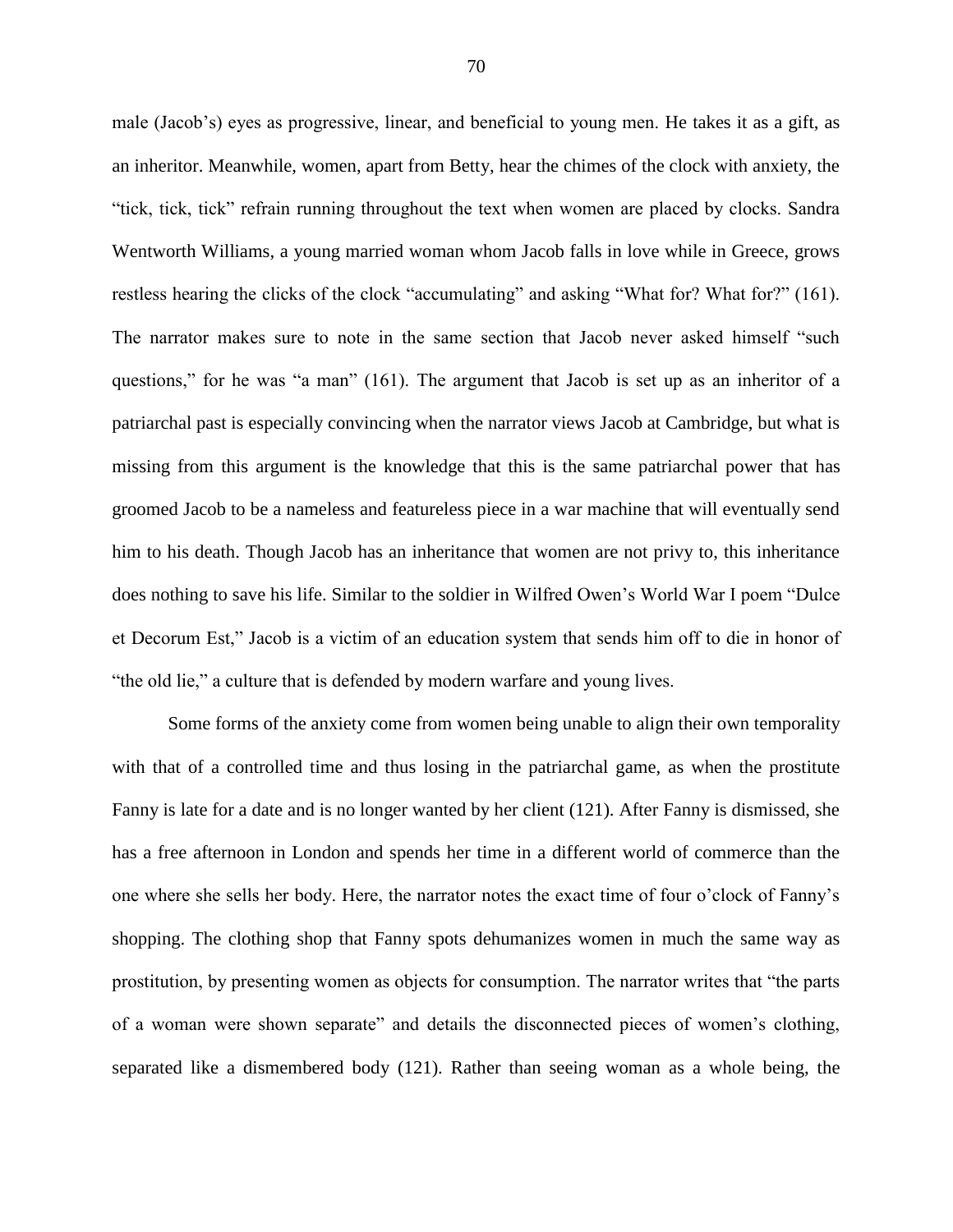male (Jacob's) eyes as progressive, linear, and beneficial to young men. He takes it as a gift, as an inheritor. Meanwhile, women, apart from Betty, hear the chimes of the clock with anxiety, the "tick, tick, tick" refrain running throughout the text when women are placed by clocks. Sandra Wentworth Williams, a young married woman whom Jacob falls in love while in Greece, grows restless hearing the clicks of the clock "accumulating" and asking "What for? What for?" (161). The narrator makes sure to note in the same section that Jacob never asked himself "such questions," for he was "a man" (161). The argument that Jacob is set up as an inheritor of a patriarchal past is especially convincing when the narrator views Jacob at Cambridge, but what is missing from this argument is the knowledge that this is the same patriarchal power that has groomed Jacob to be a nameless and featureless piece in a war machine that will eventually send him to his death. Though Jacob has an inheritance that women are not privy to, this inheritance does nothing to save his life. Similar to the soldier in Wilfred Owen's World War I poem "Dulce et Decorum Est," Jacob is a victim of an education system that sends him off to die in honor of "the old lie," a culture that is defended by modern warfare and young lives.

Some forms of the anxiety come from women being unable to align their own temporality with that of a controlled time and thus losing in the patriarchal game, as when the prostitute Fanny is late for a date and is no longer wanted by her client (121). After Fanny is dismissed, she has a free afternoon in London and spends her time in a different world of commerce than the one where she sells her body. Here, the narrator notes the exact time of four o'clock of Fanny's shopping. The clothing shop that Fanny spots dehumanizes women in much the same way as prostitution, by presenting women as objects for consumption. The narrator writes that "the parts of a woman were shown separate" and details the disconnected pieces of women's clothing, separated like a dismembered body (121). Rather than seeing woman as a whole being, the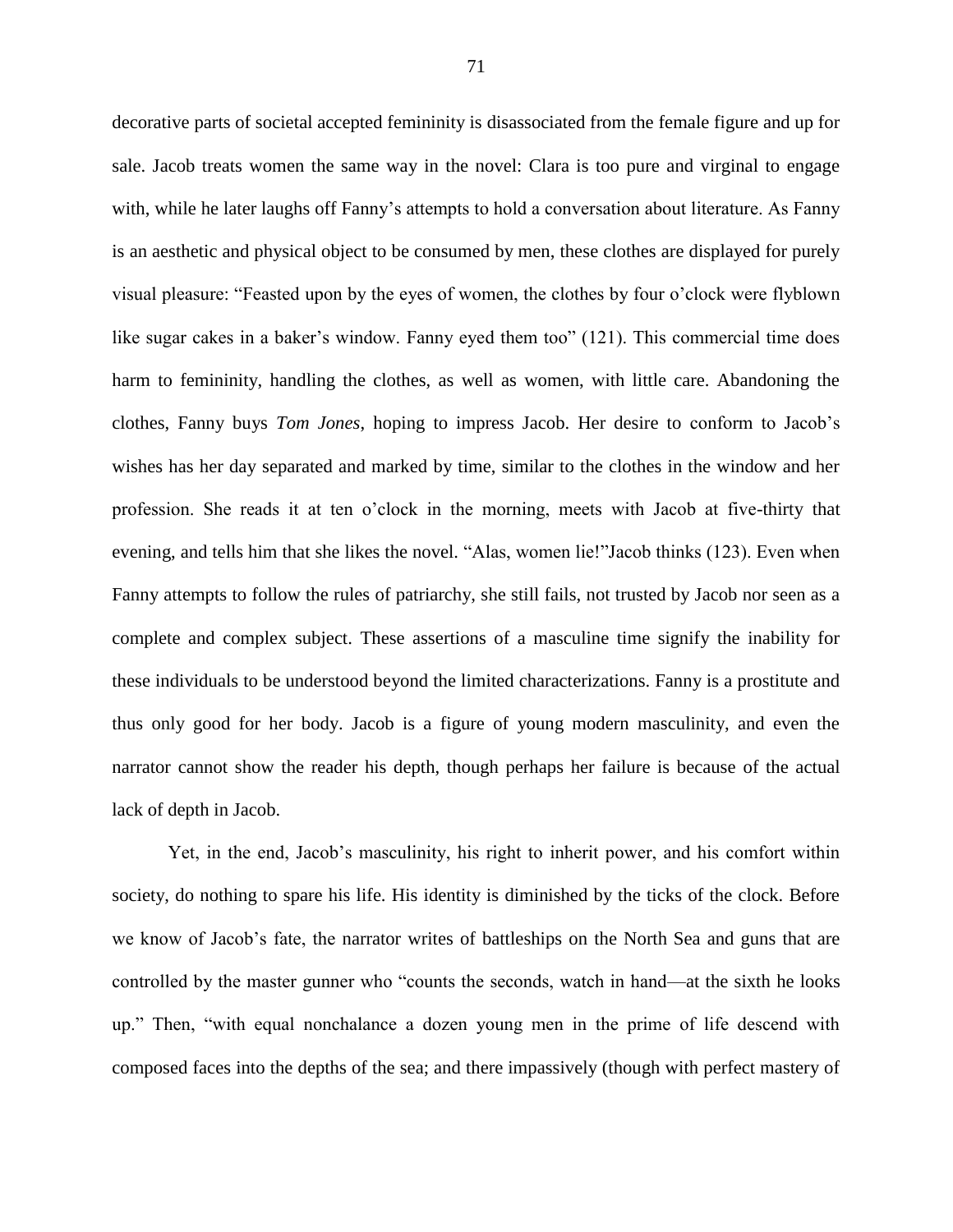decorative parts of societal accepted femininity is disassociated from the female figure and up for sale. Jacob treats women the same way in the novel: Clara is too pure and virginal to engage with, while he later laughs off Fanny's attempts to hold a conversation about literature. As Fanny is an aesthetic and physical object to be consumed by men, these clothes are displayed for purely visual pleasure: "Feasted upon by the eyes of women, the clothes by four o'clock were flyblown like sugar cakes in a baker's window. Fanny eyed them too" (121). This commercial time does harm to femininity, handling the clothes, as well as women, with little care. Abandoning the clothes, Fanny buys *Tom Jones*, hoping to impress Jacob. Her desire to conform to Jacob's wishes has her day separated and marked by time, similar to the clothes in the window and her profession. She reads it at ten o'clock in the morning, meets with Jacob at five-thirty that evening, and tells him that she likes the novel. "Alas, women lie!"Jacob thinks (123). Even when Fanny attempts to follow the rules of patriarchy, she still fails, not trusted by Jacob nor seen as a complete and complex subject. These assertions of a masculine time signify the inability for these individuals to be understood beyond the limited characterizations. Fanny is a prostitute and thus only good for her body. Jacob is a figure of young modern masculinity, and even the narrator cannot show the reader his depth, though perhaps her failure is because of the actual lack of depth in Jacob.

Yet, in the end, Jacob's masculinity, his right to inherit power, and his comfort within society, do nothing to spare his life. His identity is diminished by the ticks of the clock. Before we know of Jacob's fate, the narrator writes of battleships on the North Sea and guns that are controlled by the master gunner who "counts the seconds, watch in hand—at the sixth he looks up." Then, "with equal nonchalance a dozen young men in the prime of life descend with composed faces into the depths of the sea; and there impassively (though with perfect mastery of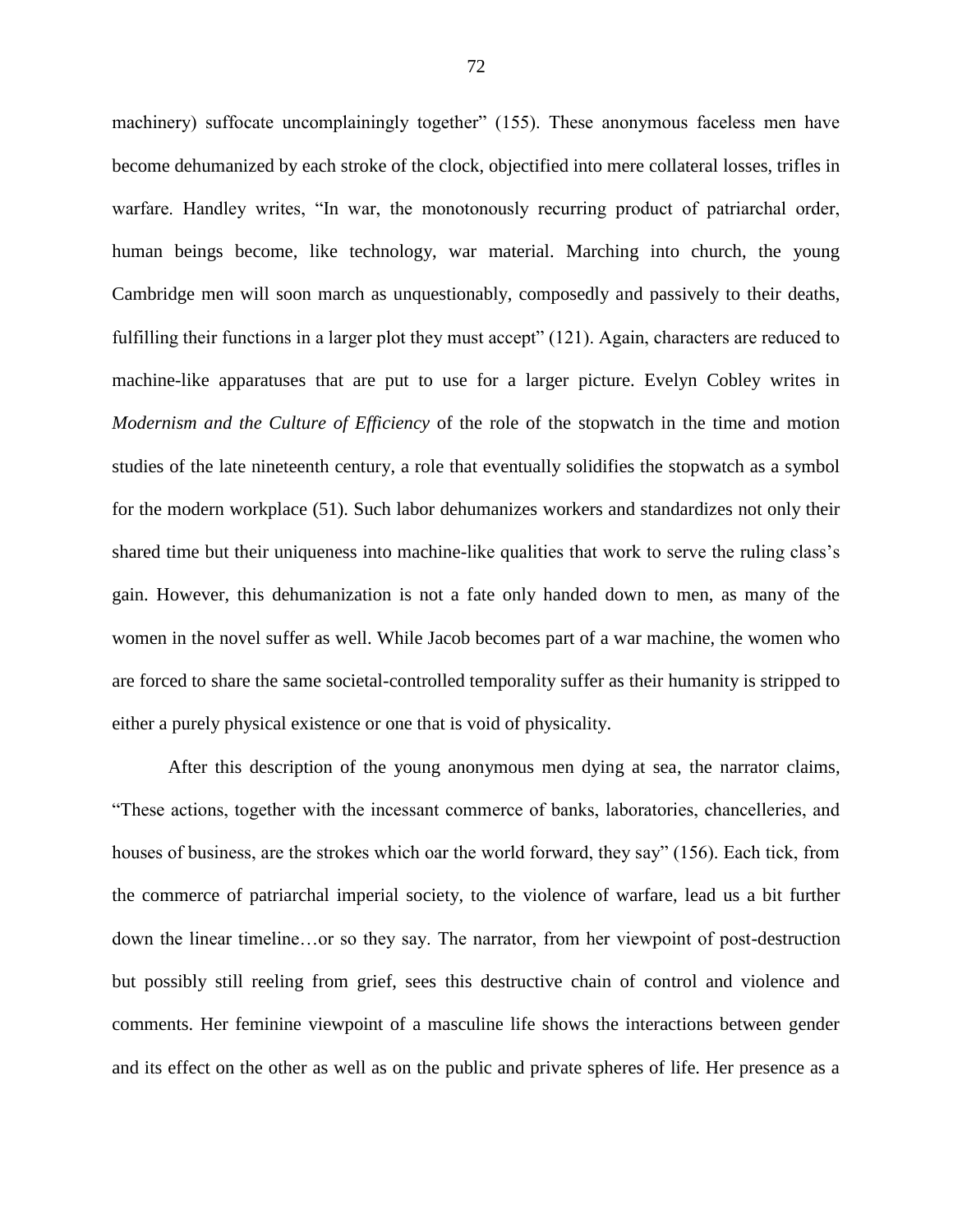machinery) suffocate uncomplainingly together" (155). These anonymous faceless men have become dehumanized by each stroke of the clock, objectified into mere collateral losses, trifles in warfare. Handley writes, "In war, the monotonously recurring product of patriarchal order, human beings become, like technology, war material. Marching into church, the young Cambridge men will soon march as unquestionably, composedly and passively to their deaths, fulfilling their functions in a larger plot they must accept" (121). Again, characters are reduced to machine-like apparatuses that are put to use for a larger picture. Evelyn Cobley writes in *Modernism and the Culture of Efficiency* of the role of the stopwatch in the time and motion studies of the late nineteenth century, a role that eventually solidifies the stopwatch as a symbol for the modern workplace (51). Such labor dehumanizes workers and standardizes not only their shared time but their uniqueness into machine-like qualities that work to serve the ruling class's gain. However, this dehumanization is not a fate only handed down to men, as many of the women in the novel suffer as well. While Jacob becomes part of a war machine, the women who are forced to share the same societal-controlled temporality suffer as their humanity is stripped to either a purely physical existence or one that is void of physicality.

After this description of the young anonymous men dying at sea, the narrator claims, "These actions, together with the incessant commerce of banks, laboratories, chancelleries, and houses of business, are the strokes which oar the world forward, they say" (156). Each tick, from the commerce of patriarchal imperial society, to the violence of warfare, lead us a bit further down the linear timeline…or so they say. The narrator, from her viewpoint of post-destruction but possibly still reeling from grief, sees this destructive chain of control and violence and comments. Her feminine viewpoint of a masculine life shows the interactions between gender and its effect on the other as well as on the public and private spheres of life. Her presence as a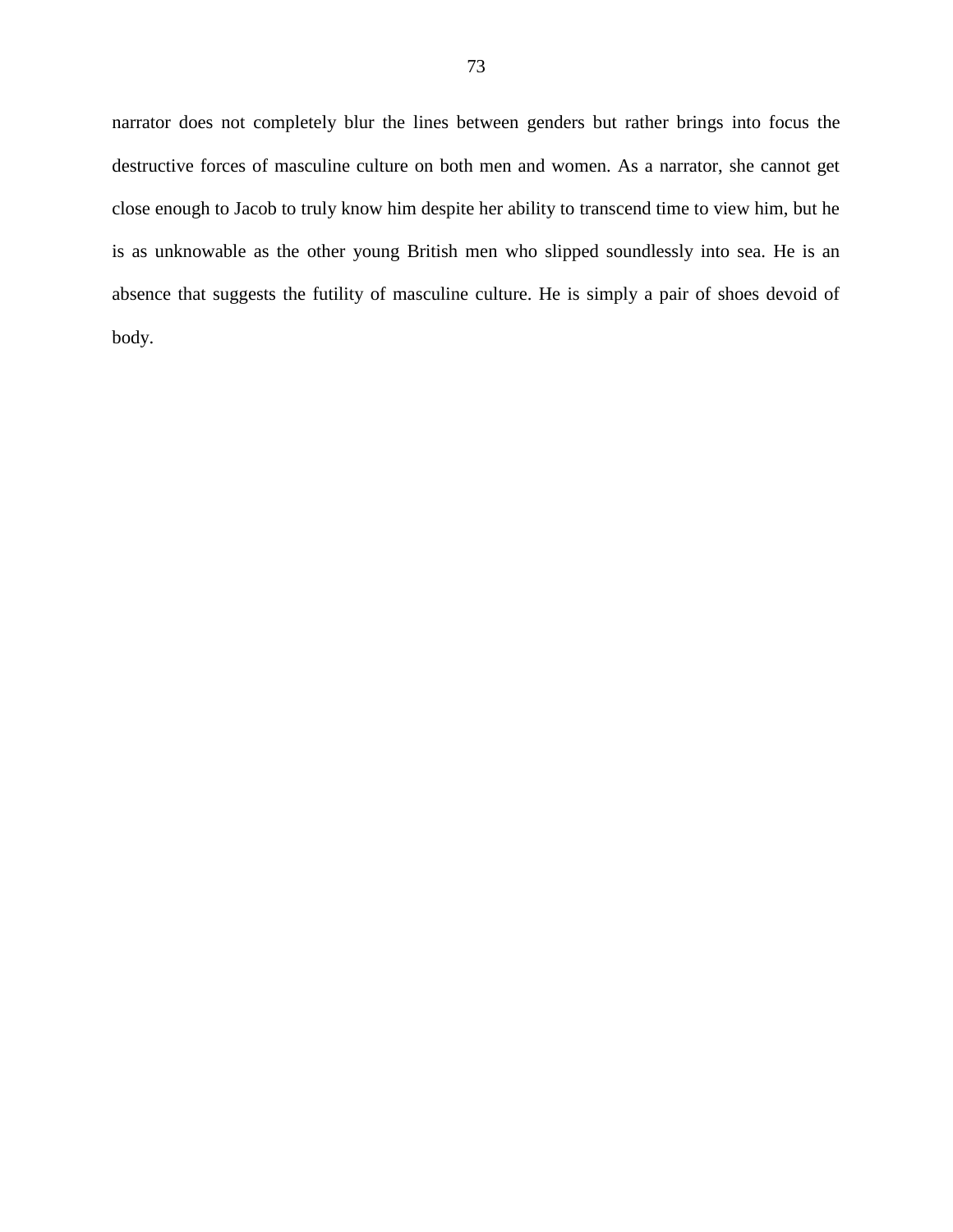narrator does not completely blur the lines between genders but rather brings into focus the destructive forces of masculine culture on both men and women. As a narrator, she cannot get close enough to Jacob to truly know him despite her ability to transcend time to view him, but he is as unknowable as the other young British men who slipped soundlessly into sea. He is an absence that suggests the futility of masculine culture. He is simply a pair of shoes devoid of body.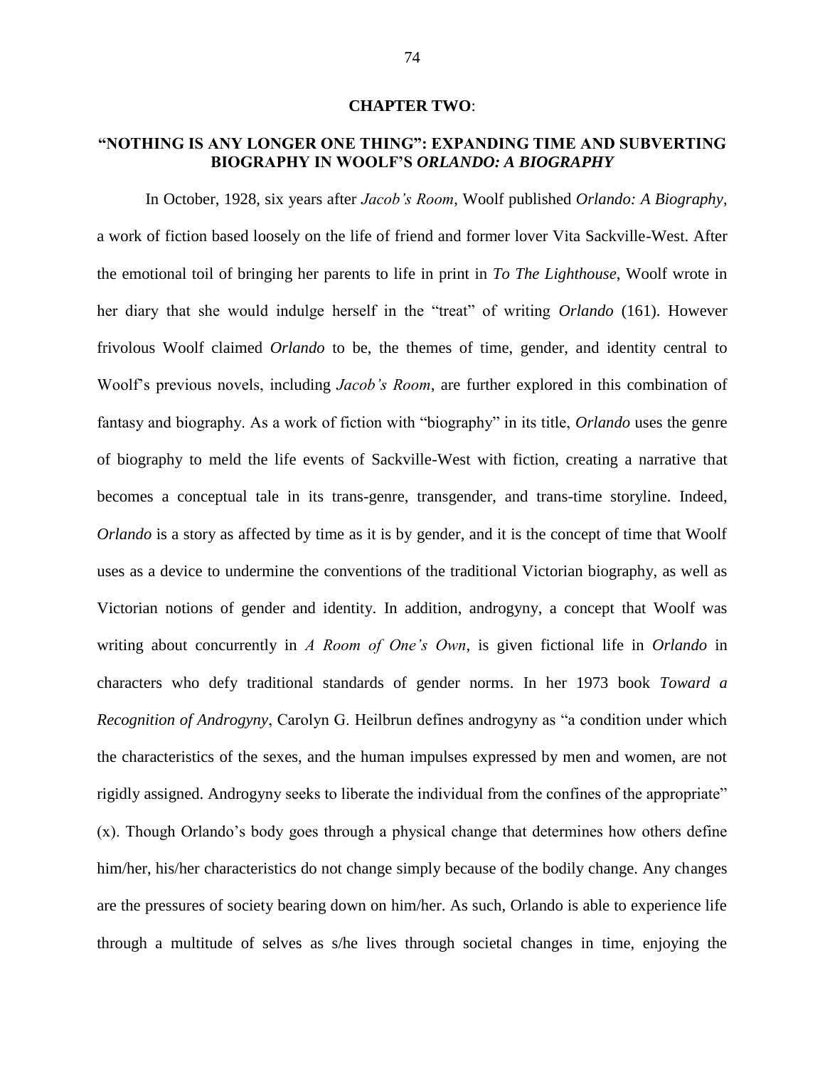## CHAPTER TWO:

### "NOTHING IS ANY LONGER ONE THING": EXPANDING TIME AND SUBVERTING BIOGRAPHY IN WOOLF'S *ORLANDO: A BIOGRAPHY*

In October, 1928, six years after *Jacob's Room*, Woolf published *Orlando: A Biography*, a work of fiction based loosely on the life of friend and former lover Vita Sackville-West. After the emotional toil of bringing her parents to life in print in *To The Lighthouse*, Woolf wrote in her diary that she would indulge herself in the "treat" of writing *Orlando* (161). However frivolous Woolf claimed *Orlando* to be, the themes of time, gender, and identity central to Woolf's previous novels, including *Jacob's Room*, are further explored in this combination of fantasy and biography. As a work of fiction with "biography" in its title, *Orlando* uses the genre of biography to meld the life events of Sackville-West with fiction, creating a narrative that becomes a conceptual tale in its trans-genre, transgender, and trans-time storyline. Indeed, *Orlando* is a story as affected by time as it is by gender, and it is the concept of time that Woolf uses as a device to undermine the conventions of the traditional Victorian biography, as well as Victorian notions of gender and identity. In addition, androgyny, a concept that Woolf was writing about concurrently in *A Room of One's Own*, is given fictional life in *Orlando* in characters who defy traditional standards of gender norms. In her 1973 book *Toward a Recognition of Androgyny*, Carolyn G. Heilbrun defines androgyny as "a condition under which the characteristics of the sexes, and the human impulses expressed by men and women, are not rigidly assigned. Androgyny seeks to liberate the individual from the confines of the appropriate" (x). Though Orlando's body goes through a physical change that determines how others define him/her, his/her characteristics do not change simply because of the bodily change. Any changes are the pressures of society bearing down on him/her. As such, Orlando is able to experience life through a multitude of selves as s/he lives through societal changes in time, enjoying the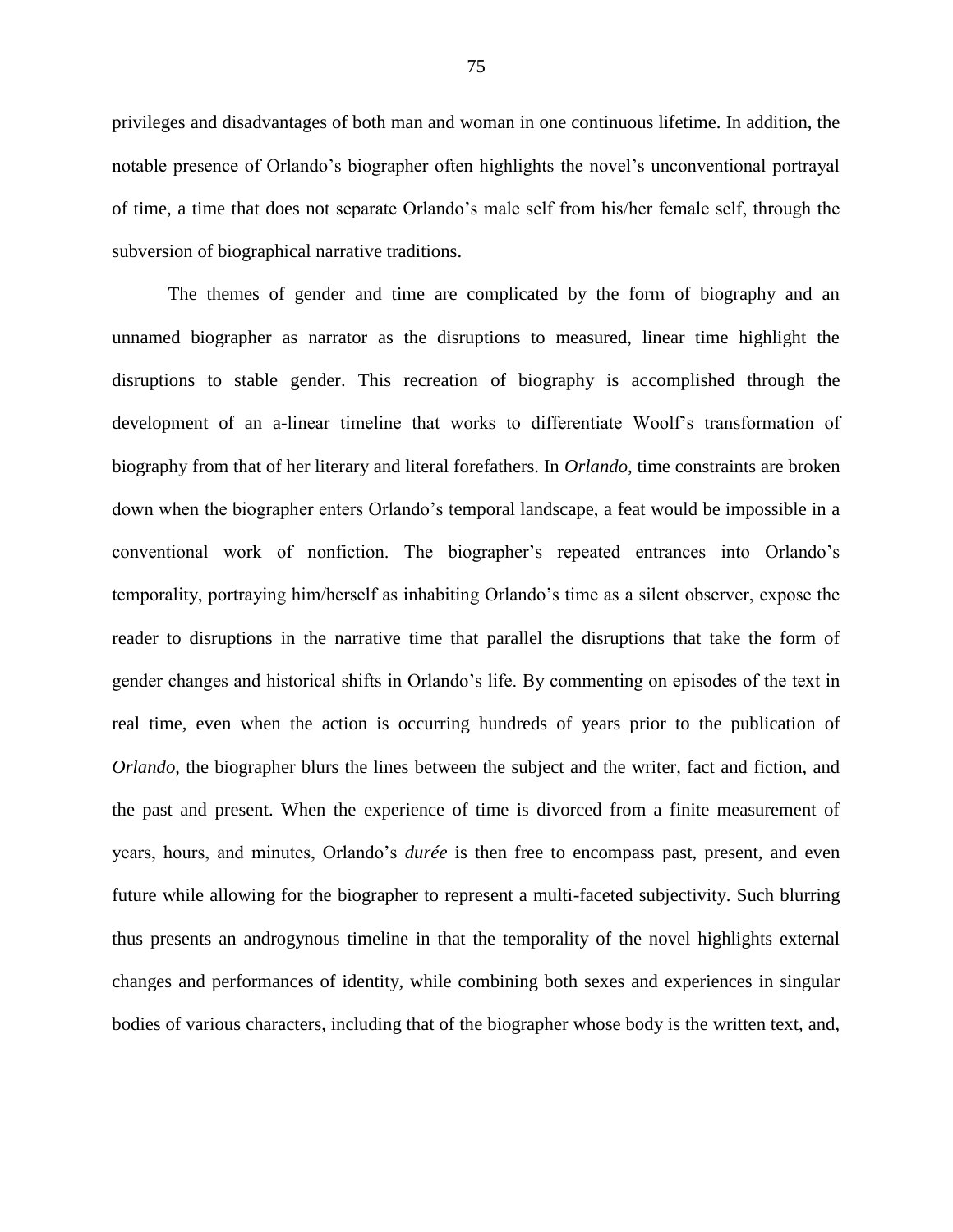privileges and disadvantages of both man and woman in one continuous lifetime. In addition, the notable presence of Orlando's biographer often highlights the novel's unconventional portrayal of time, a time that does not separate Orlando's male self from his/her female self, through the subversion of biographical narrative traditions.

The themes of gender and time are complicated by the form of biography and an unnamed biographer as narrator as the disruptions to measured, linear time highlight the disruptions to stable gender. This recreation of biography is accomplished through the development of an a-linear timeline that works to differentiate Woolf's transformation of biography from that of her literary and literal forefathers. In *Orlando*, time constraints are broken down when the biographer enters Orlando's temporal landscape, a feat would be impossible in a conventional work of nonfiction. The biographer's repeated entrances into Orlando's temporality, portraying him/herself as inhabiting Orlando's time as a silent observer, expose the reader to disruptions in the narrative time that parallel the disruptions that take the form of gender changes and historical shifts in Orlando's life. By commenting on episodes of the text in real time, even when the action is occurring hundreds of years prior to the publication of *Orlando*, the biographer blurs the lines between the subject and the writer, fact and fiction, and the past and present. When the experience of time is divorced from a finite measurement of years, hours, and minutes, Orlando's *durée* is then free to encompass past, present, and even future while allowing for the biographer to represent a multi-faceted subjectivity. Such blurring thus presents an androgynous timeline in that the temporality of the novel highlights external changes and performances of identity, while combining both sexes and experiences in singular bodies of various characters, including that of the biographer whose body is the written text, and,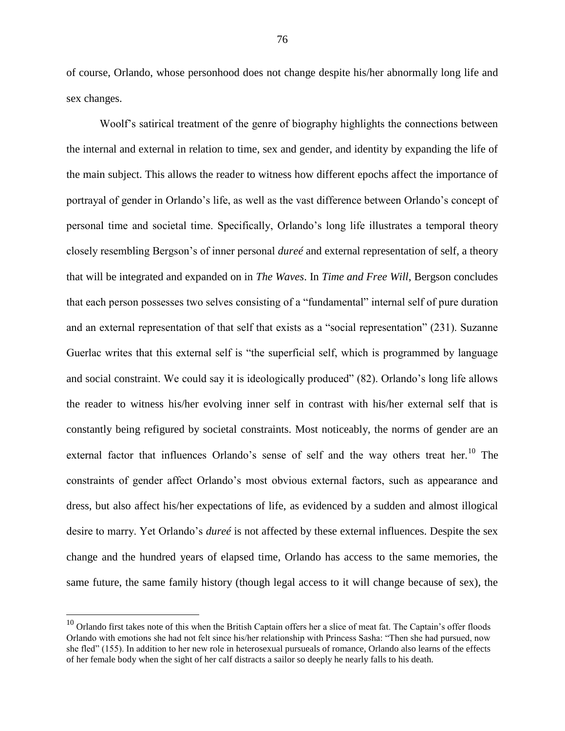of course, Orlando, whose personhood does not change despite his/her abnormally long life and sex changes.

Woolf's satirical treatment of the genre of biography highlights the connections between the internal and external in relation to time, sex and gender, and identity by expanding the life of the main subject. This allows the reader to witness how different epochs affect the importance of portrayal of gender in Orlando's life, as well as the vast difference between Orlando's concept of personal time and societal time. Specifically, Orlando's long life illustrates a temporal theory closely resembling Bergson's of inner personal *dureé* and external representation of self, a theory that will be integrated and expanded on in *The Waves*. In *Time and Free Will*, Bergson concludes that each person possesses two selves consisting of a "fundamental" internal self of pure duration and an external representation of that self that exists as a "social representation" (231). Suzanne Guerlac writes that this external self is "the superficial self, which is programmed by language and social constraint. We could say it is ideologically produced" (82). Orlando's long life allows the reader to witness his/her evolving inner self in contrast with his/her external self that is constantly being refigured by societal constraints. Most noticeably, the norms of gender are an external factor that influences Orlando's sense of self and the way others treat her.[10] The constraints of gender affect Orlando's most obvious external factors, such as appearance and dress, but also affect his/her expectations of life, as evidenced by a sudden and almost illogical desire to marry. Yet Orlando's *dureé* is not affected by these external influences. Despite the sex change and the hundred years of elapsed time, Orlando has access to the same memories, the same future, the same family history (though legal access to it will change because of sex), the

---

[10] Orlando first takes note of this when the British Captain offers her a slice of meat fat. The Captain's offer floods Orlando with emotions she had not felt since his/her relationship with Princess Sasha: "Then she had pursued, now she fled" (155). In addition to her new role in heterosexual pursueals of romance, Orlando also learns of the effects of her female body when the sight of her calf distracts a sailor so deeply he nearly falls to his death.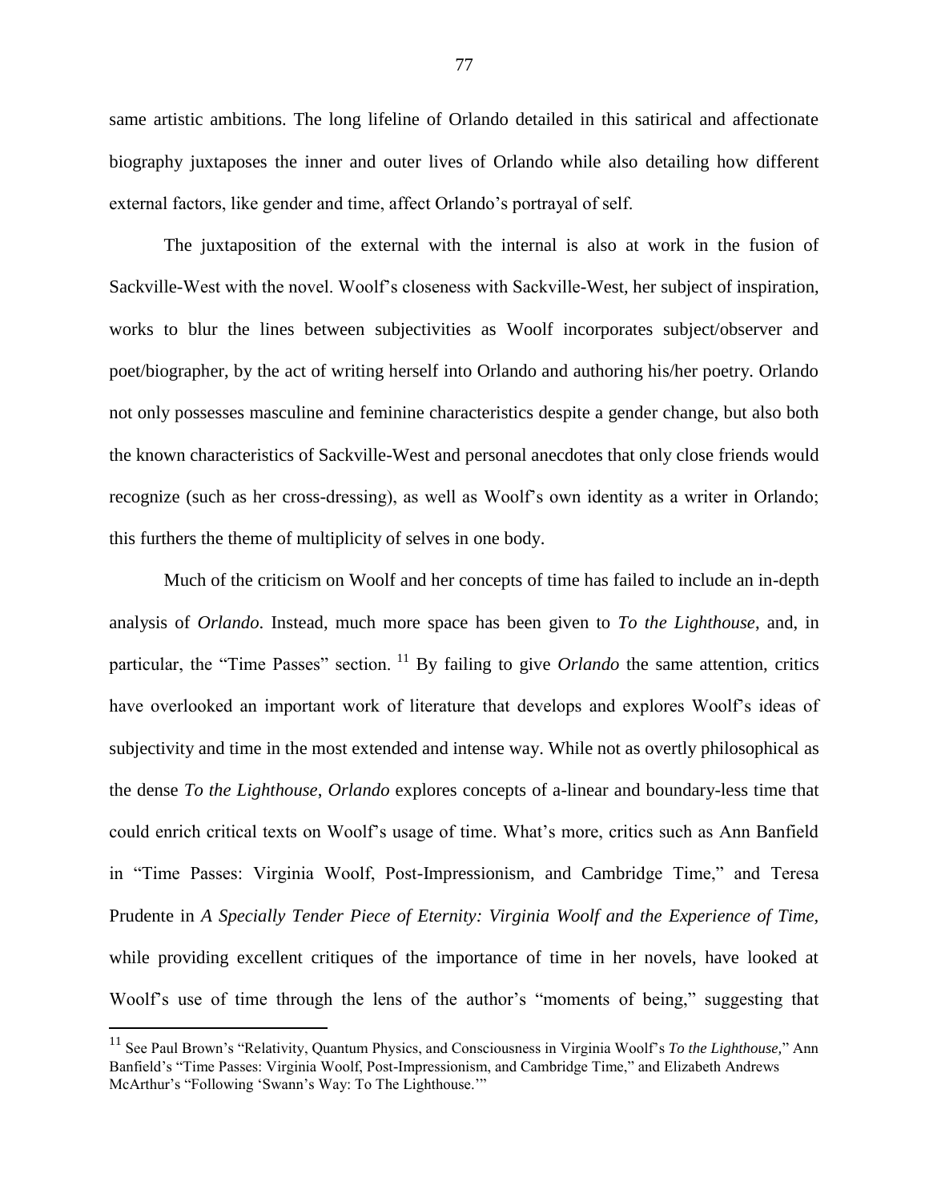same artistic ambitions. The long lifeline of Orlando detailed in this satirical and affectionate biography juxtaposes the inner and outer lives of Orlando while also detailing how different external factors, like gender and time, affect Orlando's portrayal of self.

The juxtaposition of the external with the internal is also at work in the fusion of Sackville-West with the novel. Woolf's closeness with Sackville-West, her subject of inspiration, works to blur the lines between subjectivities as Woolf incorporates subject/observer and poet/biographer, by the act of writing herself into Orlando and authoring his/her poetry. Orlando not only possesses masculine and feminine characteristics despite a gender change, but also both the known characteristics of Sackville-West and personal anecdotes that only close friends would recognize (such as her cross-dressing), as well as Woolf's own identity as a writer in Orlando; this furthers the theme of multiplicity of selves in one body.

Much of the criticism on Woolf and her concepts of time has failed to include an in-depth analysis of *Orlando*. Instead, much more space has been given to *To the Lighthouse*, and, in particular, the "Time Passes" section. [11] By failing to give *Orlando* the same attention, critics have overlooked an important work of literature that develops and explores Woolf's ideas of subjectivity and time in the most extended and intense way. While not as overtly philosophical as the dense *To the Lighthouse*, *Orlando* explores concepts of a-linear and boundary-less time that could enrich critical texts on Woolf's usage of time. What's more, critics such as Ann Banfield in "Time Passes: Virginia Woolf, Post-Impressionism, and Cambridge Time," and Teresa Prudente in *A Specially Tender Piece of Eternity: Virginia Woolf and the Experience of Time,* while providing excellent critiques of the importance of time in her novels, have looked at Woolf's use of time through the lens of the author's "moments of being," suggesting that

---

[11] See Paul Brown's "Relativity, Quantum Physics, and Consciousness in Virginia Woolf's *To the Lighthouse,*" Ann Banfield's "Time Passes: Virginia Woolf, Post-Impressionism, and Cambridge Time," and Elizabeth Andrews McArthur's "Following 'Swann's Way: To The Lighthouse.'"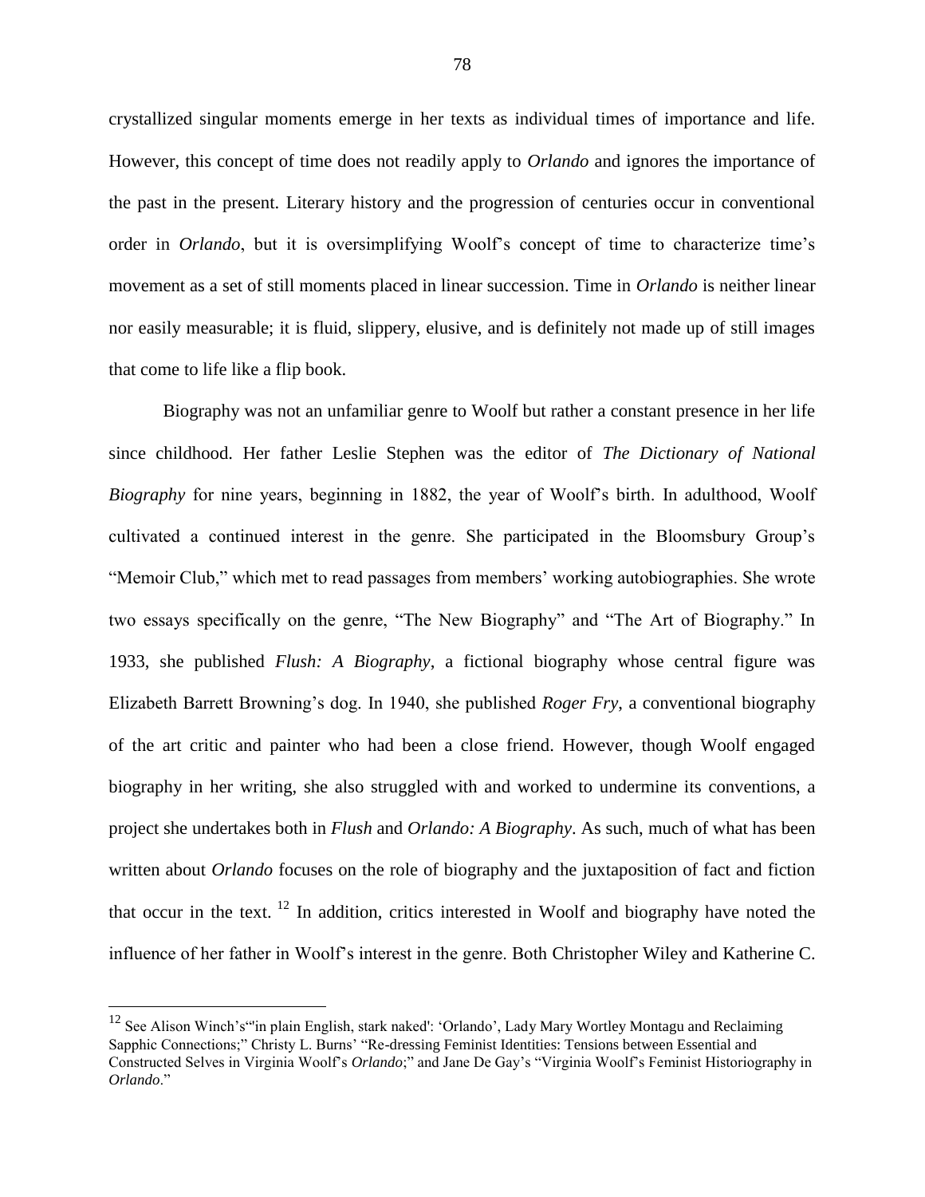crystallized singular moments emerge in her texts as individual times of importance and life. However, this concept of time does not readily apply to *Orlando* and ignores the importance of the past in the present. Literary history and the progression of centuries occur in conventional order in *Orlando*, but it is oversimplifying Woolf's concept of time to characterize time's movement as a set of still moments placed in linear succession. Time in *Orlando* is neither linear nor easily measurable; it is fluid, slippery, elusive, and is definitely not made up of still images that come to life like a flip book.

Biography was not an unfamiliar genre to Woolf but rather a constant presence in her life since childhood. Her father Leslie Stephen was the editor of *The Dictionary of National Biography* for nine years, beginning in 1882, the year of Woolf's birth. In adulthood, Woolf cultivated a continued interest in the genre. She participated in the Bloomsbury Group's "Memoir Club," which met to read passages from members' working autobiographies. She wrote two essays specifically on the genre, "The New Biography" and "The Art of Biography." In 1933, she published *Flush: A Biography*, a fictional biography whose central figure was Elizabeth Barrett Browning's dog. In 1940, she published *Roger Fry*, a conventional biography of the art critic and painter who had been a close friend. However, though Woolf engaged biography in her writing, she also struggled with and worked to undermine its conventions, a project she undertakes both in *Flush* and *Orlando: A Biography*. As such, much of what has been written about *Orlando* focuses on the role of biography and the juxtaposition of fact and fiction that occur in the text. [12] In addition, critics interested in Woolf and biography have noted the influence of her father in Woolf's interest in the genre. Both Christopher Wiley and Katherine C.

---

[12] See Alison Winch's"'in plain English, stark naked': 'Orlando', Lady Mary Wortley Montagu and Reclaiming Sapphic Connections;" Christy L. Burns' "Re-dressing Feminist Identities: Tensions between Essential and Constructed Selves in Virginia Woolf's *Orlando*;" and Jane De Gay's "Virginia Woolf's Feminist Historiography in *Orlando*."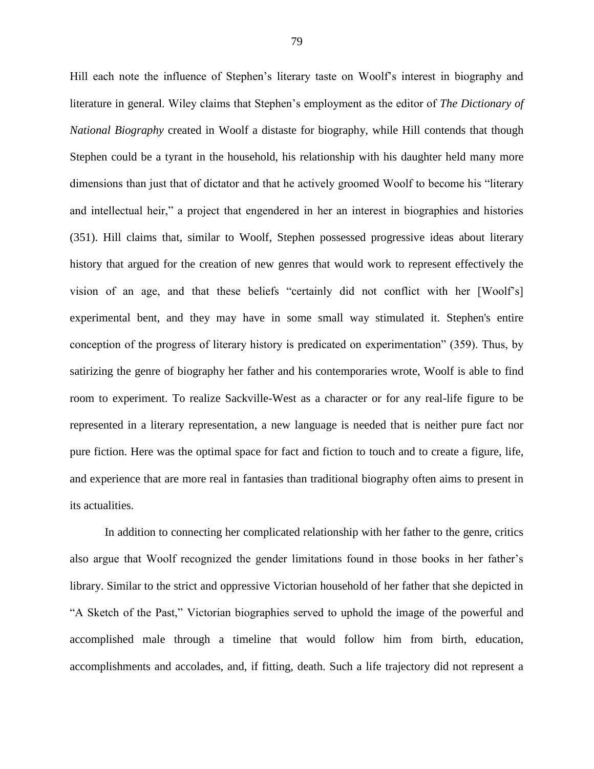Hill each note the influence of Stephen's literary taste on Woolf's interest in biography and literature in general. Wiley claims that Stephen's employment as the editor of *The Dictionary of National Biography* created in Woolf a distaste for biography, while Hill contends that though Stephen could be a tyrant in the household, his relationship with his daughter held many more dimensions than just that of dictator and that he actively groomed Woolf to become his "literary and intellectual heir," a project that engendered in her an interest in biographies and histories (351). Hill claims that, similar to Woolf, Stephen possessed progressive ideas about literary history that argued for the creation of new genres that would work to represent effectively the vision of an age, and that these beliefs "certainly did not conflict with her [Woolf's] experimental bent, and they may have in some small way stimulated it. Stephen's entire conception of the progress of literary history is predicated on experimentation" (359). Thus, by satirizing the genre of biography her father and his contemporaries wrote, Woolf is able to find room to experiment. To realize Sackville-West as a character or for any real-life figure to be represented in a literary representation, a new language is needed that is neither pure fact nor pure fiction. Here was the optimal space for fact and fiction to touch and to create a figure, life, and experience that are more real in fantasies than traditional biography often aims to present in its actualities.

In addition to connecting her complicated relationship with her father to the genre, critics also argue that Woolf recognized the gender limitations found in those books in her father's library. Similar to the strict and oppressive Victorian household of her father that she depicted in "A Sketch of the Past," Victorian biographies served to uphold the image of the powerful and accomplished male through a timeline that would follow him from birth, education, accomplishments and accolades, and, if fitting, death. Such a life trajectory did not represent a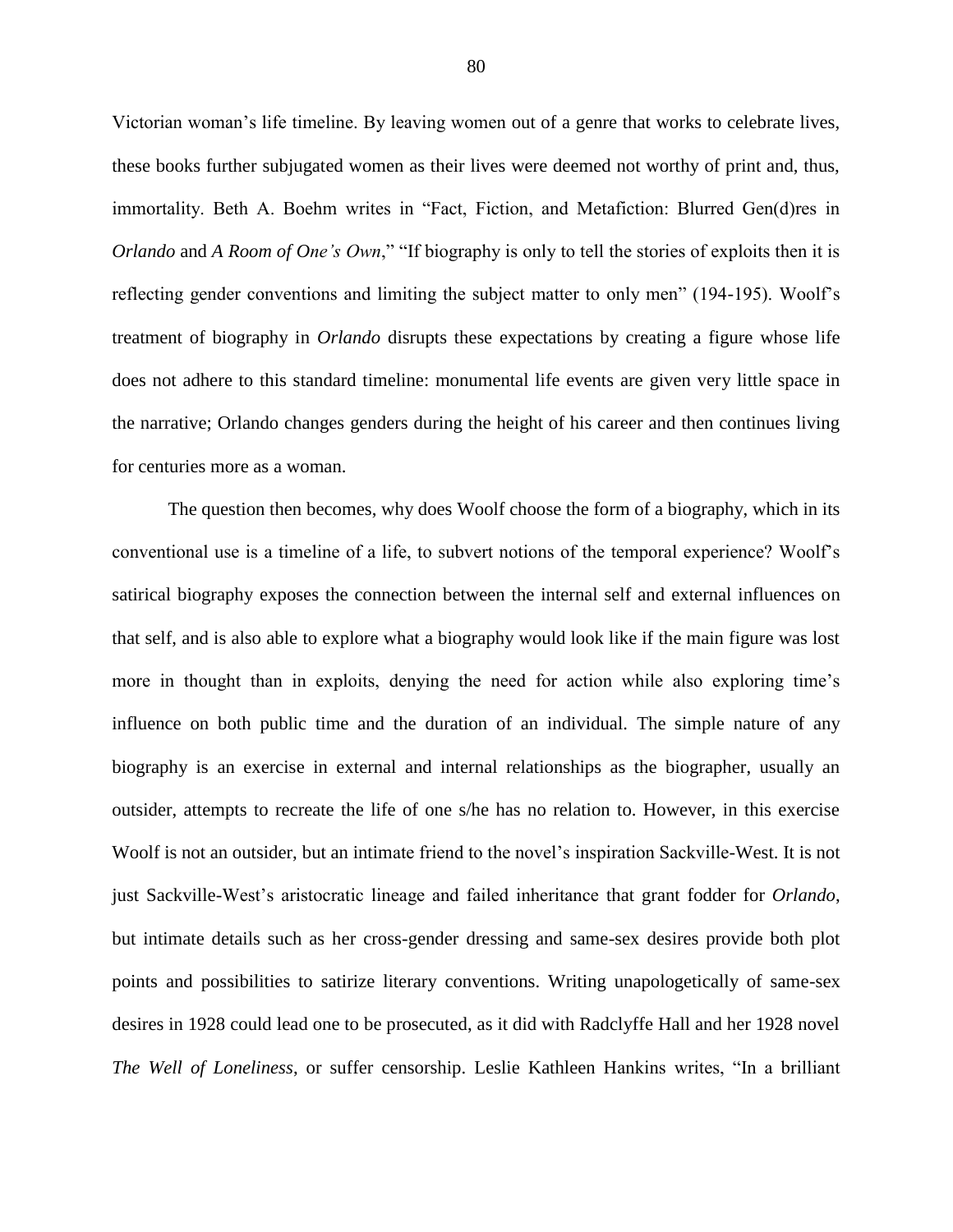Victorian woman's life timeline. By leaving women out of a genre that works to celebrate lives, these books further subjugated women as their lives were deemed not worthy of print and, thus, immortality. Beth A. Boehm writes in "Fact, Fiction, and Metafiction: Blurred Gen(d)res in *Orlando* and *A Room of One's Own*," "If biography is only to tell the stories of exploits then it is reflecting gender conventions and limiting the subject matter to only men" (194-195). Woolf's treatment of biography in *Orlando* disrupts these expectations by creating a figure whose life does not adhere to this standard timeline: monumental life events are given very little space in the narrative; Orlando changes genders during the height of his career and then continues living for centuries more as a woman.

The question then becomes, why does Woolf choose the form of a biography, which in its conventional use is a timeline of a life, to subvert notions of the temporal experience? Woolf's satirical biography exposes the connection between the internal self and external influences on that self, and is also able to explore what a biography would look like if the main figure was lost more in thought than in exploits, denying the need for action while also exploring time's influence on both public time and the duration of an individual. The simple nature of any biography is an exercise in external and internal relationships as the biographer, usually an outsider, attempts to recreate the life of one s/he has no relation to. However, in this exercise Woolf is not an outsider, but an intimate friend to the novel's inspiration Sackville-West. It is not just Sackville-West's aristocratic lineage and failed inheritance that grant fodder for *Orlando*, but intimate details such as her cross-gender dressing and same-sex desires provide both plot points and possibilities to satirize literary conventions. Writing unapologetically of same-sex desires in 1928 could lead one to be prosecuted, as it did with Radclyffe Hall and her 1928 novel *The Well of Loneliness*, or suffer censorship. Leslie Kathleen Hankins writes, "In a brilliant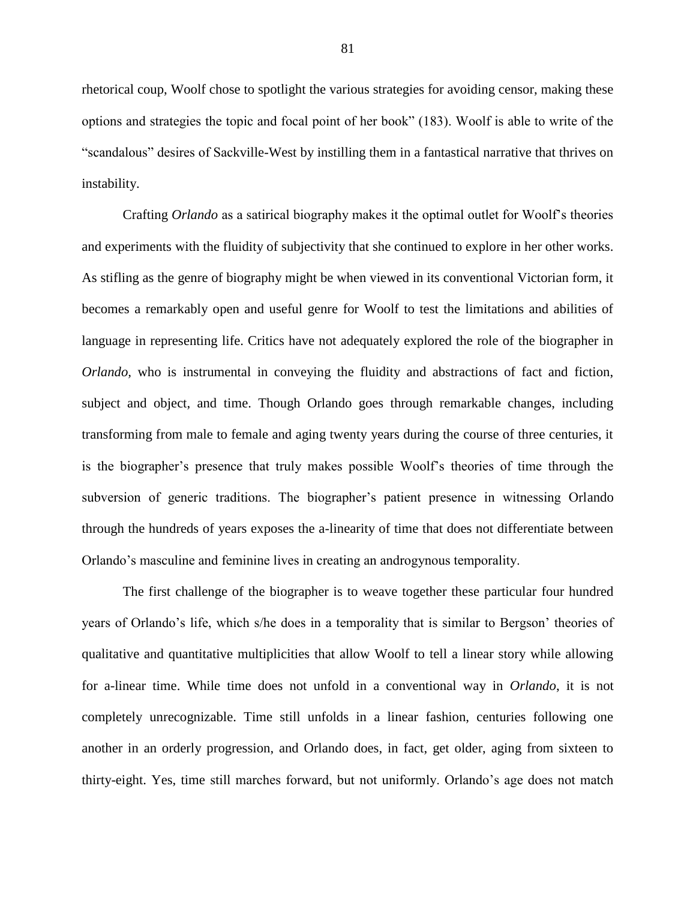rhetorical coup, Woolf chose to spotlight the various strategies for avoiding censor, making these options and strategies the topic and focal point of her book" (183). Woolf is able to write of the "scandalous" desires of Sackville-West by instilling them in a fantastical narrative that thrives on instability.

Crafting *Orlando* as a satirical biography makes it the optimal outlet for Woolf's theories and experiments with the fluidity of subjectivity that she continued to explore in her other works. As stifling as the genre of biography might be when viewed in its conventional Victorian form, it becomes a remarkably open and useful genre for Woolf to test the limitations and abilities of language in representing life. Critics have not adequately explored the role of the biographer in *Orlando*, who is instrumental in conveying the fluidity and abstractions of fact and fiction, subject and object, and time. Though Orlando goes through remarkable changes, including transforming from male to female and aging twenty years during the course of three centuries, it is the biographer's presence that truly makes possible Woolf's theories of time through the subversion of generic traditions. The biographer's patient presence in witnessing Orlando through the hundreds of years exposes the a-linearity of time that does not differentiate between Orlando's masculine and feminine lives in creating an androgynous temporality.

The first challenge of the biographer is to weave together these particular four hundred years of Orlando's life, which s/he does in a temporality that is similar to Bergson' theories of qualitative and quantitative multiplicities that allow Woolf to tell a linear story while allowing for a-linear time. While time does not unfold in a conventional way in *Orlando*, it is not completely unrecognizable. Time still unfolds in a linear fashion, centuries following one another in an orderly progression, and Orlando does, in fact, get older, aging from sixteen to thirty-eight. Yes, time still marches forward, but not uniformly. Orlando's age does not match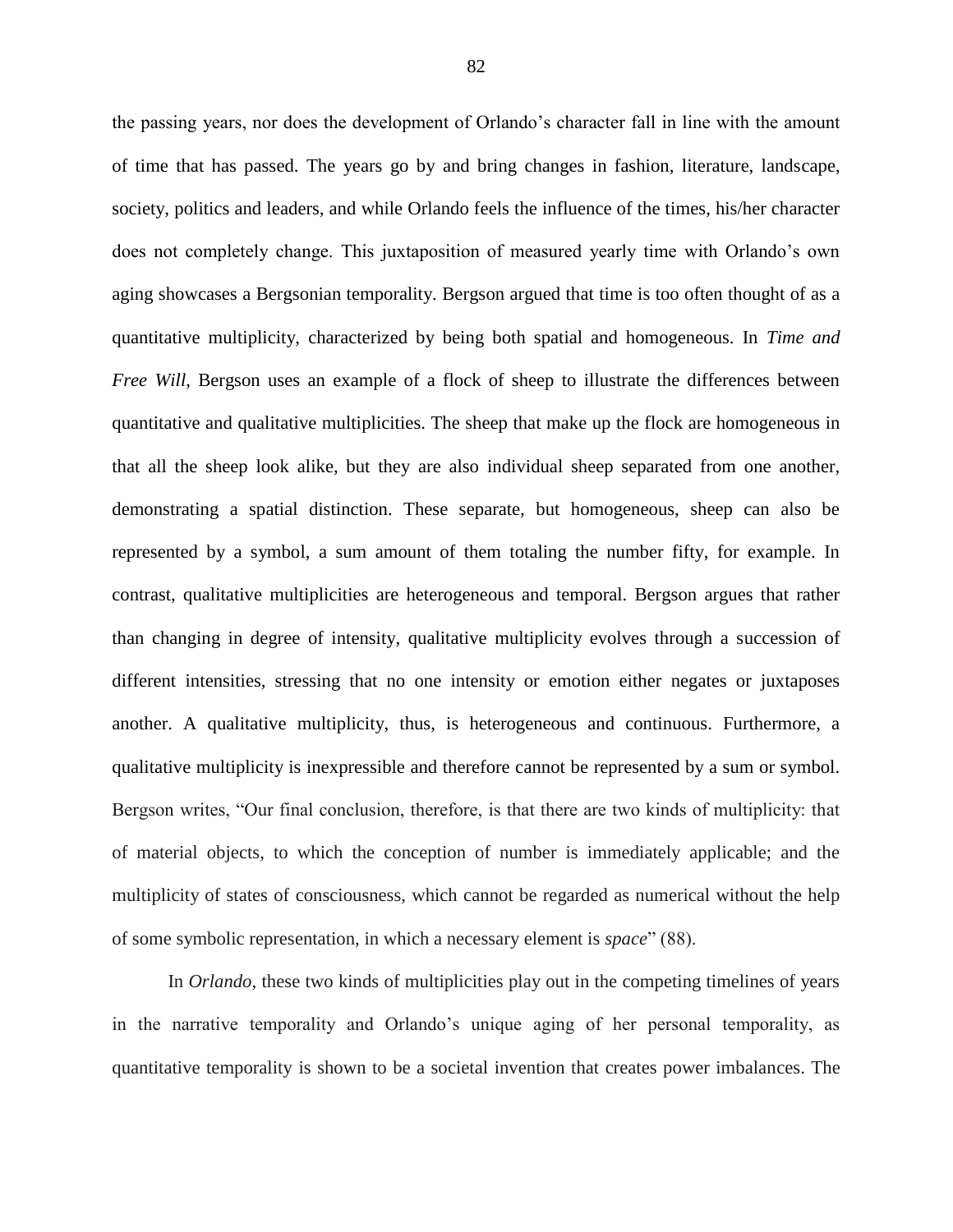the passing years, nor does the development of Orlando's character fall in line with the amount of time that has passed. The years go by and bring changes in fashion, literature, landscape, society, politics and leaders, and while Orlando feels the influence of the times, his/her character does not completely change. This juxtaposition of measured yearly time with Orlando's own aging showcases a Bergsonian temporality. Bergson argued that time is too often thought of as a quantitative multiplicity, characterized by being both spatial and homogeneous. In *Time and Free Will*, Bergson uses an example of a flock of sheep to illustrate the differences between quantitative and qualitative multiplicities. The sheep that make up the flock are homogeneous in that all the sheep look alike, but they are also individual sheep separated from one another, demonstrating a spatial distinction. These separate, but homogeneous, sheep can also be represented by a symbol, a sum amount of them totaling the number fifty, for example. In contrast, qualitative multiplicities are heterogeneous and temporal. Bergson argues that rather than changing in degree of intensity, qualitative multiplicity evolves through a succession of different intensities, stressing that no one intensity or emotion either negates or juxtaposes another. A qualitative multiplicity, thus, is heterogeneous and continuous. Furthermore, a qualitative multiplicity is inexpressible and therefore cannot be represented by a sum or symbol. Bergson writes, "Our final conclusion, therefore, is that there are two kinds of multiplicity: that of material objects, to which the conception of number is immediately applicable; and the multiplicity of states of consciousness, which cannot be regarded as numerical without the help of some symbolic representation, in which a necessary element is *space*" (88).

In *Orlando*, these two kinds of multiplicities play out in the competing timelines of years in the narrative temporality and Orlando's unique aging of her personal temporality, as quantitative temporality is shown to be a societal invention that creates power imbalances. The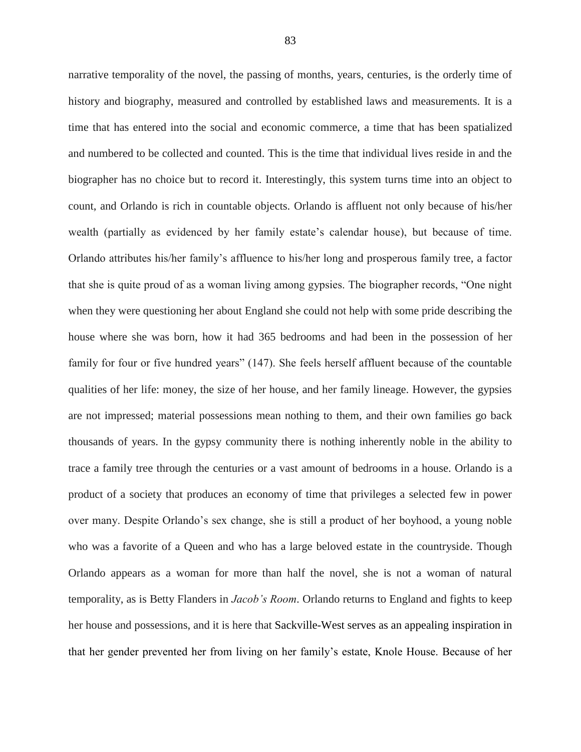narrative temporality of the novel, the passing of months, years, centuries, is the orderly time of history and biography, measured and controlled by established laws and measurements. It is a time that has entered into the social and economic commerce, a time that has been spatialized and numbered to be collected and counted. This is the time that individual lives reside in and the biographer has no choice but to record it. Interestingly, this system turns time into an object to count, and Orlando is rich in countable objects. Orlando is affluent not only because of his/her wealth (partially as evidenced by her family estate's calendar house), but because of time. Orlando attributes his/her family's affluence to his/her long and prosperous family tree, a factor that she is quite proud of as a woman living among gypsies. The biographer records, "One night when they were questioning her about England she could not help with some pride describing the house where she was born, how it had 365 bedrooms and had been in the possession of her family for four or five hundred years" (147). She feels herself affluent because of the countable qualities of her life: money, the size of her house, and her family lineage. However, the gypsies are not impressed; material possessions mean nothing to them, and their own families go back thousands of years. In the gypsy community there is nothing inherently noble in the ability to trace a family tree through the centuries or a vast amount of bedrooms in a house. Orlando is a product of a society that produces an economy of time that privileges a selected few in power over many. Despite Orlando's sex change, she is still a product of her boyhood, a young noble who was a favorite of a Queen and who has a large beloved estate in the countryside. Though Orlando appears as a woman for more than half the novel, she is not a woman of natural temporality, as is Betty Flanders in *Jacob's Room*. Orlando returns to England and fights to keep her house and possessions, and it is here that Sackville-West serves as an appealing inspiration in that her gender prevented her from living on her family's estate, Knole House. Because of her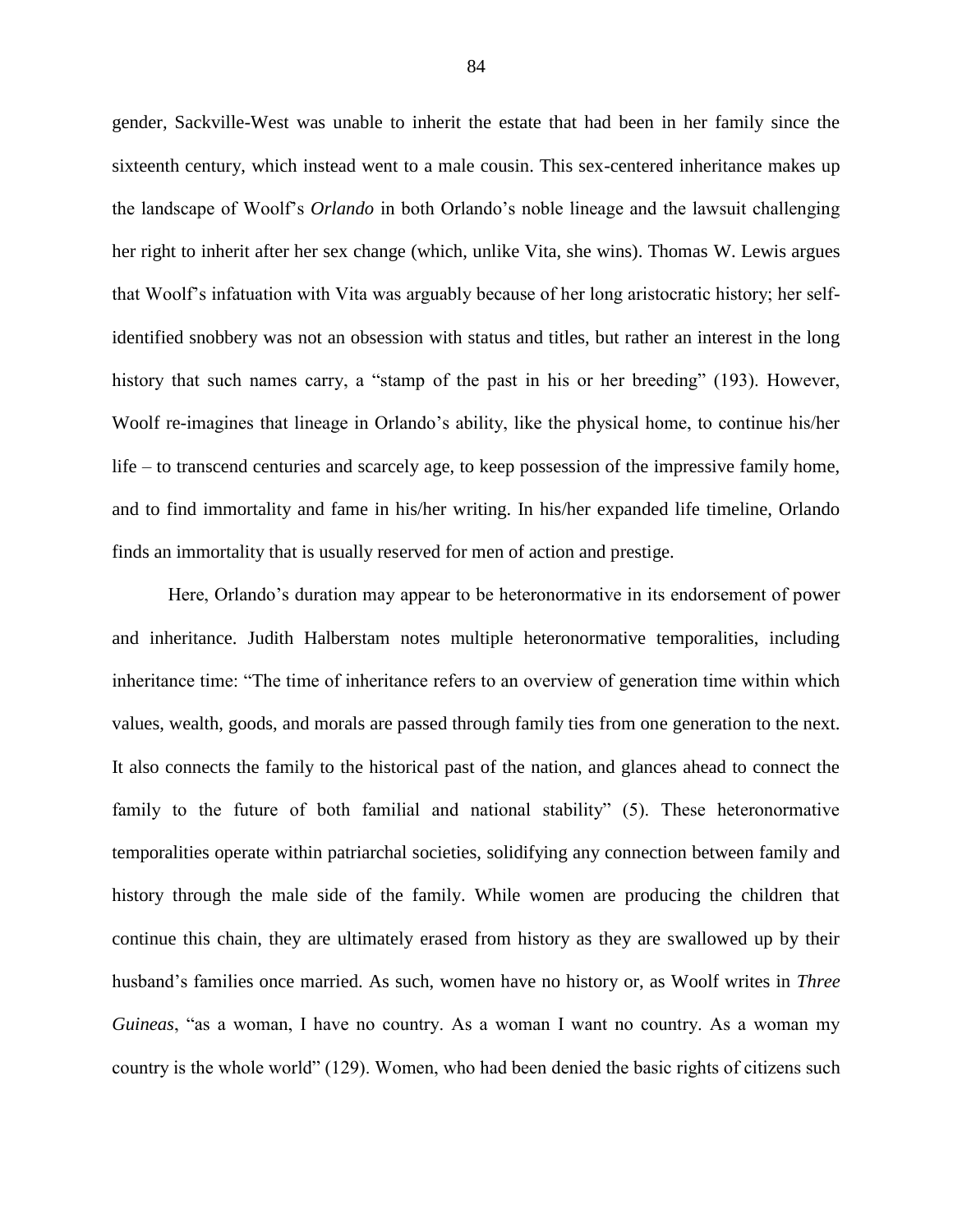gender, Sackville-West was unable to inherit the estate that had been in her family since the sixteenth century, which instead went to a male cousin. This sex-centered inheritance makes up the landscape of Woolf's *Orlando* in both Orlando's noble lineage and the lawsuit challenging her right to inherit after her sex change (which, unlike Vita, she wins). Thomas W. Lewis argues that Woolf's infatuation with Vita was arguably because of her long aristocratic history; her self-identified snobbery was not an obsession with status and titles, but rather an interest in the long history that such names carry, a "stamp of the past in his or her breeding" (193). However, Woolf re-imagines that lineage in Orlando's ability, like the physical home, to continue his/her life – to transcend centuries and scarcely age, to keep possession of the impressive family home, and to find immortality and fame in his/her writing. In his/her expanded life timeline, Orlando finds an immortality that is usually reserved for men of action and prestige.

Here, Orlando's duration may appear to be heteronormative in its endorsement of power and inheritance. Judith Halberstam notes multiple heteronormative temporalities, including inheritance time: "The time of inheritance refers to an overview of generation time within which values, wealth, goods, and morals are passed through family ties from one generation to the next. It also connects the family to the historical past of the nation, and glances ahead to connect the family to the future of both familial and national stability" (5). These heteronormative temporalities operate within patriarchal societies, solidifying any connection between family and history through the male side of the family. While women are producing the children that continue this chain, they are ultimately erased from history as they are swallowed up by their husband's families once married. As such, women have no history or, as Woolf writes in *Three Guineas*, "as a woman, I have no country. As a woman I want no country. As a woman my country is the whole world" (129). Women, who had been denied the basic rights of citizens such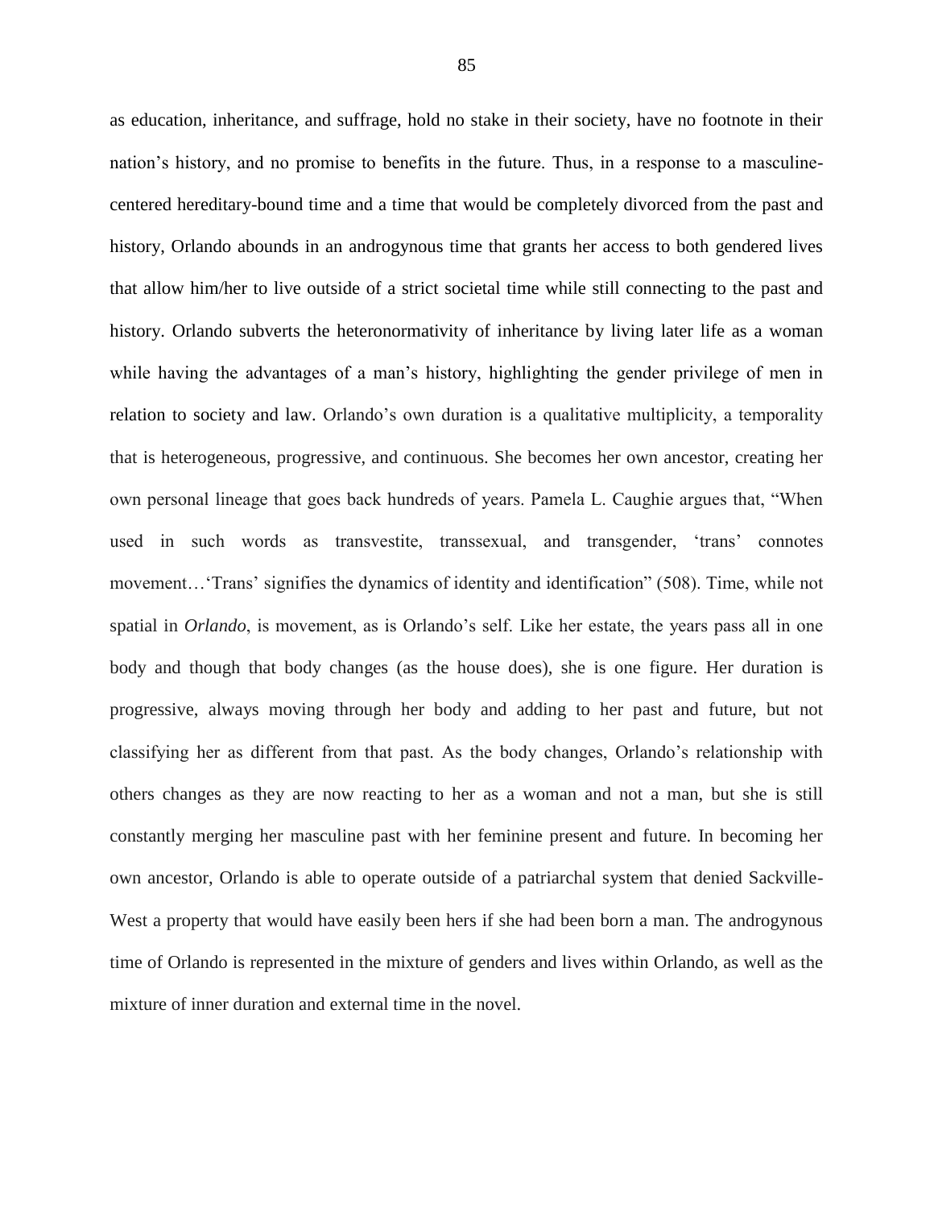as education, inheritance, and suffrage, hold no stake in their society, have no footnote in their nation's history, and no promise to benefits in the future. Thus, in a response to a masculine-centered hereditary-bound time and a time that would be completely divorced from the past and history, Orlando abounds in an androgynous time that grants her access to both gendered lives that allow him/her to live outside of a strict societal time while still connecting to the past and history. Orlando subverts the heteronormativity of inheritance by living later life as a woman while having the advantages of a man's history, highlighting the gender privilege of men in relation to society and law. Orlando's own duration is a qualitative multiplicity, a temporality that is heterogeneous, progressive, and continuous. She becomes her own ancestor, creating her own personal lineage that goes back hundreds of years. Pamela L. Caughie argues that, "When used in such words as transvestite, transsexual, and transgender, 'trans' connotes movement…'Trans' signifies the dynamics of identity and identification" (508). Time, while not spatial in *Orlando*, is movement, as is Orlando's self. Like her estate, the years pass all in one body and though that body changes (as the house does), she is one figure. Her duration is progressive, always moving through her body and adding to her past and future, but not classifying her as different from that past. As the body changes, Orlando's relationship with others changes as they are now reacting to her as a woman and not a man, but she is still constantly merging her masculine past with her feminine present and future. In becoming her own ancestor, Orlando is able to operate outside of a patriarchal system that denied Sackville-West a property that would have easily been hers if she had been born a man. The androgynous time of Orlando is represented in the mixture of genders and lives within Orlando, as well as the mixture of inner duration and external time in the novel.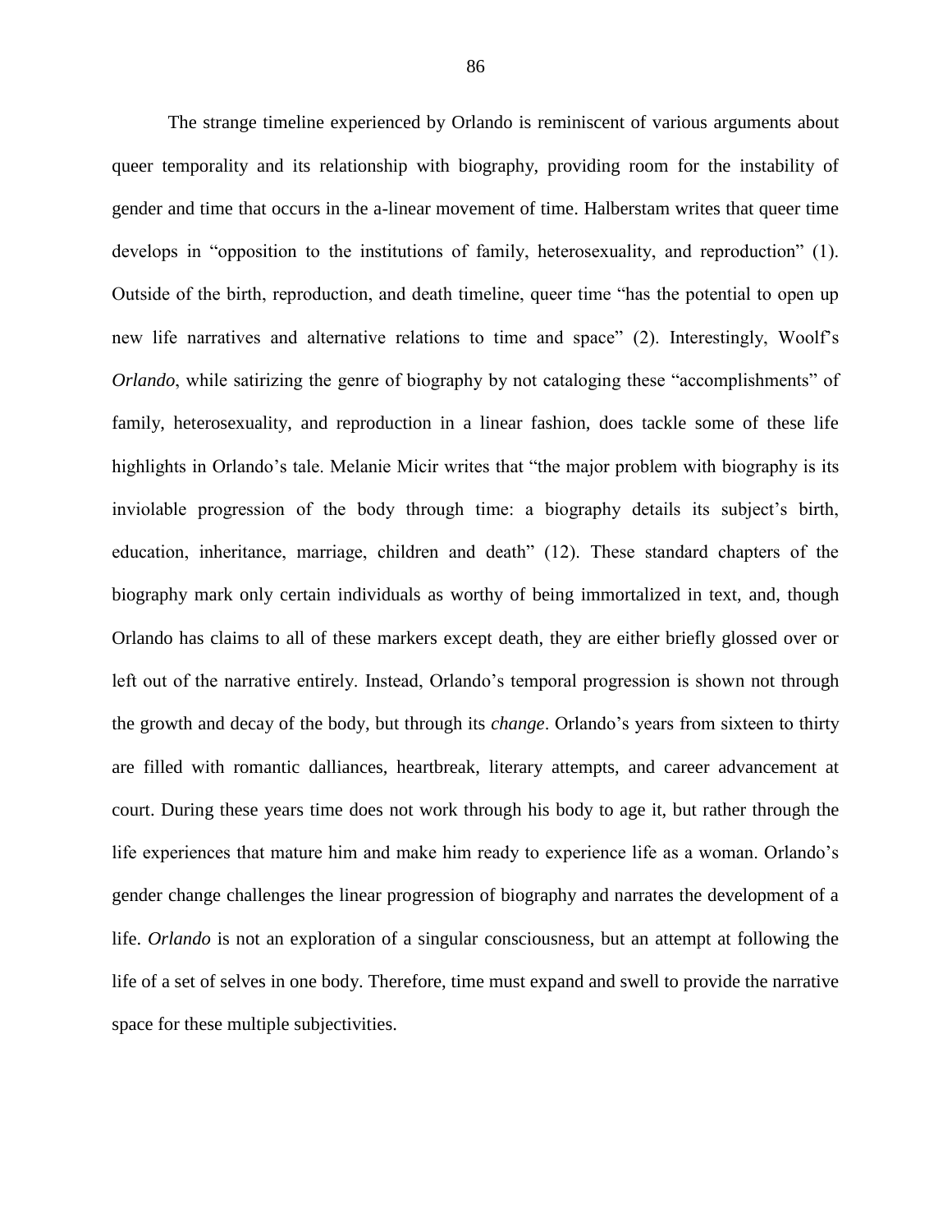The strange timeline experienced by Orlando is reminiscent of various arguments about queer temporality and its relationship with biography, providing room for the instability of gender and time that occurs in the a-linear movement of time. Halberstam writes that queer time develops in "opposition to the institutions of family, heterosexuality, and reproduction" (1). Outside of the birth, reproduction, and death timeline, queer time "has the potential to open up new life narratives and alternative relations to time and space" (2). Interestingly, Woolf's *Orlando*, while satirizing the genre of biography by not cataloging these "accomplishments" of family, heterosexuality, and reproduction in a linear fashion, does tackle some of these life highlights in Orlando's tale. Melanie Micir writes that "the major problem with biography is its inviolable progression of the body through time: a biography details its subject's birth, education, inheritance, marriage, children and death" (12). These standard chapters of the biography mark only certain individuals as worthy of being immortalized in text, and, though Orlando has claims to all of these markers except death, they are either briefly glossed over or left out of the narrative entirely. Instead, Orlando's temporal progression is shown not through the growth and decay of the body, but through its *change*. Orlando's years from sixteen to thirty are filled with romantic dalliances, heartbreak, literary attempts, and career advancement at court. During these years time does not work through his body to age it, but rather through the life experiences that mature him and make him ready to experience life as a woman. Orlando's gender change challenges the linear progression of biography and narrates the development of a life. *Orlando* is not an exploration of a singular consciousness, but an attempt at following the life of a set of selves in one body. Therefore, time must expand and swell to provide the narrative space for these multiple subjectivities.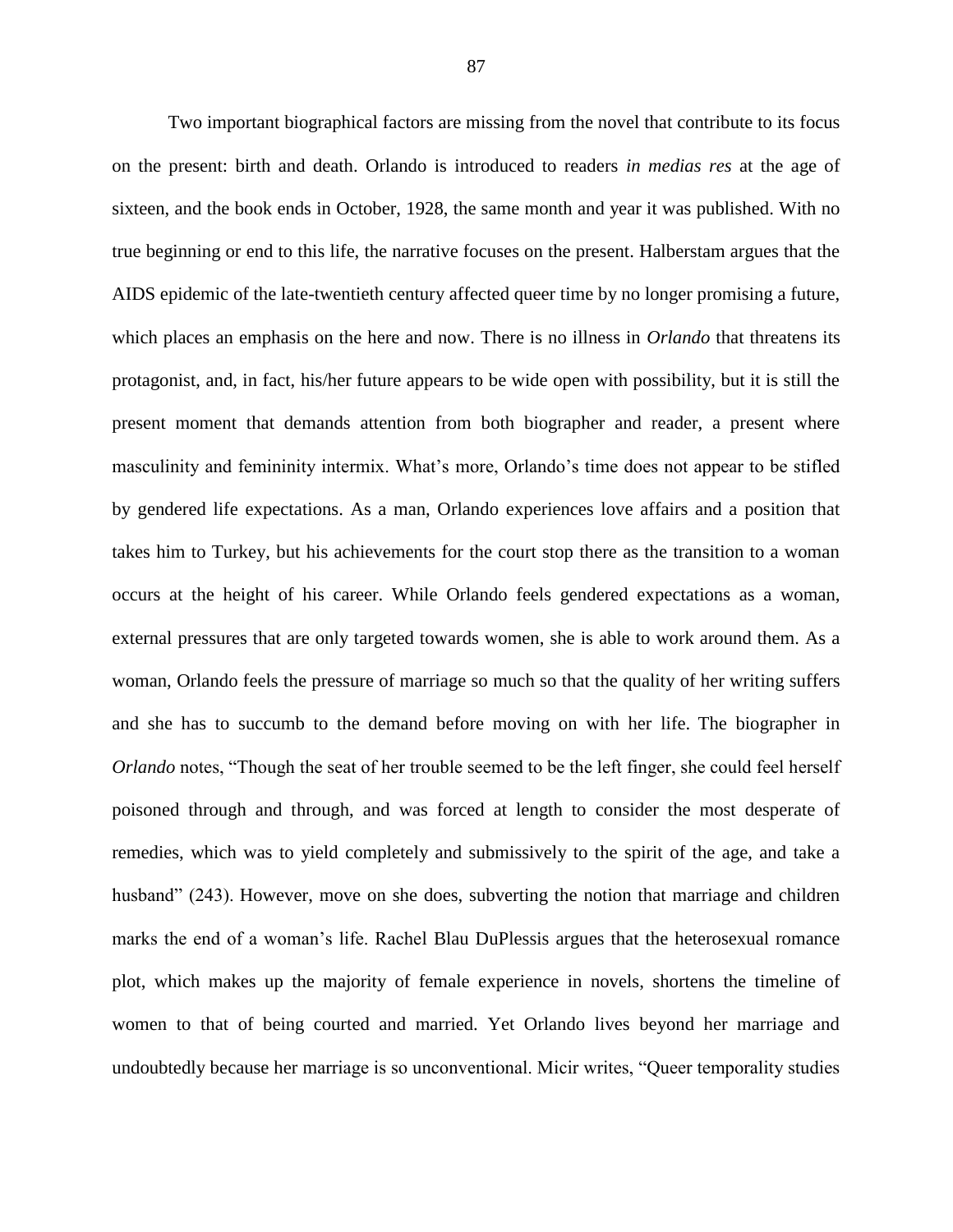Two important biographical factors are missing from the novel that contribute to its focus on the present: birth and death. Orlando is introduced to readers *in medias res* at the age of sixteen, and the book ends in October, 1928, the same month and year it was published. With no true beginning or end to this life, the narrative focuses on the present. Halberstam argues that the AIDS epidemic of the late-twentieth century affected queer time by no longer promising a future, which places an emphasis on the here and now. There is no illness in *Orlando* that threatens its protagonist, and, in fact, his/her future appears to be wide open with possibility, but it is still the present moment that demands attention from both biographer and reader, a present where masculinity and femininity intermix. What's more, Orlando's time does not appear to be stifled by gendered life expectations. As a man, Orlando experiences love affairs and a position that takes him to Turkey, but his achievements for the court stop there as the transition to a woman occurs at the height of his career. While Orlando feels gendered expectations as a woman, external pressures that are only targeted towards women, she is able to work around them. As a woman, Orlando feels the pressure of marriage so much so that the quality of her writing suffers and she has to succumb to the demand before moving on with her life. The biographer in *Orlando* notes, "Though the seat of her trouble seemed to be the left finger, she could feel herself poisoned through and through, and was forced at length to consider the most desperate of remedies, which was to yield completely and submissively to the spirit of the age, and take a husband" (243). However, move on she does, subverting the notion that marriage and children marks the end of a woman's life. Rachel Blau DuPlessis argues that the heterosexual romance plot, which makes up the majority of female experience in novels, shortens the timeline of women to that of being courted and married. Yet Orlando lives beyond her marriage and undoubtedly because her marriage is so unconventional. Micir writes, "Queer temporality studies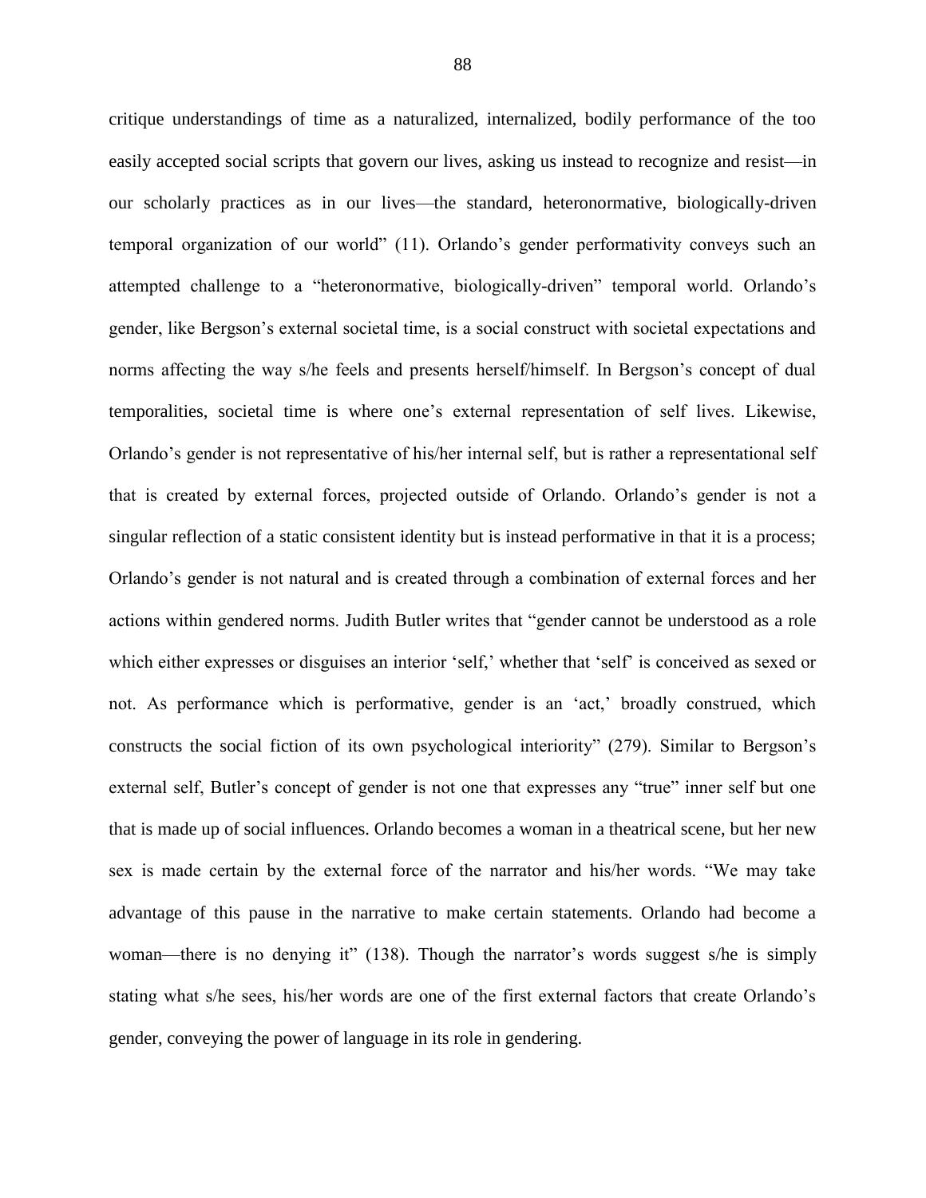critique understandings of time as a naturalized, internalized, bodily performance of the too easily accepted social scripts that govern our lives, asking us instead to recognize and resist—in our scholarly practices as in our lives—the standard, heteronormative, biologically-driven temporal organization of our world" (11). Orlando's gender performativity conveys such an attempted challenge to a "heteronormative, biologically-driven" temporal world. Orlando's gender, like Bergson's external societal time, is a social construct with societal expectations and norms affecting the way s/he feels and presents herself/himself. In Bergson's concept of dual temporalities, societal time is where one's external representation of self lives. Likewise, Orlando's gender is not representative of his/her internal self, but is rather a representational self that is created by external forces, projected outside of Orlando. Orlando's gender is not a singular reflection of a static consistent identity but is instead performative in that it is a process; Orlando's gender is not natural and is created through a combination of external forces and her actions within gendered norms. Judith Butler writes that "gender cannot be understood as a role which either expresses or disguises an interior 'self,' whether that 'self' is conceived as sexed or not. As performance which is performative, gender is an 'act,' broadly construed, which constructs the social fiction of its own psychological interiority" (279). Similar to Bergson's external self, Butler's concept of gender is not one that expresses any "true" inner self but one that is made up of social influences. Orlando becomes a woman in a theatrical scene, but her new sex is made certain by the external force of the narrator and his/her words. "We may take advantage of this pause in the narrative to make certain statements. Orlando had become a woman—there is no denying it" (138). Though the narrator's words suggest s/he is simply stating what s/he sees, his/her words are one of the first external factors that create Orlando's gender, conveying the power of language in its role in gendering.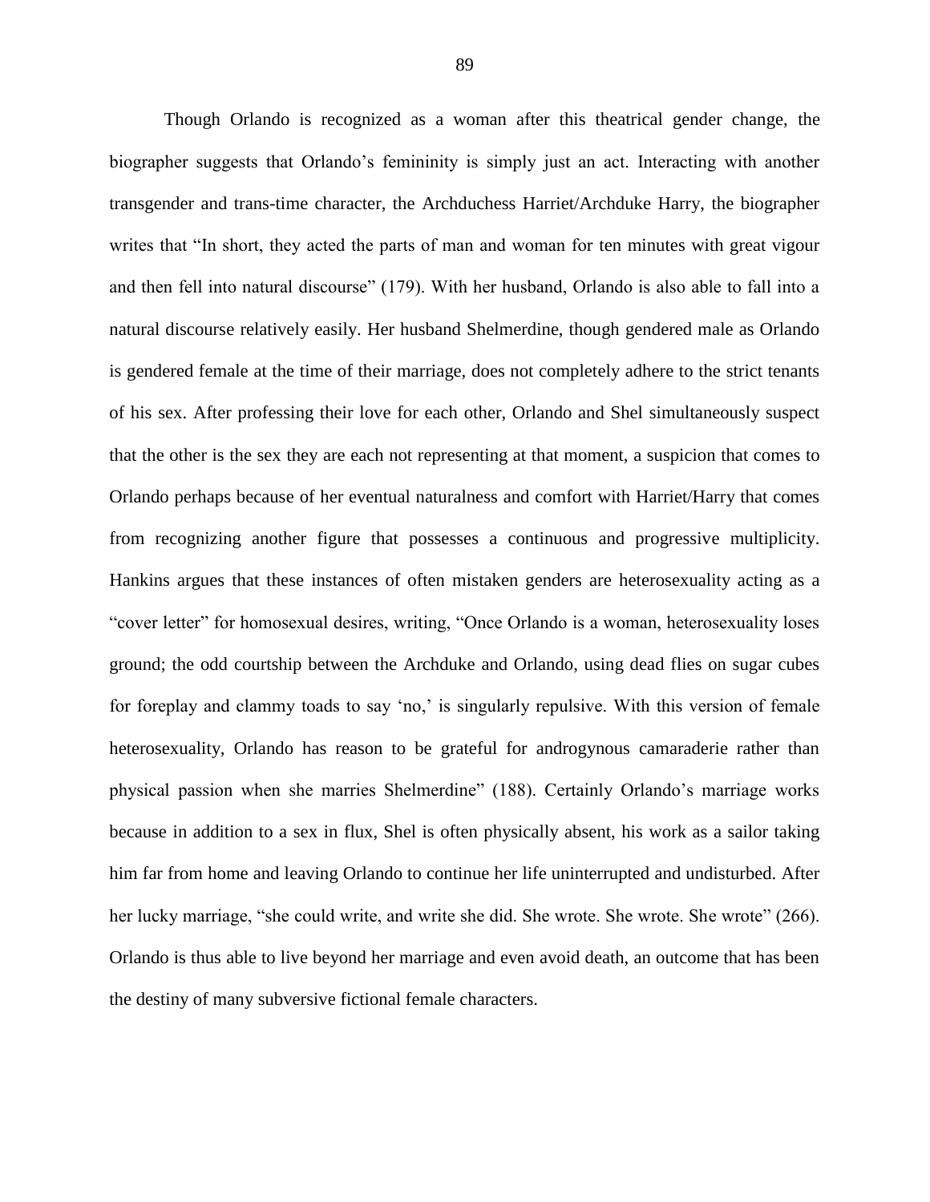Though Orlando is recognized as a woman after this theatrical gender change, the biographer suggests that Orlando's femininity is simply just an act. Interacting with another transgender and trans-time character, the Archduchess Harriet/Archduke Harry, the biographer writes that "In short, they acted the parts of man and woman for ten minutes with great vigour and then fell into natural discourse" (179). With her husband, Orlando is also able to fall into a natural discourse relatively easily. Her husband Shelmerdine, though gendered male as Orlando is gendered female at the time of their marriage, does not completely adhere to the strict tenants of his sex. After professing their love for each other, Orlando and Shel simultaneously suspect that the other is the sex they are each not representing at that moment, a suspicion that comes to Orlando perhaps because of her eventual naturalness and comfort with Harriet/Harry that comes from recognizing another figure that possesses a continuous and progressive multiplicity. Hankins argues that these instances of often mistaken genders are heterosexuality acting as a "cover letter" for homosexual desires, writing, "Once Orlando is a woman, heterosexuality loses ground; the odd courtship between the Archduke and Orlando, using dead flies on sugar cubes for foreplay and clammy toads to say 'no,' is singularly repulsive. With this version of female heterosexuality, Orlando has reason to be grateful for androgynous camaraderie rather than physical passion when she marries Shelmerdine" (188). Certainly Orlando's marriage works because in addition to a sex in flux, Shel is often physically absent, his work as a sailor taking him far from home and leaving Orlando to continue her life uninterrupted and undisturbed. After her lucky marriage, "she could write, and write she did. She wrote. She wrote. She wrote" (266). Orlando is thus able to live beyond her marriage and even avoid death, an outcome that has been the destiny of many subversive fictional female characters.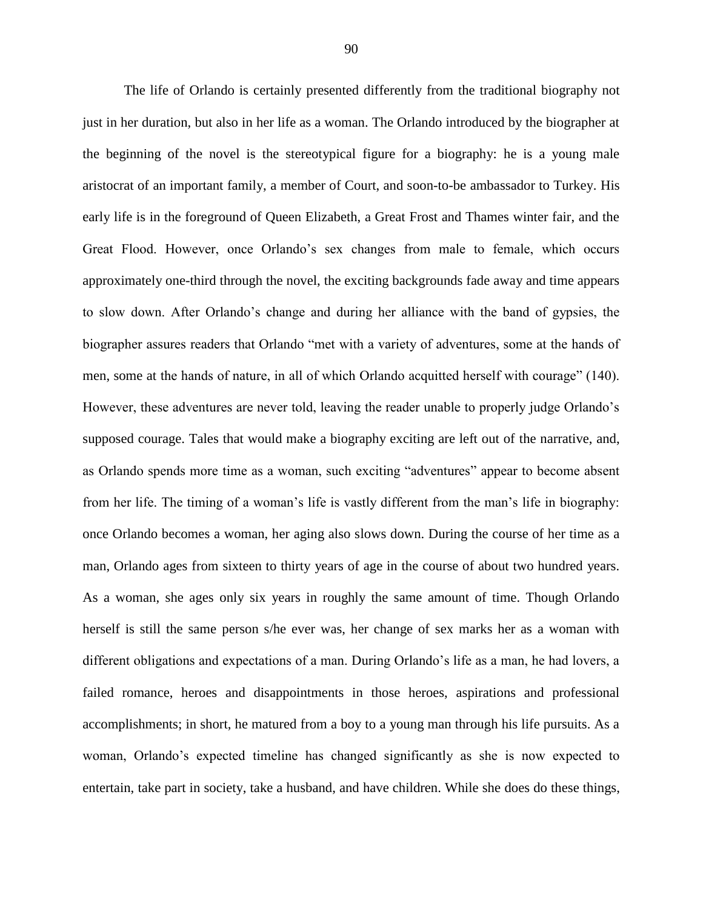The life of Orlando is certainly presented differently from the traditional biography not just in her duration, but also in her life as a woman. The Orlando introduced by the biographer at the beginning of the novel is the stereotypical figure for a biography: he is a young male aristocrat of an important family, a member of Court, and soon-to-be ambassador to Turkey. His early life is in the foreground of Queen Elizabeth, a Great Frost and Thames winter fair, and the Great Flood. However, once Orlando's sex changes from male to female, which occurs approximately one-third through the novel, the exciting backgrounds fade away and time appears to slow down. After Orlando's change and during her alliance with the band of gypsies, the biographer assures readers that Orlando "met with a variety of adventures, some at the hands of men, some at the hands of nature, in all of which Orlando acquitted herself with courage" (140). However, these adventures are never told, leaving the reader unable to properly judge Orlando's supposed courage. Tales that would make a biography exciting are left out of the narrative, and, as Orlando spends more time as a woman, such exciting "adventures" appear to become absent from her life. The timing of a woman's life is vastly different from the man's life in biography: once Orlando becomes a woman, her aging also slows down. During the course of her time as a man, Orlando ages from sixteen to thirty years of age in the course of about two hundred years. As a woman, she ages only six years in roughly the same amount of time. Though Orlando herself is still the same person s/he ever was, her change of sex marks her as a woman with different obligations and expectations of a man. During Orlando's life as a man, he had lovers, a failed romance, heroes and disappointments in those heroes, aspirations and professional accomplishments; in short, he matured from a boy to a young man through his life pursuits. As a woman, Orlando's expected timeline has changed significantly as she is now expected to entertain, take part in society, take a husband, and have children. While she does do these things,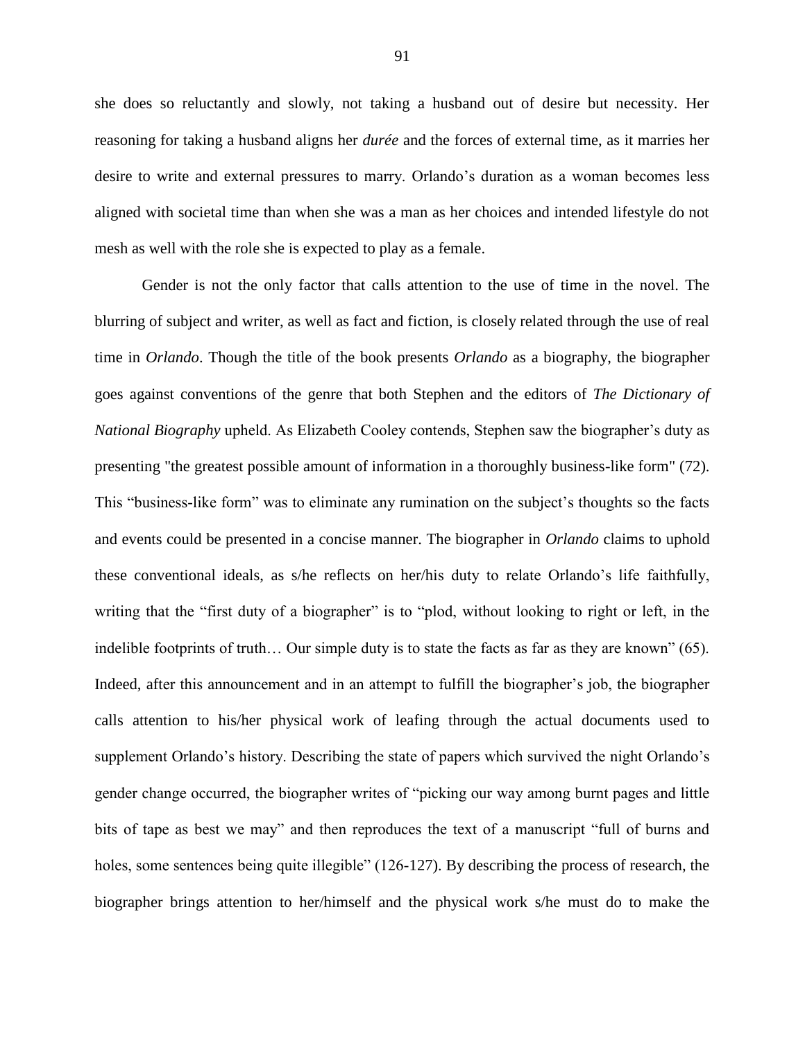she does so reluctantly and slowly, not taking a husband out of desire but necessity. Her reasoning for taking a husband aligns her *durée* and the forces of external time, as it marries her desire to write and external pressures to marry. Orlando's duration as a woman becomes less aligned with societal time than when she was a man as her choices and intended lifestyle do not mesh as well with the role she is expected to play as a female.

Gender is not the only factor that calls attention to the use of time in the novel. The blurring of subject and writer, as well as fact and fiction, is closely related through the use of real time in *Orlando*. Though the title of the book presents *Orlando* as a biography, the biographer goes against conventions of the genre that both Stephen and the editors of *The Dictionary of National Biography* upheld. As Elizabeth Cooley contends, Stephen saw the biographer's duty as presenting "the greatest possible amount of information in a thoroughly business-like form" (72). This "business-like form" was to eliminate any rumination on the subject's thoughts so the facts and events could be presented in a concise manner. The biographer in *Orlando* claims to uphold these conventional ideals, as s/he reflects on her/his duty to relate Orlando's life faithfully, writing that the "first duty of a biographer" is to "plod, without looking to right or left, in the indelible footprints of truth… Our simple duty is to state the facts as far as they are known" (65). Indeed, after this announcement and in an attempt to fulfill the biographer's job, the biographer calls attention to his/her physical work of leafing through the actual documents used to supplement Orlando's history. Describing the state of papers which survived the night Orlando's gender change occurred, the biographer writes of "picking our way among burnt pages and little bits of tape as best we may" and then reproduces the text of a manuscript "full of burns and holes, some sentences being quite illegible" (126-127). By describing the process of research, the biographer brings attention to her/himself and the physical work s/he must do to make the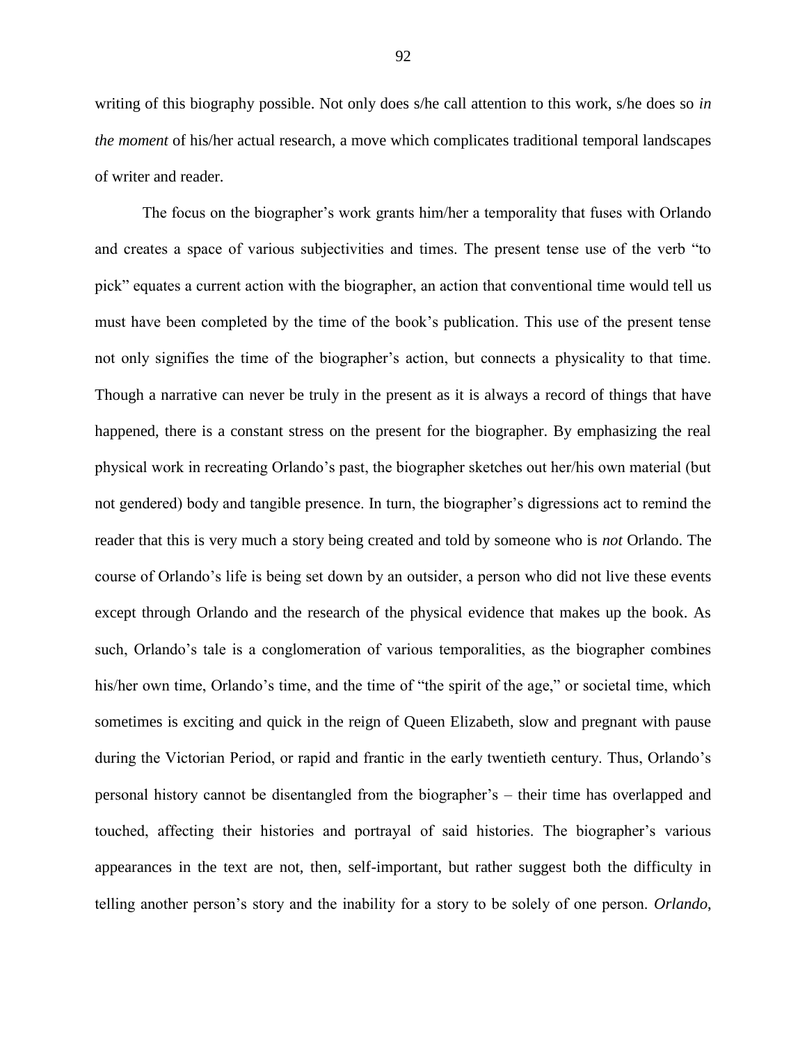writing of this biography possible. Not only does s/he call attention to this work, s/he does so *in the moment* of his/her actual research, a move which complicates traditional temporal landscapes of writer and reader.

The focus on the biographer's work grants him/her a temporality that fuses with Orlando and creates a space of various subjectivities and times. The present tense use of the verb "to pick" equates a current action with the biographer, an action that conventional time would tell us must have been completed by the time of the book's publication. This use of the present tense not only signifies the time of the biographer's action, but connects a physicality to that time. Though a narrative can never be truly in the present as it is always a record of things that have happened, there is a constant stress on the present for the biographer. By emphasizing the real physical work in recreating Orlando's past, the biographer sketches out her/his own material (but not gendered) body and tangible presence. In turn, the biographer's digressions act to remind the reader that this is very much a story being created and told by someone who is *not* Orlando. The course of Orlando's life is being set down by an outsider, a person who did not live these events except through Orlando and the research of the physical evidence that makes up the book. As such, Orlando's tale is a conglomeration of various temporalities, as the biographer combines his/her own time, Orlando's time, and the time of "the spirit of the age," or societal time, which sometimes is exciting and quick in the reign of Queen Elizabeth, slow and pregnant with pause during the Victorian Period, or rapid and frantic in the early twentieth century. Thus, Orlando's personal history cannot be disentangled from the biographer's – their time has overlapped and touched, affecting their histories and portrayal of said histories. The biographer's various appearances in the text are not, then, self-important, but rather suggest both the difficulty in telling another person's story and the inability for a story to be solely of one person. *Orlando*,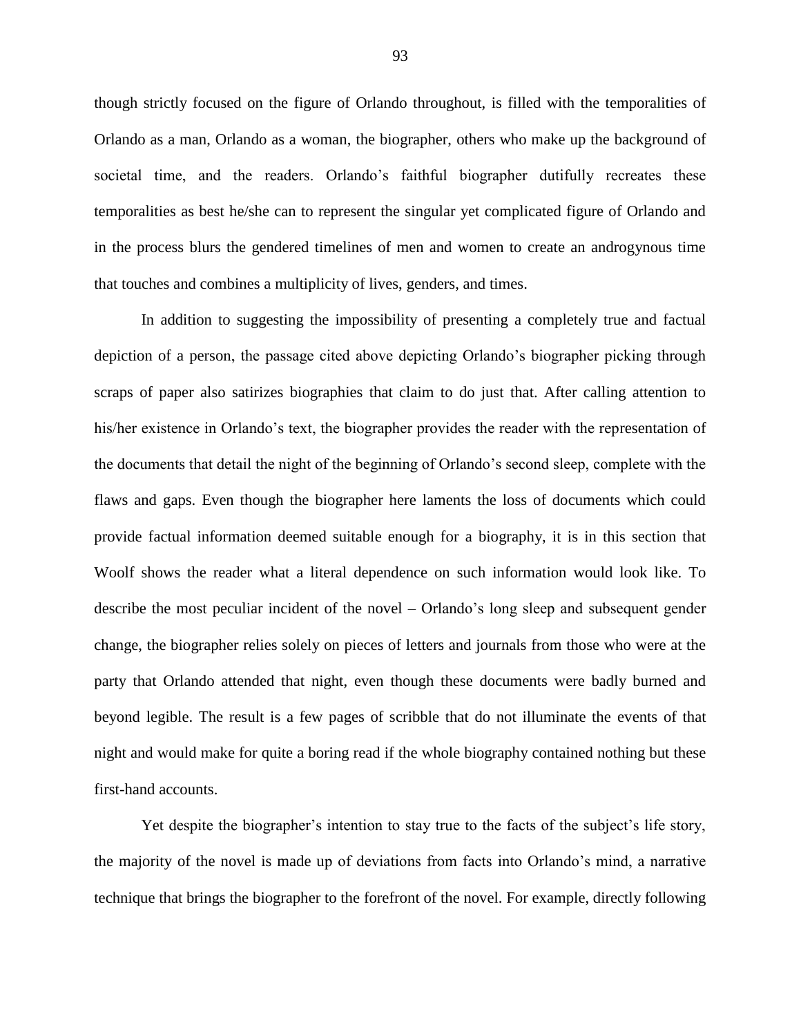though strictly focused on the figure of Orlando throughout, is filled with the temporalities of Orlando as a man, Orlando as a woman, the biographer, others who make up the background of societal time, and the readers. Orlando's faithful biographer dutifully recreates these temporalities as best he/she can to represent the singular yet complicated figure of Orlando and in the process blurs the gendered timelines of men and women to create an androgynous time that touches and combines a multiplicity of lives, genders, and times.

In addition to suggesting the impossibility of presenting a completely true and factual depiction of a person, the passage cited above depicting Orlando's biographer picking through scraps of paper also satirizes biographies that claim to do just that. After calling attention to his/her existence in Orlando's text, the biographer provides the reader with the representation of the documents that detail the night of the beginning of Orlando's second sleep, complete with the flaws and gaps. Even though the biographer here laments the loss of documents which could provide factual information deemed suitable enough for a biography, it is in this section that Woolf shows the reader what a literal dependence on such information would look like. To describe the most peculiar incident of the novel – Orlando's long sleep and subsequent gender change, the biographer relies solely on pieces of letters and journals from those who were at the party that Orlando attended that night, even though these documents were badly burned and beyond legible. The result is a few pages of scribble that do not illuminate the events of that night and would make for quite a boring read if the whole biography contained nothing but these first-hand accounts.

Yet despite the biographer's intention to stay true to the facts of the subject's life story, the majority of the novel is made up of deviations from facts into Orlando's mind, a narrative technique that brings the biographer to the forefront of the novel. For example, directly following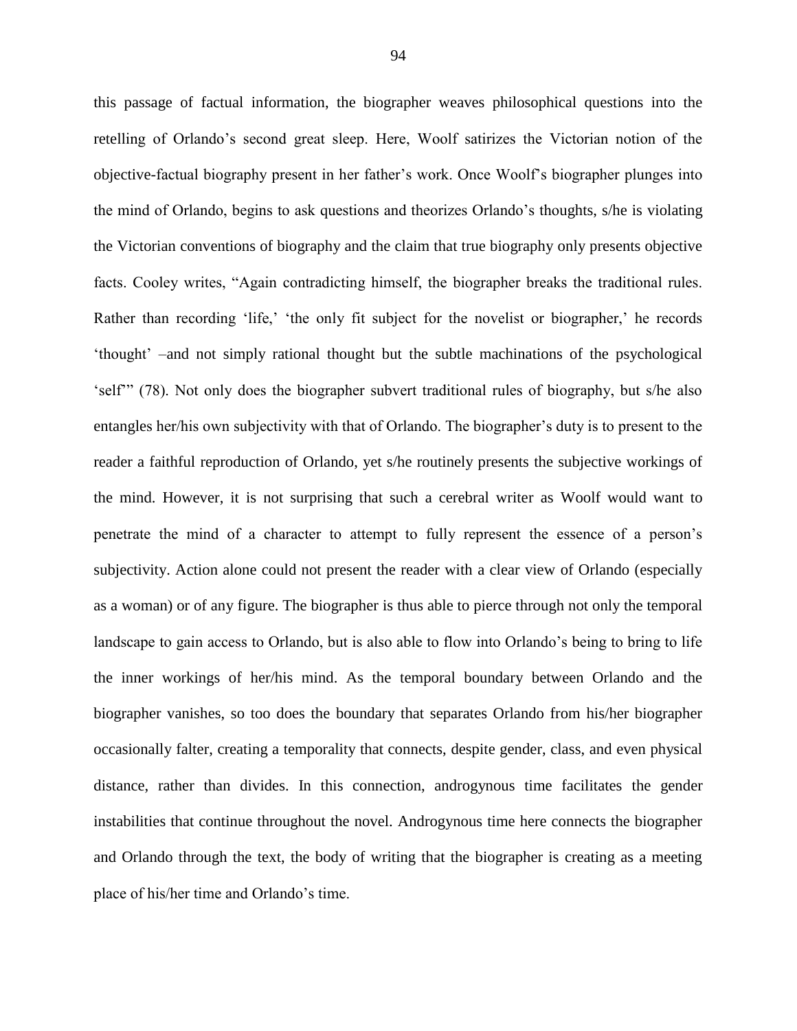this passage of factual information, the biographer weaves philosophical questions into the retelling of Orlando's second great sleep. Here, Woolf satirizes the Victorian notion of the objective-factual biography present in her father's work. Once Woolf's biographer plunges into the mind of Orlando, begins to ask questions and theorizes Orlando's thoughts, s/he is violating the Victorian conventions of biography and the claim that true biography only presents objective facts. Cooley writes, "Again contradicting himself, the biographer breaks the traditional rules. Rather than recording 'life,' 'the only fit subject for the novelist or biographer,' he records 'thought' –and not simply rational thought but the subtle machinations of the psychological 'self'" (78). Not only does the biographer subvert traditional rules of biography, but s/he also entangles her/his own subjectivity with that of Orlando. The biographer's duty is to present to the reader a faithful reproduction of Orlando, yet s/he routinely presents the subjective workings of the mind. However, it is not surprising that such a cerebral writer as Woolf would want to penetrate the mind of a character to attempt to fully represent the essence of a person's subjectivity. Action alone could not present the reader with a clear view of Orlando (especially as a woman) or of any figure. The biographer is thus able to pierce through not only the temporal landscape to gain access to Orlando, but is also able to flow into Orlando's being to bring to life the inner workings of her/his mind. As the temporal boundary between Orlando and the biographer vanishes, so too does the boundary that separates Orlando from his/her biographer occasionally falter, creating a temporality that connects, despite gender, class, and even physical distance, rather than divides. In this connection, androgynous time facilitates the gender instabilities that continue throughout the novel. Androgynous time here connects the biographer and Orlando through the text, the body of writing that the biographer is creating as a meeting place of his/her time and Orlando's time.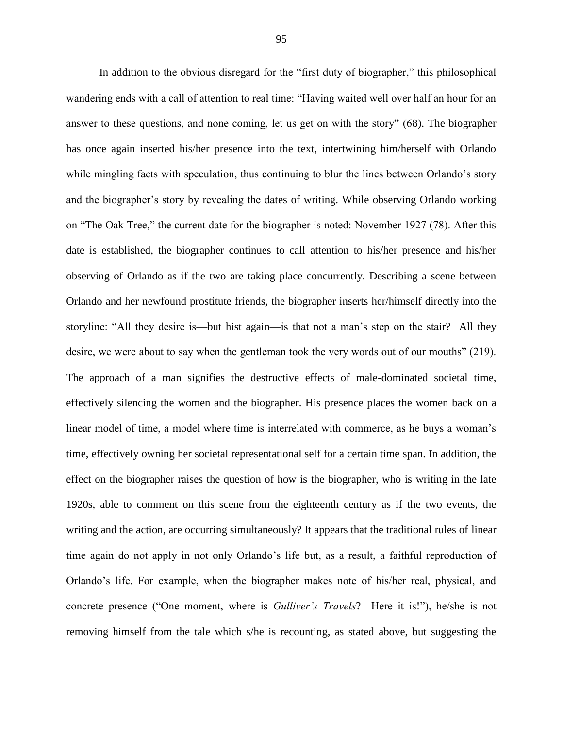In addition to the obvious disregard for the "first duty of biographer," this philosophical wandering ends with a call of attention to real time: "Having waited well over half an hour for an answer to these questions, and none coming, let us get on with the story" (68). The biographer has once again inserted his/her presence into the text, intertwining him/herself with Orlando while mingling facts with speculation, thus continuing to blur the lines between Orlando's story and the biographer's story by revealing the dates of writing. While observing Orlando working on "The Oak Tree," the current date for the biographer is noted: November 1927 (78). After this date is established, the biographer continues to call attention to his/her presence and his/her observing of Orlando as if the two are taking place concurrently. Describing a scene between Orlando and her newfound prostitute friends, the biographer inserts her/himself directly into the storyline: "All they desire is—but hist again—is that not a man's step on the stair? All they desire, we were about to say when the gentleman took the very words out of our mouths" (219). The approach of a man signifies the destructive effects of male-dominated societal time, effectively silencing the women and the biographer. His presence places the women back on a linear model of time, a model where time is interrelated with commerce, as he buys a woman's time, effectively owning her societal representational self for a certain time span. In addition, the effect on the biographer raises the question of how is the biographer, who is writing in the late 1920s, able to comment on this scene from the eighteenth century as if the two events, the writing and the action, are occurring simultaneously? It appears that the traditional rules of linear time again do not apply in not only Orlando's life but, as a result, a faithful reproduction of Orlando's life. For example, when the biographer makes note of his/her real, physical, and concrete presence ("One moment, where is *Gulliver's Travels*? Here it is!"), he/she is not removing himself from the tale which s/he is recounting, as stated above, but suggesting the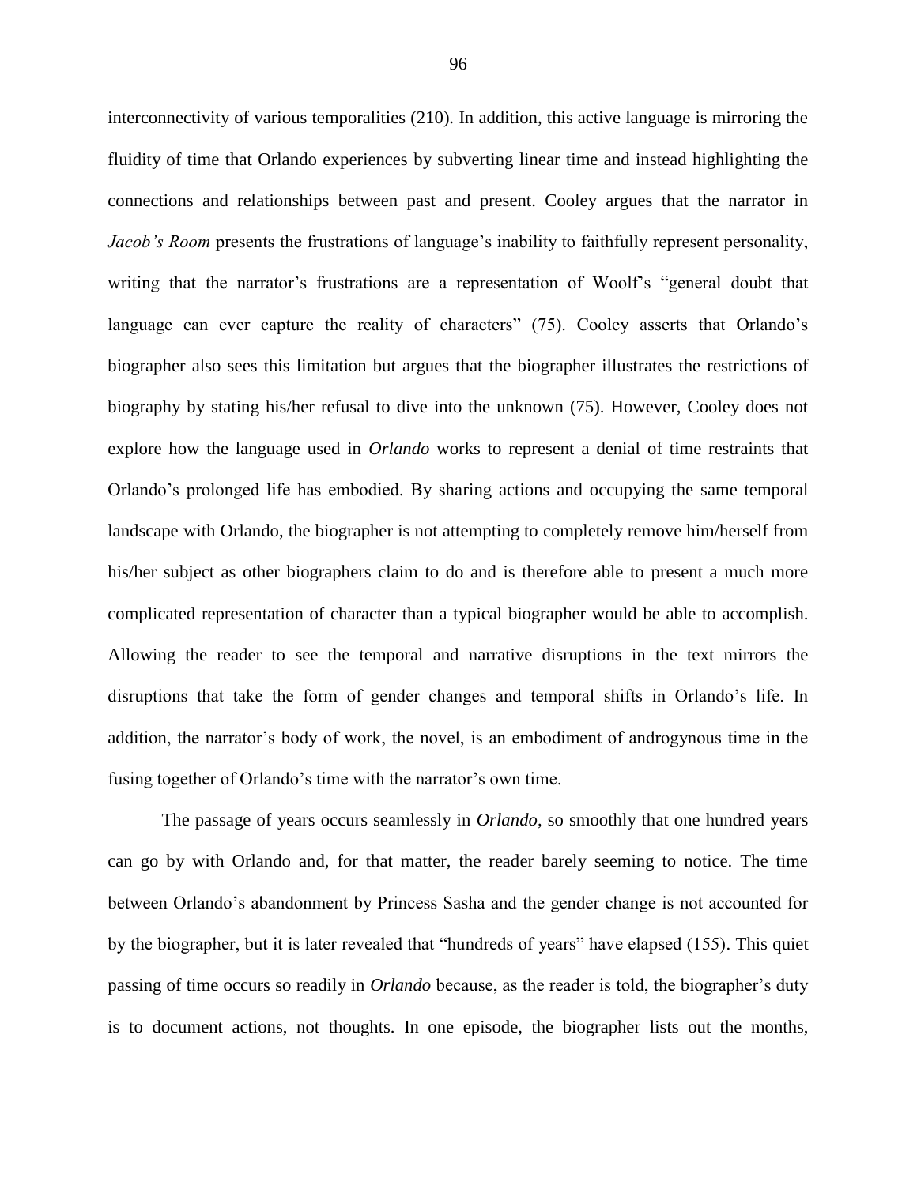interconnectivity of various temporalities (210). In addition, this active language is mirroring the fluidity of time that Orlando experiences by subverting linear time and instead highlighting the connections and relationships between past and present. Cooley argues that the narrator in *Jacob's Room* presents the frustrations of language's inability to faithfully represent personality, writing that the narrator's frustrations are a representation of Woolf's "general doubt that language can ever capture the reality of characters" (75). Cooley asserts that Orlando's biographer also sees this limitation but argues that the biographer illustrates the restrictions of biography by stating his/her refusal to dive into the unknown (75). However, Cooley does not explore how the language used in *Orlando* works to represent a denial of time restraints that Orlando's prolonged life has embodied. By sharing actions and occupying the same temporal landscape with Orlando, the biographer is not attempting to completely remove him/herself from his/her subject as other biographers claim to do and is therefore able to present a much more complicated representation of character than a typical biographer would be able to accomplish. Allowing the reader to see the temporal and narrative disruptions in the text mirrors the disruptions that take the form of gender changes and temporal shifts in Orlando's life. In addition, the narrator's body of work, the novel, is an embodiment of androgynous time in the fusing together of Orlando's time with the narrator's own time.

The passage of years occurs seamlessly in *Orlando*, so smoothly that one hundred years can go by with Orlando and, for that matter, the reader barely seeming to notice. The time between Orlando's abandonment by Princess Sasha and the gender change is not accounted for by the biographer, but it is later revealed that "hundreds of years" have elapsed (155). This quiet passing of time occurs so readily in *Orlando* because, as the reader is told, the biographer's duty is to document actions, not thoughts. In one episode, the biographer lists out the months,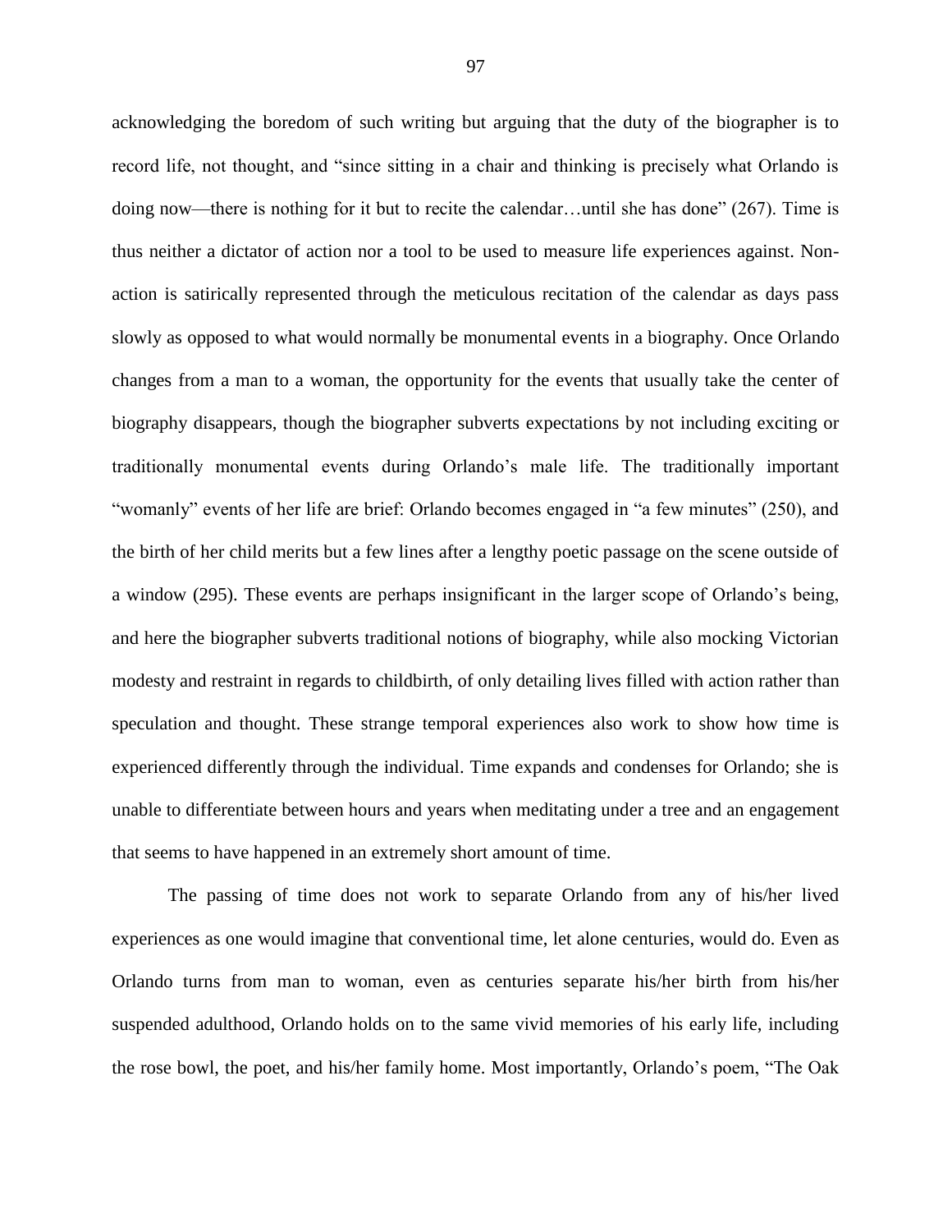acknowledging the boredom of such writing but arguing that the duty of the biographer is to record life, not thought, and "since sitting in a chair and thinking is precisely what Orlando is doing now—there is nothing for it but to recite the calendar…until she has done" (267). Time is thus neither a dictator of action nor a tool to be used to measure life experiences against. Non-action is satirically represented through the meticulous recitation of the calendar as days pass slowly as opposed to what would normally be monumental events in a biography. Once Orlando changes from a man to a woman, the opportunity for the events that usually take the center of biography disappears, though the biographer subverts expectations by not including exciting or traditionally monumental events during Orlando's male life. The traditionally important "womanly" events of her life are brief: Orlando becomes engaged in "a few minutes" (250), and the birth of her child merits but a few lines after a lengthy poetic passage on the scene outside of a window (295). These events are perhaps insignificant in the larger scope of Orlando's being, and here the biographer subverts traditional notions of biography, while also mocking Victorian modesty and restraint in regards to childbirth, of only detailing lives filled with action rather than speculation and thought. These strange temporal experiences also work to show how time is experienced differently through the individual. Time expands and condenses for Orlando; she is unable to differentiate between hours and years when meditating under a tree and an engagement that seems to have happened in an extremely short amount of time.

The passing of time does not work to separate Orlando from any of his/her lived experiences as one would imagine that conventional time, let alone centuries, would do. Even as Orlando turns from man to woman, even as centuries separate his/her birth from his/her suspended adulthood, Orlando holds on to the same vivid memories of his early life, including the rose bowl, the poet, and his/her family home. Most importantly, Orlando's poem, "The Oak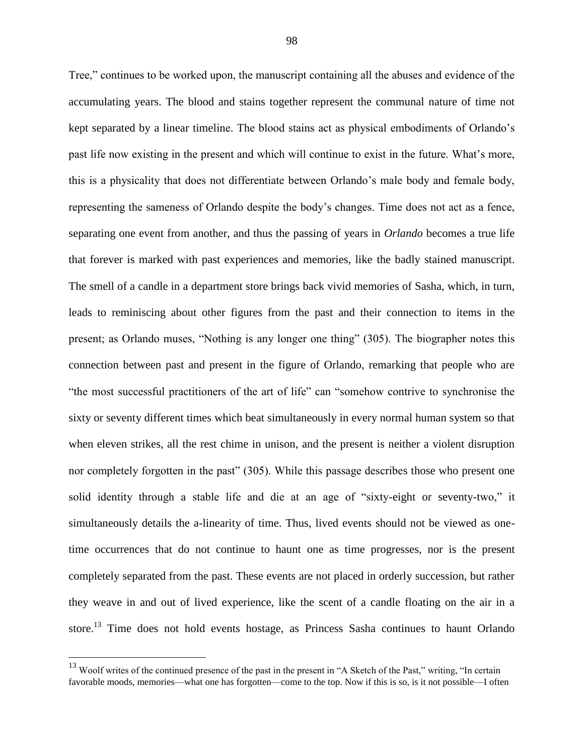Tree," continues to be worked upon, the manuscript containing all the abuses and evidence of the accumulating years. The blood and stains together represent the communal nature of time not kept separated by a linear timeline. The blood stains act as physical embodiments of Orlando's past life now existing in the present and which will continue to exist in the future. What's more, this is a physicality that does not differentiate between Orlando's male body and female body, representing the sameness of Orlando despite the body's changes. Time does not act as a fence, separating one event from another, and thus the passing of years in *Orlando* becomes a true life that forever is marked with past experiences and memories, like the badly stained manuscript. The smell of a candle in a department store brings back vivid memories of Sasha, which, in turn, leads to reminiscing about other figures from the past and their connection to items in the present; as Orlando muses, "Nothing is any longer one thing" (305). The biographer notes this connection between past and present in the figure of Orlando, remarking that people who are "the most successful practitioners of the art of life" can "somehow contrive to synchronise the sixty or seventy different times which beat simultaneously in every normal human system so that when eleven strikes, all the rest chime in unison, and the present is neither a violent disruption nor completely forgotten in the past" (305). While this passage describes those who present one solid identity through a stable life and die at an age of "sixty-eight or seventy-two," it simultaneously details the a-linearity of time. Thus, lived events should not be viewed as one-time occurrences that do not continue to haunt one as time progresses, nor is the present completely separated from the past. These events are not placed in orderly succession, but rather they weave in and out of lived experience, like the scent of a candle floating on the air in a store.[13] Time does not hold events hostage, as Princess Sasha continues to haunt Orlando

[13] Woolf writes of the continued presence of the past in the present in "A Sketch of the Past," writing, "In certain favorable moods, memories—what one has forgotten—come to the top. Now if this is so, is it not possible—I often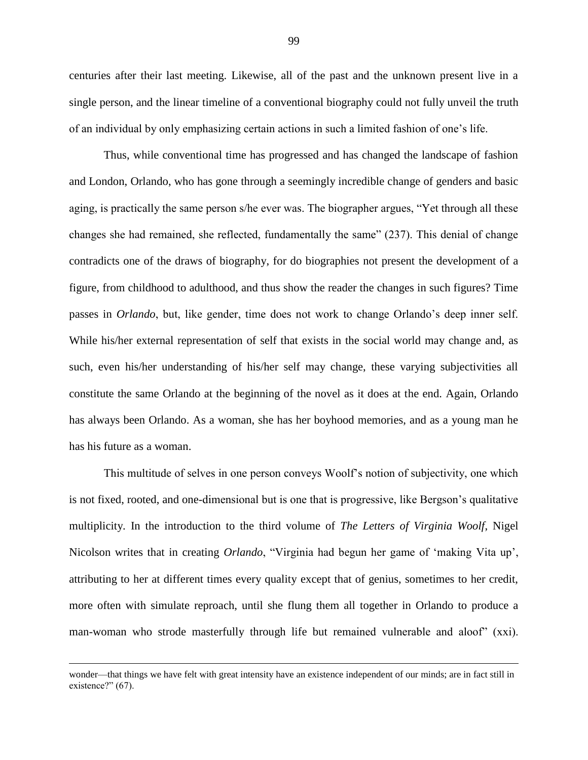centuries after their last meeting. Likewise, all of the past and the unknown present live in a single person, and the linear timeline of a conventional biography could not fully unveil the truth of an individual by only emphasizing certain actions in such a limited fashion of one's life.

Thus, while conventional time has progressed and has changed the landscape of fashion and London, Orlando, who has gone through a seemingly incredible change of genders and basic aging, is practically the same person s/he ever was. The biographer argues, "Yet through all these changes she had remained, she reflected, fundamentally the same" (237). This denial of change contradicts one of the draws of biography, for do biographies not present the development of a figure, from childhood to adulthood, and thus show the reader the changes in such figures? Time passes in *Orlando*, but, like gender, time does not work to change Orlando's deep inner self. While his/her external representation of self that exists in the social world may change and, as such, even his/her understanding of his/her self may change, these varying subjectivities all constitute the same Orlando at the beginning of the novel as it does at the end. Again, Orlando has always been Orlando. As a woman, she has her boyhood memories, and as a young man he has his future as a woman.

This multitude of selves in one person conveys Woolf's notion of subjectivity, one which is not fixed, rooted, and one-dimensional but is one that is progressive, like Bergson's qualitative multiplicity. In the introduction to the third volume of *The Letters of Virginia Woolf*, Nigel Nicolson writes that in creating *Orlando*, "Virginia had begun her game of 'making Vita up', attributing to her at different times every quality except that of genius, sometimes to her credit, more often with simulate reproach, until she flung them all together in Orlando to produce a man-woman who strode masterfully through life but remained vulnerable and aloof" (xxi).

---

wonder—that things we have felt with great intensity have an existence independent of our minds; are in fact still in existence?" (67).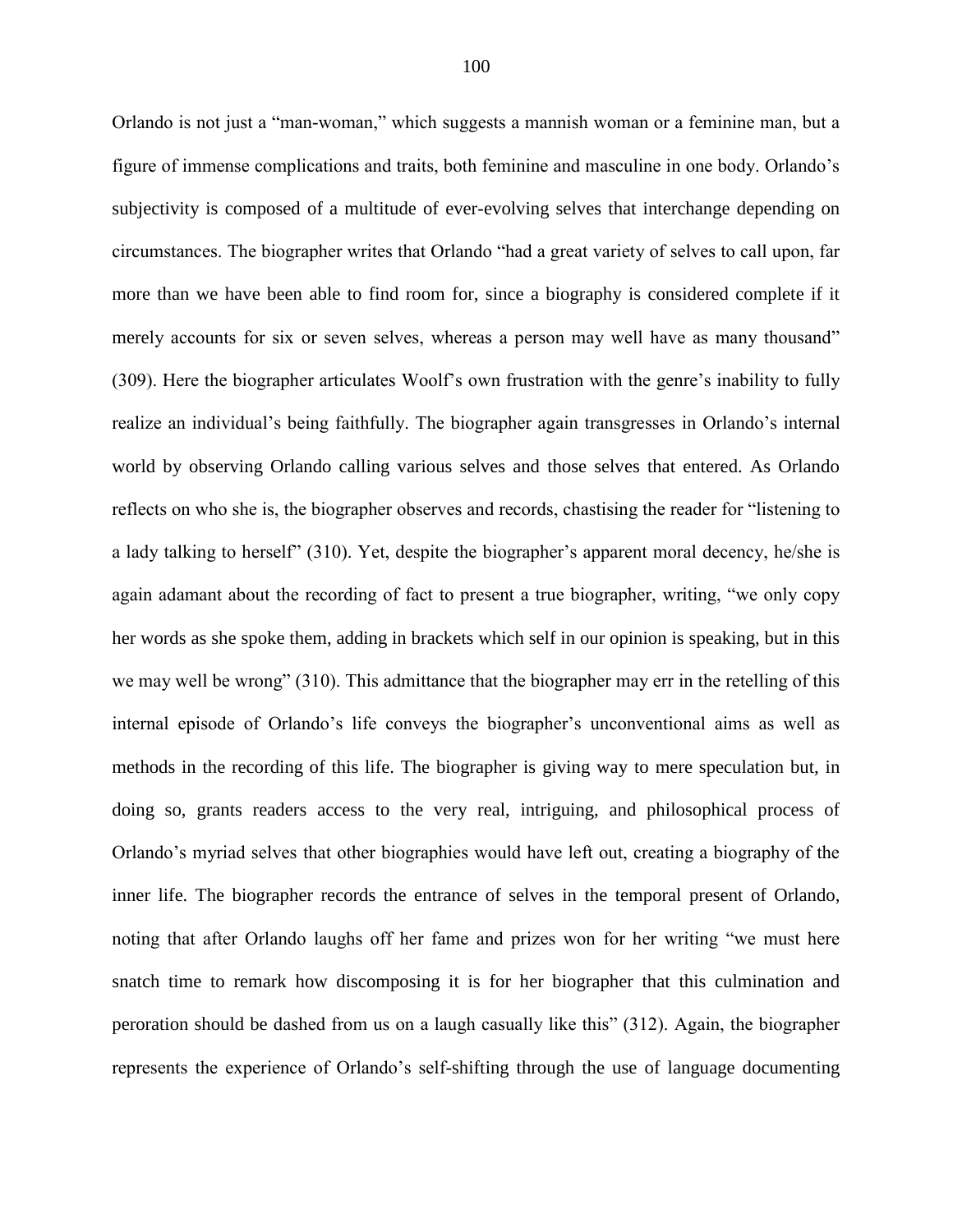Orlando is not just a "man-woman," which suggests a mannish woman or a feminine man, but a figure of immense complications and traits, both feminine and masculine in one body. Orlando's subjectivity is composed of a multitude of ever-evolving selves that interchange depending on circumstances. The biographer writes that Orlando "had a great variety of selves to call upon, far more than we have been able to find room for, since a biography is considered complete if it merely accounts for six or seven selves, whereas a person may well have as many thousand" (309). Here the biographer articulates Woolf's own frustration with the genre's inability to fully realize an individual's being faithfully. The biographer again transgresses in Orlando's internal world by observing Orlando calling various selves and those selves that entered. As Orlando reflects on who she is, the biographer observes and records, chastising the reader for "listening to a lady talking to herself" (310). Yet, despite the biographer's apparent moral decency, he/she is again adamant about the recording of fact to present a true biographer, writing, "we only copy her words as she spoke them, adding in brackets which self in our opinion is speaking, but in this we may well be wrong" (310). This admittance that the biographer may err in the retelling of this internal episode of Orlando's life conveys the biographer's unconventional aims as well as methods in the recording of this life. The biographer is giving way to mere speculation but, in doing so, grants readers access to the very real, intriguing, and philosophical process of Orlando's myriad selves that other biographies would have left out, creating a biography of the inner life. The biographer records the entrance of selves in the temporal present of Orlando, noting that after Orlando laughs off her fame and prizes won for her writing "we must here snatch time to remark how discomposing it is for her biographer that this culmination and peroration should be dashed from us on a laugh casually like this" (312). Again, the biographer represents the experience of Orlando's self-shifting through the use of language documenting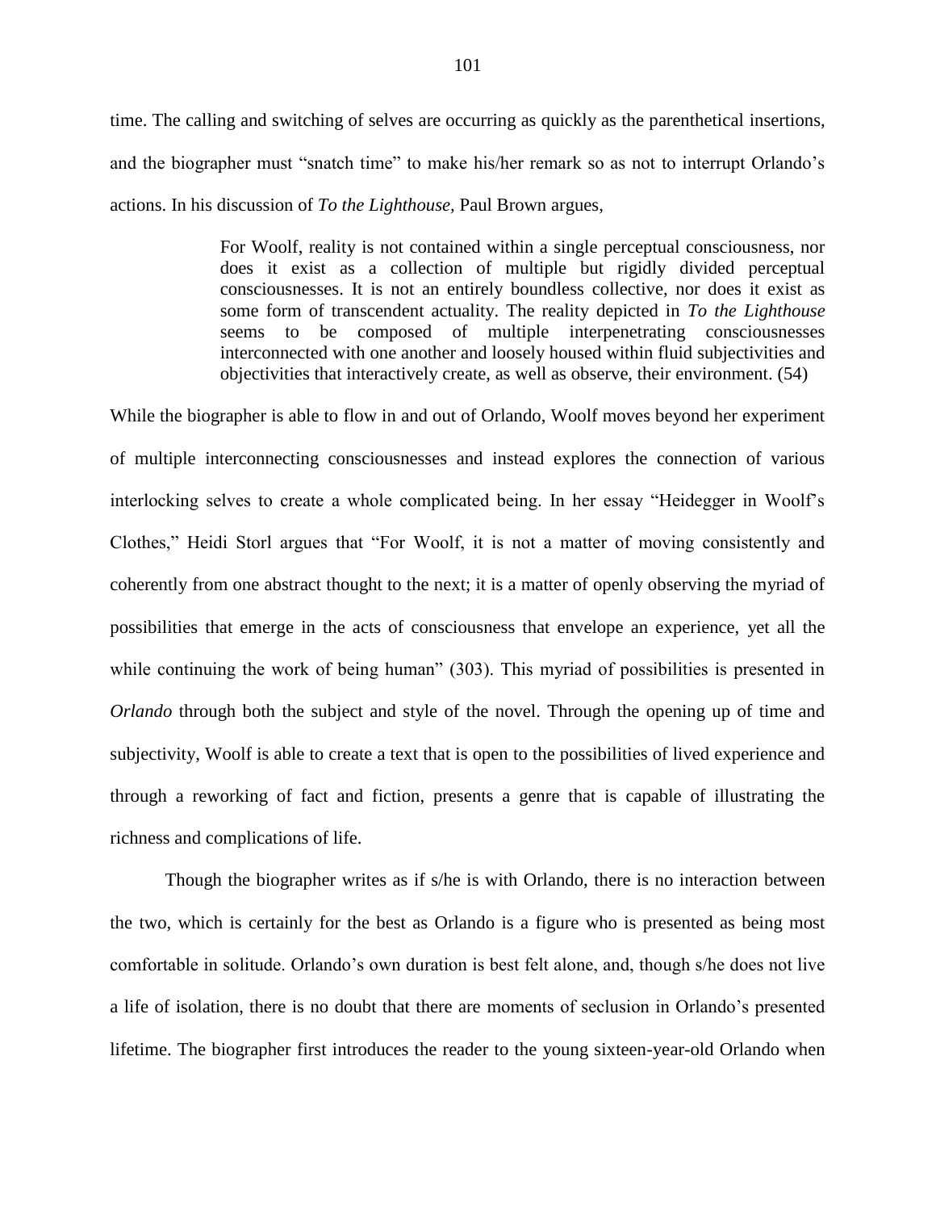time. The calling and switching of selves are occurring as quickly as the parenthetical insertions, and the biographer must "snatch time" to make his/her remark so as not to interrupt Orlando's actions. In his discussion of *To the Lighthouse*, Paul Brown argues,

> For Woolf, reality is not contained within a single perceptual consciousness, nor does it exist as a collection of multiple but rigidly divided perceptual consciousnesses. It is not an entirely boundless collective, nor does it exist as some form of transcendent actuality. The reality depicted in *To the Lighthouse* seems to be composed of multiple interpenetrating consciousnesses interconnected with one another and loosely housed within fluid subjectivities and objectivities that interactively create, as well as observe, their environment. (54)

While the biographer is able to flow in and out of Orlando, Woolf moves beyond her experiment of multiple interconnecting consciousnesses and instead explores the connection of various interlocking selves to create a whole complicated being. In her essay "Heidegger in Woolf's Clothes," Heidi Storl argues that "For Woolf, it is not a matter of moving consistently and coherently from one abstract thought to the next; it is a matter of openly observing the myriad of possibilities that emerge in the acts of consciousness that envelope an experience, yet all the while continuing the work of being human" (303). This myriad of possibilities is presented in *Orlando* through both the subject and style of the novel. Through the opening up of time and subjectivity, Woolf is able to create a text that is open to the possibilities of lived experience and through a reworking of fact and fiction, presents a genre that is capable of illustrating the richness and complications of life.

Though the biographer writes as if s/he is with Orlando, there is no interaction between the two, which is certainly for the best as Orlando is a figure who is presented as being most comfortable in solitude. Orlando's own duration is best felt alone, and, though s/he does not live a life of isolation, there is no doubt that there are moments of seclusion in Orlando's presented lifetime. The biographer first introduces the reader to the young sixteen-year-old Orlando when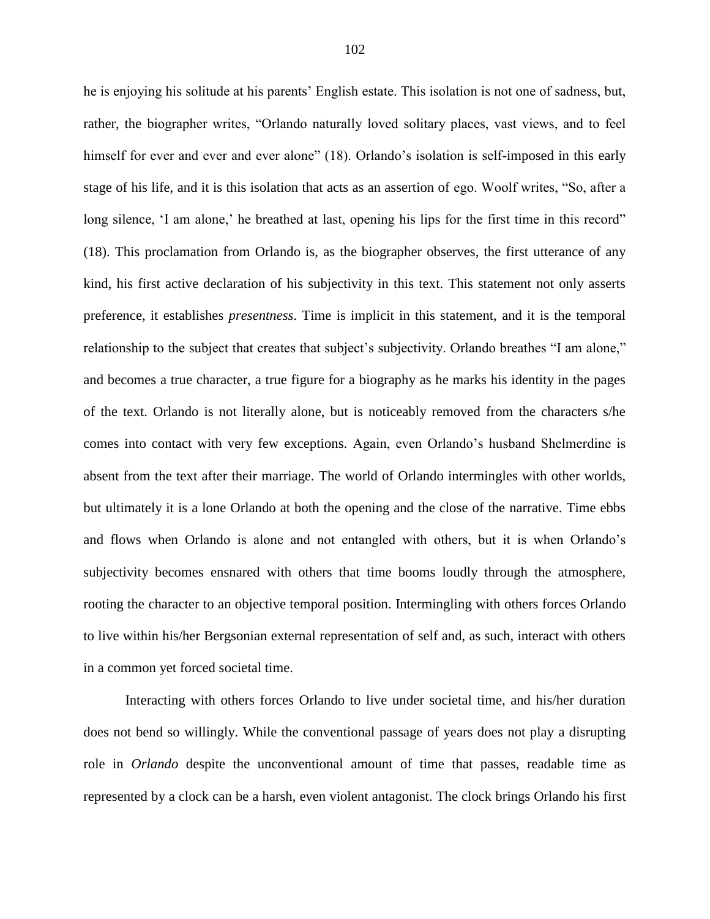he is enjoying his solitude at his parents' English estate. This isolation is not one of sadness, but, rather, the biographer writes, "Orlando naturally loved solitary places, vast views, and to feel himself for ever and ever and ever alone" (18). Orlando's isolation is self-imposed in this early stage of his life, and it is this isolation that acts as an assertion of ego. Woolf writes, "So, after a long silence, 'I am alone,' he breathed at last, opening his lips for the first time in this record" (18). This proclamation from Orlando is, as the biographer observes, the first utterance of any kind, his first active declaration of his subjectivity in this text. This statement not only asserts preference, it establishes *presentness*. Time is implicit in this statement, and it is the temporal relationship to the subject that creates that subject's subjectivity. Orlando breathes "I am alone," and becomes a true character, a true figure for a biography as he marks his identity in the pages of the text. Orlando is not literally alone, but is noticeably removed from the characters s/he comes into contact with very few exceptions. Again, even Orlando's husband Shelmerdine is absent from the text after their marriage. The world of Orlando intermingles with other worlds, but ultimately it is a lone Orlando at both the opening and the close of the narrative. Time ebbs and flows when Orlando is alone and not entangled with others, but it is when Orlando's subjectivity becomes ensnared with others that time booms loudly through the atmosphere, rooting the character to an objective temporal position. Intermingling with others forces Orlando to live within his/her Bergsonian external representation of self and, as such, interact with others in a common yet forced societal time.

Interacting with others forces Orlando to live under societal time, and his/her duration does not bend so willingly. While the conventional passage of years does not play a disrupting role in *Orlando* despite the unconventional amount of time that passes, readable time as represented by a clock can be a harsh, even violent antagonist. The clock brings Orlando his first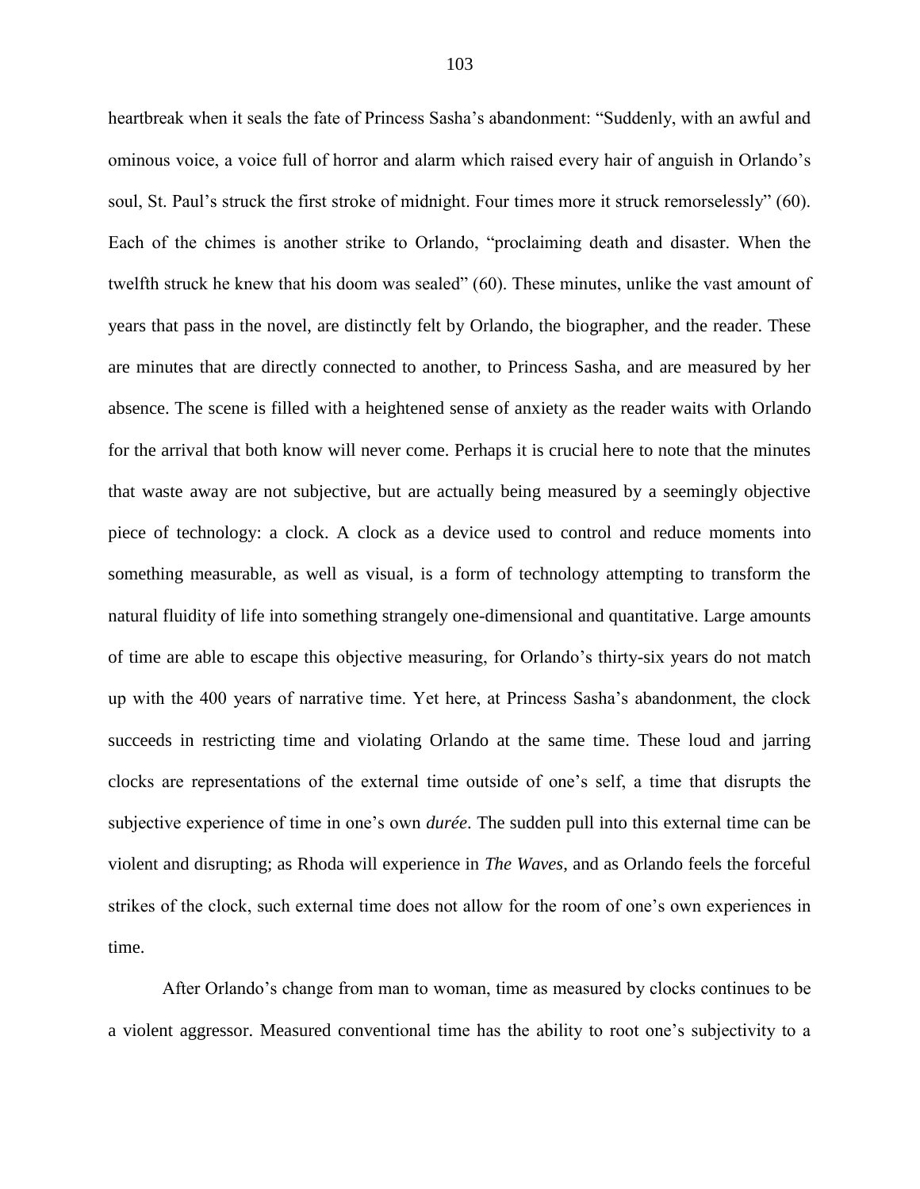heartbreak when it seals the fate of Princess Sasha's abandonment: "Suddenly, with an awful and ominous voice, a voice full of horror and alarm which raised every hair of anguish in Orlando's soul, St. Paul's struck the first stroke of midnight. Four times more it struck remorselessly" (60). Each of the chimes is another strike to Orlando, "proclaiming death and disaster. When the twelfth struck he knew that his doom was sealed" (60). These minutes, unlike the vast amount of years that pass in the novel, are distinctly felt by Orlando, the biographer, and the reader. These are minutes that are directly connected to another, to Princess Sasha, and are measured by her absence. The scene is filled with a heightened sense of anxiety as the reader waits with Orlando for the arrival that both know will never come. Perhaps it is crucial here to note that the minutes that waste away are not subjective, but are actually being measured by a seemingly objective piece of technology: a clock. A clock as a device used to control and reduce moments into something measurable, as well as visual, is a form of technology attempting to transform the natural fluidity of life into something strangely one-dimensional and quantitative. Large amounts of time are able to escape this objective measuring, for Orlando's thirty-six years do not match up with the 400 years of narrative time. Yet here, at Princess Sasha's abandonment, the clock succeeds in restricting time and violating Orlando at the same time. These loud and jarring clocks are representations of the external time outside of one's self, a time that disrupts the subjective experience of time in one's own *durée*. The sudden pull into this external time can be violent and disrupting; as Rhoda will experience in *The Waves*, and as Orlando feels the forceful strikes of the clock, such external time does not allow for the room of one's own experiences in time.

After Orlando's change from man to woman, time as measured by clocks continues to be a violent aggressor. Measured conventional time has the ability to root one's subjectivity to a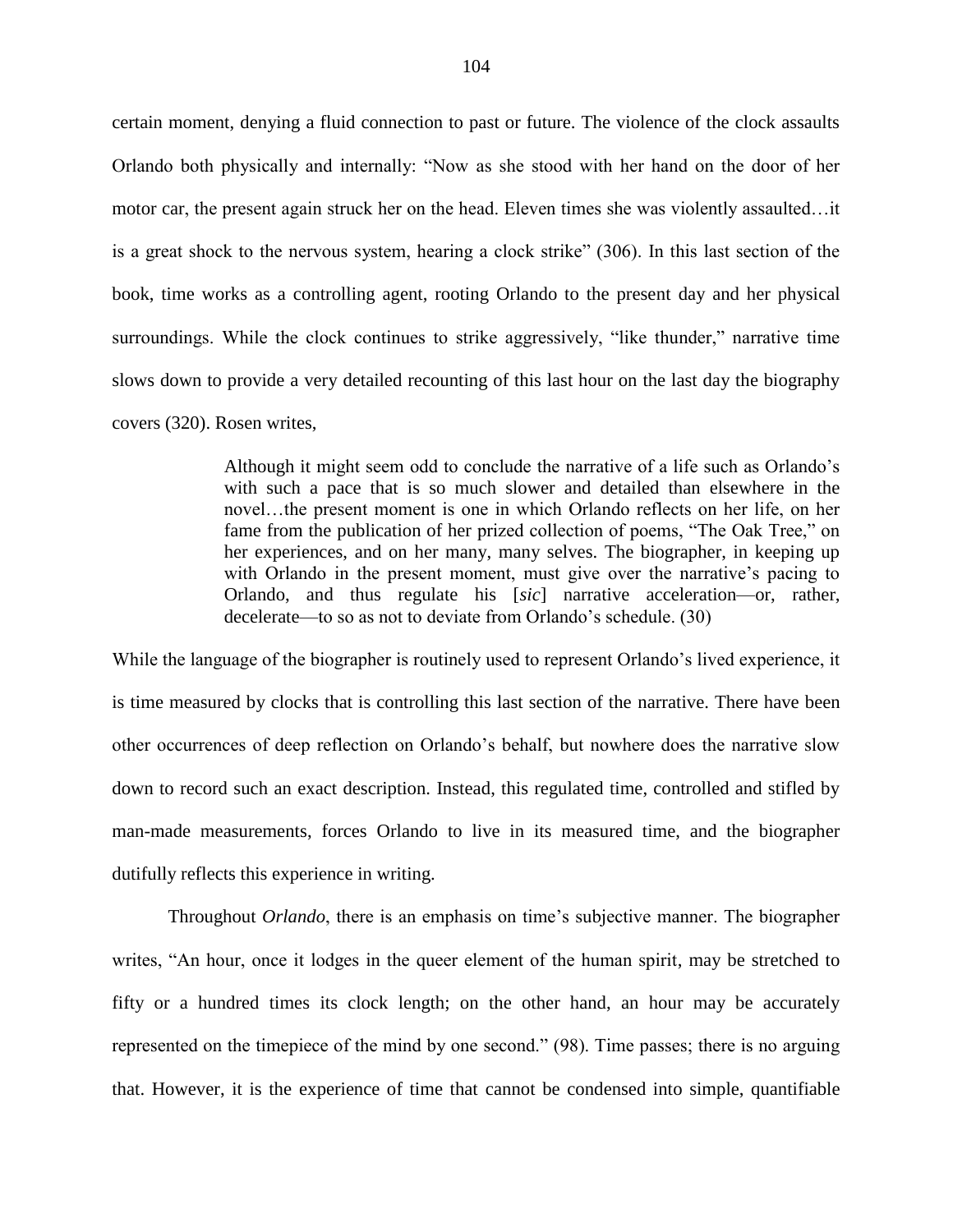certain moment, denying a fluid connection to past or future. The violence of the clock assaults Orlando both physically and internally: "Now as she stood with her hand on the door of her motor car, the present again struck her on the head. Eleven times she was violently assaulted…it is a great shock to the nervous system, hearing a clock strike" (306). In this last section of the book, time works as a controlling agent, rooting Orlando to the present day and her physical surroundings. While the clock continues to strike aggressively, "like thunder," narrative time slows down to provide a very detailed recounting of this last hour on the last day the biography covers (320). Rosen writes,

> Although it might seem odd to conclude the narrative of a life such as Orlando's with such a pace that is so much slower and detailed than elsewhere in the novel…the present moment is one in which Orlando reflects on her life, on her fame from the publication of her prized collection of poems, "The Oak Tree," on her experiences, and on her many, many selves. The biographer, in keeping up with Orlando in the present moment, must give over the narrative's pacing to Orlando, and thus regulate his [*sic*] narrative acceleration—or, rather, decelerate—to so as not to deviate from Orlando's schedule. (30)

While the language of the biographer is routinely used to represent Orlando's lived experience, it is time measured by clocks that is controlling this last section of the narrative. There have been other occurrences of deep reflection on Orlando's behalf, but nowhere does the narrative slow down to record such an exact description. Instead, this regulated time, controlled and stifled by man-made measurements, forces Orlando to live in its measured time, and the biographer dutifully reflects this experience in writing.

Throughout *Orlando*, there is an emphasis on time's subjective manner. The biographer writes, "An hour, once it lodges in the queer element of the human spirit, may be stretched to fifty or a hundred times its clock length; on the other hand, an hour may be accurately represented on the timepiece of the mind by one second." (98). Time passes; there is no arguing that. However, it is the experience of time that cannot be condensed into simple, quantifiable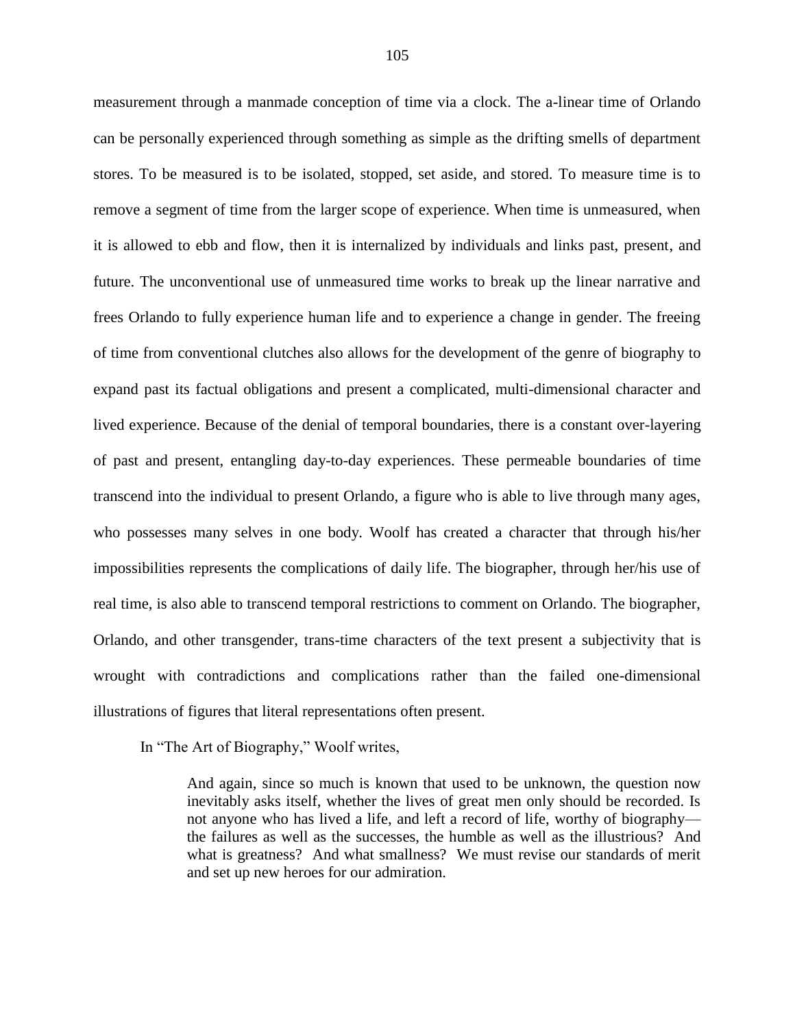measurement through a manmade conception of time via a clock. The a-linear time of Orlando can be personally experienced through something as simple as the drifting smells of department stores. To be measured is to be isolated, stopped, set aside, and stored. To measure time is to remove a segment of time from the larger scope of experience. When time is unmeasured, when it is allowed to ebb and flow, then it is internalized by individuals and links past, present, and future. The unconventional use of unmeasured time works to break up the linear narrative and frees Orlando to fully experience human life and to experience a change in gender. The freeing of time from conventional clutches also allows for the development of the genre of biography to expand past its factual obligations and present a complicated, multi-dimensional character and lived experience. Because of the denial of temporal boundaries, there is a constant over-layering of past and present, entangling day-to-day experiences. These permeable boundaries of time transcend into the individual to present Orlando, a figure who is able to live through many ages, who possesses many selves in one body. Woolf has created a character that through his/her impossibilities represents the complications of daily life. The biographer, through her/his use of real time, is also able to transcend temporal restrictions to comment on Orlando. The biographer, Orlando, and other transgender, trans-time characters of the text present a subjectivity that is wrought with contradictions and complications rather than the failed one-dimensional illustrations of figures that literal representations often present.

In "The Art of Biography," Woolf writes,

> And again, since so much is known that used to be unknown, the question now inevitably asks itself, whether the lives of great men only should be recorded. Is not anyone who has lived a life, and left a record of life, worthy of biography—the failures as well as the successes, the humble as well as the illustrious? And what is greatness? And what smallness? We must revise our standards of merit and set up new heroes for our admiration.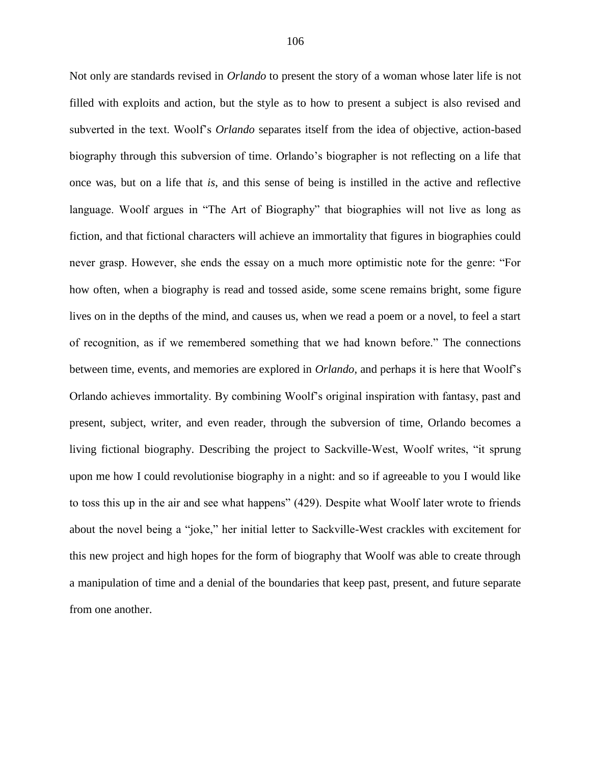Not only are standards revised in *Orlando* to present the story of a woman whose later life is not filled with exploits and action, but the style as to how to present a subject is also revised and subverted in the text. Woolf's *Orlando* separates itself from the idea of objective, action-based biography through this subversion of time. Orlando's biographer is not reflecting on a life that once was, but on a life that *is*, and this sense of being is instilled in the active and reflective language. Woolf argues in "The Art of Biography" that biographies will not live as long as fiction, and that fictional characters will achieve an immortality that figures in biographies could never grasp. However, she ends the essay on a much more optimistic note for the genre: "For how often, when a biography is read and tossed aside, some scene remains bright, some figure lives on in the depths of the mind, and causes us, when we read a poem or a novel, to feel a start of recognition, as if we remembered something that we had known before." The connections between time, events, and memories are explored in *Orlando,* and perhaps it is here that Woolf's Orlando achieves immortality. By combining Woolf's original inspiration with fantasy, past and present, subject, writer, and even reader, through the subversion of time, Orlando becomes a living fictional biography. Describing the project to Sackville-West, Woolf writes, "it sprung upon me how I could revolutionise biography in a night: and so if agreeable to you I would like to toss this up in the air and see what happens" (429). Despite what Woolf later wrote to friends about the novel being a "joke," her initial letter to Sackville-West crackles with excitement for this new project and high hopes for the form of biography that Woolf was able to create through a manipulation of time and a denial of the boundaries that keep past, present, and future separate from one another.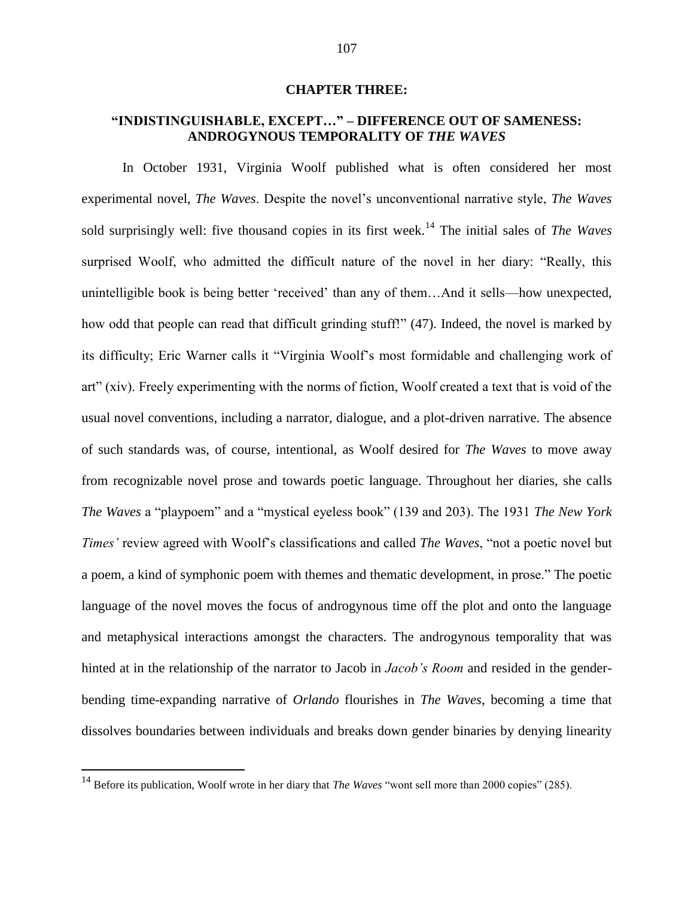# CHAPTER THREE:

## "INDISTINGUISHABLE, EXCEPT…" – DIFFERENCE OUT OF SAMENESS: ANDROGYNOUS TEMPORALITY OF *THE WAVES*

In October 1931, Virginia Woolf published what is often considered her most experimental novel, *The Waves*. Despite the novel's unconventional narrative style, *The Waves* sold surprisingly well: five thousand copies in its first week.[14] The initial sales of *The Waves* surprised Woolf, who admitted the difficult nature of the novel in her diary: "Really, this unintelligible book is being better 'received' than any of them…And it sells—how unexpected, how odd that people can read that difficult grinding stuff!" (47). Indeed, the novel is marked by its difficulty; Eric Warner calls it "Virginia Woolf's most formidable and challenging work of art" (xiv). Freely experimenting with the norms of fiction, Woolf created a text that is void of the usual novel conventions, including a narrator, dialogue, and a plot-driven narrative. The absence of such standards was, of course, intentional, as Woolf desired for *The Waves* to move away from recognizable novel prose and towards poetic language. Throughout her diaries, she calls *The Waves* a "playpoem" and a "mystical eyeless book" (139 and 203). The 1931 *The New York Times'* review agreed with Woolf's classifications and called *The Waves*, "not a poetic novel but a poem, a kind of symphonic poem with themes and thematic development, in prose." The poetic language of the novel moves the focus of androgynous time off the plot and onto the language and metaphysical interactions amongst the characters. The androgynous temporality that was hinted at in the relationship of the narrator to Jacob in *Jacob's Room* and resided in the gender-bending time-expanding narrative of *Orlando* flourishes in *The Waves*, becoming a time that dissolves boundaries between individuals and breaks down gender binaries by denying linearity

[14] Before its publication, Woolf wrote in her diary that *The Waves* "wont sell more than 2000 copies" (285).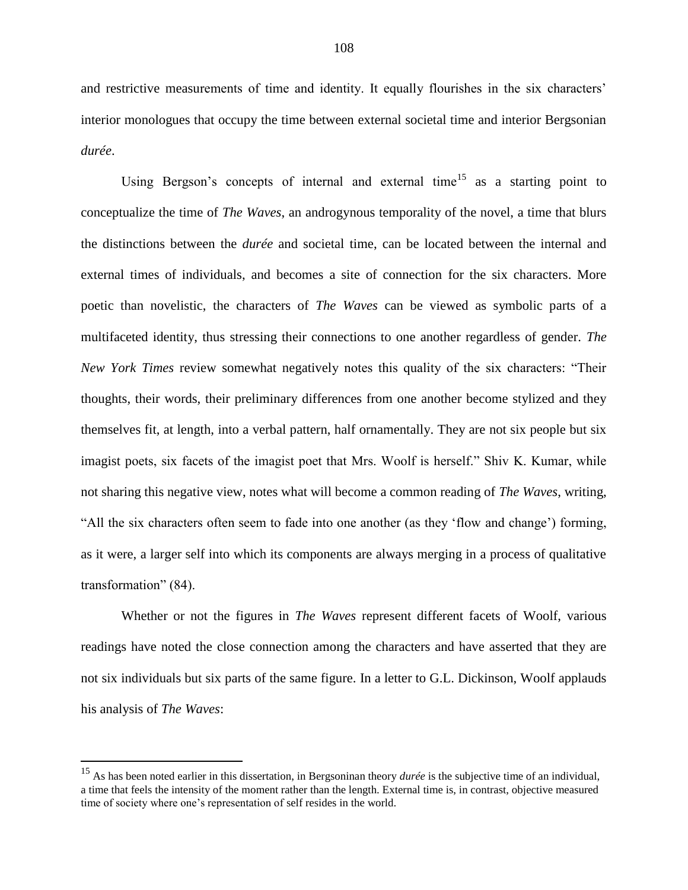and restrictive measurements of time and identity. It equally flourishes in the six characters' interior monologues that occupy the time between external societal time and interior Bergsonian *durée*.

Using Bergson's concepts of internal and external time[15] as a starting point to conceptualize the time of *The Waves*, an androgynous temporality of the novel, a time that blurs the distinctions between the *durée* and societal time, can be located between the internal and external times of individuals, and becomes a site of connection for the six characters. More poetic than novelistic, the characters of *The Waves* can be viewed as symbolic parts of a multifaceted identity, thus stressing their connections to one another regardless of gender. *The New York Times* review somewhat negatively notes this quality of the six characters: "Their thoughts, their words, their preliminary differences from one another become stylized and they themselves fit, at length, into a verbal pattern, half ornamentally. They are not six people but six imagist poets, six facets of the imagist poet that Mrs. Woolf is herself." Shiv K. Kumar, while not sharing this negative view, notes what will become a common reading of *The Waves*, writing, "All the six characters often seem to fade into one another (as they 'flow and change') forming, as it were, a larger self into which its components are always merging in a process of qualitative transformation" (84).

Whether or not the figures in *The Waves* represent different facets of Woolf, various readings have noted the close connection among the characters and have asserted that they are not six individuals but six parts of the same figure. In a letter to G.L. Dickinson, Woolf applauds his analysis of *The Waves*:

---

[15] As has been noted earlier in this dissertation, in Bergsoninan theory *durée* is the subjective time of an individual, a time that feels the intensity of the moment rather than the length. External time is, in contrast, objective measured time of society where one's representation of self resides in the world.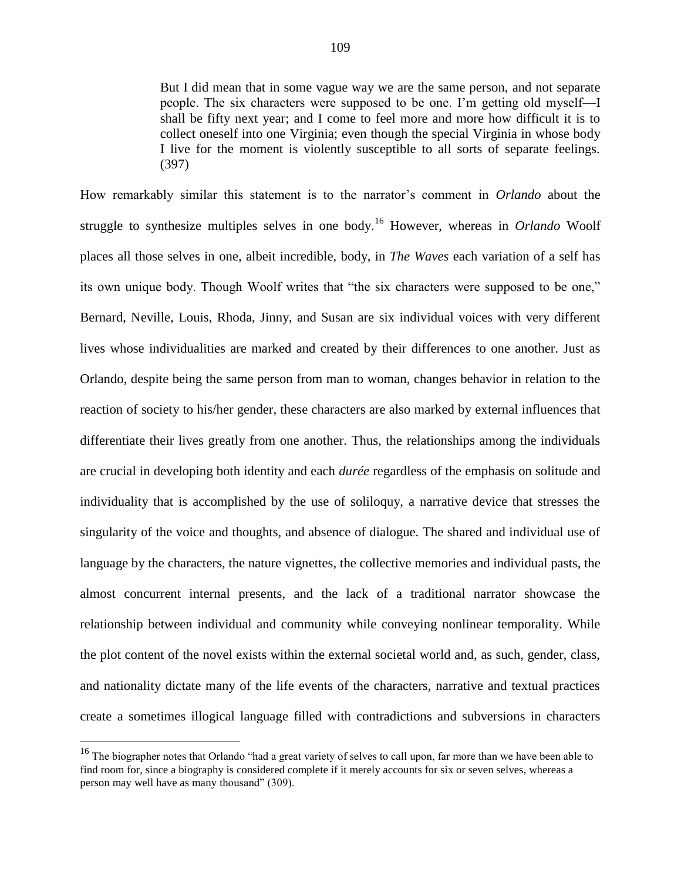> But I did mean that in some vague way we are the same person, and not separate people. The six characters were supposed to be one. I'm getting old myself—I shall be fifty next year; and I come to feel more and more how difficult it is to collect oneself into one Virginia; even though the special Virginia in whose body I live for the moment is violently susceptible to all sorts of separate feelings. (397)

How remarkably similar this statement is to the narrator's comment in *Orlando* about the struggle to synthesize multiples selves in one body.[16] However, whereas in *Orlando* Woolf places all those selves in one, albeit incredible, body, in *The Waves* each variation of a self has its own unique body. Though Woolf writes that "the six characters were supposed to be one," Bernard, Neville, Louis, Rhoda, Jinny, and Susan are six individual voices with very different lives whose individualities are marked and created by their differences to one another. Just as Orlando, despite being the same person from man to woman, changes behavior in relation to the reaction of society to his/her gender, these characters are also marked by external influences that differentiate their lives greatly from one another. Thus, the relationships among the individuals are crucial in developing both identity and each *durée* regardless of the emphasis on solitude and individuality that is accomplished by the use of soliloquy, a narrative device that stresses the singularity of the voice and thoughts, and absence of dialogue. The shared and individual use of language by the characters, the nature vignettes, the collective memories and individual pasts, the almost concurrent internal presents, and the lack of a traditional narrator showcase the relationship between individual and community while conveying nonlinear temporality. While the plot content of the novel exists within the external societal world and, as such, gender, class, and nationality dictate many of the life events of the characters, narrative and textual practices create a sometimes illogical language filled with contradictions and subversions in characters

[16] The biographer notes that Orlando "had a great variety of selves to call upon, far more than we have been able to find room for, since a biography is considered complete if it merely accounts for six or seven selves, whereas a person may well have as many thousand" (309).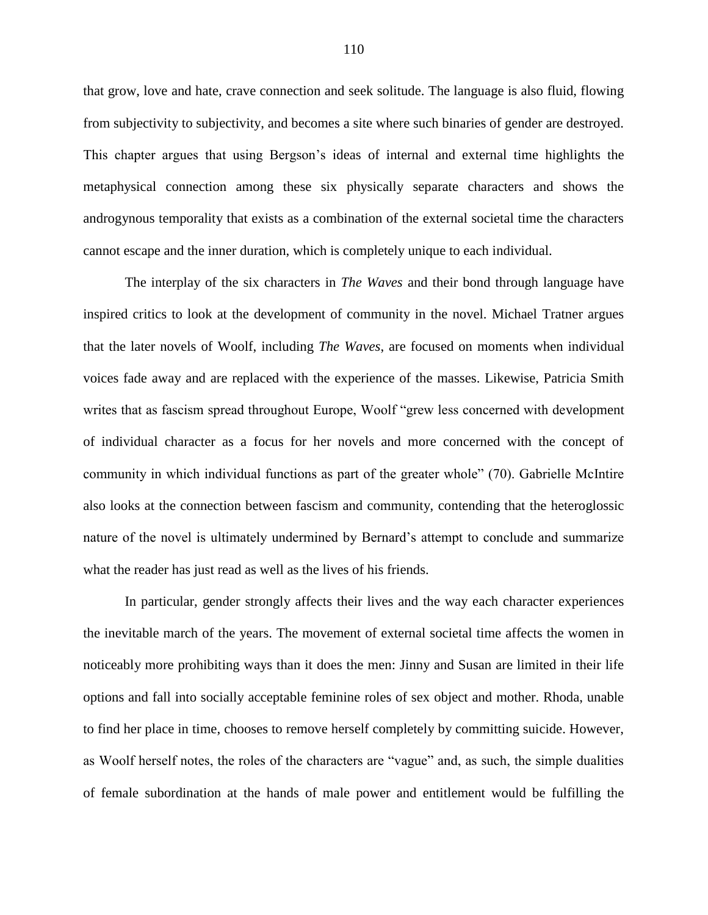that grow, love and hate, crave connection and seek solitude. The language is also fluid, flowing from subjectivity to subjectivity, and becomes a site where such binaries of gender are destroyed. This chapter argues that using Bergson's ideas of internal and external time highlights the metaphysical connection among these six physically separate characters and shows the androgynous temporality that exists as a combination of the external societal time the characters cannot escape and the inner duration, which is completely unique to each individual.

The interplay of the six characters in *The Waves* and their bond through language have inspired critics to look at the development of community in the novel. Michael Tratner argues that the later novels of Woolf, including *The Waves*, are focused on moments when individual voices fade away and are replaced with the experience of the masses. Likewise, Patricia Smith writes that as fascism spread throughout Europe, Woolf "grew less concerned with development of individual character as a focus for her novels and more concerned with the concept of community in which individual functions as part of the greater whole" (70). Gabrielle McIntire also looks at the connection between fascism and community, contending that the heteroglossic nature of the novel is ultimately undermined by Bernard's attempt to conclude and summarize what the reader has just read as well as the lives of his friends.

In particular, gender strongly affects their lives and the way each character experiences the inevitable march of the years. The movement of external societal time affects the women in noticeably more prohibiting ways than it does the men: Jinny and Susan are limited in their life options and fall into socially acceptable feminine roles of sex object and mother. Rhoda, unable to find her place in time, chooses to remove herself completely by committing suicide. However, as Woolf herself notes, the roles of the characters are "vague" and, as such, the simple dualities of female subordination at the hands of male power and entitlement would be fulfilling the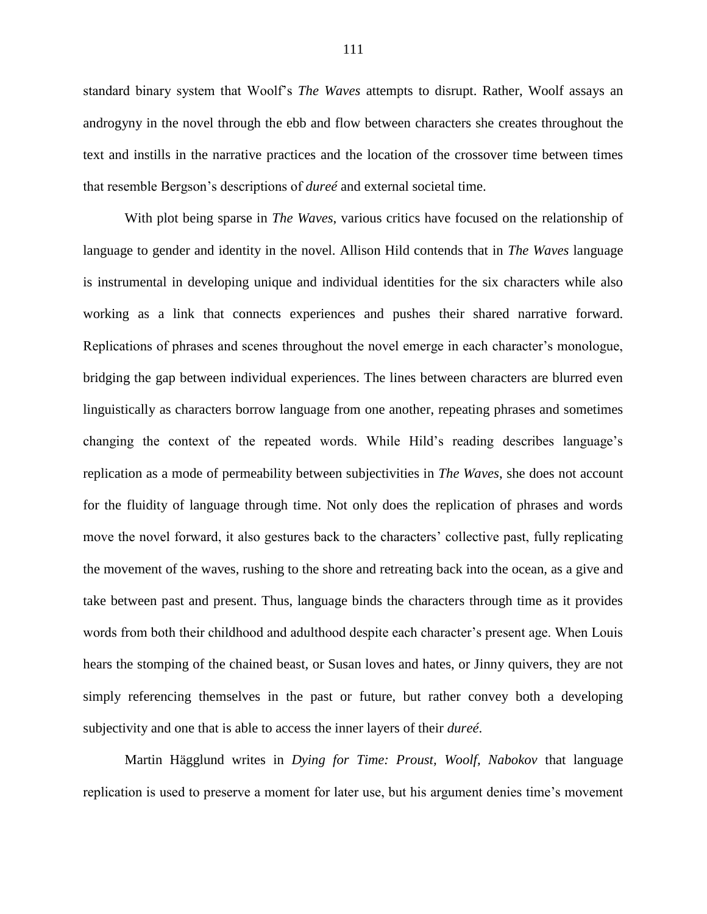standard binary system that Woolf's *The Waves* attempts to disrupt. Rather, Woolf assays an androgyny in the novel through the ebb and flow between characters she creates throughout the text and instills in the narrative practices and the location of the crossover time between times that resemble Bergson's descriptions of *dureé* and external societal time.

With plot being sparse in *The Waves*, various critics have focused on the relationship of language to gender and identity in the novel. Allison Hild contends that in *The Waves* language is instrumental in developing unique and individual identities for the six characters while also working as a link that connects experiences and pushes their shared narrative forward. Replications of phrases and scenes throughout the novel emerge in each character's monologue, bridging the gap between individual experiences. The lines between characters are blurred even linguistically as characters borrow language from one another, repeating phrases and sometimes changing the context of the repeated words. While Hild's reading describes language's replication as a mode of permeability between subjectivities in *The Waves,* she does not account for the fluidity of language through time. Not only does the replication of phrases and words move the novel forward, it also gestures back to the characters' collective past, fully replicating the movement of the waves, rushing to the shore and retreating back into the ocean, as a give and take between past and present. Thus, language binds the characters through time as it provides words from both their childhood and adulthood despite each character's present age. When Louis hears the stomping of the chained beast, or Susan loves and hates, or Jinny quivers, they are not simply referencing themselves in the past or future, but rather convey both a developing subjectivity and one that is able to access the inner layers of their *dureé.*

Martin Hägglund writes in *Dying for Time: Proust, Woolf, Nabokov* that language replication is used to preserve a moment for later use, but his argument denies time's movement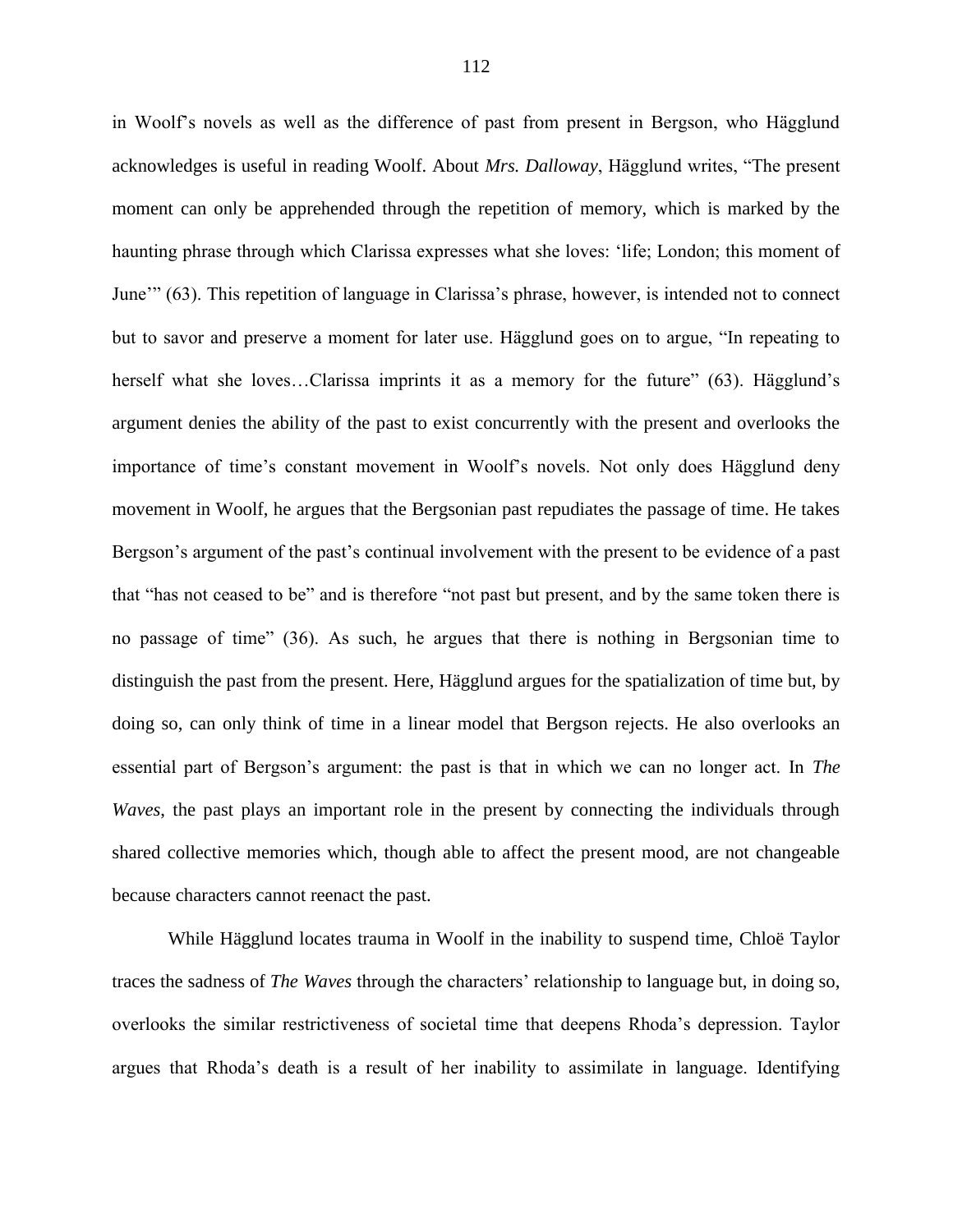in Woolf's novels as well as the difference of past from present in Bergson, who Hägglund acknowledges is useful in reading Woolf. About *Mrs. Dalloway*, Hägglund writes, "The present moment can only be apprehended through the repetition of memory, which is marked by the haunting phrase through which Clarissa expresses what she loves: 'life; London; this moment of June'" (63). This repetition of language in Clarissa's phrase, however, is intended not to connect but to savor and preserve a moment for later use. Hägglund goes on to argue, "In repeating to herself what she loves…Clarissa imprints it as a memory for the future" (63). Hägglund's argument denies the ability of the past to exist concurrently with the present and overlooks the importance of time's constant movement in Woolf's novels. Not only does Hägglund deny movement in Woolf, he argues that the Bergsonian past repudiates the passage of time. He takes Bergson's argument of the past's continual involvement with the present to be evidence of a past that "has not ceased to be" and is therefore "not past but present, and by the same token there is no passage of time" (36). As such, he argues that there is nothing in Bergsonian time to distinguish the past from the present. Here, Hägglund argues for the spatialization of time but, by doing so, can only think of time in a linear model that Bergson rejects. He also overlooks an essential part of Bergson's argument: the past is that in which we can no longer act. In *The Waves*, the past plays an important role in the present by connecting the individuals through shared collective memories which, though able to affect the present mood, are not changeable because characters cannot reenact the past.

While Hägglund locates trauma in Woolf in the inability to suspend time, Chloë Taylor traces the sadness of *The Waves* through the characters' relationship to language but, in doing so, overlooks the similar restrictiveness of societal time that deepens Rhoda's depression. Taylor argues that Rhoda's death is a result of her inability to assimilate in language. Identifying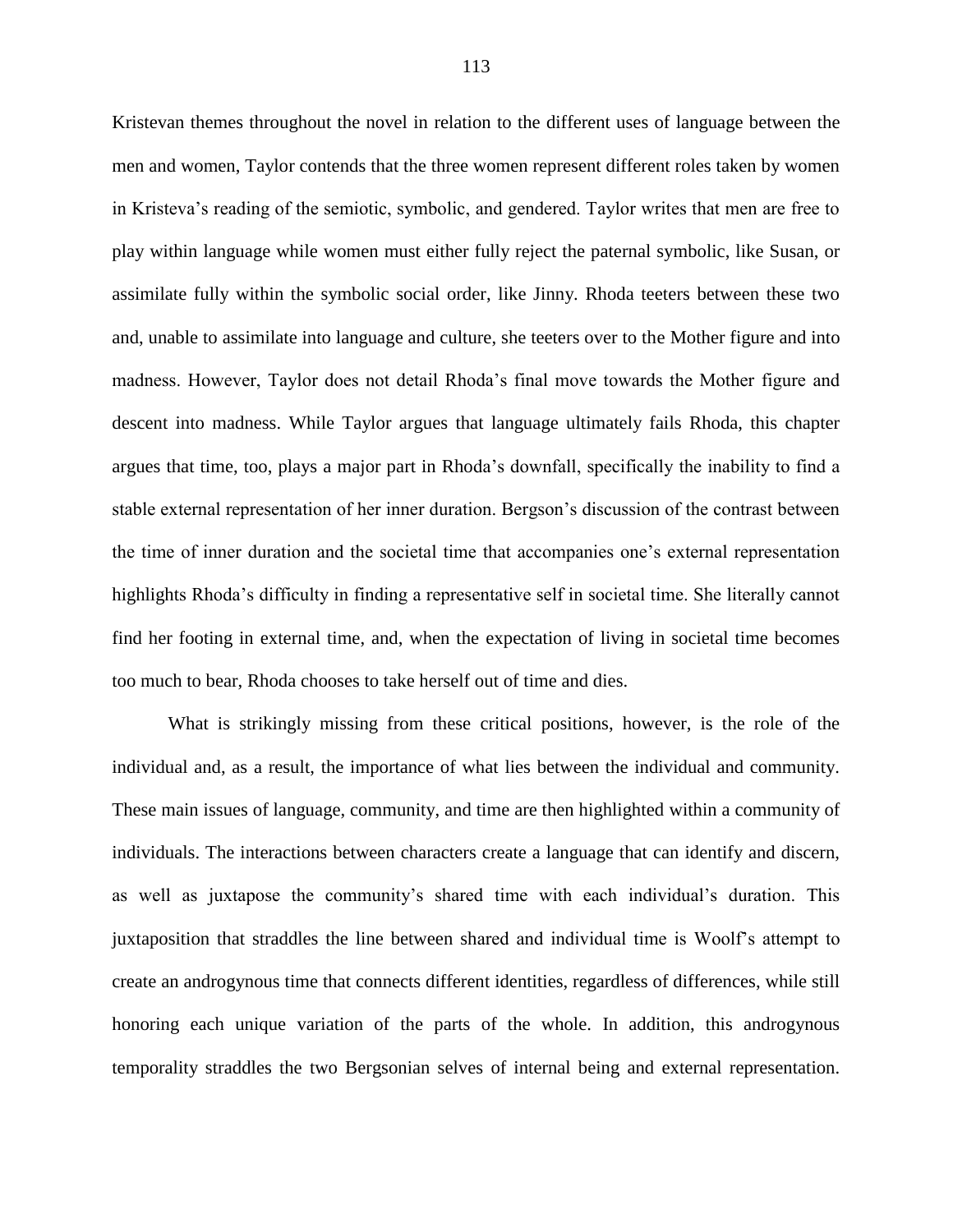Kristevan themes throughout the novel in relation to the different uses of language between the men and women, Taylor contends that the three women represent different roles taken by women in Kristeva's reading of the semiotic, symbolic, and gendered. Taylor writes that men are free to play within language while women must either fully reject the paternal symbolic, like Susan, or assimilate fully within the symbolic social order, like Jinny. Rhoda teeters between these two and, unable to assimilate into language and culture, she teeters over to the Mother figure and into madness. However, Taylor does not detail Rhoda's final move towards the Mother figure and descent into madness. While Taylor argues that language ultimately fails Rhoda, this chapter argues that time, too, plays a major part in Rhoda's downfall, specifically the inability to find a stable external representation of her inner duration. Bergson's discussion of the contrast between the time of inner duration and the societal time that accompanies one's external representation highlights Rhoda's difficulty in finding a representative self in societal time. She literally cannot find her footing in external time, and, when the expectation of living in societal time becomes too much to bear, Rhoda chooses to take herself out of time and dies.

What is strikingly missing from these critical positions, however, is the role of the individual and, as a result, the importance of what lies between the individual and community. These main issues of language, community, and time are then highlighted within a community of individuals. The interactions between characters create a language that can identify and discern, as well as juxtapose the community's shared time with each individual's duration. This juxtaposition that straddles the line between shared and individual time is Woolf's attempt to create an androgynous time that connects different identities, regardless of differences, while still honoring each unique variation of the parts of the whole. In addition, this androgynous temporality straddles the two Bergsonian selves of internal being and external representation.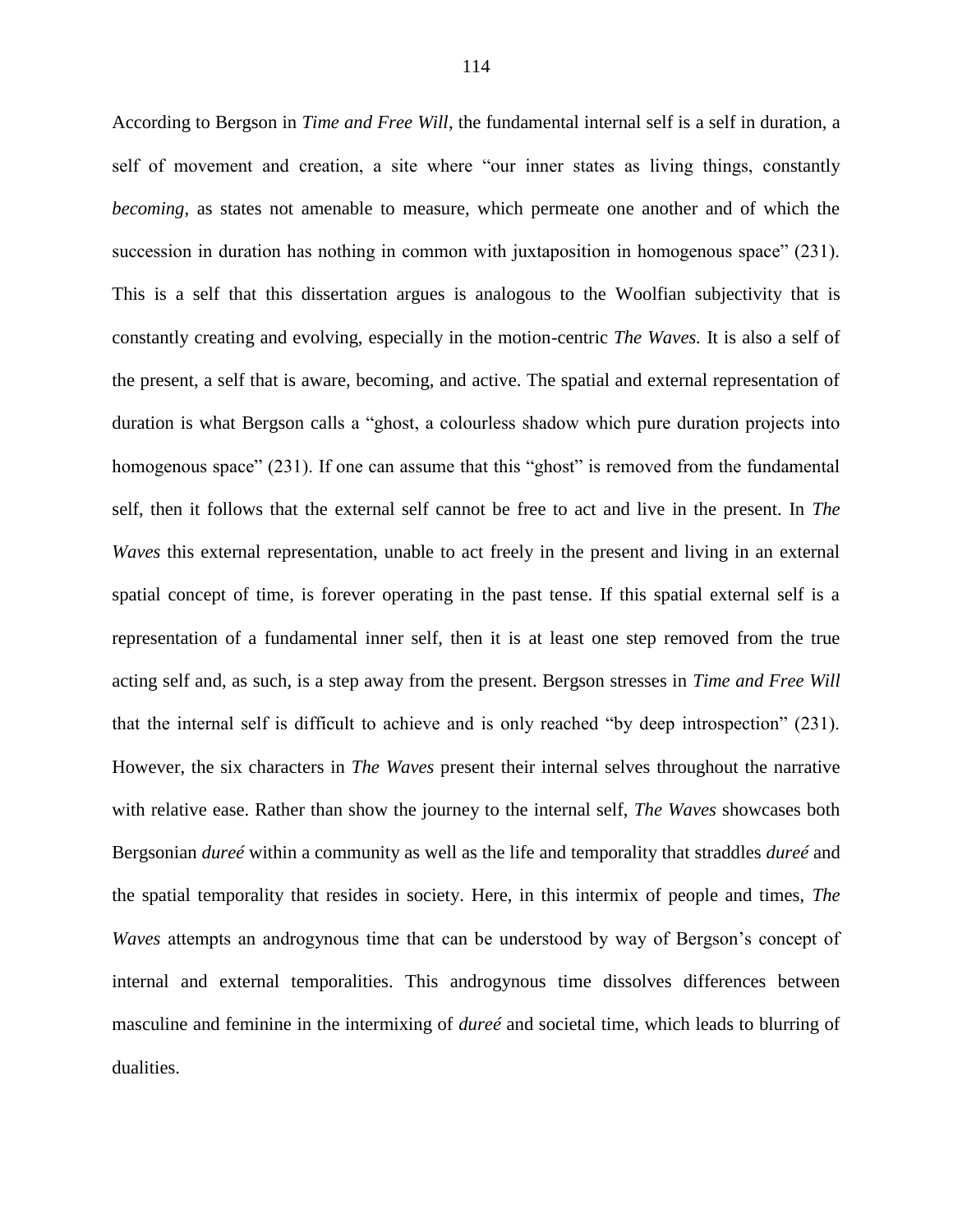According to Bergson in *Time and Free Will*, the fundamental internal self is a self in duration, a self of movement and creation, a site where "our inner states as living things, constantly *becoming*, as states not amenable to measure, which permeate one another and of which the succession in duration has nothing in common with juxtaposition in homogenous space" (231). This is a self that this dissertation argues is analogous to the Woolfian subjectivity that is constantly creating and evolving, especially in the motion-centric *The Waves.* It is also a self of the present, a self that is aware, becoming, and active. The spatial and external representation of duration is what Bergson calls a "ghost, a colourless shadow which pure duration projects into homogenous space" (231). If one can assume that this "ghost" is removed from the fundamental self, then it follows that the external self cannot be free to act and live in the present. In *The Waves* this external representation, unable to act freely in the present and living in an external spatial concept of time, is forever operating in the past tense. If this spatial external self is a representation of a fundamental inner self, then it is at least one step removed from the true acting self and, as such, is a step away from the present. Bergson stresses in *Time and Free Will* that the internal self is difficult to achieve and is only reached "by deep introspection" (231). However, the six characters in *The Waves* present their internal selves throughout the narrative with relative ease. Rather than show the journey to the internal self, *The Waves* showcases both Bergsonian *dureé* within a community as well as the life and temporality that straddles *dureé* and the spatial temporality that resides in society. Here, in this intermix of people and times, *The Waves* attempts an androgynous time that can be understood by way of Bergson's concept of internal and external temporalities. This androgynous time dissolves differences between masculine and feminine in the intermixing of *dureé* and societal time, which leads to blurring of dualities.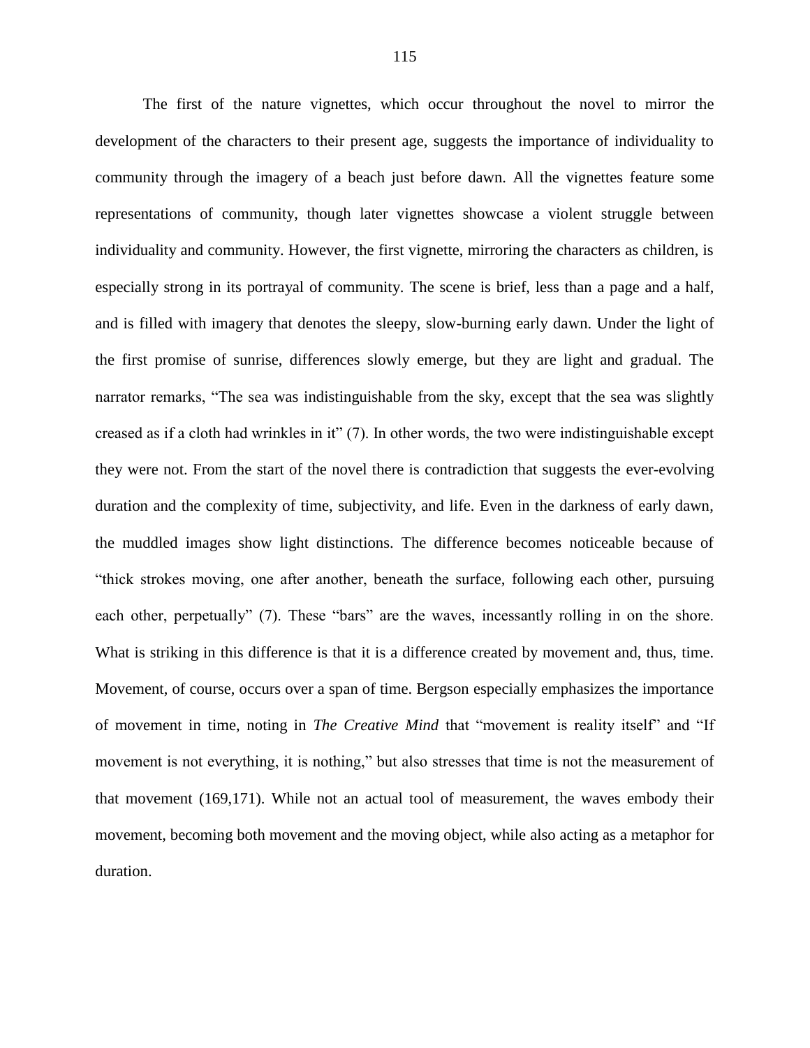The first of the nature vignettes, which occur throughout the novel to mirror the development of the characters to their present age, suggests the importance of individuality to community through the imagery of a beach just before dawn. All the vignettes feature some representations of community, though later vignettes showcase a violent struggle between individuality and community. However, the first vignette, mirroring the characters as children, is especially strong in its portrayal of community. The scene is brief, less than a page and a half, and is filled with imagery that denotes the sleepy, slow-burning early dawn. Under the light of the first promise of sunrise, differences slowly emerge, but they are light and gradual. The narrator remarks, "The sea was indistinguishable from the sky, except that the sea was slightly creased as if a cloth had wrinkles in it" (7). In other words, the two were indistinguishable except they were not. From the start of the novel there is contradiction that suggests the ever-evolving duration and the complexity of time, subjectivity, and life. Even in the darkness of early dawn, the muddled images show light distinctions. The difference becomes noticeable because of "thick strokes moving, one after another, beneath the surface, following each other, pursuing each other, perpetually" (7). These "bars" are the waves, incessantly rolling in on the shore. What is striking in this difference is that it is a difference created by movement and, thus, time. Movement, of course, occurs over a span of time. Bergson especially emphasizes the importance of movement in time, noting in *The Creative Mind* that "movement is reality itself" and "If movement is not everything, it is nothing," but also stresses that time is not the measurement of that movement (169,171). While not an actual tool of measurement, the waves embody their movement, becoming both movement and the moving object, while also acting as a metaphor for duration.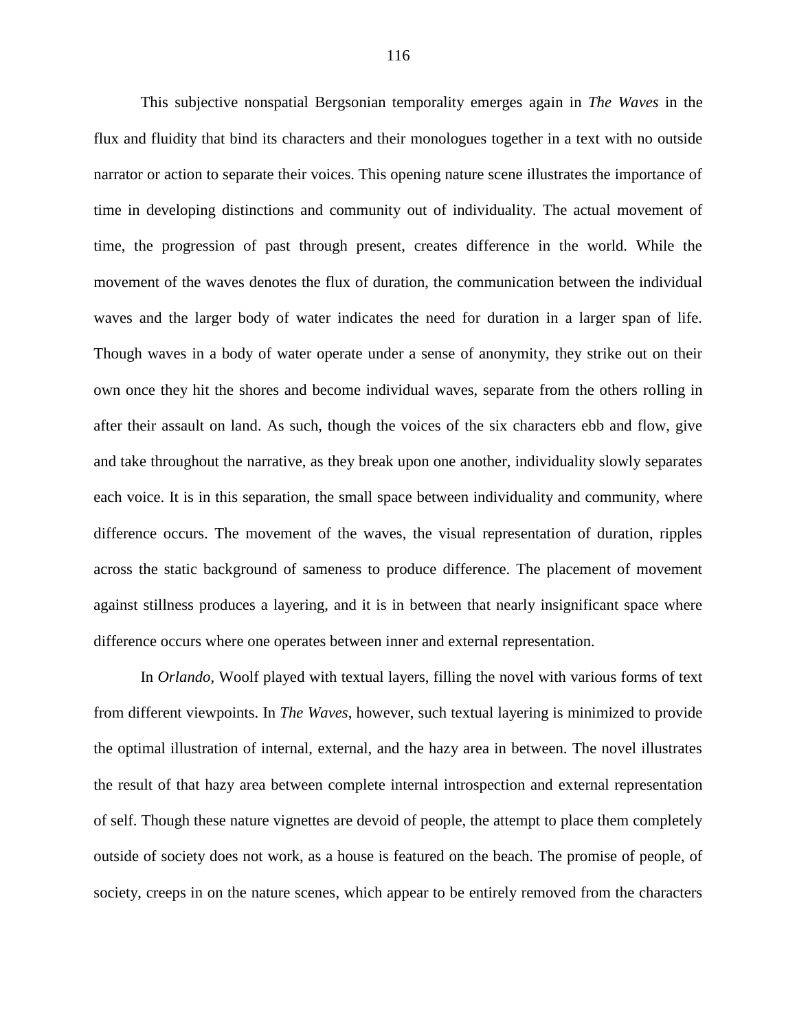This subjective nonspatial Bergsonian temporality emerges again in *The Waves* in the flux and fluidity that bind its characters and their monologues together in a text with no outside narrator or action to separate their voices. This opening nature scene illustrates the importance of time in developing distinctions and community out of individuality. The actual movement of time, the progression of past through present, creates difference in the world. While the movement of the waves denotes the flux of duration, the communication between the individual waves and the larger body of water indicates the need for duration in a larger span of life. Though waves in a body of water operate under a sense of anonymity, they strike out on their own once they hit the shores and become individual waves, separate from the others rolling in after their assault on land. As such, though the voices of the six characters ebb and flow, give and take throughout the narrative, as they break upon one another, individuality slowly separates each voice. It is in this separation, the small space between individuality and community, where difference occurs. The movement of the waves, the visual representation of duration, ripples across the static background of sameness to produce difference. The placement of movement against stillness produces a layering, and it is in between that nearly insignificant space where difference occurs where one operates between inner and external representation.

In *Orlando*, Woolf played with textual layers, filling the novel with various forms of text from different viewpoints. In *The Waves*, however, such textual layering is minimized to provide the optimal illustration of internal, external, and the hazy area in between. The novel illustrates the result of that hazy area between complete internal introspection and external representation of self. Though these nature vignettes are devoid of people, the attempt to place them completely outside of society does not work, as a house is featured on the beach. The promise of people, of society, creeps in on the nature scenes, which appear to be entirely removed from the characters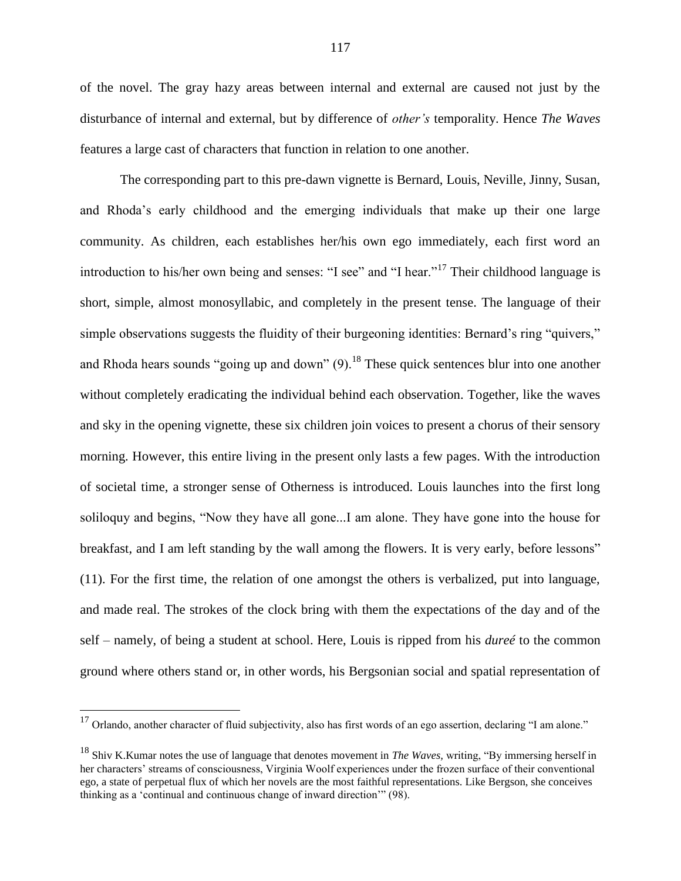of the novel. The gray hazy areas between internal and external are caused not just by the disturbance of internal and external, but by difference of *other's* temporality. Hence *The Waves* features a large cast of characters that function in relation to one another.

The corresponding part to this pre-dawn vignette is Bernard, Louis, Neville, Jinny, Susan, and Rhoda's early childhood and the emerging individuals that make up their one large community. As children, each establishes her/his own ego immediately, each first word an introduction to his/her own being and senses: "I see" and "I hear."[17] Their childhood language is short, simple, almost monosyllabic, and completely in the present tense. The language of their simple observations suggests the fluidity of their burgeoning identities: Bernard's ring "quivers," and Rhoda hears sounds "going up and down" (9).[18] These quick sentences blur into one another without completely eradicating the individual behind each observation. Together, like the waves and sky in the opening vignette, these six children join voices to present a chorus of their sensory morning. However, this entire living in the present only lasts a few pages. With the introduction of societal time, a stronger sense of Otherness is introduced. Louis launches into the first long soliloquy and begins, "Now they have all gone...I am alone. They have gone into the house for breakfast, and I am left standing by the wall among the flowers. It is very early, before lessons" (11). For the first time, the relation of one amongst the others is verbalized, put into language, and made real. The strokes of the clock bring with them the expectations of the day and of the self – namely, of being a student at school. Here, Louis is ripped from his *dureé* to the common ground where others stand or, in other words, his Bergsonian social and spatial representation of

[17] Orlando, another character of fluid subjectivity, also has first words of an ego assertion, declaring "I am alone."

[18] Shiv K.Kumar notes the use of language that denotes movement in *The Waves,* writing, "By immersing herself in her characters' streams of consciousness, Virginia Woolf experiences under the frozen surface of their conventional ego, a state of perpetual flux of which her novels are the most faithful representations. Like Bergson, she conceives thinking as a 'continual and continuous change of inward direction'" (98).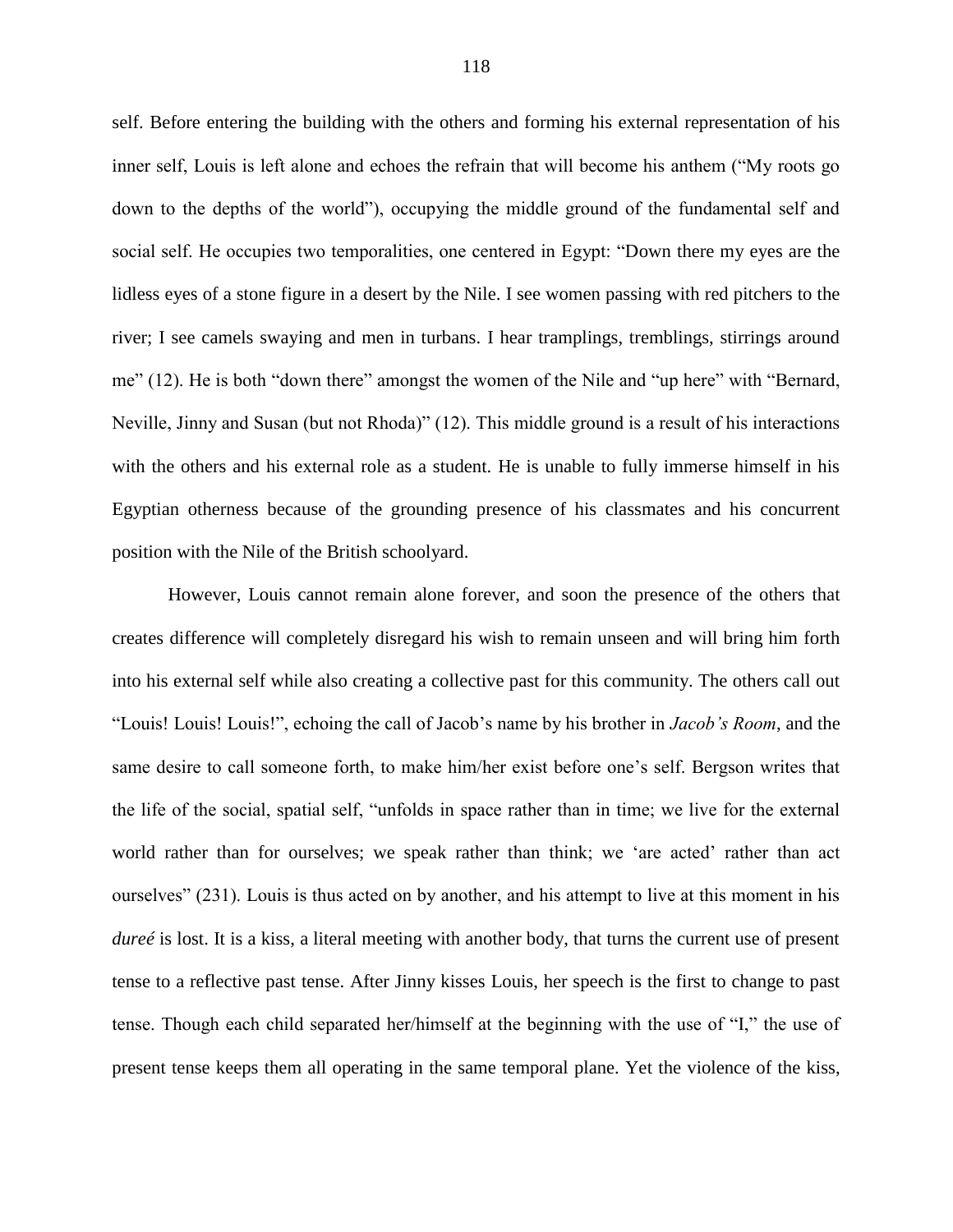self. Before entering the building with the others and forming his external representation of his inner self, Louis is left alone and echoes the refrain that will become his anthem ("My roots go down to the depths of the world"), occupying the middle ground of the fundamental self and social self. He occupies two temporalities, one centered in Egypt: "Down there my eyes are the lidless eyes of a stone figure in a desert by the Nile. I see women passing with red pitchers to the river; I see camels swaying and men in turbans. I hear tramplings, tremblings, stirrings around me" (12). He is both "down there" amongst the women of the Nile and "up here" with "Bernard, Neville, Jinny and Susan (but not Rhoda)" (12). This middle ground is a result of his interactions with the others and his external role as a student. He is unable to fully immerse himself in his Egyptian otherness because of the grounding presence of his classmates and his concurrent position with the Nile of the British schoolyard.

However, Louis cannot remain alone forever, and soon the presence of the others that creates difference will completely disregard his wish to remain unseen and will bring him forth into his external self while also creating a collective past for this community. The others call out "Louis! Louis! Louis!", echoing the call of Jacob's name by his brother in *Jacob's Room*, and the same desire to call someone forth, to make him/her exist before one's self. Bergson writes that the life of the social, spatial self, "unfolds in space rather than in time; we live for the external world rather than for ourselves; we speak rather than think; we 'are acted' rather than act ourselves" (231). Louis is thus acted on by another, and his attempt to live at this moment in his *dureé* is lost. It is a kiss, a literal meeting with another body, that turns the current use of present tense to a reflective past tense. After Jinny kisses Louis, her speech is the first to change to past tense. Though each child separated her/himself at the beginning with the use of "I," the use of present tense keeps them all operating in the same temporal plane. Yet the violence of the kiss,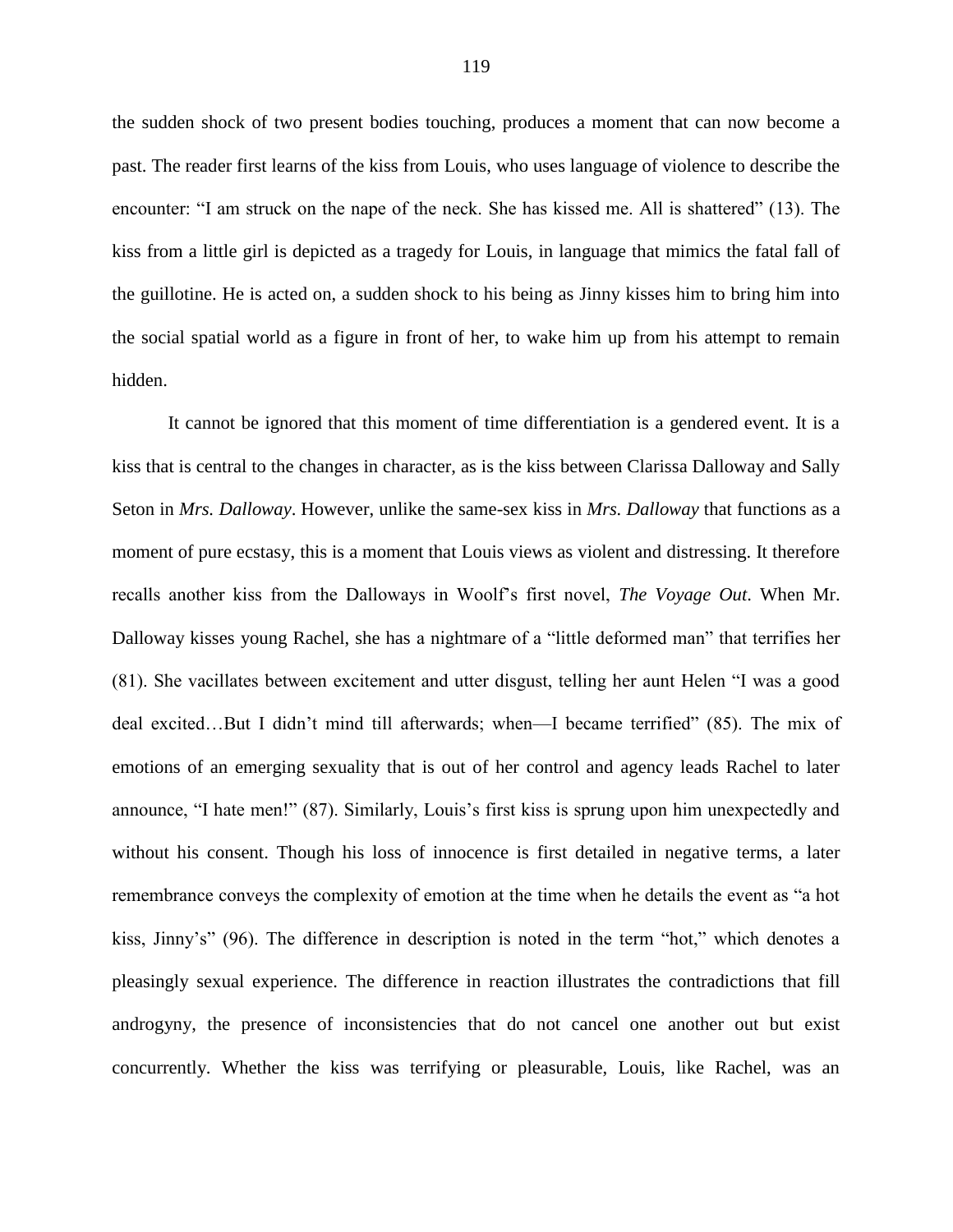the sudden shock of two present bodies touching, produces a moment that can now become a past. The reader first learns of the kiss from Louis, who uses language of violence to describe the encounter: "I am struck on the nape of the neck. She has kissed me. All is shattered" (13). The kiss from a little girl is depicted as a tragedy for Louis, in language that mimics the fatal fall of the guillotine. He is acted on, a sudden shock to his being as Jinny kisses him to bring him into the social spatial world as a figure in front of her, to wake him up from his attempt to remain hidden.

It cannot be ignored that this moment of time differentiation is a gendered event. It is a kiss that is central to the changes in character, as is the kiss between Clarissa Dalloway and Sally Seton in *Mrs. Dalloway*. However, unlike the same-sex kiss in *Mrs. Dalloway* that functions as a moment of pure ecstasy, this is a moment that Louis views as violent and distressing. It therefore recalls another kiss from the Dalloways in Woolf's first novel, *The Voyage Out*. When Mr. Dalloway kisses young Rachel, she has a nightmare of a "little deformed man" that terrifies her (81). She vacillates between excitement and utter disgust, telling her aunt Helen "I was a good deal excited…But I didn't mind till afterwards; when—I became terrified" (85). The mix of emotions of an emerging sexuality that is out of her control and agency leads Rachel to later announce, "I hate men!" (87). Similarly, Louis's first kiss is sprung upon him unexpectedly and without his consent. Though his loss of innocence is first detailed in negative terms, a later remembrance conveys the complexity of emotion at the time when he details the event as "a hot kiss, Jinny's" (96). The difference in description is noted in the term "hot," which denotes a pleasingly sexual experience. The difference in reaction illustrates the contradictions that fill androgyny, the presence of inconsistencies that do not cancel one another out but exist concurrently. Whether the kiss was terrifying or pleasurable, Louis, like Rachel, was an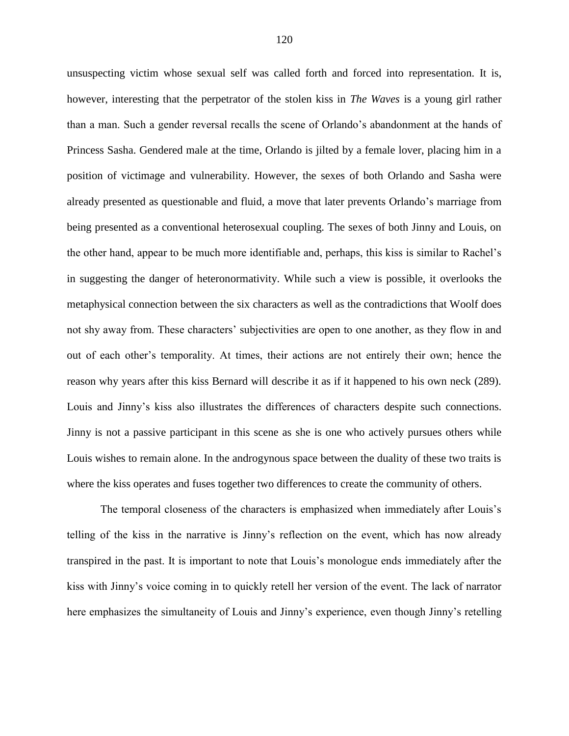unsuspecting victim whose sexual self was called forth and forced into representation. It is, however, interesting that the perpetrator of the stolen kiss in *The Waves* is a young girl rather than a man. Such a gender reversal recalls the scene of Orlando's abandonment at the hands of Princess Sasha. Gendered male at the time, Orlando is jilted by a female lover, placing him in a position of victimage and vulnerability. However, the sexes of both Orlando and Sasha were already presented as questionable and fluid, a move that later prevents Orlando's marriage from being presented as a conventional heterosexual coupling. The sexes of both Jinny and Louis, on the other hand, appear to be much more identifiable and, perhaps, this kiss is similar to Rachel's in suggesting the danger of heteronormativity. While such a view is possible, it overlooks the metaphysical connection between the six characters as well as the contradictions that Woolf does not shy away from. These characters' subjectivities are open to one another, as they flow in and out of each other's temporality. At times, their actions are not entirely their own; hence the reason why years after this kiss Bernard will describe it as if it happened to his own neck (289). Louis and Jinny's kiss also illustrates the differences of characters despite such connections. Jinny is not a passive participant in this scene as she is one who actively pursues others while Louis wishes to remain alone. In the androgynous space between the duality of these two traits is where the kiss operates and fuses together two differences to create the community of others.

The temporal closeness of the characters is emphasized when immediately after Louis's telling of the kiss in the narrative is Jinny's reflection on the event, which has now already transpired in the past. It is important to note that Louis's monologue ends immediately after the kiss with Jinny's voice coming in to quickly retell her version of the event. The lack of narrator here emphasizes the simultaneity of Louis and Jinny's experience, even though Jinny's retelling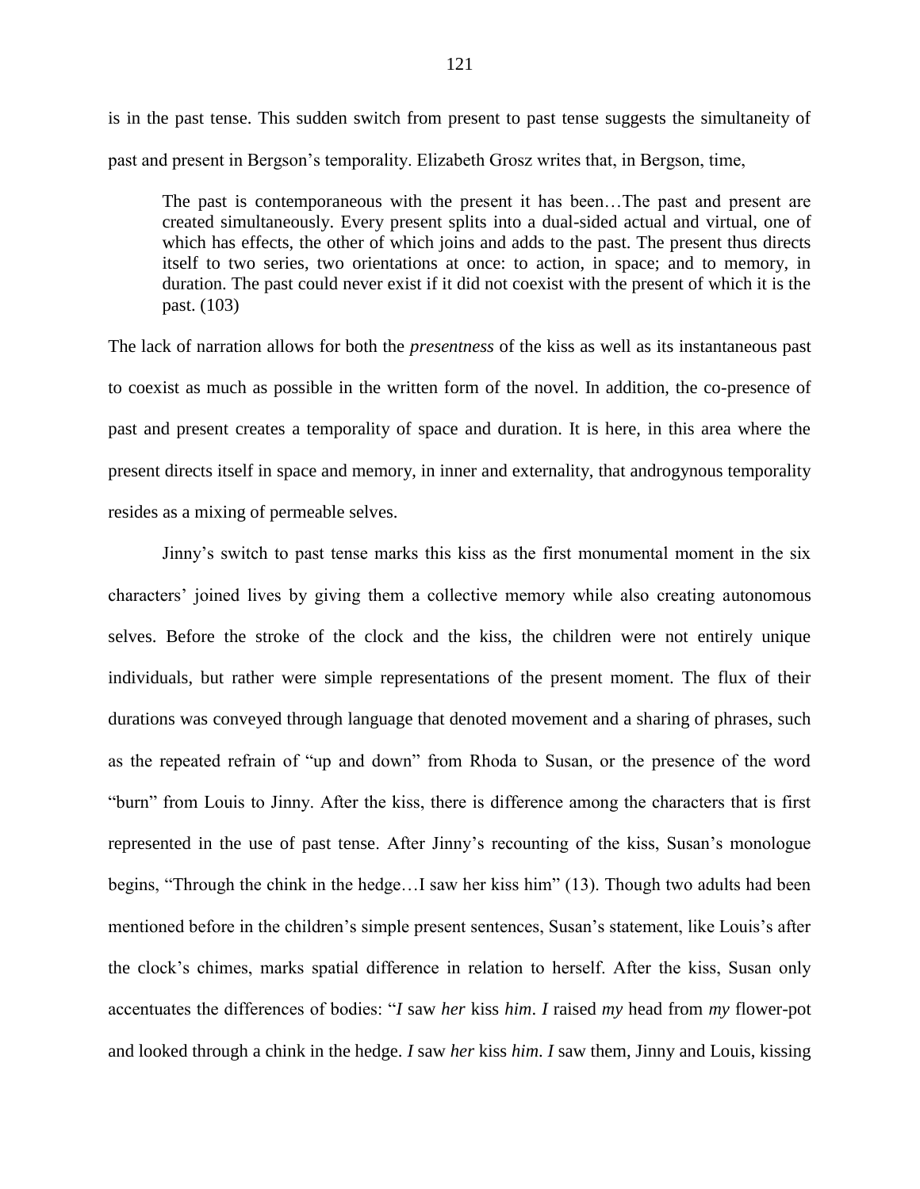is in the past tense. This sudden switch from present to past tense suggests the simultaneity of past and present in Bergson's temporality. Elizabeth Grosz writes that, in Bergson, time,

> The past is contemporaneous with the present it has been…The past and present are created simultaneously. Every present splits into a dual-sided actual and virtual, one of which has effects, the other of which joins and adds to the past. The present thus directs itself to two series, two orientations at once: to action, in space; and to memory, in duration. The past could never exist if it did not coexist with the present of which it is the past. (103)

The lack of narration allows for both the *presentness* of the kiss as well as its instantaneous past to coexist as much as possible in the written form of the novel. In addition, the co-presence of past and present creates a temporality of space and duration. It is here, in this area where the present directs itself in space and memory, in inner and externality, that androgynous temporality resides as a mixing of permeable selves.

Jinny's switch to past tense marks this kiss as the first monumental moment in the six characters' joined lives by giving them a collective memory while also creating autonomous selves. Before the stroke of the clock and the kiss, the children were not entirely unique individuals, but rather were simple representations of the present moment. The flux of their durations was conveyed through language that denoted movement and a sharing of phrases, such as the repeated refrain of "up and down" from Rhoda to Susan, or the presence of the word "burn" from Louis to Jinny. After the kiss, there is difference among the characters that is first represented in the use of past tense. After Jinny's recounting of the kiss, Susan's monologue begins, "Through the chink in the hedge…I saw her kiss him" (13). Though two adults had been mentioned before in the children's simple present sentences, Susan's statement, like Louis's after the clock's chimes, marks spatial difference in relation to herself. After the kiss, Susan only accentuates the differences of bodies: "*I* saw *her* kiss *him*. *I* raised *my* head from *my* flower-pot and looked through a chink in the hedge. *I* saw *her* kiss *him*. *I* saw them, Jinny and Louis, kissing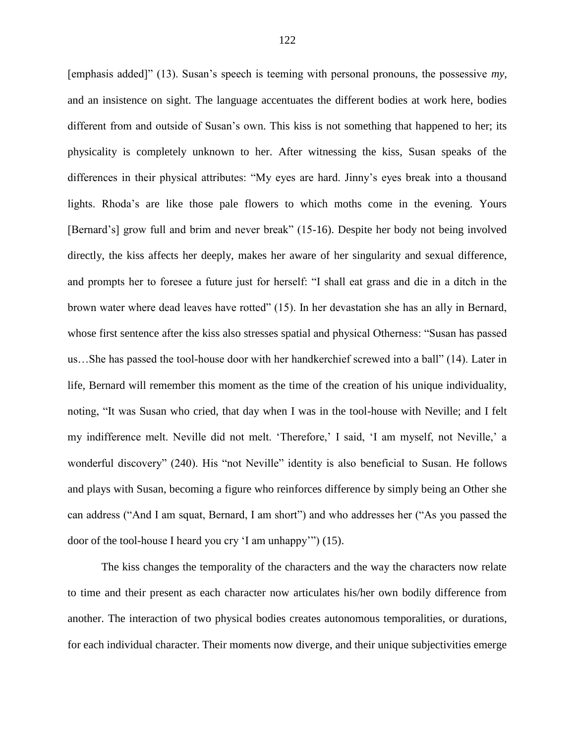[emphasis added]" (13). Susan's speech is teeming with personal pronouns, the possessive *my*, and an insistence on sight. The language accentuates the different bodies at work here, bodies different from and outside of Susan's own. This kiss is not something that happened to her; its physicality is completely unknown to her. After witnessing the kiss, Susan speaks of the differences in their physical attributes: "My eyes are hard. Jinny's eyes break into a thousand lights. Rhoda's are like those pale flowers to which moths come in the evening. Yours [Bernard's] grow full and brim and never break" (15-16). Despite her body not being involved directly, the kiss affects her deeply, makes her aware of her singularity and sexual difference, and prompts her to foresee a future just for herself: "I shall eat grass and die in a ditch in the brown water where dead leaves have rotted" (15). In her devastation she has an ally in Bernard, whose first sentence after the kiss also stresses spatial and physical Otherness: "Susan has passed us…She has passed the tool-house door with her handkerchief screwed into a ball" (14). Later in life, Bernard will remember this moment as the time of the creation of his unique individuality, noting, "It was Susan who cried, that day when I was in the tool-house with Neville; and I felt my indifference melt. Neville did not melt. 'Therefore,' I said, 'I am myself, not Neville,' a wonderful discovery" (240). His "not Neville" identity is also beneficial to Susan. He follows and plays with Susan, becoming a figure who reinforces difference by simply being an Other she can address ("And I am squat, Bernard, I am short") and who addresses her ("As you passed the door of the tool-house I heard you cry 'I am unhappy'") (15).

The kiss changes the temporality of the characters and the way the characters now relate to time and their present as each character now articulates his/her own bodily difference from another. The interaction of two physical bodies creates autonomous temporalities, or durations, for each individual character. Their moments now diverge, and their unique subjectivities emerge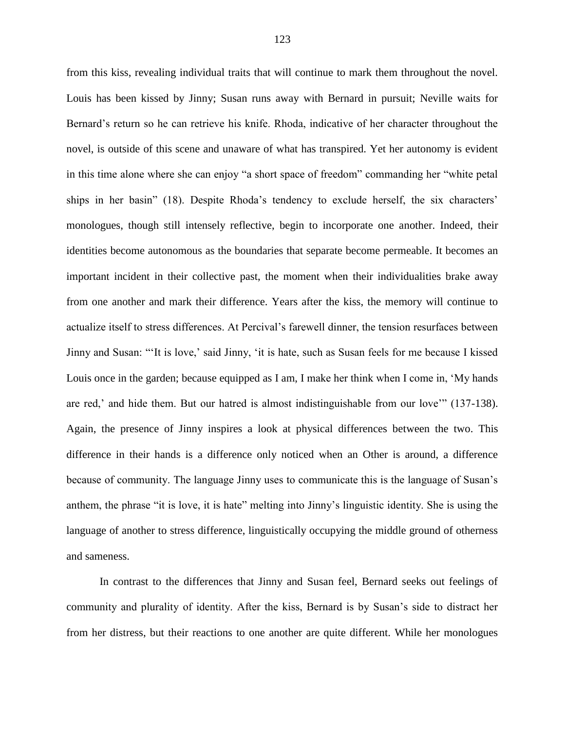from this kiss, revealing individual traits that will continue to mark them throughout the novel. Louis has been kissed by Jinny; Susan runs away with Bernard in pursuit; Neville waits for Bernard's return so he can retrieve his knife. Rhoda, indicative of her character throughout the novel, is outside of this scene and unaware of what has transpired. Yet her autonomy is evident in this time alone where she can enjoy "a short space of freedom" commanding her "white petal ships in her basin" (18). Despite Rhoda's tendency to exclude herself, the six characters' monologues, though still intensely reflective, begin to incorporate one another. Indeed, their identities become autonomous as the boundaries that separate become permeable. It becomes an important incident in their collective past, the moment when their individualities brake away from one another and mark their difference. Years after the kiss, the memory will continue to actualize itself to stress differences. At Percival's farewell dinner, the tension resurfaces between Jinny and Susan: "'It is love,' said Jinny, 'it is hate, such as Susan feels for me because I kissed Louis once in the garden; because equipped as I am, I make her think when I come in, 'My hands are red,' and hide them. But our hatred is almost indistinguishable from our love'" (137-138). Again, the presence of Jinny inspires a look at physical differences between the two. This difference in their hands is a difference only noticed when an Other is around, a difference because of community. The language Jinny uses to communicate this is the language of Susan's anthem, the phrase "it is love, it is hate" melting into Jinny's linguistic identity. She is using the language of another to stress difference, linguistically occupying the middle ground of otherness and sameness.

In contrast to the differences that Jinny and Susan feel, Bernard seeks out feelings of community and plurality of identity. After the kiss, Bernard is by Susan's side to distract her from her distress, but their reactions to one another are quite different. While her monologues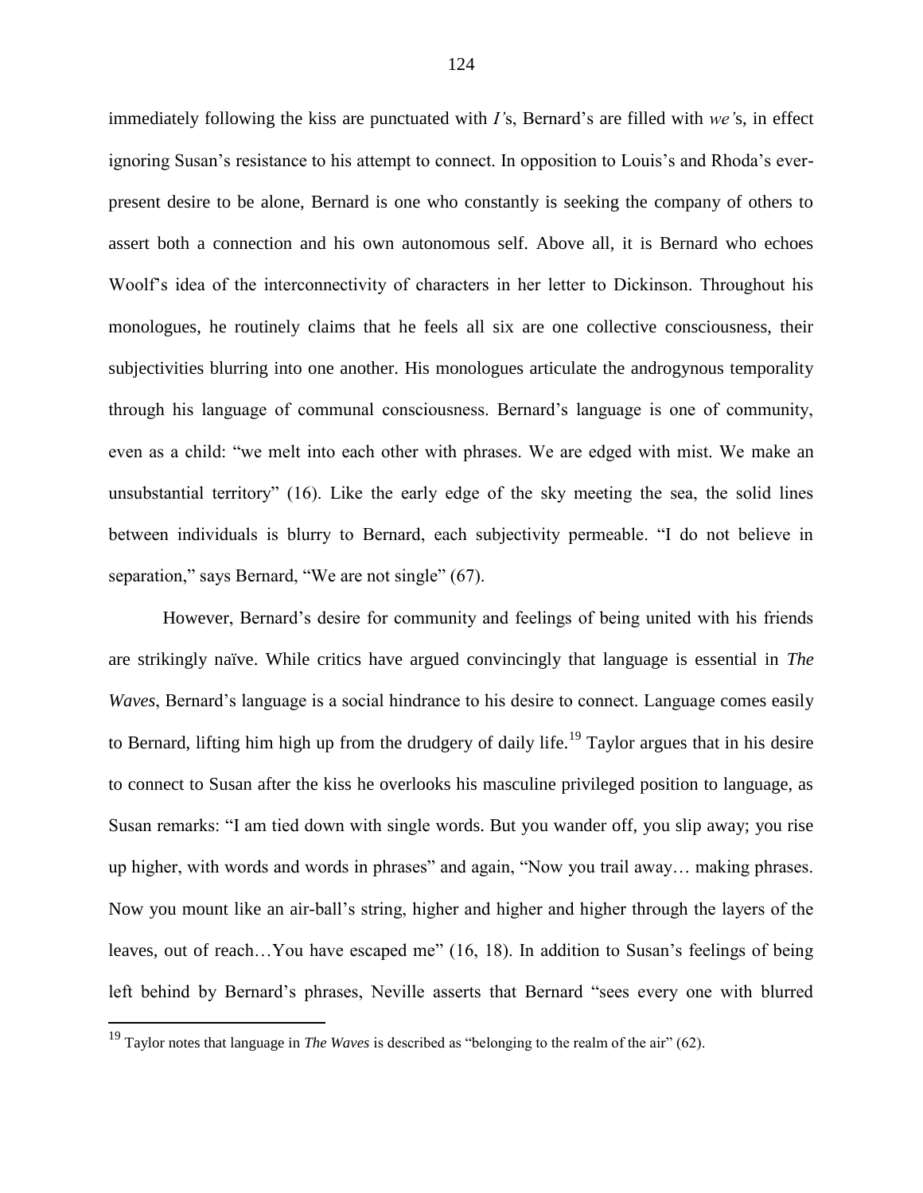immediately following the kiss are punctuated with *I'*s, Bernard's are filled with *we'*s, in effect ignoring Susan's resistance to his attempt to connect. In opposition to Louis's and Rhoda's ever-present desire to be alone, Bernard is one who constantly is seeking the company of others to assert both a connection and his own autonomous self. Above all, it is Bernard who echoes Woolf's idea of the interconnectivity of characters in her letter to Dickinson. Throughout his monologues, he routinely claims that he feels all six are one collective consciousness, their subjectivities blurring into one another. His monologues articulate the androgynous temporality through his language of communal consciousness. Bernard's language is one of community, even as a child: "we melt into each other with phrases. We are edged with mist. We make an unsubstantial territory" (16). Like the early edge of the sky meeting the sea, the solid lines between individuals is blurry to Bernard, each subjectivity permeable. "I do not believe in separation," says Bernard, "We are not single" (67).

However, Bernard's desire for community and feelings of being united with his friends are strikingly naïve. While critics have argued convincingly that language is essential in *The Waves*, Bernard's language is a social hindrance to his desire to connect. Language comes easily to Bernard, lifting him high up from the drudgery of daily life.[19] Taylor argues that in his desire to connect to Susan after the kiss he overlooks his masculine privileged position to language, as Susan remarks: "I am tied down with single words. But you wander off, you slip away; you rise up higher, with words and words in phrases" and again, "Now you trail away… making phrases. Now you mount like an air-ball's string, higher and higher and higher through the layers of the leaves, out of reach…You have escaped me" (16, 18). In addition to Susan's feelings of being left behind by Bernard's phrases, Neville asserts that Bernard "sees every one with blurred

[19] Taylor notes that language in *The Waves* is described as "belonging to the realm of the air" (62).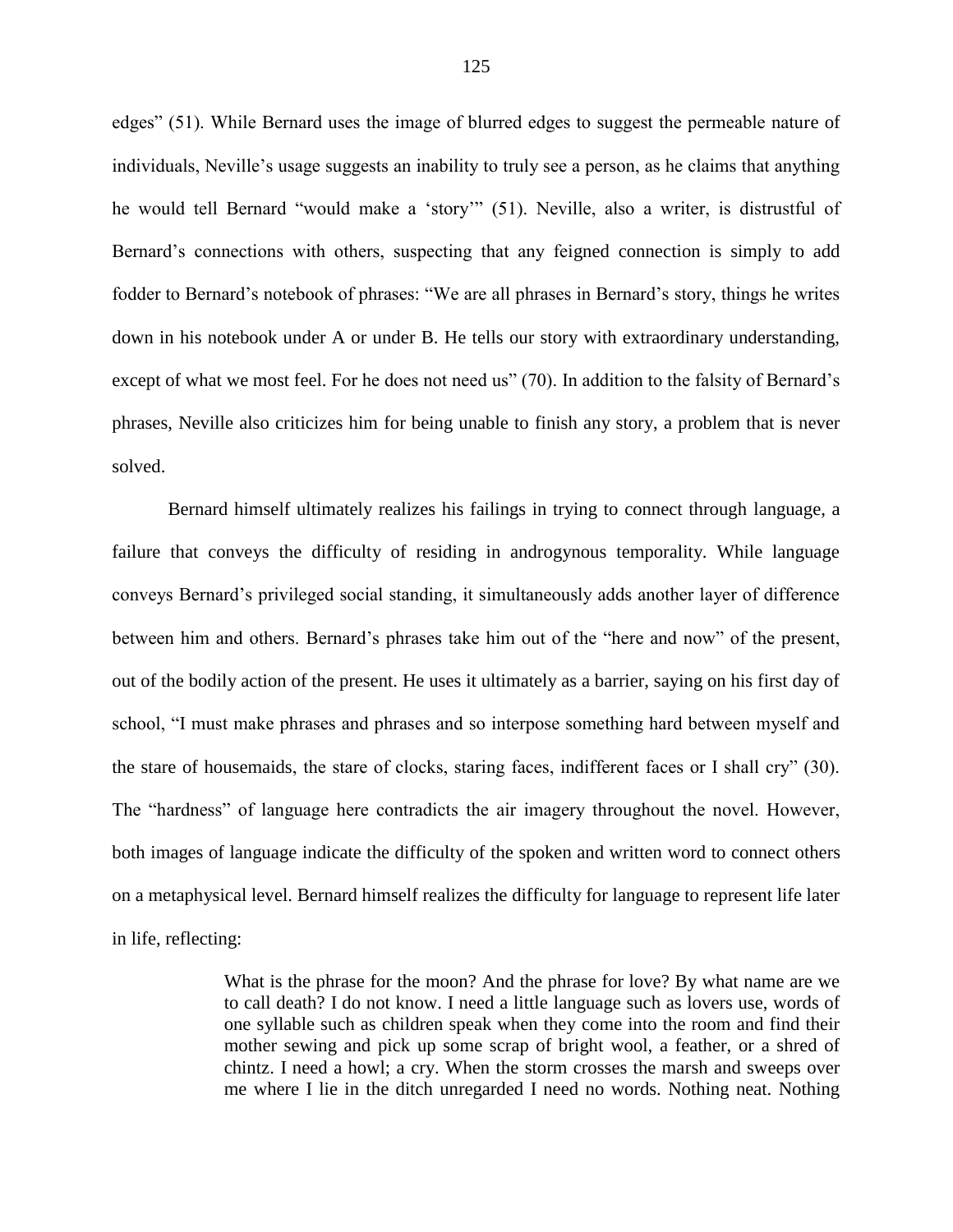edges" (51). While Bernard uses the image of blurred edges to suggest the permeable nature of individuals, Neville's usage suggests an inability to truly see a person, as he claims that anything he would tell Bernard "would make a 'story'" (51). Neville, also a writer, is distrustful of Bernard's connections with others, suspecting that any feigned connection is simply to add fodder to Bernard's notebook of phrases: "We are all phrases in Bernard's story, things he writes down in his notebook under A or under B. He tells our story with extraordinary understanding, except of what we most feel. For he does not need us" (70). In addition to the falsity of Bernard's phrases, Neville also criticizes him for being unable to finish any story, a problem that is never solved.

Bernard himself ultimately realizes his failings in trying to connect through language, a failure that conveys the difficulty of residing in androgynous temporality. While language conveys Bernard's privileged social standing, it simultaneously adds another layer of difference between him and others. Bernard's phrases take him out of the "here and now" of the present, out of the bodily action of the present. He uses it ultimately as a barrier, saying on his first day of school, "I must make phrases and phrases and so interpose something hard between myself and the stare of housemaids, the stare of clocks, staring faces, indifferent faces or I shall cry" (30). The "hardness" of language here contradicts the air imagery throughout the novel. However, both images of language indicate the difficulty of the spoken and written word to connect others on a metaphysical level. Bernard himself realizes the difficulty for language to represent life later in life, reflecting:

> What is the phrase for the moon? And the phrase for love? By what name are we to call death? I do not know. I need a little language such as lovers use, words of one syllable such as children speak when they come into the room and find their mother sewing and pick up some scrap of bright wool, a feather, or a shred of chintz. I need a howl; a cry. When the storm crosses the marsh and sweeps over me where I lie in the ditch unregarded I need no words. Nothing neat. Nothing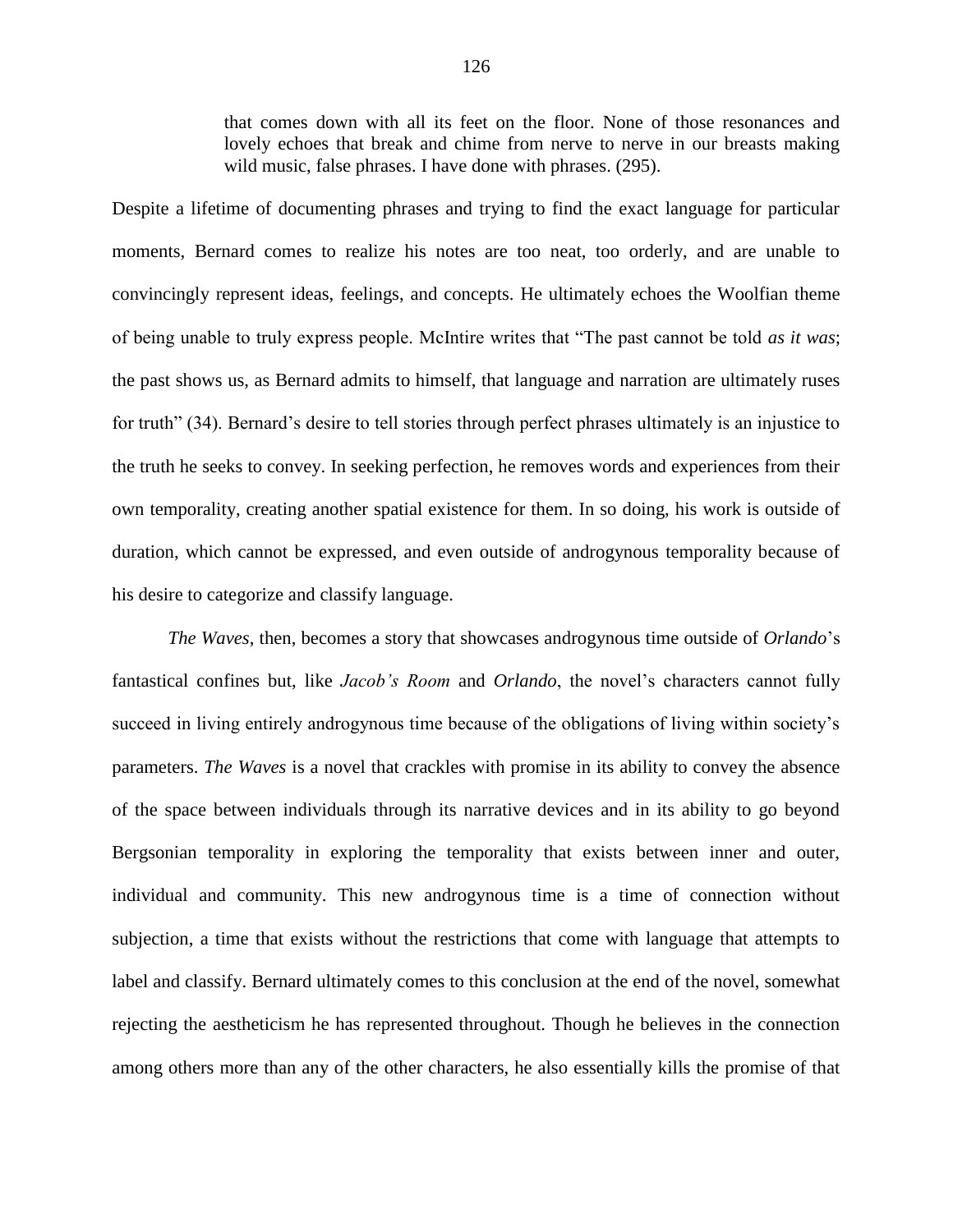> that comes down with all its feet on the floor. None of those resonances and lovely echoes that break and chime from nerve to nerve in our breasts making wild music, false phrases. I have done with phrases. (295).

Despite a lifetime of documenting phrases and trying to find the exact language for particular moments, Bernard comes to realize his notes are too neat, too orderly, and are unable to convincingly represent ideas, feelings, and concepts. He ultimately echoes the Woolfian theme of being unable to truly express people. McIntire writes that "The past cannot be told *as it was*; the past shows us, as Bernard admits to himself, that language and narration are ultimately ruses for truth" (34). Bernard's desire to tell stories through perfect phrases ultimately is an injustice to the truth he seeks to convey. In seeking perfection, he removes words and experiences from their own temporality, creating another spatial existence for them. In so doing, his work is outside of duration, which cannot be expressed, and even outside of androgynous temporality because of his desire to categorize and classify language.

*The Waves*, then, becomes a story that showcases androgynous time outside of *Orlando*'s fantastical confines but, like *Jacob's Room* and *Orlando*, the novel's characters cannot fully succeed in living entirely androgynous time because of the obligations of living within society's parameters. *The Waves* is a novel that crackles with promise in its ability to convey the absence of the space between individuals through its narrative devices and in its ability to go beyond Bergsonian temporality in exploring the temporality that exists between inner and outer, individual and community. This new androgynous time is a time of connection without subjection, a time that exists without the restrictions that come with language that attempts to label and classify. Bernard ultimately comes to this conclusion at the end of the novel, somewhat rejecting the aestheticism he has represented throughout. Though he believes in the connection among others more than any of the other characters, he also essentially kills the promise of that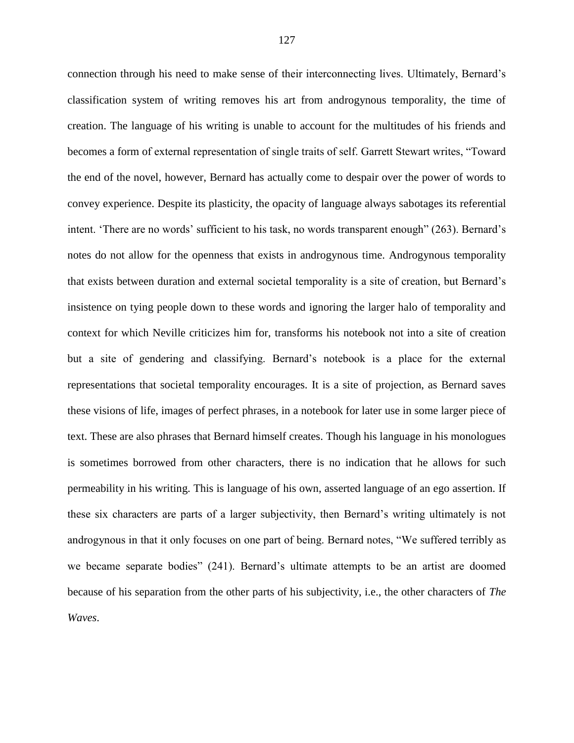connection through his need to make sense of their interconnecting lives. Ultimately, Bernard's classification system of writing removes his art from androgynous temporality, the time of creation. The language of his writing is unable to account for the multitudes of his friends and becomes a form of external representation of single traits of self. Garrett Stewart writes, "Toward the end of the novel, however, Bernard has actually come to despair over the power of words to convey experience. Despite its plasticity, the opacity of language always sabotages its referential intent. 'There are no words' sufficient to his task, no words transparent enough" (263). Bernard's notes do not allow for the openness that exists in androgynous time. Androgynous temporality that exists between duration and external societal temporality is a site of creation, but Bernard's insistence on tying people down to these words and ignoring the larger halo of temporality and context for which Neville criticizes him for, transforms his notebook not into a site of creation but a site of gendering and classifying. Bernard's notebook is a place for the external representations that societal temporality encourages. It is a site of projection, as Bernard saves these visions of life, images of perfect phrases, in a notebook for later use in some larger piece of text. These are also phrases that Bernard himself creates. Though his language in his monologues is sometimes borrowed from other characters, there is no indication that he allows for such permeability in his writing. This is language of his own, asserted language of an ego assertion. If these six characters are parts of a larger subjectivity, then Bernard's writing ultimately is not androgynous in that it only focuses on one part of being. Bernard notes, "We suffered terribly as we became separate bodies" (241). Bernard's ultimate attempts to be an artist are doomed because of his separation from the other parts of his subjectivity, i.e., the other characters of *The Waves*.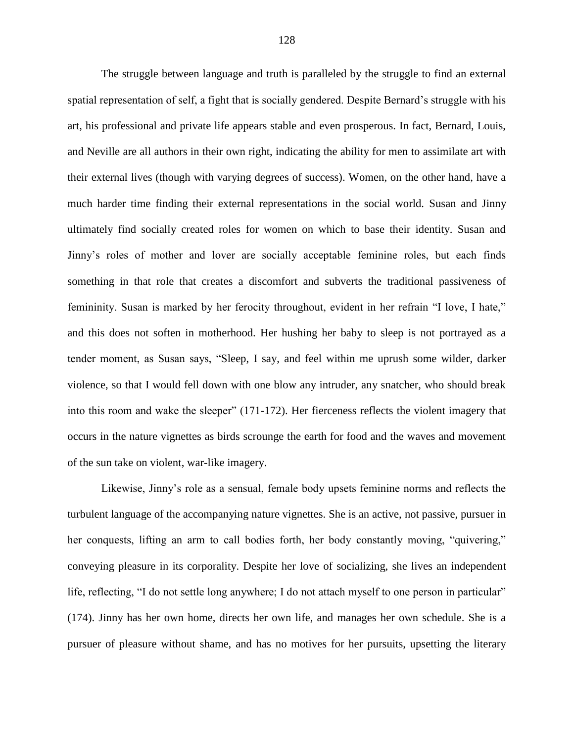The struggle between language and truth is paralleled by the struggle to find an external spatial representation of self, a fight that is socially gendered. Despite Bernard's struggle with his art, his professional and private life appears stable and even prosperous. In fact, Bernard, Louis, and Neville are all authors in their own right, indicating the ability for men to assimilate art with their external lives (though with varying degrees of success). Women, on the other hand, have a much harder time finding their external representations in the social world. Susan and Jinny ultimately find socially created roles for women on which to base their identity. Susan and Jinny's roles of mother and lover are socially acceptable feminine roles, but each finds something in that role that creates a discomfort and subverts the traditional passiveness of femininity. Susan is marked by her ferocity throughout, evident in her refrain "I love, I hate," and this does not soften in motherhood. Her hushing her baby to sleep is not portrayed as a tender moment, as Susan says, "Sleep, I say, and feel within me uprush some wilder, darker violence, so that I would fell down with one blow any intruder, any snatcher, who should break into this room and wake the sleeper" (171-172). Her fierceness reflects the violent imagery that occurs in the nature vignettes as birds scrounge the earth for food and the waves and movement of the sun take on violent, war-like imagery.

Likewise, Jinny's role as a sensual, female body upsets feminine norms and reflects the turbulent language of the accompanying nature vignettes. She is an active, not passive, pursuer in her conquests, lifting an arm to call bodies forth, her body constantly moving, "quivering," conveying pleasure in its corporality. Despite her love of socializing, she lives an independent life, reflecting, "I do not settle long anywhere; I do not attach myself to one person in particular" (174). Jinny has her own home, directs her own life, and manages her own schedule. She is a pursuer of pleasure without shame, and has no motives for her pursuits, upsetting the literary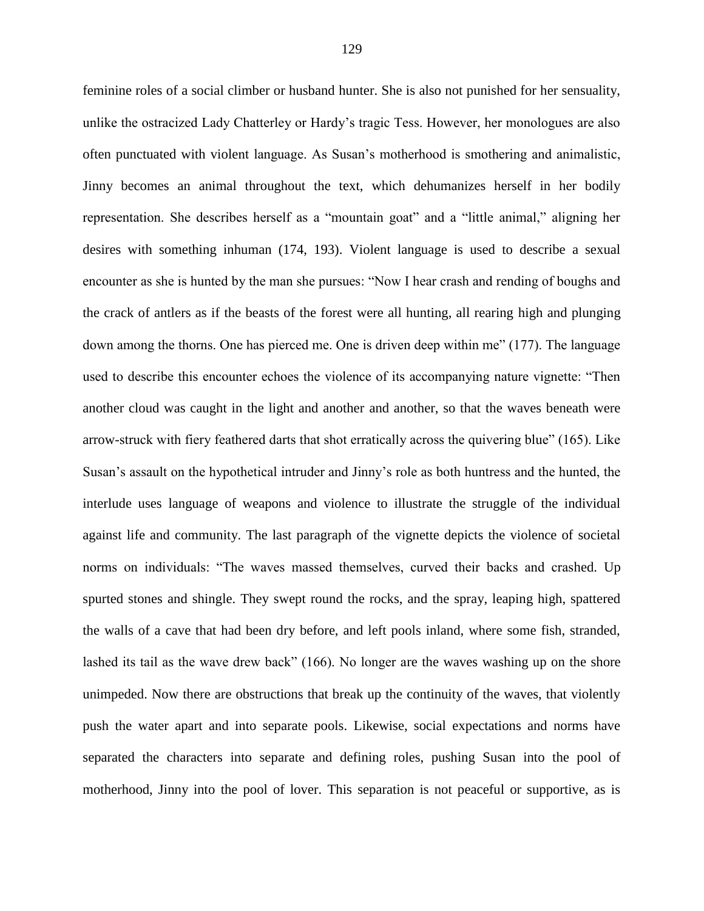feminine roles of a social climber or husband hunter. She is also not punished for her sensuality, unlike the ostracized Lady Chatterley or Hardy's tragic Tess. However, her monologues are also often punctuated with violent language. As Susan's motherhood is smothering and animalistic, Jinny becomes an animal throughout the text, which dehumanizes herself in her bodily representation. She describes herself as a "mountain goat" and a "little animal," aligning her desires with something inhuman (174, 193). Violent language is used to describe a sexual encounter as she is hunted by the man she pursues: "Now I hear crash and rending of boughs and the crack of antlers as if the beasts of the forest were all hunting, all rearing high and plunging down among the thorns. One has pierced me. One is driven deep within me" (177). The language used to describe this encounter echoes the violence of its accompanying nature vignette: "Then another cloud was caught in the light and another and another, so that the waves beneath were arrow-struck with fiery feathered darts that shot erratically across the quivering blue" (165). Like Susan's assault on the hypothetical intruder and Jinny's role as both huntress and the hunted, the interlude uses language of weapons and violence to illustrate the struggle of the individual against life and community. The last paragraph of the vignette depicts the violence of societal norms on individuals: "The waves massed themselves, curved their backs and crashed. Up spurted stones and shingle. They swept round the rocks, and the spray, leaping high, spattered the walls of a cave that had been dry before, and left pools inland, where some fish, stranded, lashed its tail as the wave drew back" (166). No longer are the waves washing up on the shore unimpeded. Now there are obstructions that break up the continuity of the waves, that violently push the water apart and into separate pools. Likewise, social expectations and norms have separated the characters into separate and defining roles, pushing Susan into the pool of motherhood, Jinny into the pool of lover. This separation is not peaceful or supportive, as is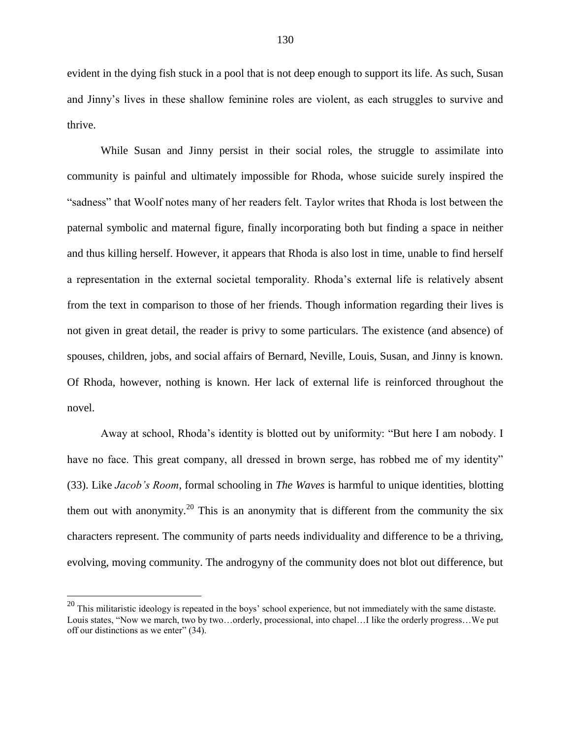evident in the dying fish stuck in a pool that is not deep enough to support its life. As such, Susan and Jinny's lives in these shallow feminine roles are violent, as each struggles to survive and thrive.

While Susan and Jinny persist in their social roles, the struggle to assimilate into community is painful and ultimately impossible for Rhoda, whose suicide surely inspired the "sadness" that Woolf notes many of her readers felt. Taylor writes that Rhoda is lost between the paternal symbolic and maternal figure, finally incorporating both but finding a space in neither and thus killing herself. However, it appears that Rhoda is also lost in time, unable to find herself a representation in the external societal temporality. Rhoda's external life is relatively absent from the text in comparison to those of her friends. Though information regarding their lives is not given in great detail, the reader is privy to some particulars. The existence (and absence) of spouses, children, jobs, and social affairs of Bernard, Neville, Louis, Susan, and Jinny is known. Of Rhoda, however, nothing is known. Her lack of external life is reinforced throughout the novel.

Away at school, Rhoda's identity is blotted out by uniformity: "But here I am nobody. I have no face. This great company, all dressed in brown serge, has robbed me of my identity" (33). Like *Jacob's Room*, formal schooling in *The Waves* is harmful to unique identities, blotting them out with anonymity.[20] This is an anonymity that is different from the community the six characters represent. The community of parts needs individuality and difference to be a thriving, evolving, moving community. The androgyny of the community does not blot out difference, but

[20] This militaristic ideology is repeated in the boys' school experience, but not immediately with the same distaste. Louis states, "Now we march, two by two…orderly, processional, into chapel…I like the orderly progress…We put off our distinctions as we enter" (34).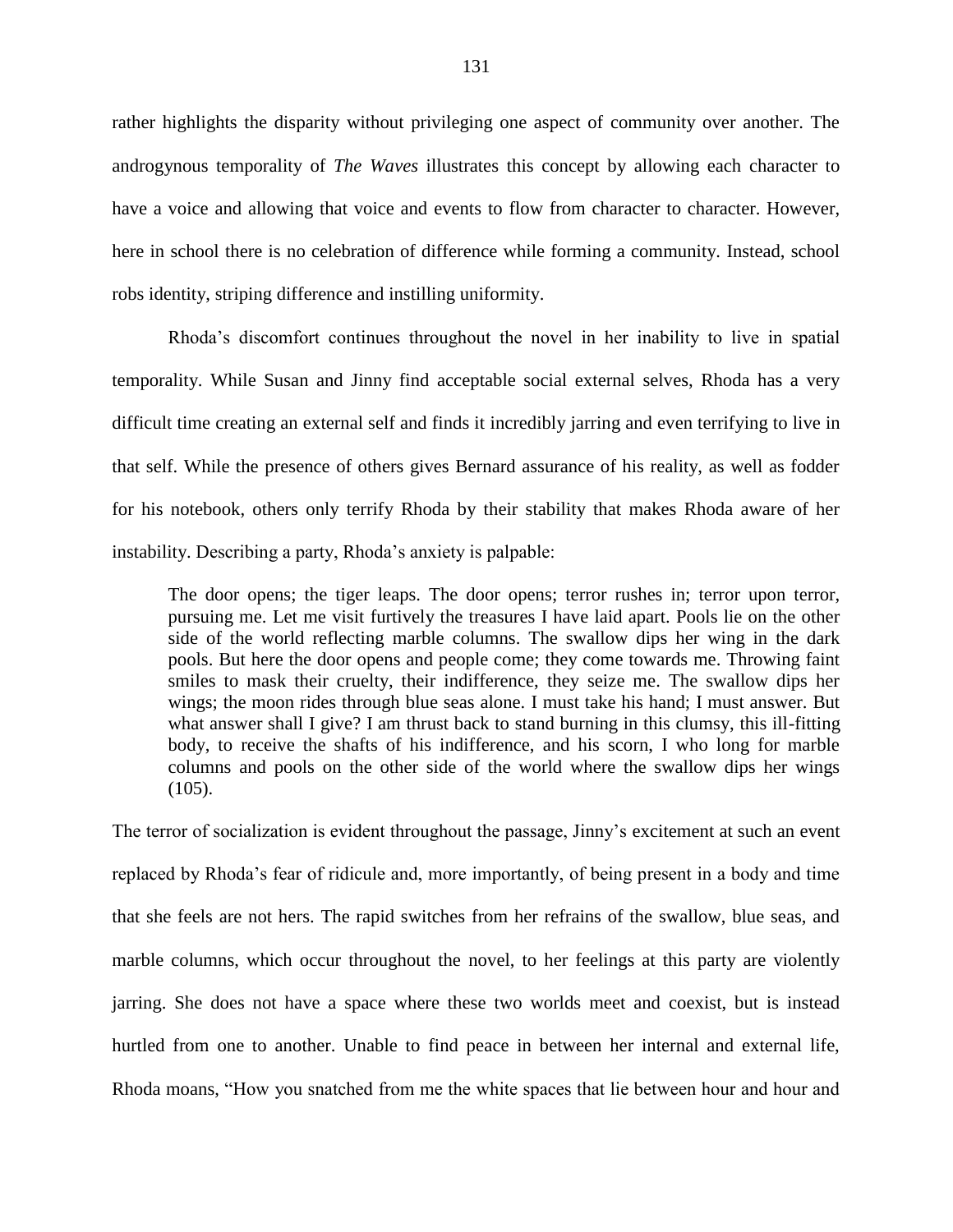rather highlights the disparity without privileging one aspect of community over another. The androgynous temporality of *The Waves* illustrates this concept by allowing each character to have a voice and allowing that voice and events to flow from character to character. However, here in school there is no celebration of difference while forming a community. Instead, school robs identity, striping difference and instilling uniformity.

Rhoda's discomfort continues throughout the novel in her inability to live in spatial temporality. While Susan and Jinny find acceptable social external selves, Rhoda has a very difficult time creating an external self and finds it incredibly jarring and even terrifying to live in that self. While the presence of others gives Bernard assurance of his reality, as well as fodder for his notebook, others only terrify Rhoda by their stability that makes Rhoda aware of her instability. Describing a party, Rhoda's anxiety is palpable:

> The door opens; the tiger leaps. The door opens; terror rushes in; terror upon terror, pursuing me. Let me visit furtively the treasures I have laid apart. Pools lie on the other side of the world reflecting marble columns. The swallow dips her wing in the dark pools. But here the door opens and people come; they come towards me. Throwing faint smiles to mask their cruelty, their indifference, they seize me. The swallow dips her wings; the moon rides through blue seas alone. I must take his hand; I must answer. But what answer shall I give? I am thrust back to stand burning in this clumsy, this ill-fitting body, to receive the shafts of his indifference, and his scorn, I who long for marble columns and pools on the other side of the world where the swallow dips her wings (105).

The terror of socialization is evident throughout the passage, Jinny's excitement at such an event replaced by Rhoda's fear of ridicule and, more importantly, of being present in a body and time that she feels are not hers. The rapid switches from her refrains of the swallow, blue seas, and marble columns, which occur throughout the novel, to her feelings at this party are violently jarring. She does not have a space where these two worlds meet and coexist, but is instead hurtled from one to another. Unable to find peace in between her internal and external life, Rhoda moans, "How you snatched from me the white spaces that lie between hour and hour and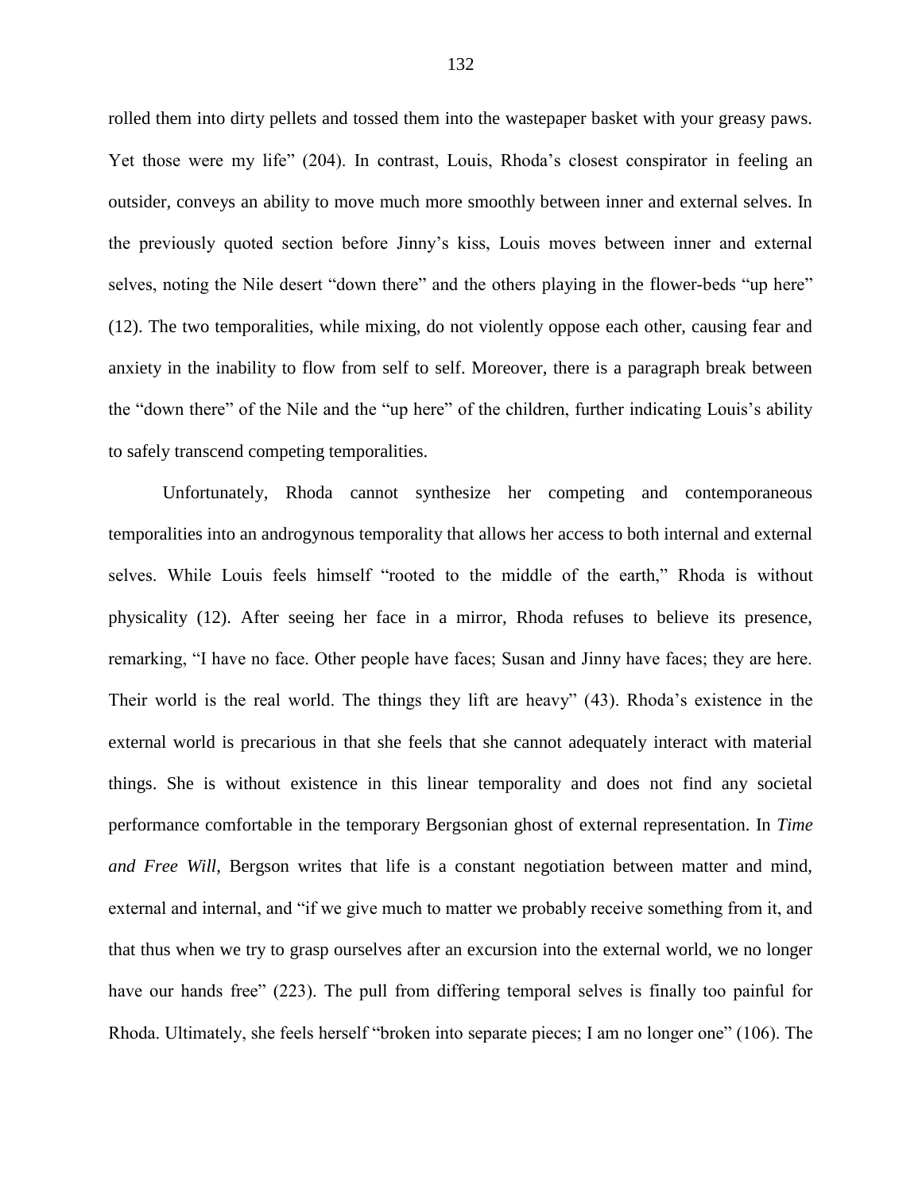rolled them into dirty pellets and tossed them into the wastepaper basket with your greasy paws. Yet those were my life" (204). In contrast, Louis, Rhoda's closest conspirator in feeling an outsider, conveys an ability to move much more smoothly between inner and external selves. In the previously quoted section before Jinny's kiss, Louis moves between inner and external selves, noting the Nile desert "down there" and the others playing in the flower-beds "up here" (12). The two temporalities, while mixing, do not violently oppose each other, causing fear and anxiety in the inability to flow from self to self. Moreover, there is a paragraph break between the "down there" of the Nile and the "up here" of the children, further indicating Louis's ability to safely transcend competing temporalities.

Unfortunately, Rhoda cannot synthesize her competing and contemporaneous temporalities into an androgynous temporality that allows her access to both internal and external selves. While Louis feels himself "rooted to the middle of the earth," Rhoda is without physicality (12). After seeing her face in a mirror, Rhoda refuses to believe its presence, remarking, "I have no face. Other people have faces; Susan and Jinny have faces; they are here. Their world is the real world. The things they lift are heavy" (43). Rhoda's existence in the external world is precarious in that she feels that she cannot adequately interact with material things. She is without existence in this linear temporality and does not find any societal performance comfortable in the temporary Bergsonian ghost of external representation. In *Time and Free Will*, Bergson writes that life is a constant negotiation between matter and mind, external and internal, and "if we give much to matter we probably receive something from it, and that thus when we try to grasp ourselves after an excursion into the external world, we no longer have our hands free" (223). The pull from differing temporal selves is finally too painful for Rhoda. Ultimately, she feels herself "broken into separate pieces; I am no longer one" (106). The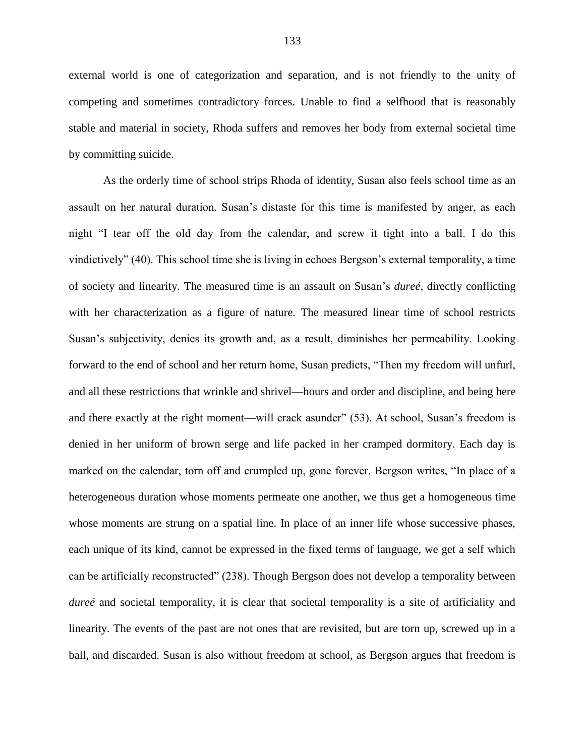external world is one of categorization and separation, and is not friendly to the unity of competing and sometimes contradictory forces. Unable to find a selfhood that is reasonably stable and material in society, Rhoda suffers and removes her body from external societal time by committing suicide.

As the orderly time of school strips Rhoda of identity, Susan also feels school time as an assault on her natural duration. Susan's distaste for this time is manifested by anger, as each night "I tear off the old day from the calendar, and screw it tight into a ball. I do this vindictively" (40). This school time she is living in echoes Bergson's external temporality, a time of society and linearity. The measured time is an assault on Susan's *dureé*, directly conflicting with her characterization as a figure of nature. The measured linear time of school restricts Susan's subjectivity, denies its growth and, as a result, diminishes her permeability. Looking forward to the end of school and her return home, Susan predicts, "Then my freedom will unfurl, and all these restrictions that wrinkle and shrivel—hours and order and discipline, and being here and there exactly at the right moment—will crack asunder" (53). At school, Susan's freedom is denied in her uniform of brown serge and life packed in her cramped dormitory. Each day is marked on the calendar, torn off and crumpled up, gone forever. Bergson writes, "In place of a heterogeneous duration whose moments permeate one another, we thus get a homogeneous time whose moments are strung on a spatial line. In place of an inner life whose successive phases, each unique of its kind, cannot be expressed in the fixed terms of language, we get a self which can be artificially reconstructed" (238). Though Bergson does not develop a temporality between *dureé* and societal temporality, it is clear that societal temporality is a site of artificiality and linearity. The events of the past are not ones that are revisited, but are torn up, screwed up in a ball, and discarded. Susan is also without freedom at school, as Bergson argues that freedom is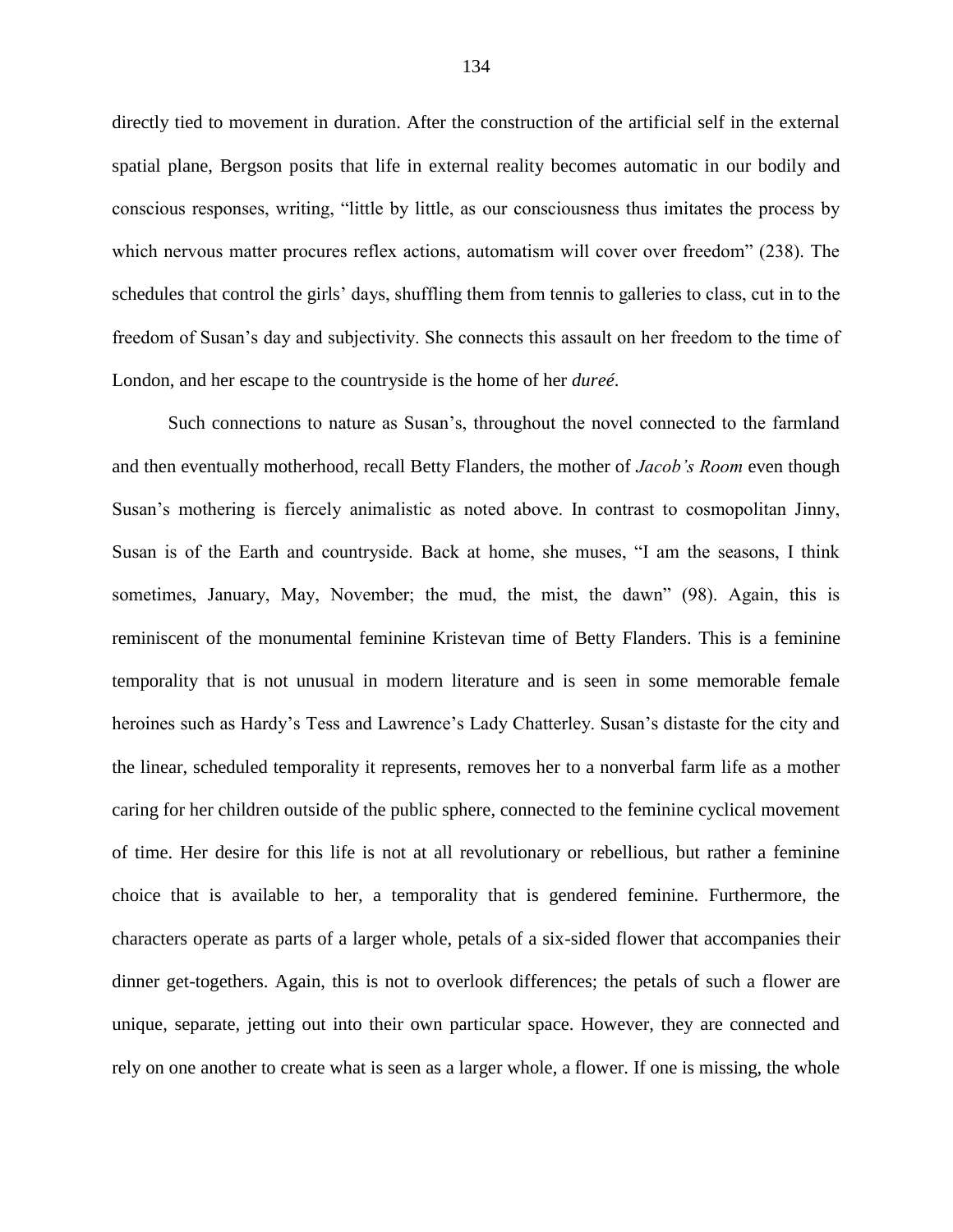directly tied to movement in duration. After the construction of the artificial self in the external spatial plane, Bergson posits that life in external reality becomes automatic in our bodily and conscious responses, writing, "little by little, as our consciousness thus imitates the process by which nervous matter procures reflex actions, automatism will cover over freedom" (238). The schedules that control the girls' days, shuffling them from tennis to galleries to class, cut in to the freedom of Susan's day and subjectivity. She connects this assault on her freedom to the time of London, and her escape to the countryside is the home of her *dureé.*

Such connections to nature as Susan's, throughout the novel connected to the farmland and then eventually motherhood, recall Betty Flanders, the mother of *Jacob's Room* even though Susan's mothering is fiercely animalistic as noted above. In contrast to cosmopolitan Jinny, Susan is of the Earth and countryside. Back at home, she muses, "I am the seasons, I think sometimes, January, May, November; the mud, the mist, the dawn" (98). Again, this is reminiscent of the monumental feminine Kristevan time of Betty Flanders. This is a feminine temporality that is not unusual in modern literature and is seen in some memorable female heroines such as Hardy's Tess and Lawrence's Lady Chatterley. Susan's distaste for the city and the linear, scheduled temporality it represents, removes her to a nonverbal farm life as a mother caring for her children outside of the public sphere, connected to the feminine cyclical movement of time. Her desire for this life is not at all revolutionary or rebellious, but rather a feminine choice that is available to her, a temporality that is gendered feminine. Furthermore, the characters operate as parts of a larger whole, petals of a six-sided flower that accompanies their dinner get-togethers. Again, this is not to overlook differences; the petals of such a flower are unique, separate, jetting out into their own particular space. However, they are connected and rely on one another to create what is seen as a larger whole, a flower. If one is missing, the whole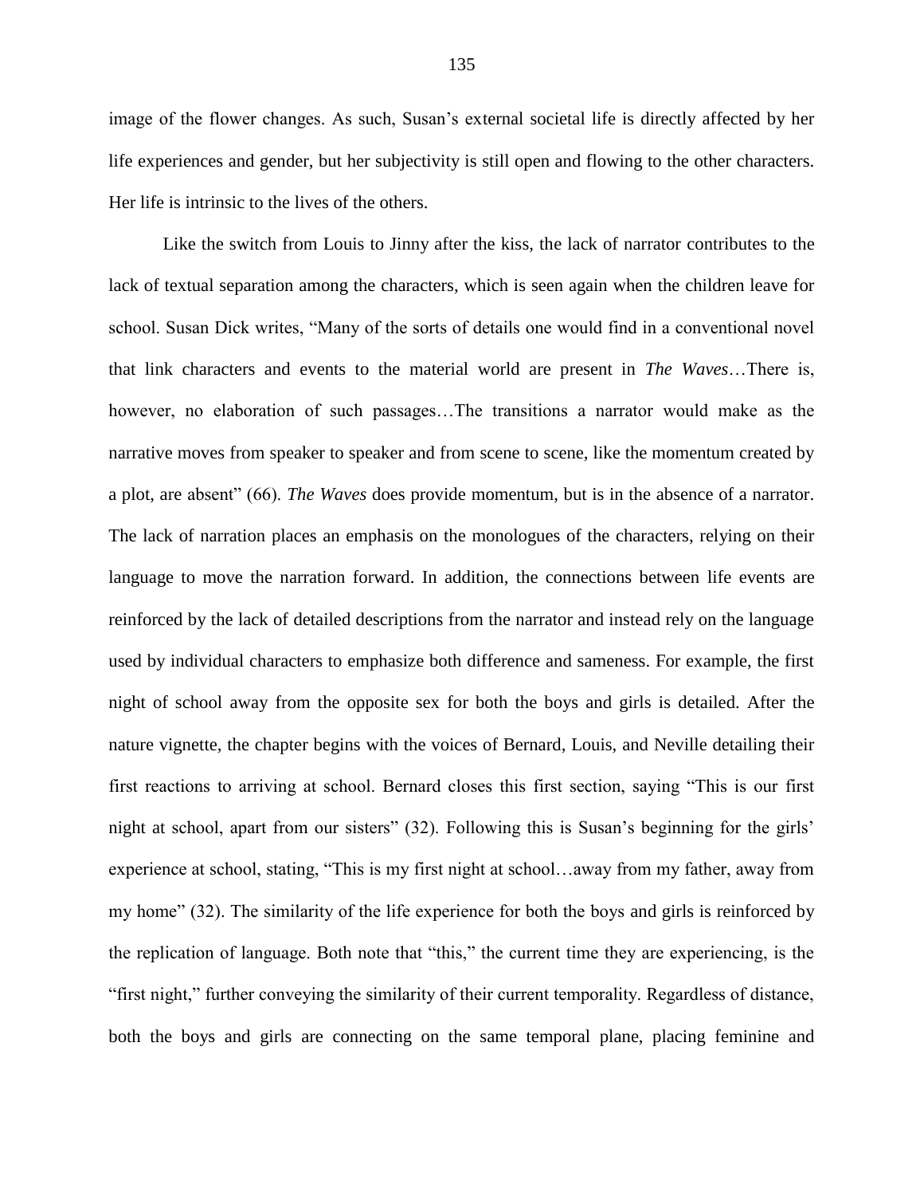image of the flower changes. As such, Susan's external societal life is directly affected by her life experiences and gender, but her subjectivity is still open and flowing to the other characters. Her life is intrinsic to the lives of the others.

Like the switch from Louis to Jinny after the kiss, the lack of narrator contributes to the lack of textual separation among the characters, which is seen again when the children leave for school. Susan Dick writes, "Many of the sorts of details one would find in a conventional novel that link characters and events to the material world are present in *The Waves*…There is, however, no elaboration of such passages…The transitions a narrator would make as the narrative moves from speaker to speaker and from scene to scene, like the momentum created by a plot, are absent" (66). *The Waves* does provide momentum, but is in the absence of a narrator. The lack of narration places an emphasis on the monologues of the characters, relying on their language to move the narration forward. In addition, the connections between life events are reinforced by the lack of detailed descriptions from the narrator and instead rely on the language used by individual characters to emphasize both difference and sameness. For example, the first night of school away from the opposite sex for both the boys and girls is detailed. After the nature vignette, the chapter begins with the voices of Bernard, Louis, and Neville detailing their first reactions to arriving at school. Bernard closes this first section, saying "This is our first night at school, apart from our sisters" (32). Following this is Susan's beginning for the girls' experience at school, stating, "This is my first night at school…away from my father, away from my home" (32). The similarity of the life experience for both the boys and girls is reinforced by the replication of language. Both note that "this," the current time they are experiencing, is the "first night," further conveying the similarity of their current temporality. Regardless of distance, both the boys and girls are connecting on the same temporal plane, placing feminine and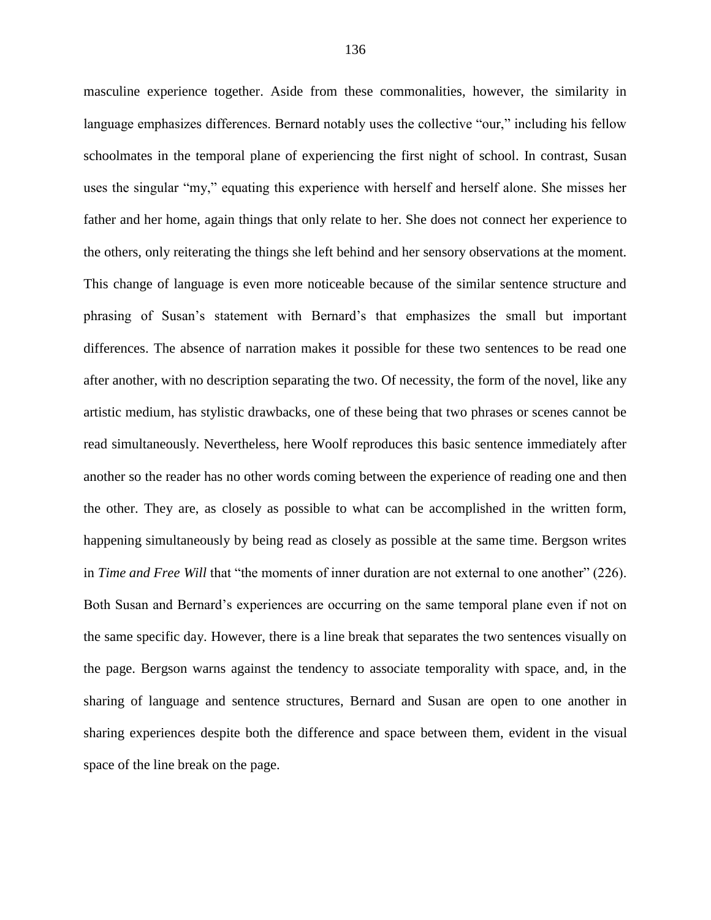masculine experience together. Aside from these commonalities, however, the similarity in language emphasizes differences. Bernard notably uses the collective "our," including his fellow schoolmates in the temporal plane of experiencing the first night of school. In contrast, Susan uses the singular "my," equating this experience with herself and herself alone. She misses her father and her home, again things that only relate to her. She does not connect her experience to the others, only reiterating the things she left behind and her sensory observations at the moment. This change of language is even more noticeable because of the similar sentence structure and phrasing of Susan's statement with Bernard's that emphasizes the small but important differences. The absence of narration makes it possible for these two sentences to be read one after another, with no description separating the two. Of necessity, the form of the novel, like any artistic medium, has stylistic drawbacks, one of these being that two phrases or scenes cannot be read simultaneously. Nevertheless, here Woolf reproduces this basic sentence immediately after another so the reader has no other words coming between the experience of reading one and then the other. They are, as closely as possible to what can be accomplished in the written form, happening simultaneously by being read as closely as possible at the same time. Bergson writes in *Time and Free Will* that "the moments of inner duration are not external to one another" (226). Both Susan and Bernard's experiences are occurring on the same temporal plane even if not on the same specific day. However, there is a line break that separates the two sentences visually on the page. Bergson warns against the tendency to associate temporality with space, and, in the sharing of language and sentence structures, Bernard and Susan are open to one another in sharing experiences despite both the difference and space between them, evident in the visual space of the line break on the page.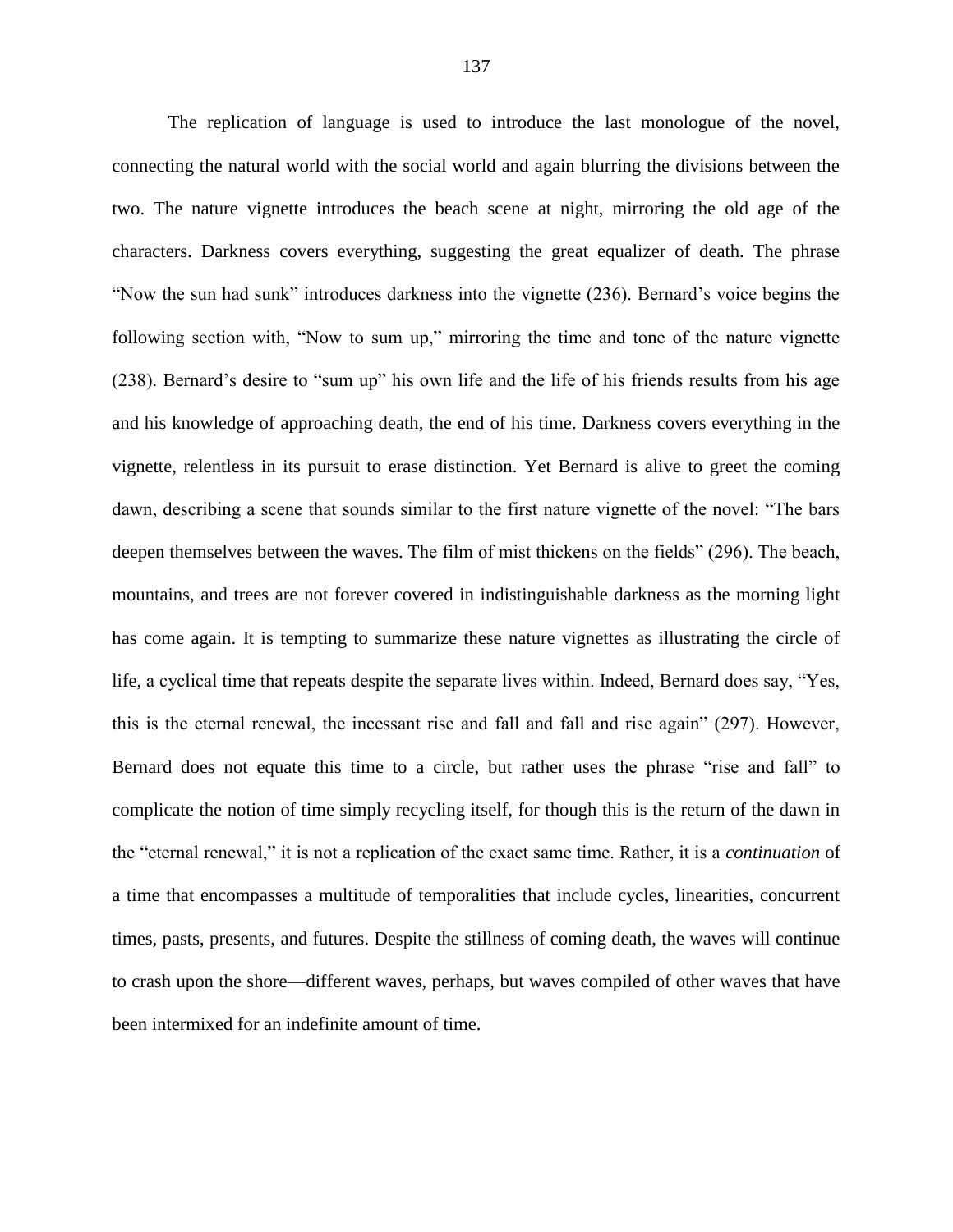The replication of language is used to introduce the last monologue of the novel, connecting the natural world with the social world and again blurring the divisions between the two. The nature vignette introduces the beach scene at night, mirroring the old age of the characters. Darkness covers everything, suggesting the great equalizer of death. The phrase "Now the sun had sunk" introduces darkness into the vignette (236). Bernard's voice begins the following section with, "Now to sum up," mirroring the time and tone of the nature vignette (238). Bernard's desire to "sum up" his own life and the life of his friends results from his age and his knowledge of approaching death, the end of his time. Darkness covers everything in the vignette, relentless in its pursuit to erase distinction. Yet Bernard is alive to greet the coming dawn, describing a scene that sounds similar to the first nature vignette of the novel: "The bars deepen themselves between the waves. The film of mist thickens on the fields" (296). The beach, mountains, and trees are not forever covered in indistinguishable darkness as the morning light has come again. It is tempting to summarize these nature vignettes as illustrating the circle of life, a cyclical time that repeats despite the separate lives within. Indeed, Bernard does say, "Yes, this is the eternal renewal, the incessant rise and fall and fall and rise again" (297). However, Bernard does not equate this time to a circle, but rather uses the phrase "rise and fall" to complicate the notion of time simply recycling itself, for though this is the return of the dawn in the "eternal renewal," it is not a replication of the exact same time. Rather, it is a *continuation* of a time that encompasses a multitude of temporalities that include cycles, linearities, concurrent times, pasts, presents, and futures. Despite the stillness of coming death, the waves will continue to crash upon the shore—different waves, perhaps, but waves compiled of other waves that have been intermixed for an indefinite amount of time.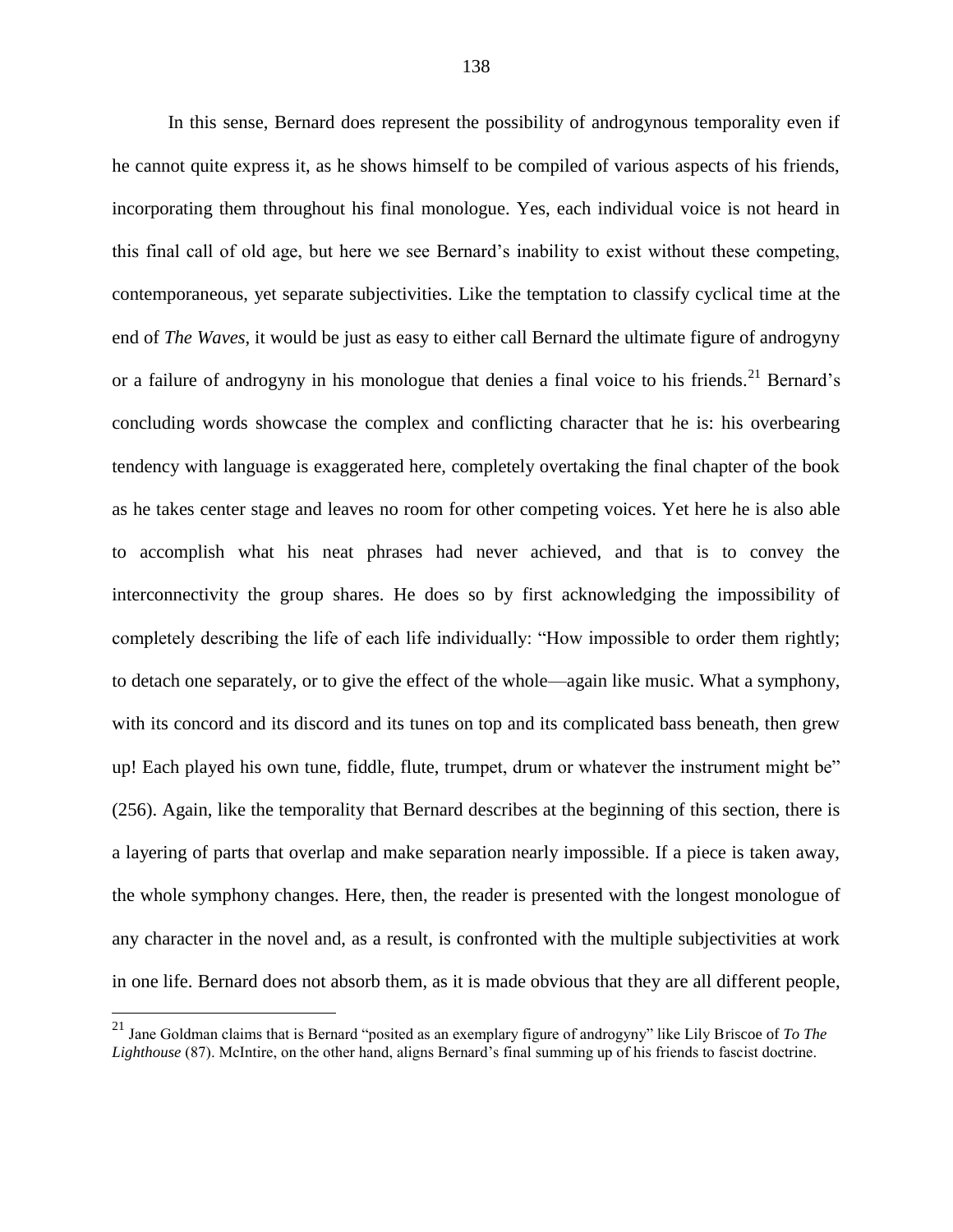In this sense, Bernard does represent the possibility of androgynous temporality even if he cannot quite express it, as he shows himself to be compiled of various aspects of his friends, incorporating them throughout his final monologue. Yes, each individual voice is not heard in this final call of old age, but here we see Bernard's inability to exist without these competing, contemporaneous, yet separate subjectivities. Like the temptation to classify cyclical time at the end of *The Waves*, it would be just as easy to either call Bernard the ultimate figure of androgyny or a failure of androgyny in his monologue that denies a final voice to his friends.[21] Bernard's concluding words showcase the complex and conflicting character that he is: his overbearing tendency with language is exaggerated here, completely overtaking the final chapter of the book as he takes center stage and leaves no room for other competing voices. Yet here he is also able to accomplish what his neat phrases had never achieved, and that is to convey the interconnectivity the group shares. He does so by first acknowledging the impossibility of completely describing the life of each life individually: "How impossible to order them rightly; to detach one separately, or to give the effect of the whole—again like music. What a symphony, with its concord and its discord and its tunes on top and its complicated bass beneath, then grew up! Each played his own tune, fiddle, flute, trumpet, drum or whatever the instrument might be" (256). Again, like the temporality that Bernard describes at the beginning of this section, there is a layering of parts that overlap and make separation nearly impossible. If a piece is taken away, the whole symphony changes. Here, then, the reader is presented with the longest monologue of any character in the novel and, as a result, is confronted with the multiple subjectivities at work in one life. Bernard does not absorb them, as it is made obvious that they are all different people,

[21] Jane Goldman claims that is Bernard "posited as an exemplary figure of androgyny" like Lily Briscoe of *To The Lighthouse* (87). McIntire, on the other hand, aligns Bernard's final summing up of his friends to fascist doctrine.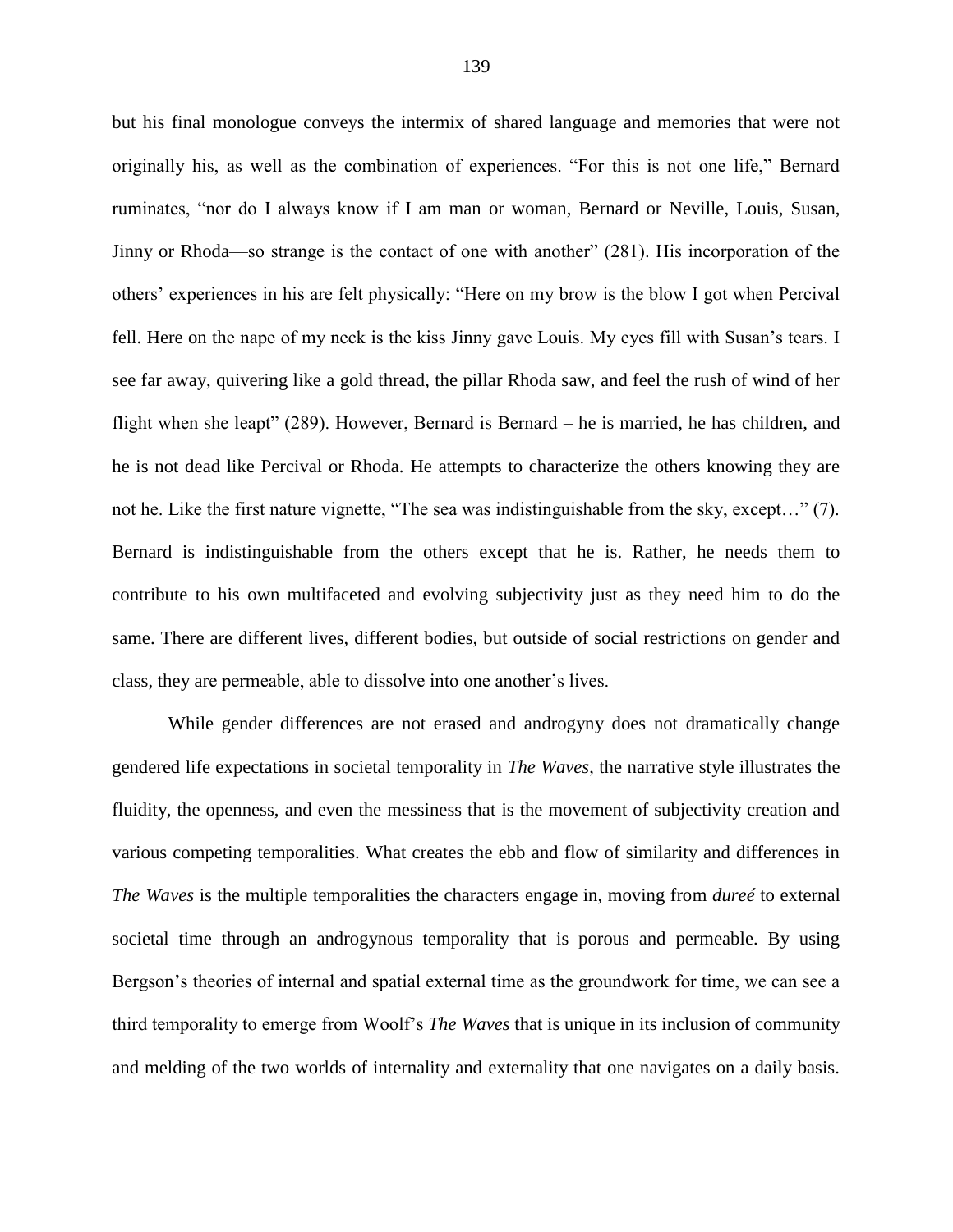but his final monologue conveys the intermix of shared language and memories that were not originally his, as well as the combination of experiences. "For this is not one life," Bernard ruminates, "nor do I always know if I am man or woman, Bernard or Neville, Louis, Susan, Jinny or Rhoda—so strange is the contact of one with another" (281). His incorporation of the others' experiences in his are felt physically: "Here on my brow is the blow I got when Percival fell. Here on the nape of my neck is the kiss Jinny gave Louis. My eyes fill with Susan's tears. I see far away, quivering like a gold thread, the pillar Rhoda saw, and feel the rush of wind of her flight when she leapt" (289). However, Bernard is Bernard – he is married, he has children, and he is not dead like Percival or Rhoda. He attempts to characterize the others knowing they are not he. Like the first nature vignette, "The sea was indistinguishable from the sky, except…" (7). Bernard is indistinguishable from the others except that he is. Rather, he needs them to contribute to his own multifaceted and evolving subjectivity just as they need him to do the same. There are different lives, different bodies, but outside of social restrictions on gender and class, they are permeable, able to dissolve into one another's lives.

While gender differences are not erased and androgyny does not dramatically change gendered life expectations in societal temporality in *The Waves*, the narrative style illustrates the fluidity, the openness, and even the messiness that is the movement of subjectivity creation and various competing temporalities. What creates the ebb and flow of similarity and differences in *The Waves* is the multiple temporalities the characters engage in, moving from *dureé* to external societal time through an androgynous temporality that is porous and permeable. By using Bergson's theories of internal and spatial external time as the groundwork for time, we can see a third temporality to emerge from Woolf's *The Waves* that is unique in its inclusion of community and melding of the two worlds of internality and externality that one navigates on a daily basis.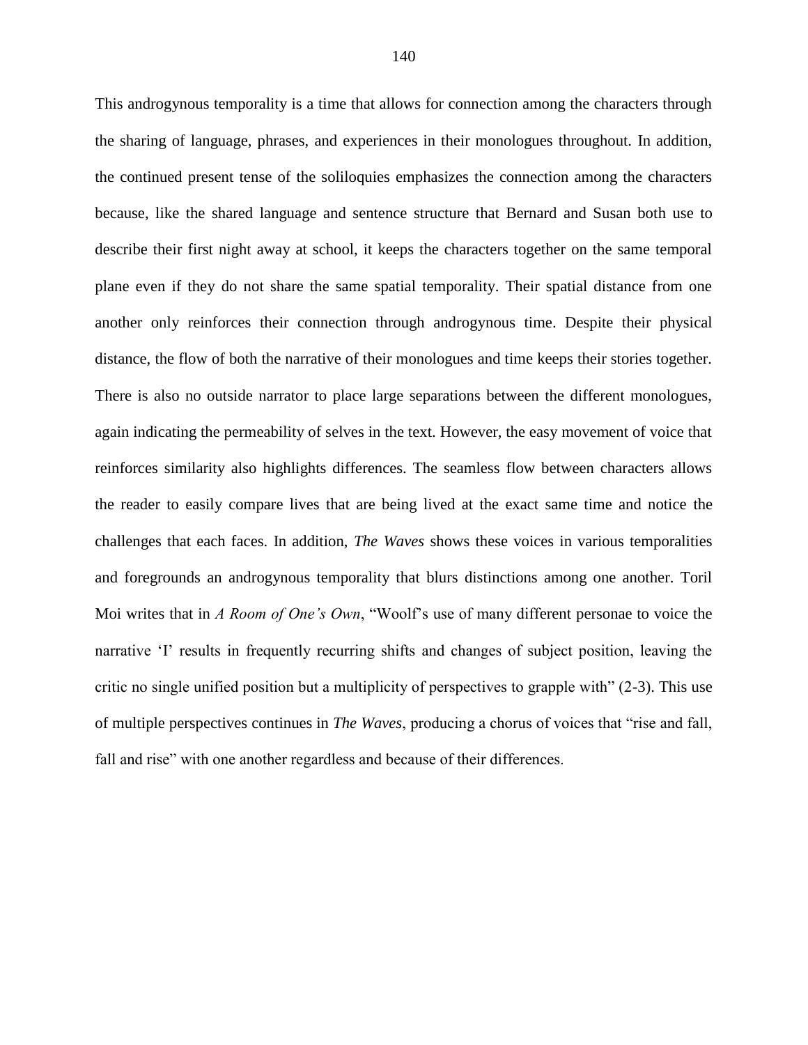This androgynous temporality is a time that allows for connection among the characters through the sharing of language, phrases, and experiences in their monologues throughout. In addition, the continued present tense of the soliloquies emphasizes the connection among the characters because, like the shared language and sentence structure that Bernard and Susan both use to describe their first night away at school, it keeps the characters together on the same temporal plane even if they do not share the same spatial temporality. Their spatial distance from one another only reinforces their connection through androgynous time. Despite their physical distance, the flow of both the narrative of their monologues and time keeps their stories together. There is also no outside narrator to place large separations between the different monologues, again indicating the permeability of selves in the text. However, the easy movement of voice that reinforces similarity also highlights differences. The seamless flow between characters allows the reader to easily compare lives that are being lived at the exact same time and notice the challenges that each faces. In addition, *The Waves* shows these voices in various temporalities and foregrounds an androgynous temporality that blurs distinctions among one another. Toril Moi writes that in *A Room of One's Own*, "Woolf's use of many different personae to voice the narrative 'I' results in frequently recurring shifts and changes of subject position, leaving the critic no single unified position but a multiplicity of perspectives to grapple with" (2-3). This use of multiple perspectives continues in *The Waves*, producing a chorus of voices that "rise and fall, fall and rise" with one another regardless and because of their differences.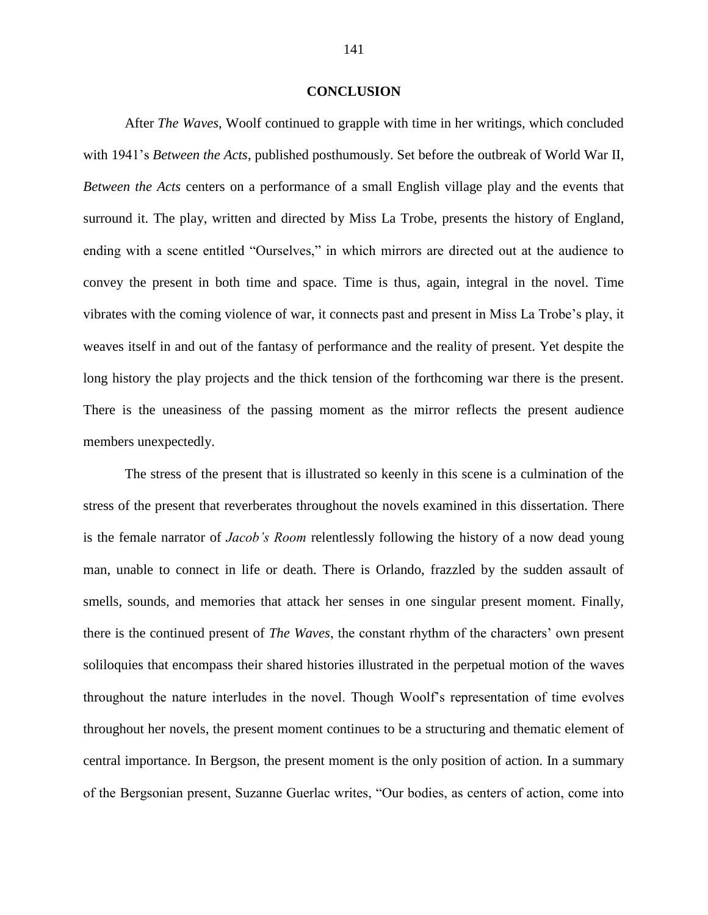# CONCLUSION

After *The Waves*, Woolf continued to grapple with time in her writings, which concluded with 1941's *Between the Acts*, published posthumously. Set before the outbreak of World War II, *Between the Acts* centers on a performance of a small English village play and the events that surround it. The play, written and directed by Miss La Trobe, presents the history of England, ending with a scene entitled "Ourselves," in which mirrors are directed out at the audience to convey the present in both time and space. Time is thus, again, integral in the novel. Time vibrates with the coming violence of war, it connects past and present in Miss La Trobe's play, it weaves itself in and out of the fantasy of performance and the reality of present. Yet despite the long history the play projects and the thick tension of the forthcoming war there is the present. There is the uneasiness of the passing moment as the mirror reflects the present audience members unexpectedly.

The stress of the present that is illustrated so keenly in this scene is a culmination of the stress of the present that reverberates throughout the novels examined in this dissertation. There is the female narrator of *Jacob's Room* relentlessly following the history of a now dead young man, unable to connect in life or death. There is Orlando, frazzled by the sudden assault of smells, sounds, and memories that attack her senses in one singular present moment. Finally, there is the continued present of *The Waves*, the constant rhythm of the characters' own present soliloquies that encompass their shared histories illustrated in the perpetual motion of the waves throughout the nature interludes in the novel. Though Woolf's representation of time evolves throughout her novels, the present moment continues to be a structuring and thematic element of central importance. In Bergson, the present moment is the only position of action. In a summary of the Bergsonian present, Suzanne Guerlac writes, "Our bodies, as centers of action, come into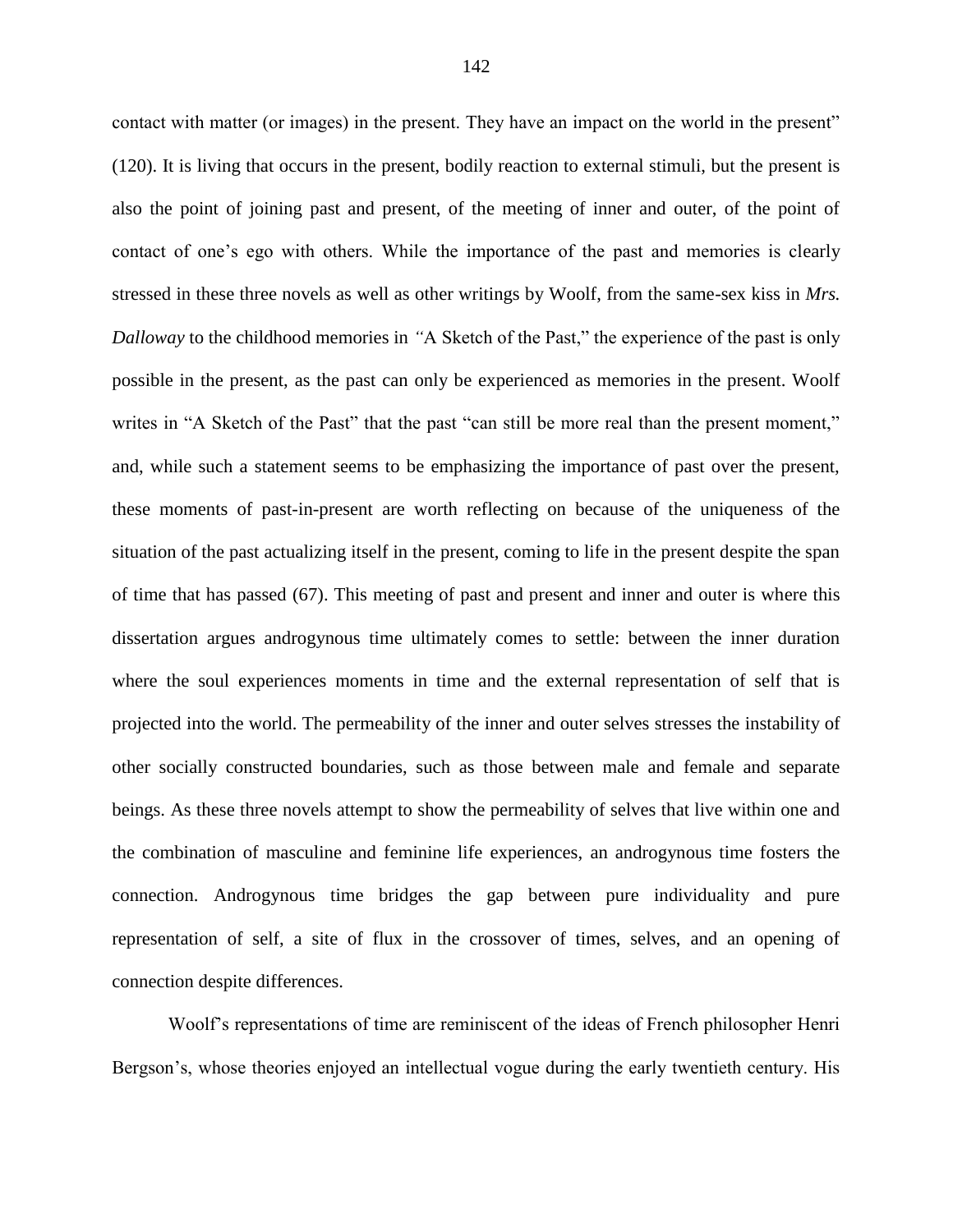contact with matter (or images) in the present. They have an impact on the world in the present" (120). It is living that occurs in the present, bodily reaction to external stimuli, but the present is also the point of joining past and present, of the meeting of inner and outer, of the point of contact of one's ego with others. While the importance of the past and memories is clearly stressed in these three novels as well as other writings by Woolf, from the same-sex kiss in *Mrs. Dalloway* to the childhood memories in "A Sketch of the Past," the experience of the past is only possible in the present, as the past can only be experienced as memories in the present. Woolf writes in "A Sketch of the Past" that the past "can still be more real than the present moment," and, while such a statement seems to be emphasizing the importance of past over the present, these moments of past-in-present are worth reflecting on because of the uniqueness of the situation of the past actualizing itself in the present, coming to life in the present despite the span of time that has passed (67). This meeting of past and present and inner and outer is where this dissertation argues androgynous time ultimately comes to settle: between the inner duration where the soul experiences moments in time and the external representation of self that is projected into the world. The permeability of the inner and outer selves stresses the instability of other socially constructed boundaries, such as those between male and female and separate beings. As these three novels attempt to show the permeability of selves that live within one and the combination of masculine and feminine life experiences, an androgynous time fosters the connection. Androgynous time bridges the gap between pure individuality and pure representation of self, a site of flux in the crossover of times, selves, and an opening of connection despite differences.

Woolf's representations of time are reminiscent of the ideas of French philosopher Henri Bergson's, whose theories enjoyed an intellectual vogue during the early twentieth century. His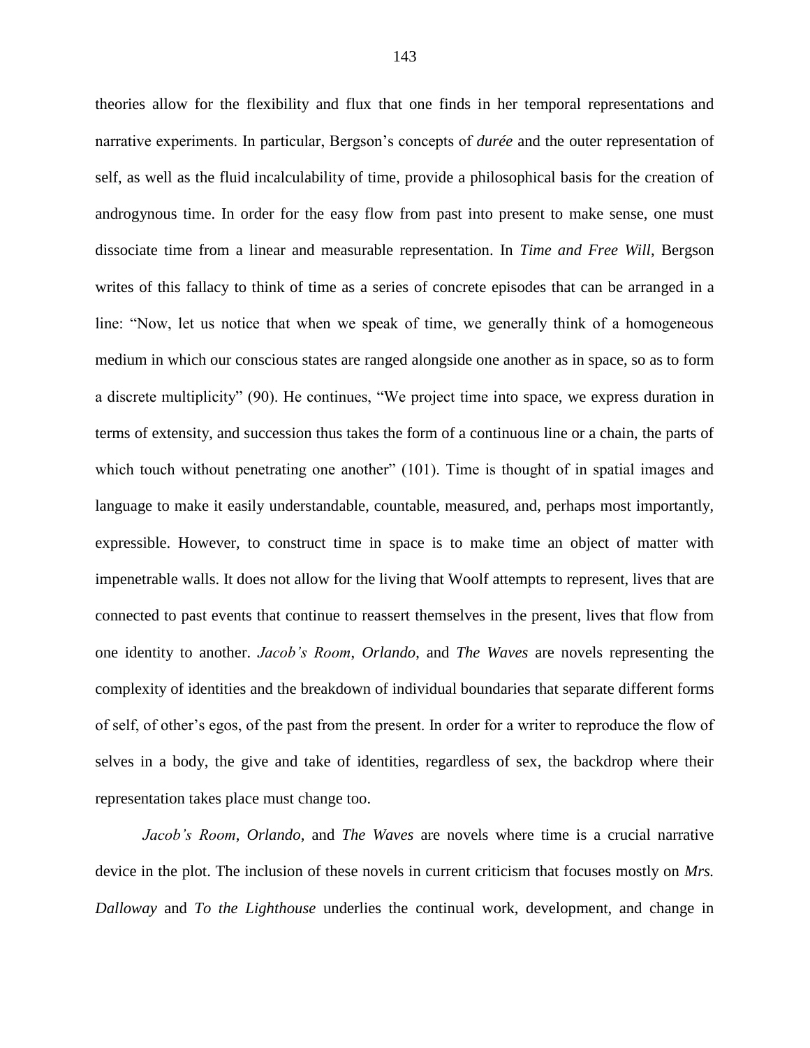theories allow for the flexibility and flux that one finds in her temporal representations and narrative experiments. In particular, Bergson's concepts of *durée* and the outer representation of self, as well as the fluid incalculability of time, provide a philosophical basis for the creation of androgynous time. In order for the easy flow from past into present to make sense, one must dissociate time from a linear and measurable representation. In *Time and Free Will*, Bergson writes of this fallacy to think of time as a series of concrete episodes that can be arranged in a line: "Now, let us notice that when we speak of time, we generally think of a homogeneous medium in which our conscious states are ranged alongside one another as in space, so as to form a discrete multiplicity" (90). He continues, "We project time into space, we express duration in terms of extensity, and succession thus takes the form of a continuous line or a chain, the parts of which touch without penetrating one another" (101). Time is thought of in spatial images and language to make it easily understandable, countable, measured, and, perhaps most importantly, expressible. However, to construct time in space is to make time an object of matter with impenetrable walls. It does not allow for the living that Woolf attempts to represent, lives that are connected to past events that continue to reassert themselves in the present, lives that flow from one identity to another. *Jacob's Room*, *Orlando*, and *The Waves* are novels representing the complexity of identities and the breakdown of individual boundaries that separate different forms of self, of other's egos, of the past from the present. In order for a writer to reproduce the flow of selves in a body, the give and take of identities, regardless of sex, the backdrop where their representation takes place must change too.

*Jacob's Room*, *Orlando*, and *The Waves* are novels where time is a crucial narrative device in the plot. The inclusion of these novels in current criticism that focuses mostly on *Mrs. Dalloway* and *To the Lighthouse* underlies the continual work, development, and change in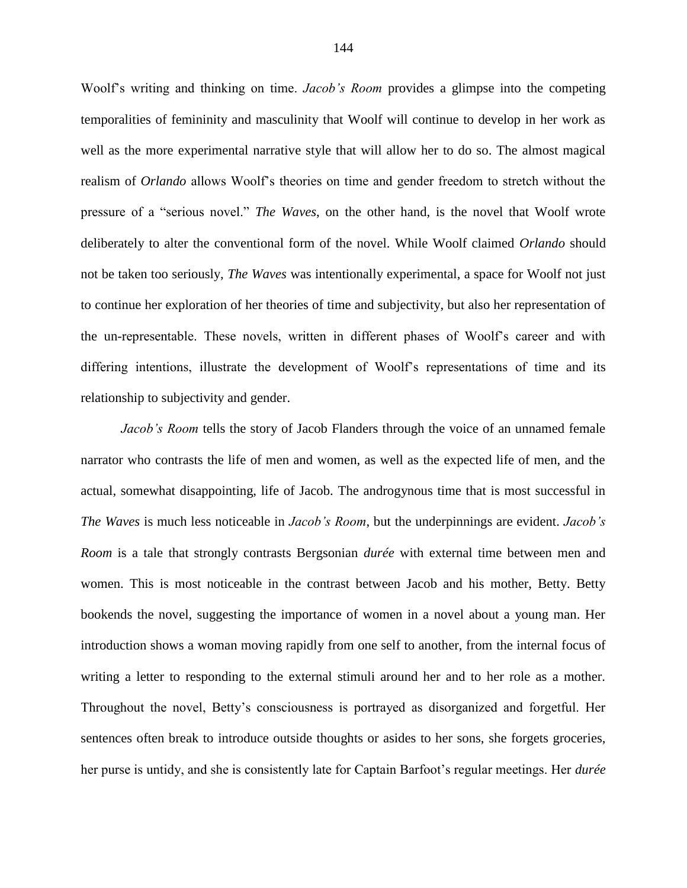Woolf's writing and thinking on time. *Jacob's Room* provides a glimpse into the competing temporalities of femininity and masculinity that Woolf will continue to develop in her work as well as the more experimental narrative style that will allow her to do so. The almost magical realism of *Orlando* allows Woolf's theories on time and gender freedom to stretch without the pressure of a "serious novel." *The Waves*, on the other hand, is the novel that Woolf wrote deliberately to alter the conventional form of the novel. While Woolf claimed *Orlando* should not be taken too seriously, *The Waves* was intentionally experimental, a space for Woolf not just to continue her exploration of her theories of time and subjectivity, but also her representation of the un-representable. These novels, written in different phases of Woolf's career and with differing intentions, illustrate the development of Woolf's representations of time and its relationship to subjectivity and gender.

*Jacob's Room* tells the story of Jacob Flanders through the voice of an unnamed female narrator who contrasts the life of men and women, as well as the expected life of men, and the actual, somewhat disappointing, life of Jacob. The androgynous time that is most successful in *The Waves* is much less noticeable in *Jacob's Room*, but the underpinnings are evident. *Jacob's Room* is a tale that strongly contrasts Bergsonian *durée* with external time between men and women. This is most noticeable in the contrast between Jacob and his mother, Betty. Betty bookends the novel, suggesting the importance of women in a novel about a young man. Her introduction shows a woman moving rapidly from one self to another, from the internal focus of writing a letter to responding to the external stimuli around her and to her role as a mother. Throughout the novel, Betty's consciousness is portrayed as disorganized and forgetful. Her sentences often break to introduce outside thoughts or asides to her sons, she forgets groceries, her purse is untidy, and she is consistently late for Captain Barfoot's regular meetings. Her *durée*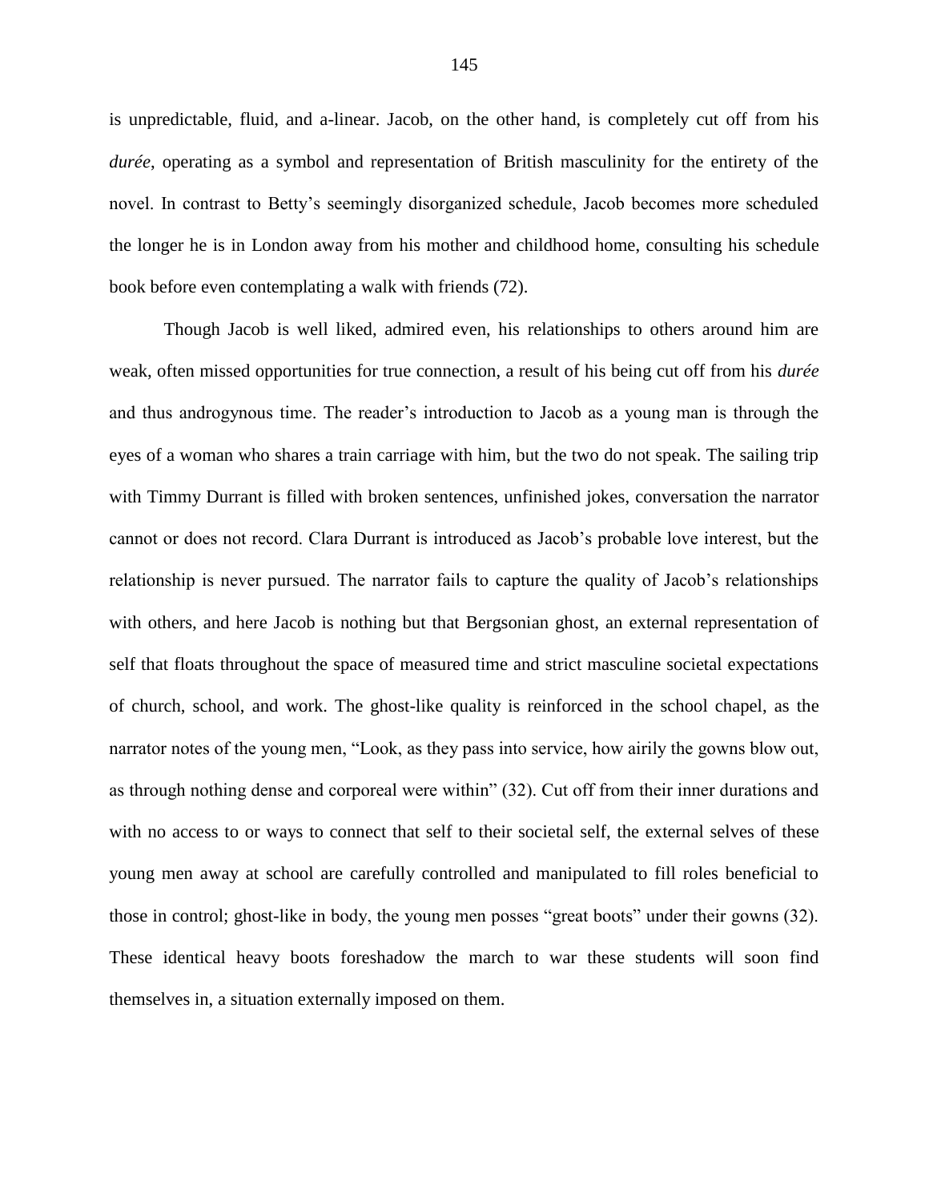is unpredictable, fluid, and a-linear. Jacob, on the other hand, is completely cut off from his *durée*, operating as a symbol and representation of British masculinity for the entirety of the novel. In contrast to Betty's seemingly disorganized schedule, Jacob becomes more scheduled the longer he is in London away from his mother and childhood home, consulting his schedule book before even contemplating a walk with friends (72).

Though Jacob is well liked, admired even, his relationships to others around him are weak, often missed opportunities for true connection, a result of his being cut off from his *durée* and thus androgynous time. The reader's introduction to Jacob as a young man is through the eyes of a woman who shares a train carriage with him, but the two do not speak. The sailing trip with Timmy Durrant is filled with broken sentences, unfinished jokes, conversation the narrator cannot or does not record. Clara Durrant is introduced as Jacob's probable love interest, but the relationship is never pursued. The narrator fails to capture the quality of Jacob's relationships with others, and here Jacob is nothing but that Bergsonian ghost, an external representation of self that floats throughout the space of measured time and strict masculine societal expectations of church, school, and work. The ghost-like quality is reinforced in the school chapel, as the narrator notes of the young men, "Look, as they pass into service, how airily the gowns blow out, as through nothing dense and corporeal were within" (32). Cut off from their inner durations and with no access to or ways to connect that self to their societal self, the external selves of these young men away at school are carefully controlled and manipulated to fill roles beneficial to those in control; ghost-like in body, the young men posses "great boots" under their gowns (32). These identical heavy boots foreshadow the march to war these students will soon find themselves in, a situation externally imposed on them.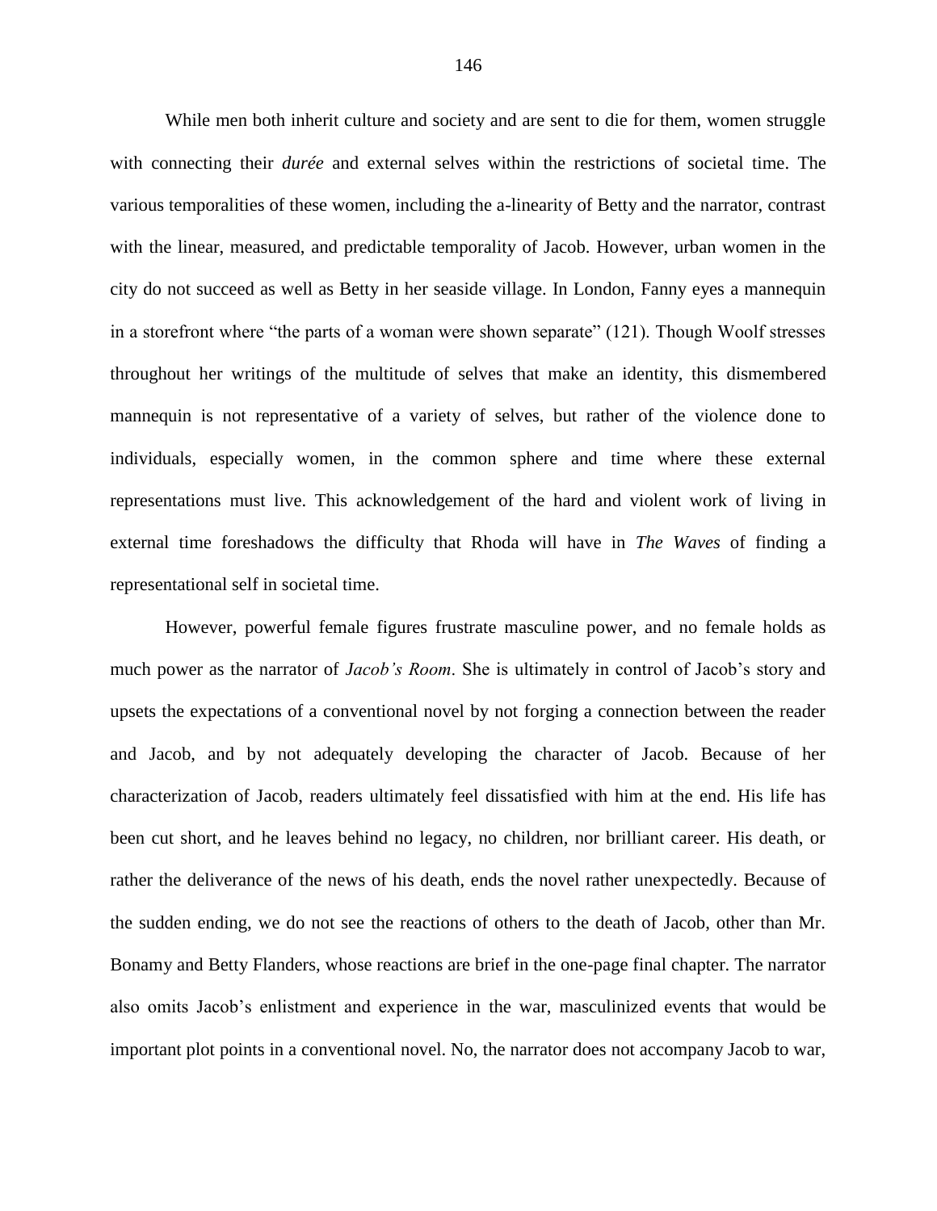While men both inherit culture and society and are sent to die for them, women struggle with connecting their *durée* and external selves within the restrictions of societal time. The various temporalities of these women, including the a-linearity of Betty and the narrator, contrast with the linear, measured, and predictable temporality of Jacob. However, urban women in the city do not succeed as well as Betty in her seaside village. In London, Fanny eyes a mannequin in a storefront where "the parts of a woman were shown separate" (121). Though Woolf stresses throughout her writings of the multitude of selves that make an identity, this dismembered mannequin is not representative of a variety of selves, but rather of the violence done to individuals, especially women, in the common sphere and time where these external representations must live. This acknowledgement of the hard and violent work of living in external time foreshadows the difficulty that Rhoda will have in *The Waves* of finding a representational self in societal time.

However, powerful female figures frustrate masculine power, and no female holds as much power as the narrator of *Jacob's Room*. She is ultimately in control of Jacob's story and upsets the expectations of a conventional novel by not forging a connection between the reader and Jacob, and by not adequately developing the character of Jacob. Because of her characterization of Jacob, readers ultimately feel dissatisfied with him at the end. His life has been cut short, and he leaves behind no legacy, no children, nor brilliant career. His death, or rather the deliverance of the news of his death, ends the novel rather unexpectedly. Because of the sudden ending, we do not see the reactions of others to the death of Jacob, other than Mr. Bonamy and Betty Flanders, whose reactions are brief in the one-page final chapter. The narrator also omits Jacob's enlistment and experience in the war, masculinized events that would be important plot points in a conventional novel. No, the narrator does not accompany Jacob to war,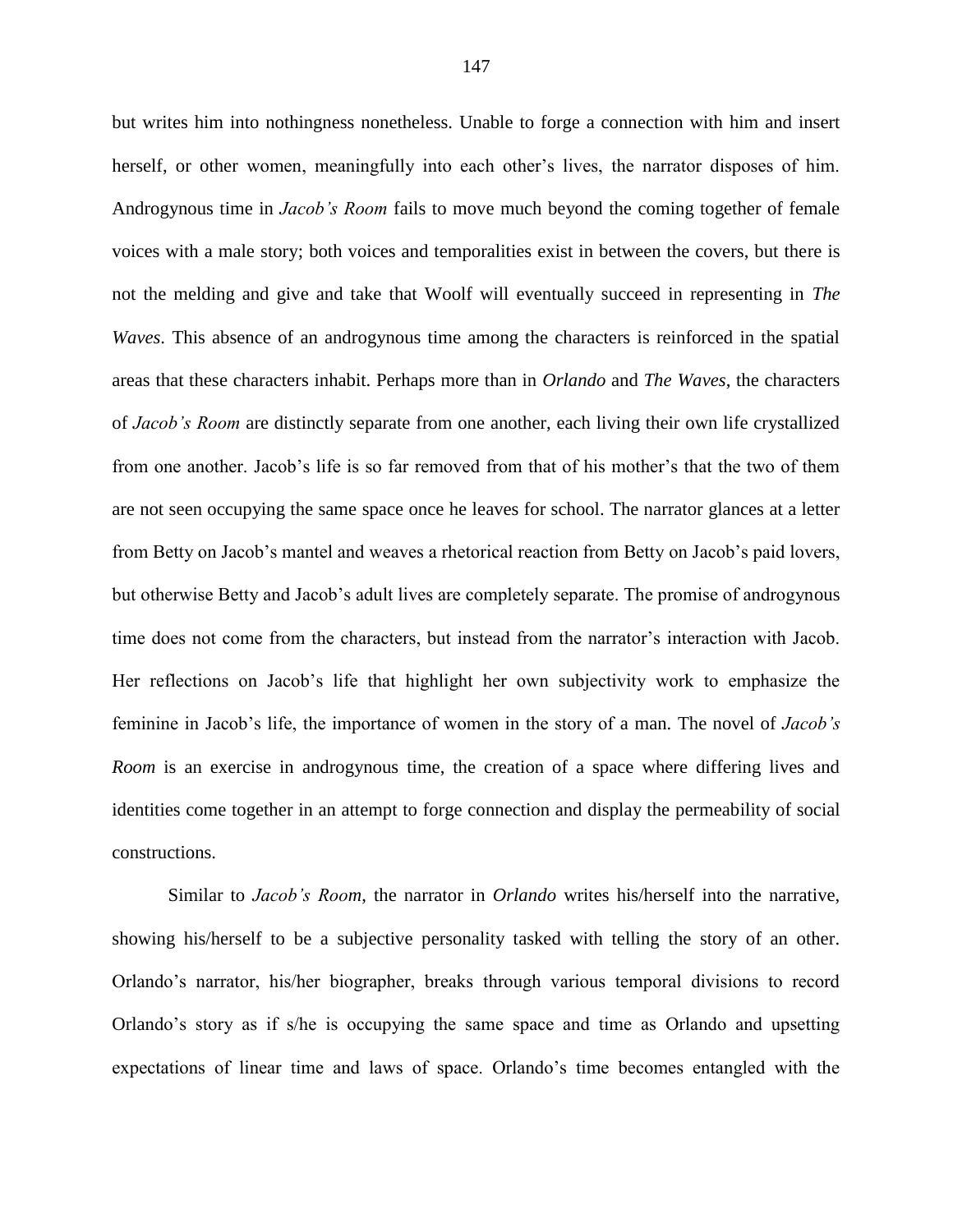but writes him into nothingness nonetheless. Unable to forge a connection with him and insert herself, or other women, meaningfully into each other's lives, the narrator disposes of him. Androgynous time in *Jacob's Room* fails to move much beyond the coming together of female voices with a male story; both voices and temporalities exist in between the covers, but there is not the melding and give and take that Woolf will eventually succeed in representing in *The Waves*. This absence of an androgynous time among the characters is reinforced in the spatial areas that these characters inhabit. Perhaps more than in *Orlando* and *The Waves*, the characters of *Jacob's Room* are distinctly separate from one another, each living their own life crystallized from one another. Jacob's life is so far removed from that of his mother's that the two of them are not seen occupying the same space once he leaves for school. The narrator glances at a letter from Betty on Jacob's mantel and weaves a rhetorical reaction from Betty on Jacob's paid lovers, but otherwise Betty and Jacob's adult lives are completely separate. The promise of androgynous time does not come from the characters, but instead from the narrator's interaction with Jacob. Her reflections on Jacob's life that highlight her own subjectivity work to emphasize the feminine in Jacob's life, the importance of women in the story of a man. The novel of *Jacob's Room* is an exercise in androgynous time, the creation of a space where differing lives and identities come together in an attempt to forge connection and display the permeability of social constructions.

Similar to *Jacob's Room*, the narrator in *Orlando* writes his/herself into the narrative, showing his/herself to be a subjective personality tasked with telling the story of an other. Orlando's narrator, his/her biographer, breaks through various temporal divisions to record Orlando's story as if s/he is occupying the same space and time as Orlando and upsetting expectations of linear time and laws of space. Orlando's time becomes entangled with the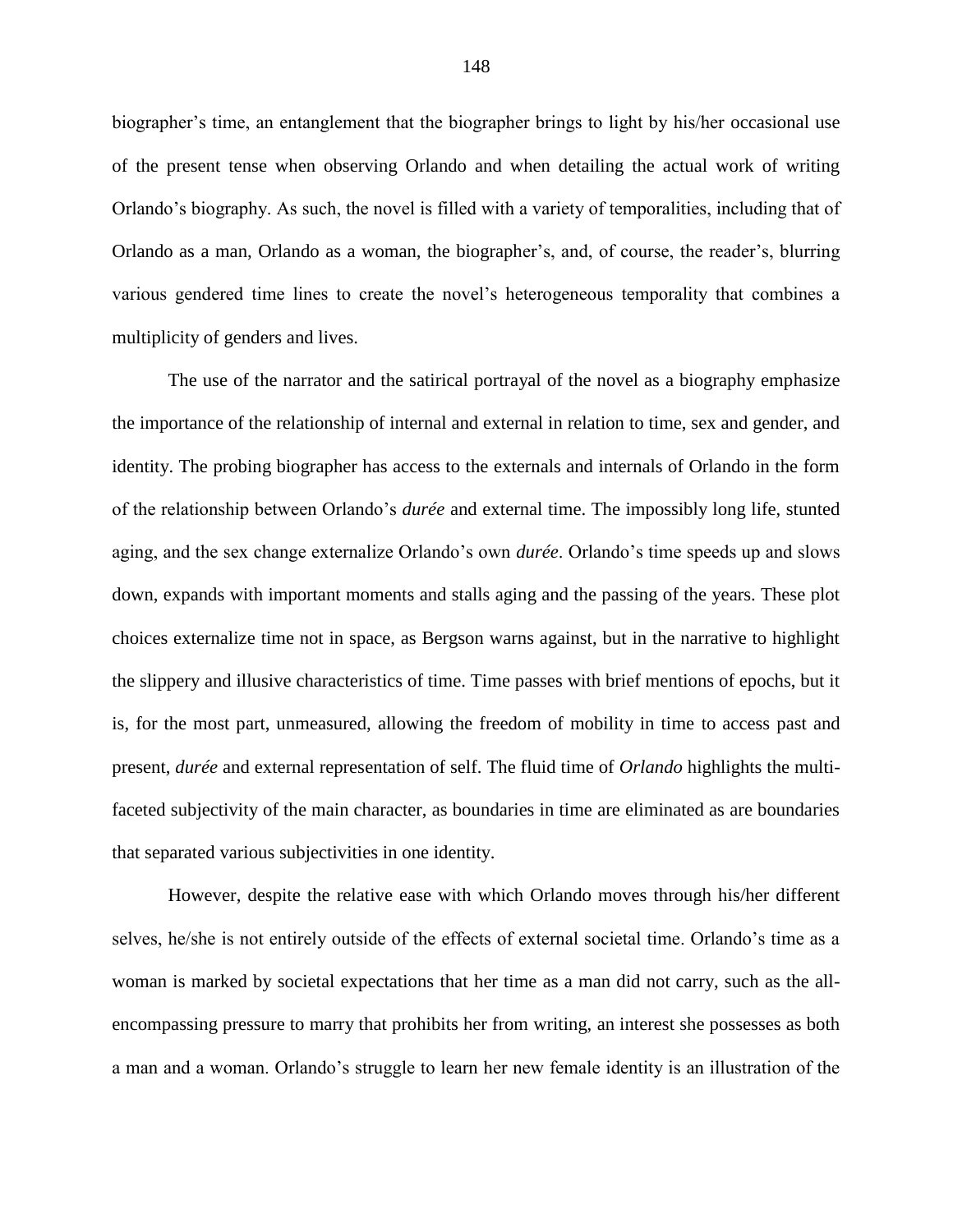biographer's time, an entanglement that the biographer brings to light by his/her occasional use of the present tense when observing Orlando and when detailing the actual work of writing Orlando's biography. As such, the novel is filled with a variety of temporalities, including that of Orlando as a man, Orlando as a woman, the biographer's, and, of course, the reader's, blurring various gendered time lines to create the novel's heterogeneous temporality that combines a multiplicity of genders and lives.

The use of the narrator and the satirical portrayal of the novel as a biography emphasize the importance of the relationship of internal and external in relation to time, sex and gender, and identity. The probing biographer has access to the externals and internals of Orlando in the form of the relationship between Orlando's *durée* and external time. The impossibly long life, stunted aging, and the sex change externalize Orlando's own *durée*. Orlando's time speeds up and slows down, expands with important moments and stalls aging and the passing of the years. These plot choices externalize time not in space, as Bergson warns against, but in the narrative to highlight the slippery and illusive characteristics of time. Time passes with brief mentions of epochs, but it is, for the most part, unmeasured, allowing the freedom of mobility in time to access past and present, *durée* and external representation of self. The fluid time of *Orlando* highlights the multi-faceted subjectivity of the main character, as boundaries in time are eliminated as are boundaries that separated various subjectivities in one identity.

However, despite the relative ease with which Orlando moves through his/her different selves, he/she is not entirely outside of the effects of external societal time. Orlando's time as a woman is marked by societal expectations that her time as a man did not carry, such as the all-encompassing pressure to marry that prohibits her from writing, an interest she possesses as both a man and a woman. Orlando's struggle to learn her new female identity is an illustration of the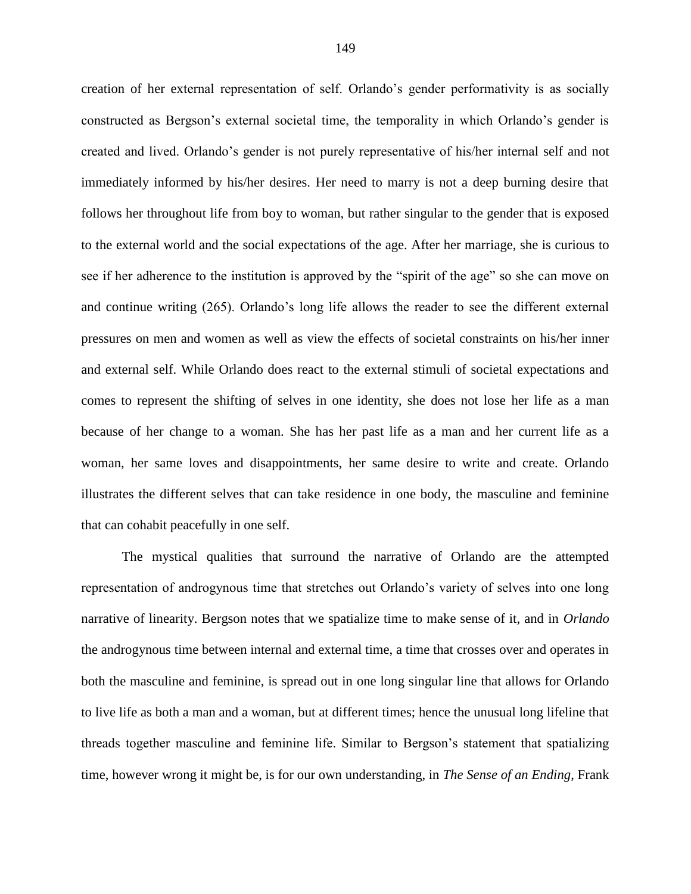creation of her external representation of self. Orlando's gender performativity is as socially constructed as Bergson's external societal time, the temporality in which Orlando's gender is created and lived. Orlando's gender is not purely representative of his/her internal self and not immediately informed by his/her desires. Her need to marry is not a deep burning desire that follows her throughout life from boy to woman, but rather singular to the gender that is exposed to the external world and the social expectations of the age. After her marriage, she is curious to see if her adherence to the institution is approved by the "spirit of the age" so she can move on and continue writing (265). Orlando's long life allows the reader to see the different external pressures on men and women as well as view the effects of societal constraints on his/her inner and external self. While Orlando does react to the external stimuli of societal expectations and comes to represent the shifting of selves in one identity, she does not lose her life as a man because of her change to a woman. She has her past life as a man and her current life as a woman, her same loves and disappointments, her same desire to write and create. Orlando illustrates the different selves that can take residence in one body, the masculine and feminine that can cohabit peacefully in one self.

The mystical qualities that surround the narrative of Orlando are the attempted representation of androgynous time that stretches out Orlando's variety of selves into one long narrative of linearity. Bergson notes that we spatialize time to make sense of it, and in *Orlando* the androgynous time between internal and external time, a time that crosses over and operates in both the masculine and feminine, is spread out in one long singular line that allows for Orlando to live life as both a man and a woman, but at different times; hence the unusual long lifeline that threads together masculine and feminine life. Similar to Bergson's statement that spatializing time, however wrong it might be, is for our own understanding, in *The Sense of an Ending*, Frank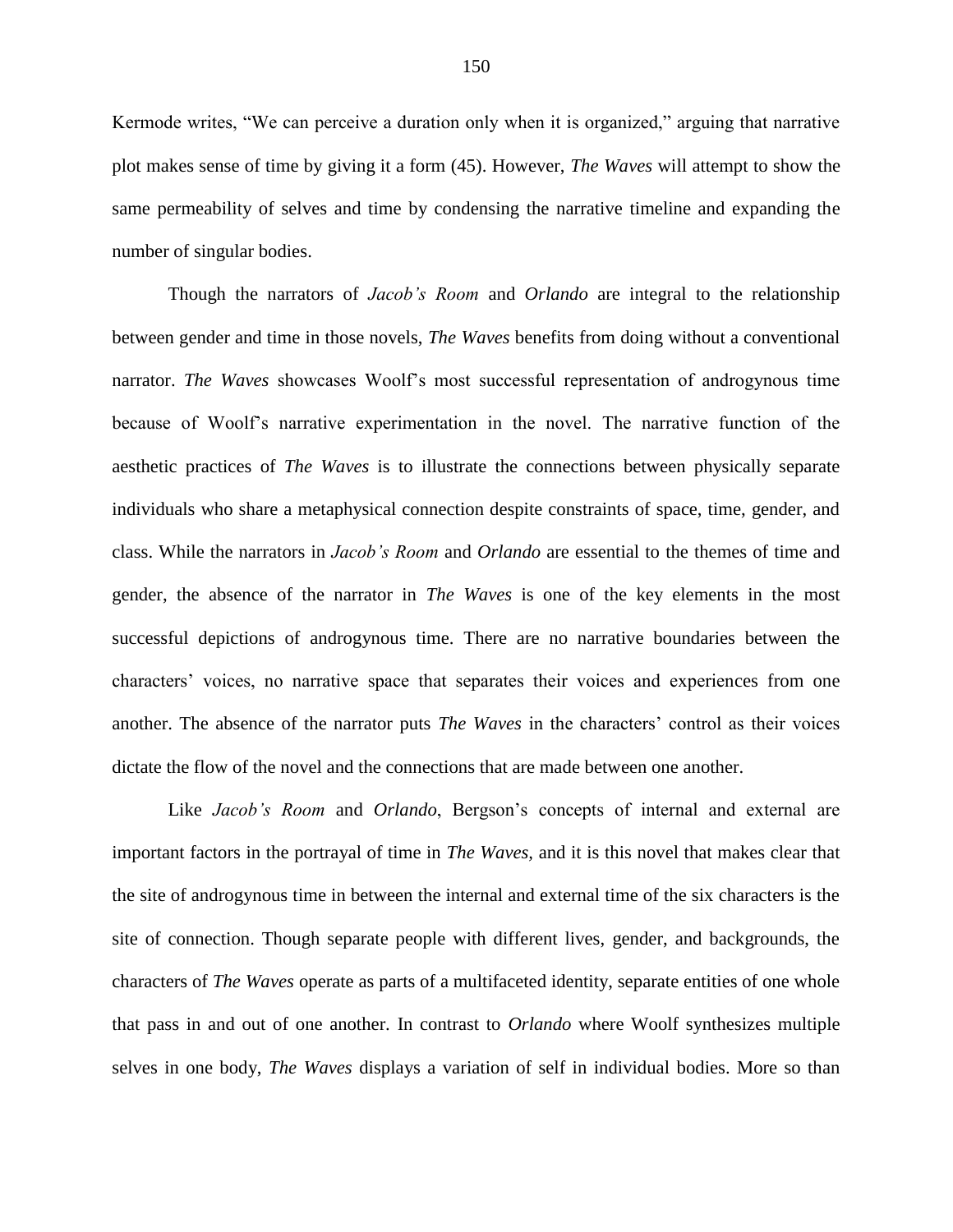Kermode writes, "We can perceive a duration only when it is organized," arguing that narrative plot makes sense of time by giving it a form (45). However, *The Waves* will attempt to show the same permeability of selves and time by condensing the narrative timeline and expanding the number of singular bodies.

Though the narrators of *Jacob's Room* and *Orlando* are integral to the relationship between gender and time in those novels, *The Waves* benefits from doing without a conventional narrator. *The Waves* showcases Woolf's most successful representation of androgynous time because of Woolf's narrative experimentation in the novel. The narrative function of the aesthetic practices of *The Waves* is to illustrate the connections between physically separate individuals who share a metaphysical connection despite constraints of space, time, gender, and class. While the narrators in *Jacob's Room* and *Orlando* are essential to the themes of time and gender, the absence of the narrator in *The Waves* is one of the key elements in the most successful depictions of androgynous time. There are no narrative boundaries between the characters' voices, no narrative space that separates their voices and experiences from one another. The absence of the narrator puts *The Waves* in the characters' control as their voices dictate the flow of the novel and the connections that are made between one another.

Like *Jacob's Room* and *Orlando*, Bergson's concepts of internal and external are important factors in the portrayal of time in *The Waves,* and it is this novel that makes clear that the site of androgynous time in between the internal and external time of the six characters is the site of connection. Though separate people with different lives, gender, and backgrounds, the characters of *The Waves* operate as parts of a multifaceted identity, separate entities of one whole that pass in and out of one another. In contrast to *Orlando* where Woolf synthesizes multiple selves in one body, *The Waves* displays a variation of self in individual bodies. More so than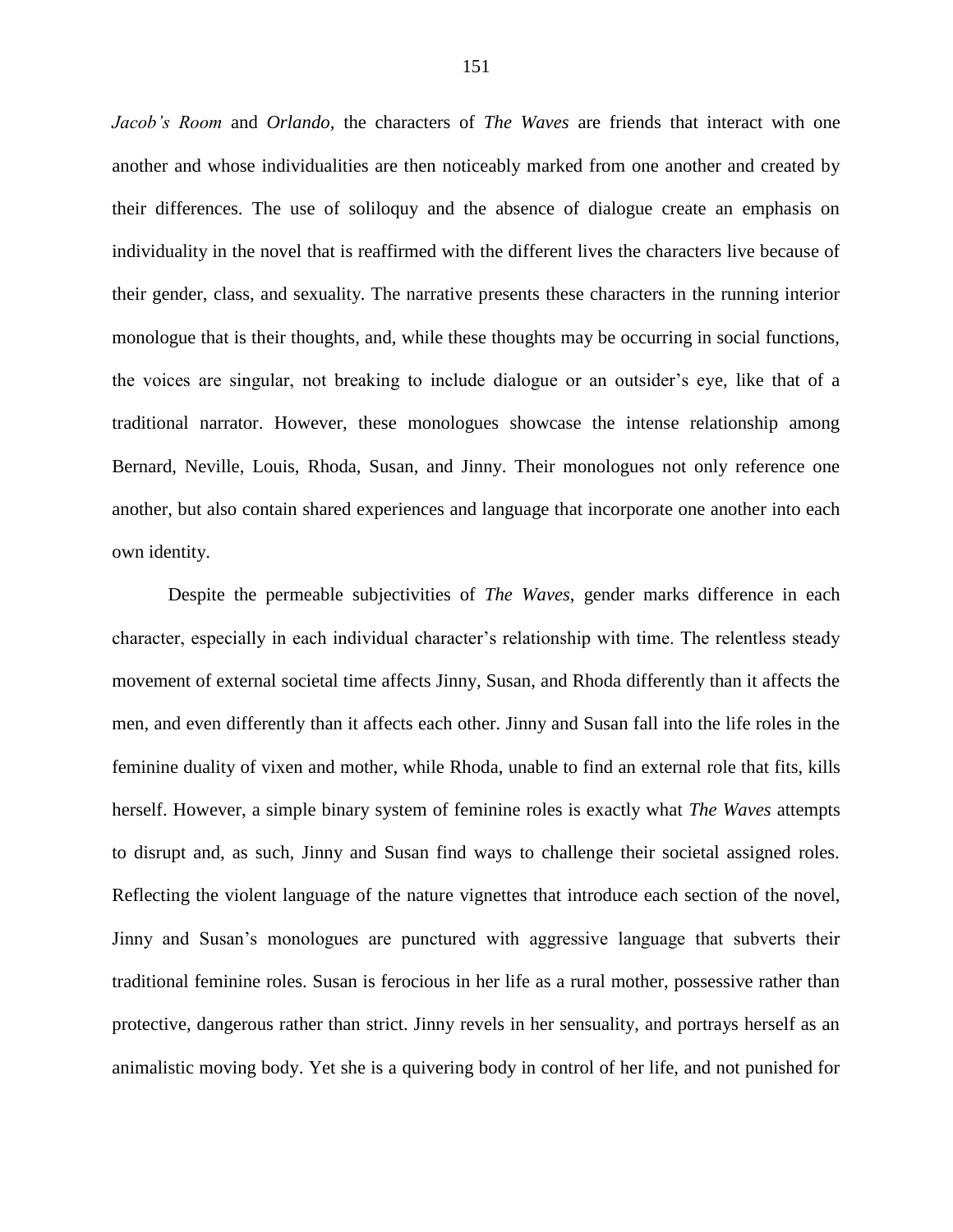*Jacob's Room* and *Orlando*, the characters of *The Waves* are friends that interact with one another and whose individualities are then noticeably marked from one another and created by their differences. The use of soliloquy and the absence of dialogue create an emphasis on individuality in the novel that is reaffirmed with the different lives the characters live because of their gender, class, and sexuality. The narrative presents these characters in the running interior monologue that is their thoughts, and, while these thoughts may be occurring in social functions, the voices are singular, not breaking to include dialogue or an outsider's eye, like that of a traditional narrator. However, these monologues showcase the intense relationship among Bernard, Neville, Louis, Rhoda, Susan, and Jinny. Their monologues not only reference one another, but also contain shared experiences and language that incorporate one another into each own identity.

Despite the permeable subjectivities of *The Waves*, gender marks difference in each character, especially in each individual character's relationship with time. The relentless steady movement of external societal time affects Jinny, Susan, and Rhoda differently than it affects the men, and even differently than it affects each other. Jinny and Susan fall into the life roles in the feminine duality of vixen and mother, while Rhoda, unable to find an external role that fits, kills herself. However, a simple binary system of feminine roles is exactly what *The Waves* attempts to disrupt and, as such, Jinny and Susan find ways to challenge their societal assigned roles. Reflecting the violent language of the nature vignettes that introduce each section of the novel, Jinny and Susan's monologues are punctured with aggressive language that subverts their traditional feminine roles. Susan is ferocious in her life as a rural mother, possessive rather than protective, dangerous rather than strict. Jinny revels in her sensuality, and portrays herself as an animalistic moving body. Yet she is a quivering body in control of her life, and not punished for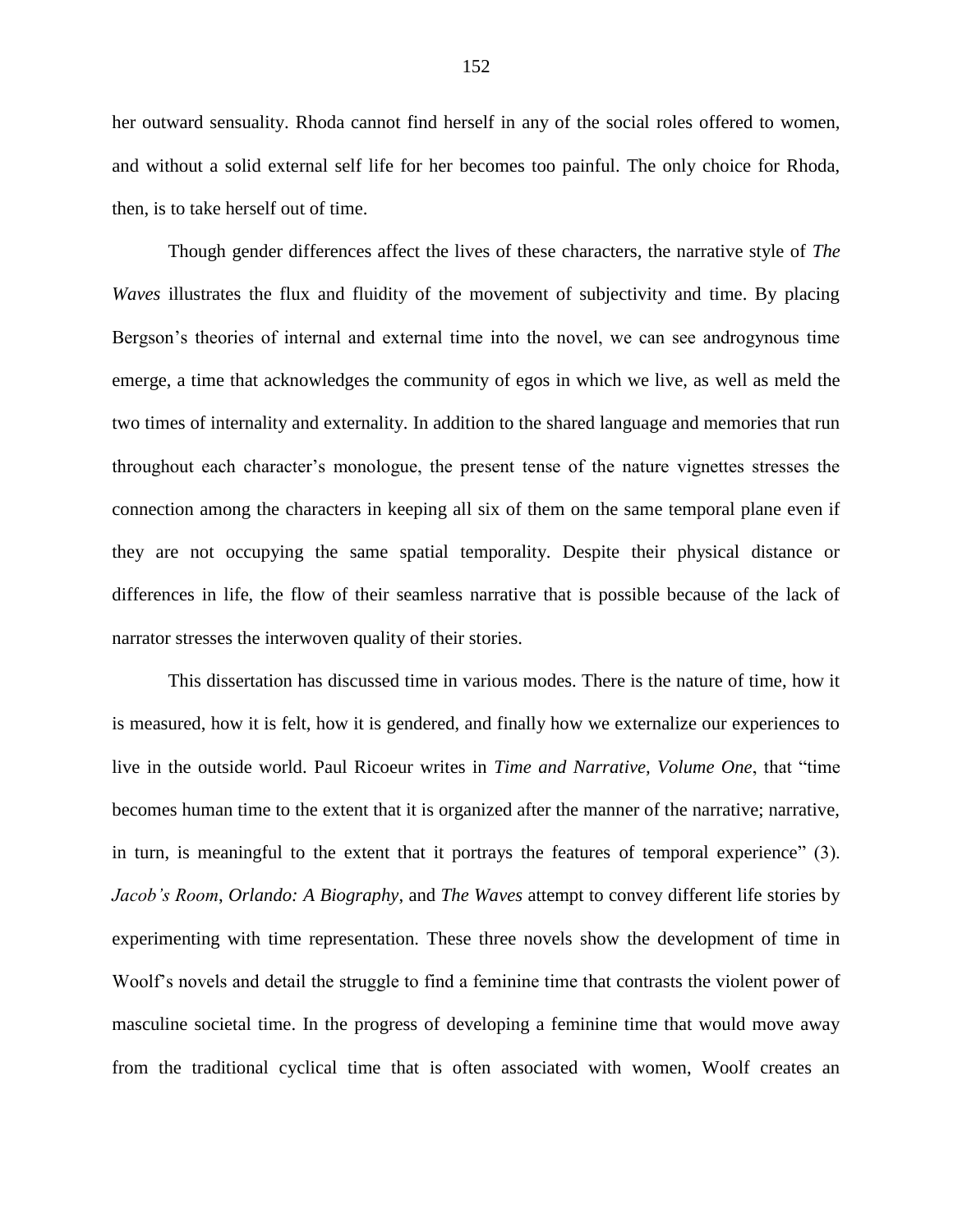her outward sensuality. Rhoda cannot find herself in any of the social roles offered to women, and without a solid external self life for her becomes too painful. The only choice for Rhoda, then, is to take herself out of time.

Though gender differences affect the lives of these characters, the narrative style of *The Waves* illustrates the flux and fluidity of the movement of subjectivity and time. By placing Bergson's theories of internal and external time into the novel, we can see androgynous time emerge, a time that acknowledges the community of egos in which we live, as well as meld the two times of internality and externality. In addition to the shared language and memories that run throughout each character's monologue, the present tense of the nature vignettes stresses the connection among the characters in keeping all six of them on the same temporal plane even if they are not occupying the same spatial temporality. Despite their physical distance or differences in life, the flow of their seamless narrative that is possible because of the lack of narrator stresses the interwoven quality of their stories.

This dissertation has discussed time in various modes. There is the nature of time, how it is measured, how it is felt, how it is gendered, and finally how we externalize our experiences to live in the outside world. Paul Ricoeur writes in *Time and Narrative, Volume One*, that "time becomes human time to the extent that it is organized after the manner of the narrative; narrative, in turn, is meaningful to the extent that it portrays the features of temporal experience" (3). *Jacob's Room*, *Orlando: A Biography*, and *The Waves* attempt to convey different life stories by experimenting with time representation. These three novels show the development of time in Woolf's novels and detail the struggle to find a feminine time that contrasts the violent power of masculine societal time. In the progress of developing a feminine time that would move away from the traditional cyclical time that is often associated with women, Woolf creates an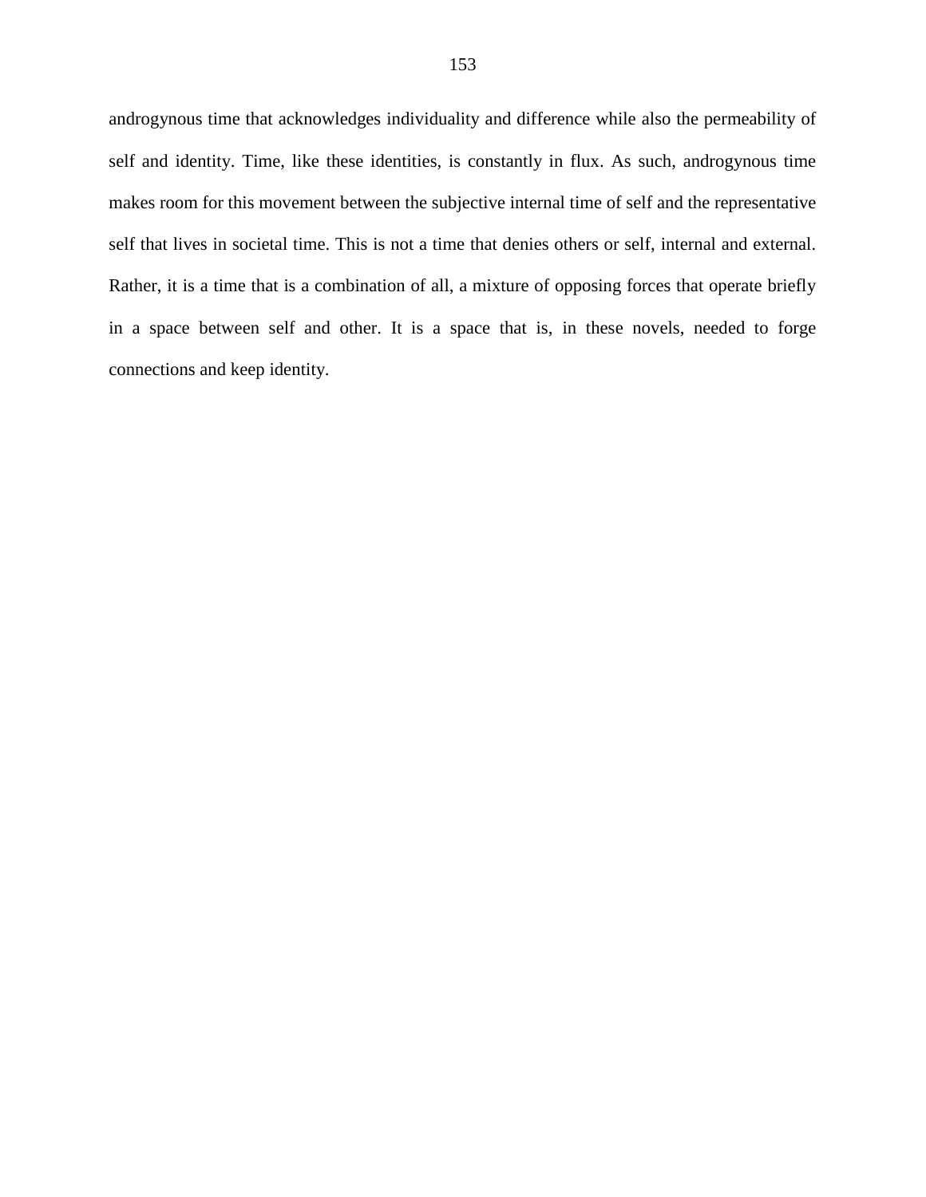androgynous time that acknowledges individuality and difference while also the permeability of self and identity. Time, like these identities, is constantly in flux. As such, androgynous time makes room for this movement between the subjective internal time of self and the representative self that lives in societal time. This is not a time that denies others or self, internal and external. Rather, it is a time that is a combination of all, a mixture of opposing forces that operate briefly in a space between self and other. It is a space that is, in these novels, needed to forge connections and keep identity.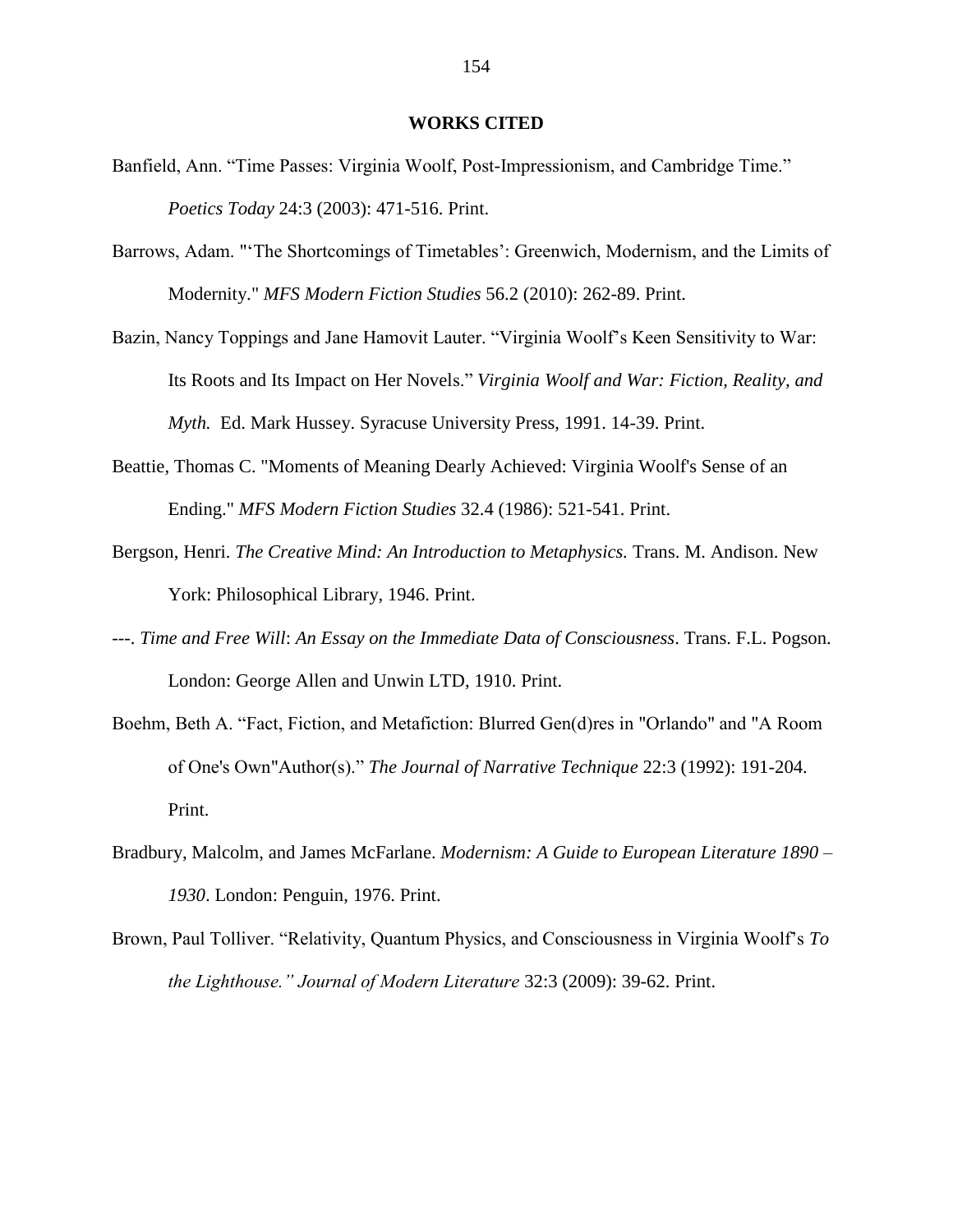## WORKS CITED

Banfield, Ann. "Time Passes: Virginia Woolf, Post-Impressionism, and Cambridge Time." *Poetics Today* 24:3 (2003): 471-516. Print.

Barrows, Adam. "'The Shortcomings of Timetables': Greenwich, Modernism, and the Limits of Modernity." *MFS Modern Fiction Studies* 56.2 (2010): 262-89. Print.

Bazin, Nancy Toppings and Jane Hamovit Lauter. "Virginia Woolf's Keen Sensitivity to War: Its Roots and Its Impact on Her Novels." *Virginia Woolf and War: Fiction, Reality, and Myth.* Ed. Mark Hussey. Syracuse University Press, 1991. 14-39. Print.

Beattie, Thomas C. "Moments of Meaning Dearly Achieved: Virginia Woolf's Sense of an Ending." *MFS Modern Fiction Studies* 32.4 (1986): 521-541. Print.

Bergson, Henri. *The Creative Mind: An Introduction to Metaphysics.* Trans. M. Andison. New York: Philosophical Library, 1946. Print.

---. *Time and Free Will*: *An Essay on the Immediate Data of Consciousness*. Trans. F.L. Pogson. London: George Allen and Unwin LTD, 1910. Print.

Boehm, Beth A. "Fact, Fiction, and Metafiction: Blurred Gen(d)res in "Orlando" and "A Room of One's Own"Author(s)." *The Journal of Narrative Technique* 22:3 (1992): 191-204. Print.

Bradbury, Malcolm, and James McFarlane. *Modernism: A Guide to European Literature 1890 – 1930*. London: Penguin, 1976. Print.

Brown, Paul Tolliver. "Relativity, Quantum Physics, and Consciousness in Virginia Woolf's *To the Lighthouse." Journal of Modern Literature* 32:3 (2009): 39-62. Print.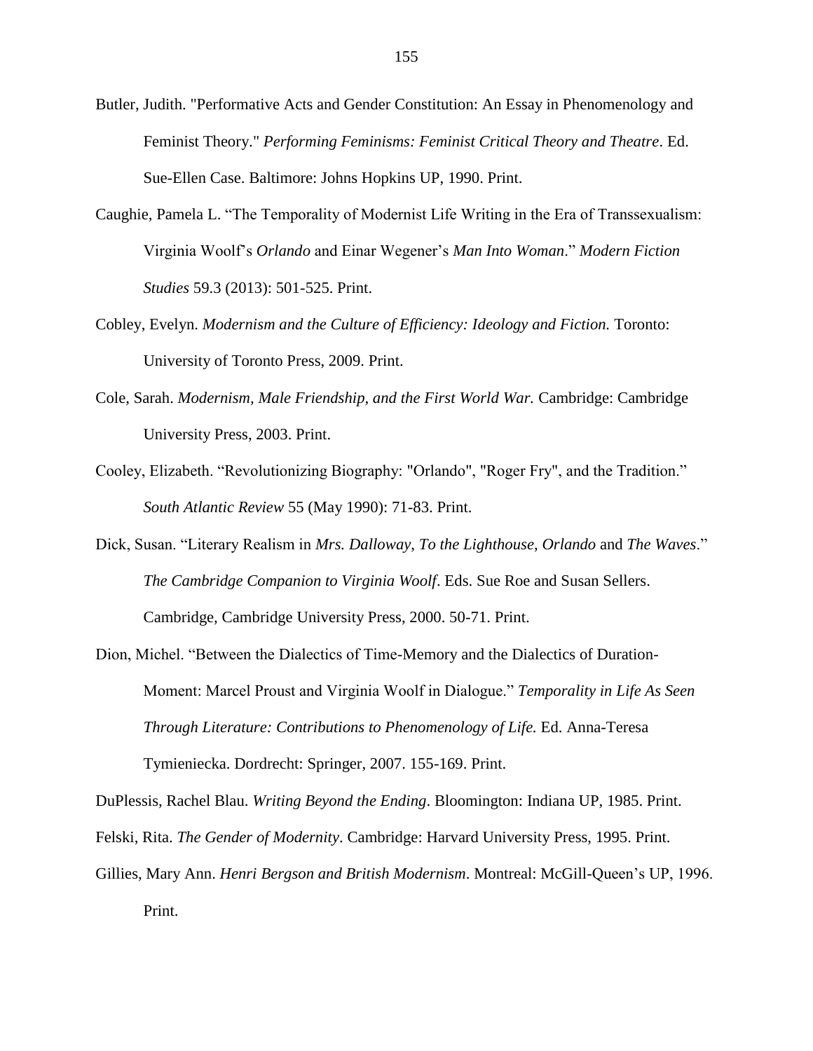Butler, Judith. "Performative Acts and Gender Constitution: An Essay in Phenomenology and Feminist Theory." *Performing Feminisms: Feminist Critical Theory and Theatre*. Ed. Sue-Ellen Case. Baltimore: Johns Hopkins UP, 1990. Print.

Caughie, Pamela L. "The Temporality of Modernist Life Writing in the Era of Transsexualism: Virginia Woolf's *Orlando* and Einar Wegener's *Man Into Woman*." *Modern Fiction Studies* 59.3 (2013): 501-525. Print.

Cobley, Evelyn. *Modernism and the Culture of Efficiency: Ideology and Fiction.* Toronto: University of Toronto Press, 2009. Print.

Cole, Sarah. *Modernism, Male Friendship, and the First World War.* Cambridge: Cambridge University Press, 2003. Print.

Cooley, Elizabeth. "Revolutionizing Biography: "Orlando", "Roger Fry", and the Tradition." *South Atlantic Review* 55 (May 1990): 71-83. Print.

Dick, Susan. "Literary Realism in *Mrs. Dalloway, To the Lighthouse, Orlando* and *The Waves*." *The Cambridge Companion to Virginia Woolf*. Eds. Sue Roe and Susan Sellers. Cambridge, Cambridge University Press, 2000. 50-71. Print.

Dion, Michel. "Between the Dialectics of Time-Memory and the Dialectics of Duration-Moment: Marcel Proust and Virginia Woolf in Dialogue." *Temporality in Life As Seen Through Literature: Contributions to Phenomenology of Life.* Ed. Anna-Teresa Tymieniecka. Dordrecht: Springer, 2007. 155-169. Print.

DuPlessis, Rachel Blau. *Writing Beyond the Ending*. Bloomington: Indiana UP, 1985. Print.

Felski, Rita. *The Gender of Modernity*. Cambridge: Harvard University Press, 1995. Print.

Gillies, Mary Ann. *Henri Bergson and British Modernism*. Montreal: McGill-Queen's UP, 1996. Print.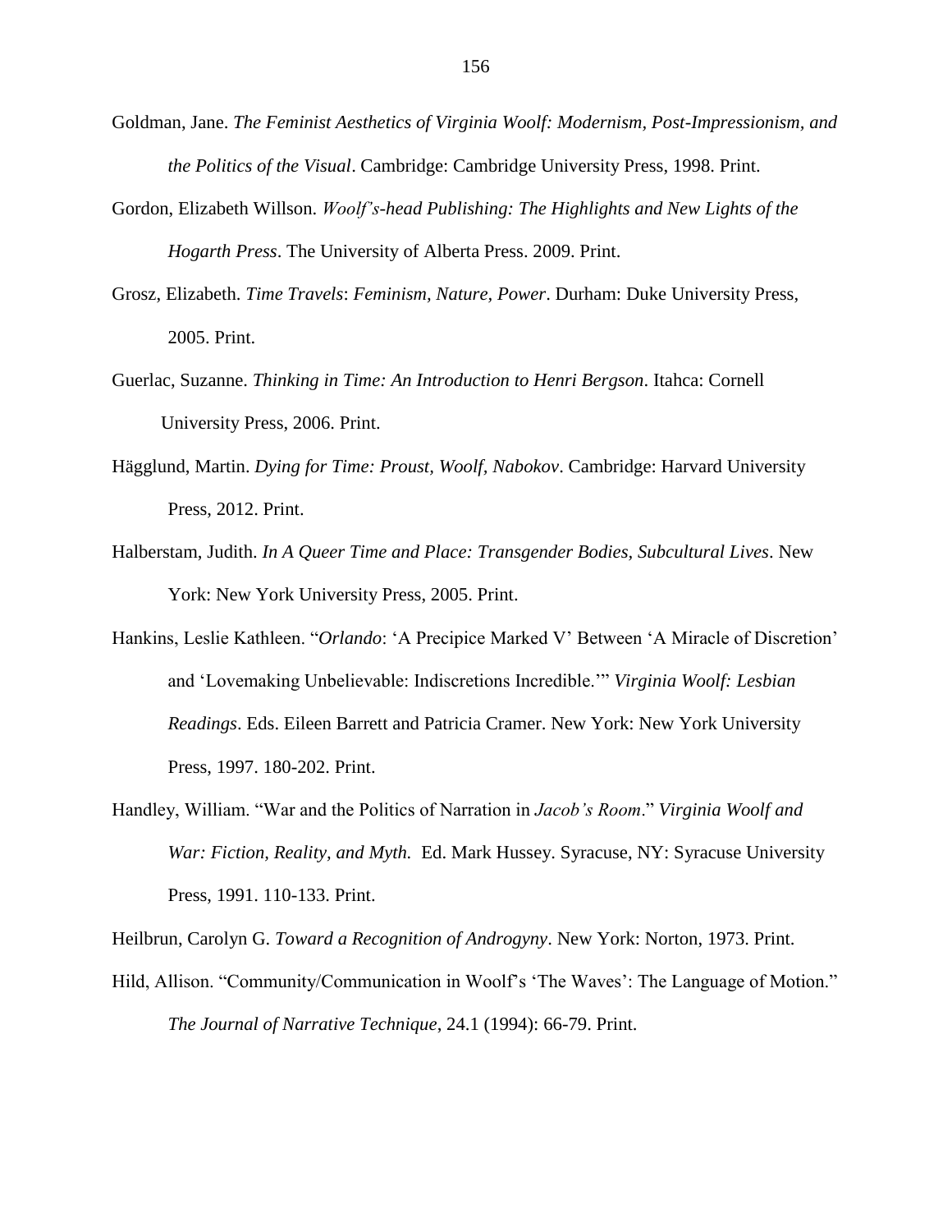Goldman, Jane. *The Feminist Aesthetics of Virginia Woolf: Modernism, Post-Impressionism, and the Politics of the Visual*. Cambridge: Cambridge University Press, 1998. Print.

Gordon, Elizabeth Willson. *Woolf's-head Publishing: The Highlights and New Lights of the Hogarth Press*. The University of Alberta Press. 2009. Print.

Grosz, Elizabeth. *Time Travels*: *Feminism, Nature, Power*. Durham: Duke University Press, 2005. Print.

Guerlac, Suzanne. *Thinking in Time: An Introduction to Henri Bergson*. Itahca: Cornell University Press, 2006. Print.

Hägglund, Martin. *Dying for Time: Proust, Woolf, Nabokov*. Cambridge: Harvard University Press, 2012. Print.

Halberstam, Judith. *In A Queer Time and Place: Transgender Bodies, Subcultural Lives*. New York: New York University Press, 2005. Print.

Hankins, Leslie Kathleen. "*Orlando*: 'A Precipice Marked V' Between 'A Miracle of Discretion' and 'Lovemaking Unbelievable: Indiscretions Incredible.'" *Virginia Woolf: Lesbian Readings*. Eds. Eileen Barrett and Patricia Cramer. New York: New York University Press, 1997. 180-202. Print.

Handley, William. "War and the Politics of Narration in *Jacob's Room*." *Virginia Woolf and War: Fiction, Reality, and Myth.* Ed. Mark Hussey. Syracuse, NY: Syracuse University Press, 1991. 110-133. Print.

Heilbrun, Carolyn G. *Toward a Recognition of Androgyny*. New York: Norton, 1973. Print.

Hild, Allison. "Community/Communication in Woolf's 'The Waves': The Language of Motion." *The Journal of Narrative Technique*, 24.1 (1994): 66-79. Print.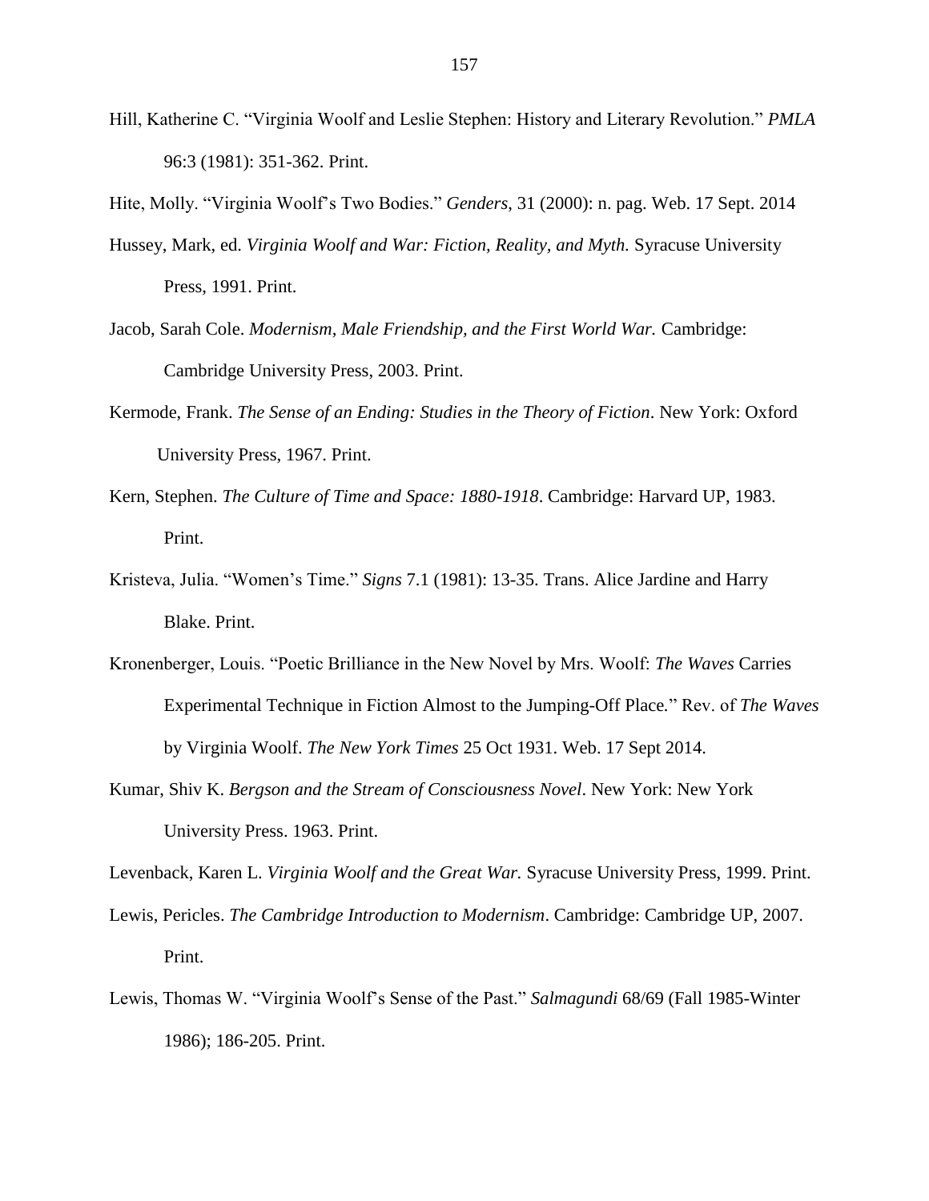Hill, Katherine C. "Virginia Woolf and Leslie Stephen: History and Literary Revolution." *PMLA* 96:3 (1981): 351-362. Print.

Hite, Molly. "Virginia Woolf's Two Bodies." *Genders*, 31 (2000): n. pag. Web. 17 Sept. 2014

Hussey, Mark, ed. *Virginia Woolf and War: Fiction, Reality, and Myth.* Syracuse University Press, 1991. Print.

Jacob, Sarah Cole. *Modernism, Male Friendship, and the First World War.* Cambridge: Cambridge University Press, 2003. Print.

Kermode, Frank. *The Sense of an Ending: Studies in the Theory of Fiction*. New York: Oxford University Press, 1967. Print.

Kern, Stephen. *The Culture of Time and Space: 1880-1918*. Cambridge: Harvard UP, 1983. Print.

Kristeva, Julia. "Women's Time." *Signs* 7.1 (1981): 13-35. Trans. Alice Jardine and Harry Blake. Print.

Kronenberger, Louis. "Poetic Brilliance in the New Novel by Mrs. Woolf: *The Waves* Carries Experimental Technique in Fiction Almost to the Jumping-Off Place." Rev. of *The Waves* by Virginia Woolf. *The New York Times* 25 Oct 1931. Web. 17 Sept 2014.

Kumar, Shiv K. *Bergson and the Stream of Consciousness Novel*. New York: New York University Press. 1963. Print.

Levenback, Karen L. *Virginia Woolf and the Great War.* Syracuse University Press, 1999. Print.

Lewis, Pericles. *The Cambridge Introduction to Modernism*. Cambridge: Cambridge UP, 2007. Print.

Lewis, Thomas W. "Virginia Woolf's Sense of the Past." *Salmagundi* 68/69 (Fall 1985-Winter 1986); 186-205. Print.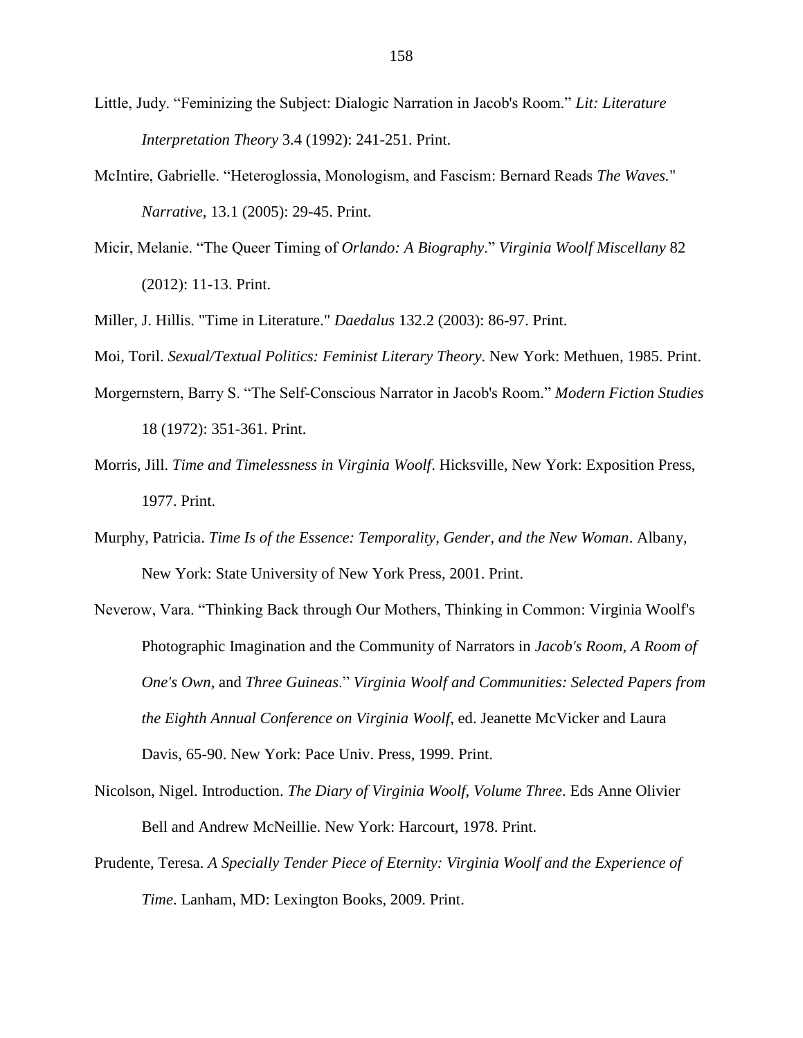Little, Judy. “Feminizing the Subject: Dialogic Narration in Jacob's Room.” *Lit: Literature Interpretation Theory* 3.4 (1992): 241-251. Print.

McIntire, Gabrielle. “Heteroglossia, Monologism, and Fascism: Bernard Reads *The Waves.*" *Narrative*, 13.1 (2005): 29-45. Print.

Micir, Melanie. “The Queer Timing of *Orlando: A Biography*.” *Virginia Woolf Miscellany* 82 (2012): 11-13. Print.

Miller, J. Hillis. "Time in Literature." *Daedalus* 132.2 (2003): 86-97. Print.

Moi, Toril. *Sexual/Textual Politics: Feminist Literary Theory*. New York: Methuen, 1985. Print.

Morgernstern, Barry S. “The Self-Conscious Narrator in Jacob's Room.” *Modern Fiction Studies* 18 (1972): 351-361. Print.

Morris, Jill. *Time and Timelessness in Virginia Woolf*. Hicksville, New York: Exposition Press, 1977. Print.

Murphy, Patricia. *Time Is of the Essence: Temporality, Gender, and the New Woman*. Albany, New York: State University of New York Press, 2001. Print.

Neverow, Vara. “Thinking Back through Our Mothers, Thinking in Common: Virginia Woolf's Photographic Imagination and the Community of Narrators in *Jacob's Room*, *A Room of One's Own*, and *Three Guineas*.” *Virginia Woolf and Communities: Selected Papers from the Eighth Annual Conference on Virginia Woolf*, ed. Jeanette McVicker and Laura Davis, 65-90. New York: Pace Univ. Press, 1999. Print.

Nicolson, Nigel. Introduction. *The Diary of Virginia Woolf, Volume Three*. Eds Anne Olivier Bell and Andrew McNeillie. New York: Harcourt, 1978. Print.

Prudente, Teresa. *A Specially Tender Piece of Eternity: Virginia Woolf and the Experience of Time*. Lanham, MD: Lexington Books, 2009. Print.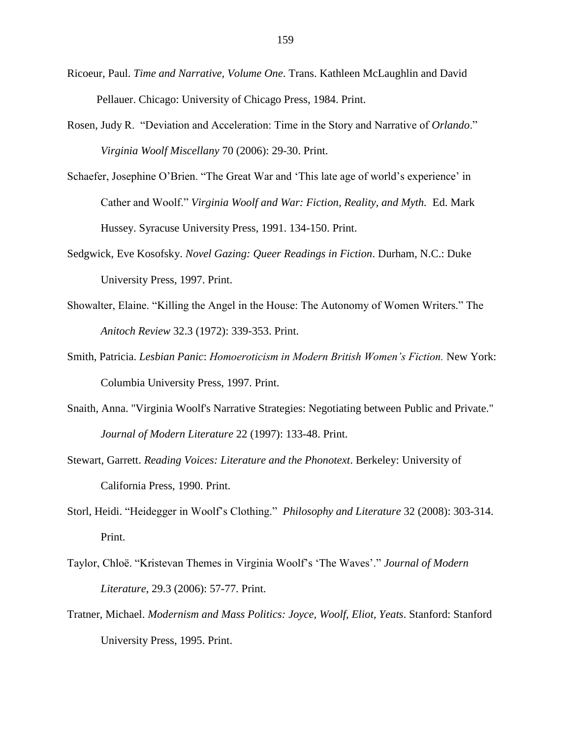Ricoeur, Paul. *Time and Narrative, Volume One*. Trans. Kathleen McLaughlin and David Pellauer. Chicago: University of Chicago Press, 1984. Print.

Rosen, Judy R. "Deviation and Acceleration: Time in the Story and Narrative of *Orlando*." *Virginia Woolf Miscellany* 70 (2006): 29-30. Print.

Schaefer, Josephine O'Brien. "The Great War and 'This late age of world's experience' in Cather and Woolf." *Virginia Woolf and War: Fiction, Reality, and Myth.* Ed. Mark Hussey. Syracuse University Press, 1991. 134-150. Print.

Sedgwick, Eve Kosofsky. *Novel Gazing: Queer Readings in Fiction*. Durham, N.C.: Duke University Press, 1997. Print.

Showalter, Elaine. "Killing the Angel in the House: The Autonomy of Women Writers." The *Anitoch Review* 32.3 (1972): 339-353. Print.

Smith, Patricia. *Lesbian Panic*: *Homoeroticism in Modern British Women's Fiction.* New York: Columbia University Press, 1997. Print.

Snaith, Anna. "Virginia Woolf's Narrative Strategies: Negotiating between Public and Private." *Journal of Modern Literature* 22 (1997): 133-48. Print.

Stewart, Garrett. *Reading Voices: Literature and the Phonotext*. Berkeley: University of California Press, 1990. Print.

Storl, Heidi. "Heidegger in Woolf's Clothing." *Philosophy and Literature* 32 (2008): 303-314. Print.

Taylor, Chloë. "Kristevan Themes in Virginia Woolf's 'The Waves'." *Journal of Modern Literature*, 29.3 (2006): 57-77. Print.

Tratner, Michael. *Modernism and Mass Politics: Joyce, Woolf, Eliot, Yeats*. Stanford: Stanford University Press, 1995. Print.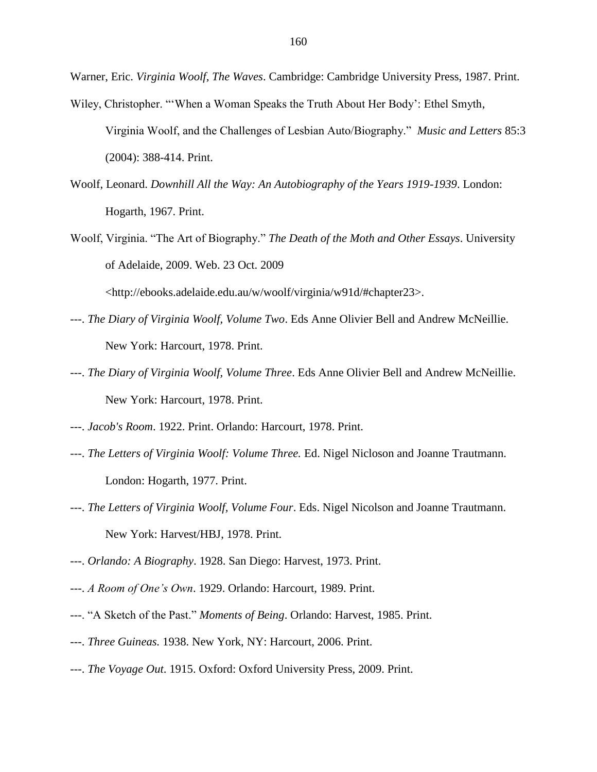Warner, Eric. *Virginia Woolf, The Waves*. Cambridge: Cambridge University Press, 1987. Print.

Wiley, Christopher. "'When a Woman Speaks the Truth About Her Body': Ethel Smyth, Virginia Woolf, and the Challenges of Lesbian Auto/Biography." *Music and Letters* 85:3 (2004): 388-414. Print.

Woolf, Leonard. *Downhill All the Way: An Autobiography of the Years 1919-1939*. London: Hogarth, 1967. Print.

Woolf, Virginia. "The Art of Biography." *The Death of the Moth and Other Essays*. University of Adelaide, 2009. Web. 23 Oct. 2009 <http://ebooks.adelaide.edu.au/w/woolf/virginia/w91d/#chapter23>.

---. *The Diary of Virginia Woolf, Volume Two*. Eds Anne Olivier Bell and Andrew McNeillie. New York: Harcourt, 1978. Print.

---. *The Diary of Virginia Woolf, Volume Three*. Eds Anne Olivier Bell and Andrew McNeillie. New York: Harcourt, 1978. Print.

---. *Jacob's Room*. 1922. Print. Orlando: Harcourt, 1978. Print.

---. *The Letters of Virginia Woolf: Volume Three.* Ed. Nigel Nicloson and Joanne Trautmann. London: Hogarth, 1977. Print.

---. *The Letters of Virginia Woolf, Volume Four*. Eds. Nigel Nicolson and Joanne Trautmann. New York: Harvest/HBJ, 1978. Print.

---. *Orlando: A Biography*. 1928. San Diego: Harvest, 1973. Print.

---. *A Room of One's Own*. 1929. Orlando: Harcourt, 1989. Print.

---. "A Sketch of the Past." *Moments of Being*. Orlando: Harvest, 1985. Print.

---. *Three Guineas.* 1938. New York, NY: Harcourt, 2006. Print.

---. *The Voyage Out*. 1915. Oxford: Oxford University Press, 2009. Print.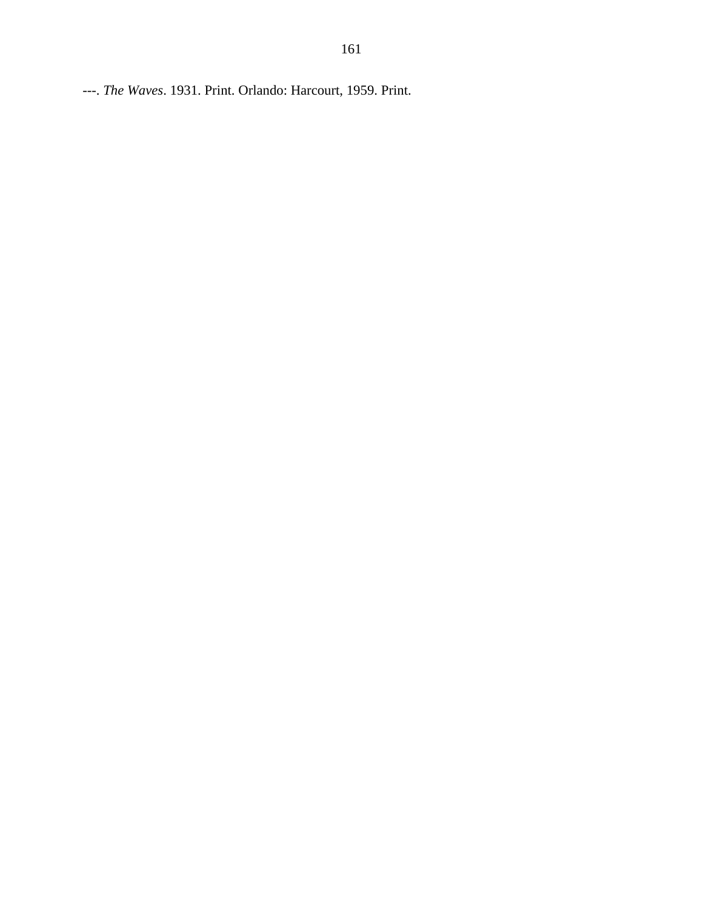---. *The Waves*. 1931. Print. Orlando: Harcourt, 1959. Print.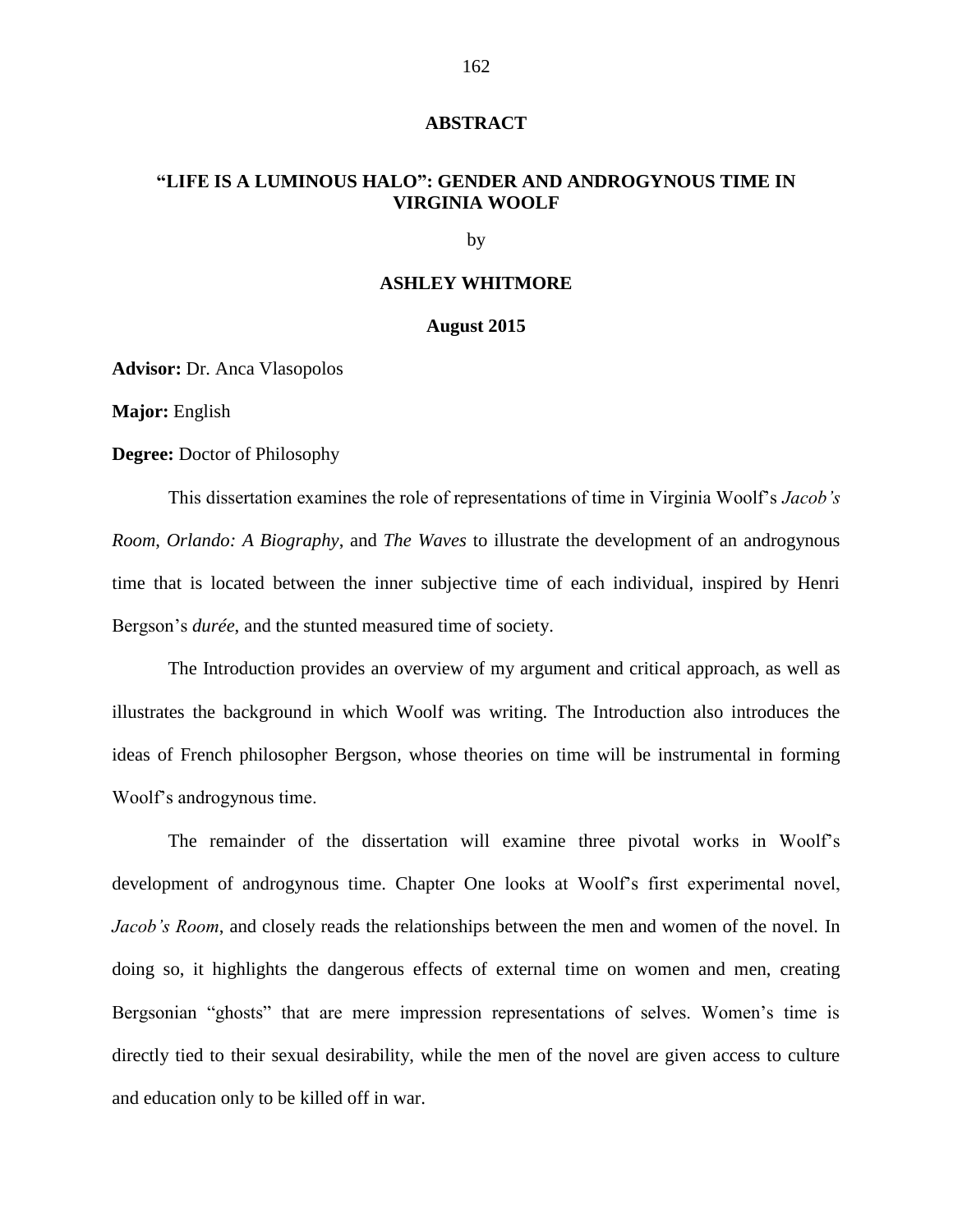## ABSTRACT

## "LIFE IS A LUMINOUS HALO": GENDER AND ANDROGYNOUS TIME IN VIRGINIA WOOLF

by

**ASHLEY WHITMORE**

**August 2015**

**Advisor:** Dr. Anca Vlasopolos

**Major:** English

**Degree:** Doctor of Philosophy

This dissertation examines the role of representations of time in Virginia Woolf's *Jacob's Room*, *Orlando: A Biography*, and *The Waves* to illustrate the development of an androgynous time that is located between the inner subjective time of each individual, inspired by Henri Bergson's *durée*, and the stunted measured time of society.

The Introduction provides an overview of my argument and critical approach, as well as illustrates the background in which Woolf was writing. The Introduction also introduces the ideas of French philosopher Bergson, whose theories on time will be instrumental in forming Woolf's androgynous time.

The remainder of the dissertation will examine three pivotal works in Woolf's development of androgynous time. Chapter One looks at Woolf's first experimental novel, *Jacob's Room*, and closely reads the relationships between the men and women of the novel. In doing so, it highlights the dangerous effects of external time on women and men, creating Bergsonian "ghosts" that are mere impression representations of selves. Women's time is directly tied to their sexual desirability, while the men of the novel are given access to culture and education only to be killed off in war.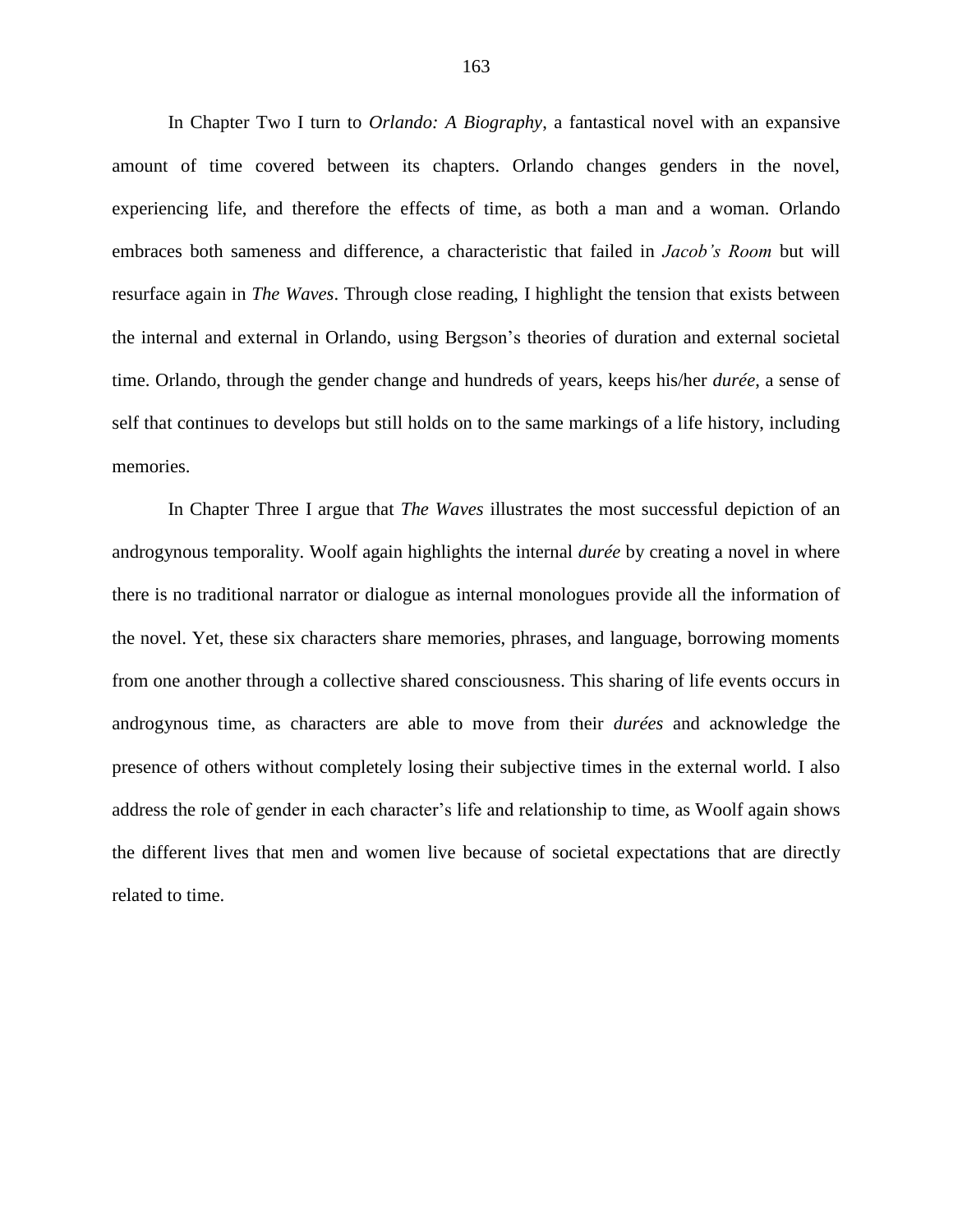In Chapter Two I turn to *Orlando: A Biography*, a fantastical novel with an expansive amount of time covered between its chapters. Orlando changes genders in the novel, experiencing life, and therefore the effects of time, as both a man and a woman. Orlando embraces both sameness and difference, a characteristic that failed in *Jacob's Room* but will resurface again in *The Waves*. Through close reading, I highlight the tension that exists between the internal and external in Orlando, using Bergson's theories of duration and external societal time. Orlando, through the gender change and hundreds of years, keeps his/her *durée*, a sense of self that continues to develops but still holds on to the same markings of a life history, including memories.

In Chapter Three I argue that *The Waves* illustrates the most successful depiction of an androgynous temporality. Woolf again highlights the internal *durée* by creating a novel in where there is no traditional narrator or dialogue as internal monologues provide all the information of the novel. Yet, these six characters share memories, phrases, and language, borrowing moments from one another through a collective shared consciousness. This sharing of life events occurs in androgynous time, as characters are able to move from their *durées* and acknowledge the presence of others without completely losing their subjective times in the external world. I also address the role of gender in each character's life and relationship to time, as Woolf again shows the different lives that men and women live because of societal expectations that are directly related to time.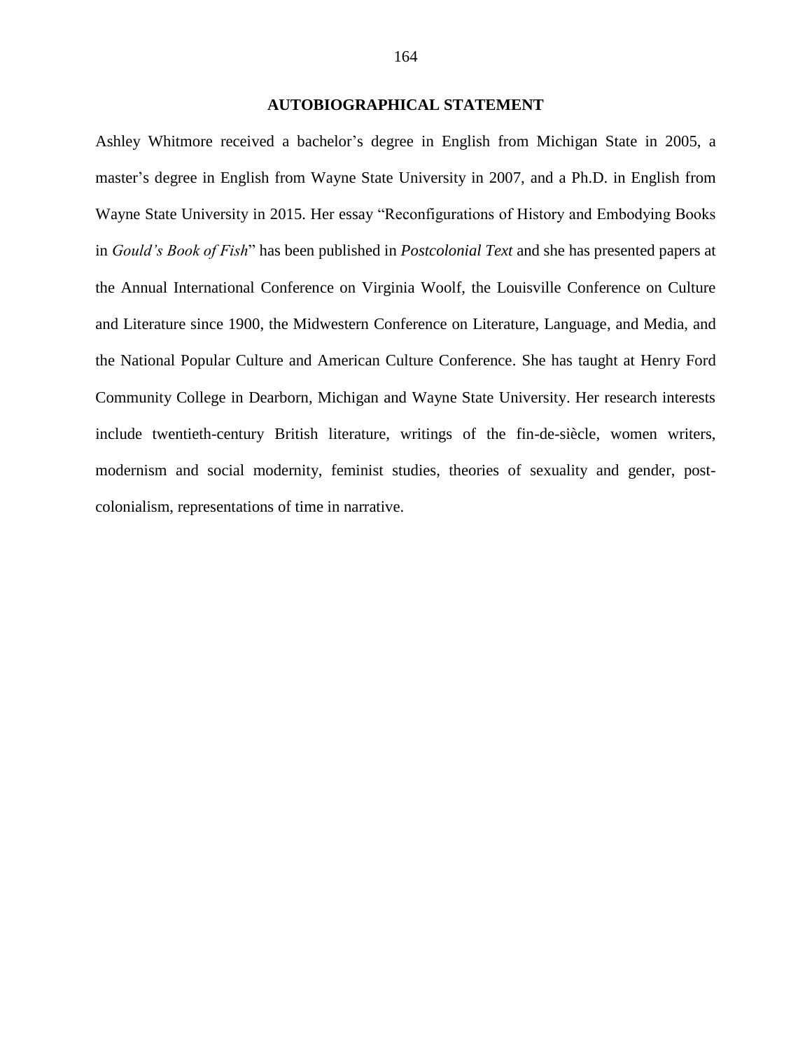# AUTOBIOGRAPHICAL STATEMENT

Ashley Whitmore received a bachelor's degree in English from Michigan State in 2005, a master's degree in English from Wayne State University in 2007, and a Ph.D. in English from Wayne State University in 2015. Her essay "Reconfigurations of History and Embodying Books in *Gould's Book of Fish*" has been published in *Postcolonial Text* and she has presented papers at the Annual International Conference on Virginia Woolf, the Louisville Conference on Culture and Literature since 1900, the Midwestern Conference on Literature, Language, and Media, and the National Popular Culture and American Culture Conference. She has taught at Henry Ford Community College in Dearborn, Michigan and Wayne State University. Her research interests include twentieth-century British literature, writings of the fin-de-siècle, women writers, modernism and social modernity, feminist studies, theories of sexuality and gender, post-colonialism, representations of time in narrative.